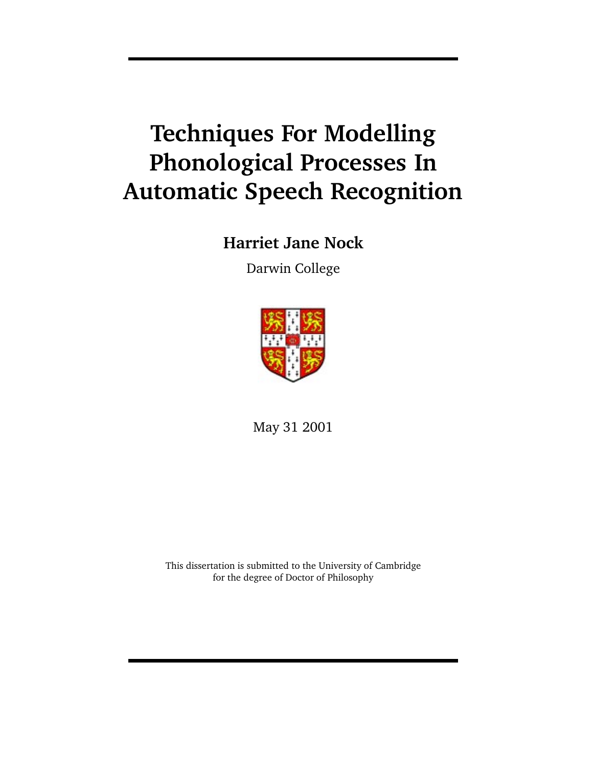# Techniques For Modelling Phonological Processes In Automatic Speech Recognition

**Harriet Jane Nock**

Darwin College

May 31 2001

This dissertation is submitted to the University of Cambridge
for the degree of Doctor of Philosophy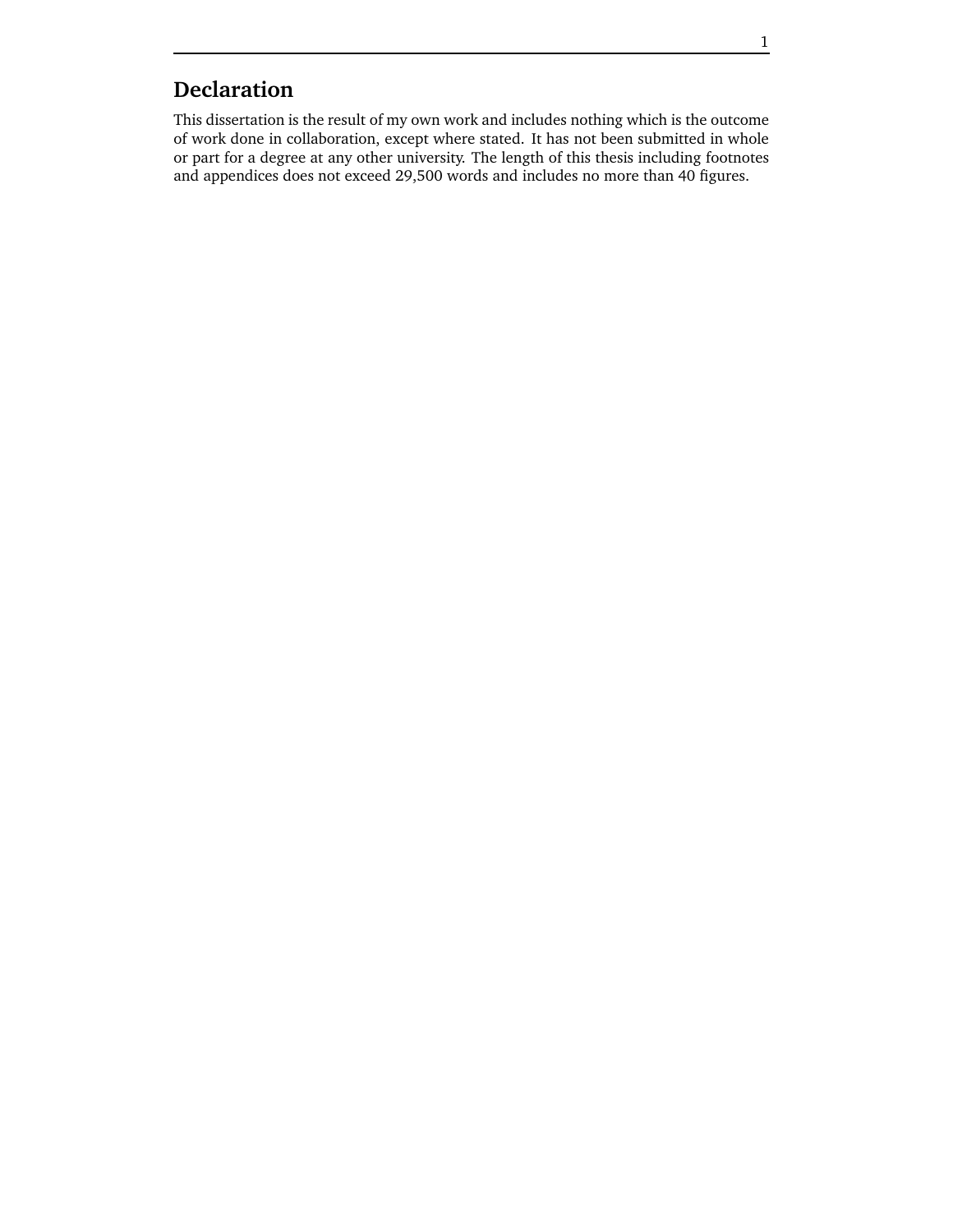# Declaration

This dissertation is the result of my own work and includes nothing which is the outcome of work done in collaboration, except where stated. It has not been submitted in whole or part for a degree at any other university. The length of this thesis including footnotes and appendices does not exceed 29,500 words and includes no more than 40 figures.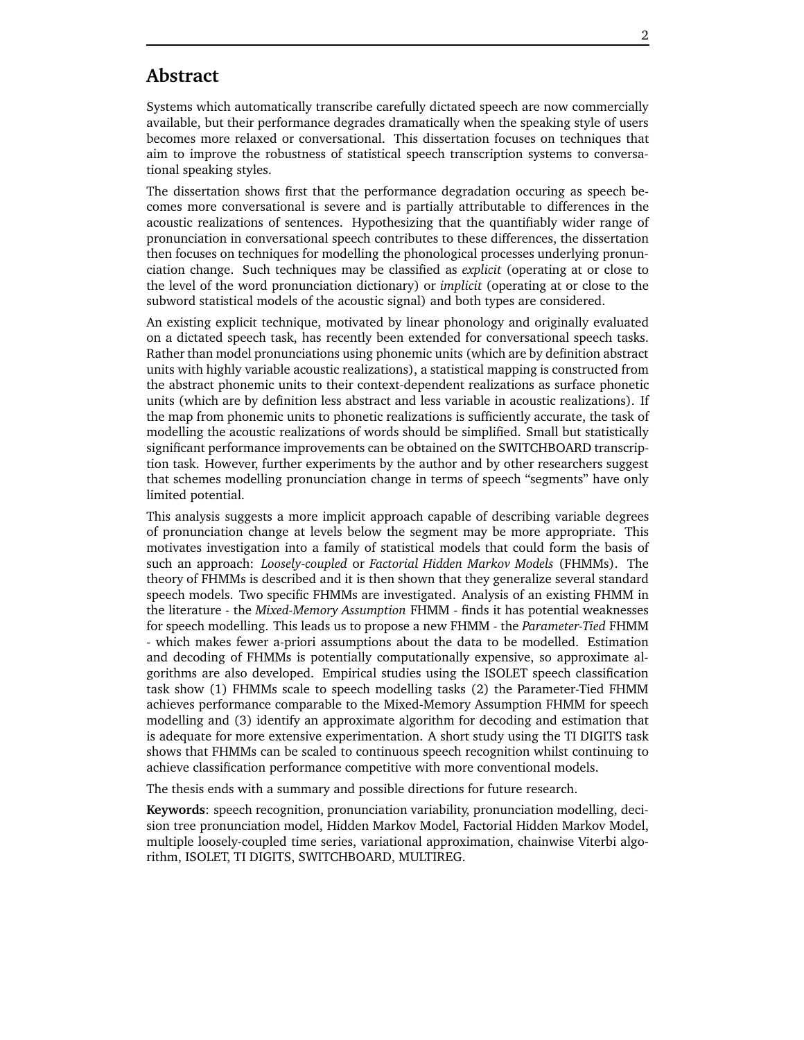## Abstract

Systems which automatically transcribe carefully dictated speech are now commercially available, but their performance degrades dramatically when the speaking style of users becomes more relaxed or conversational. This dissertation focuses on techniques that aim to improve the robustness of statistical speech transcription systems to conversational speaking styles.

The dissertation shows first that the performance degradation occuring as speech becomes more conversational is severe and is partially attributable to differences in the acoustic realizations of sentences. Hypothesizing that the quantifiably wider range of pronunciation in conversational speech contributes to these differences, the dissertation then focuses on techniques for modelling the phonological processes underlying pronunciation change. Such techniques may be classified as *explicit* (operating at or close to the level of the word pronunciation dictionary) or *implicit* (operating at or close to the subword statistical models of the acoustic signal) and both types are considered.

An existing explicit technique, motivated by linear phonology and originally evaluated on a dictated speech task, has recently been extended for conversational speech tasks. Rather than model pronunciations using phonemic units (which are by definition abstract units with highly variable acoustic realizations), a statistical mapping is constructed from the abstract phonemic units to their context-dependent realizations as surface phonetic units (which are by definition less abstract and less variable in acoustic realizations). If the map from phonemic units to phonetic realizations is sufficiently accurate, the task of modelling the acoustic realizations of words should be simplified. Small but statistically significant performance improvements can be obtained on the SWITCHBOARD transcription task. However, further experiments by the author and by other researchers suggest that schemes modelling pronunciation change in terms of speech "segments" have only limited potential.

This analysis suggests a more implicit approach capable of describing variable degrees of pronunciation change at levels below the segment may be more appropriate. This motivates investigation into a family of statistical models that could form the basis of such an approach: *Loosely-coupled* or *Factorial Hidden Markov Models* (FHMMs). The theory of FHMMs is described and it is then shown that they generalize several standard speech models. Two specific FHMMs are investigated. Analysis of an existing FHMM in the literature - the *Mixed-Memory Assumption* FHMM - finds it has potential weaknesses for speech modelling. This leads us to propose a new FHMM - the *Parameter-Tied* FHMM - which makes fewer a-priori assumptions about the data to be modelled. Estimation and decoding of FHMMs is potentially computationally expensive, so approximate algorithms are also developed. Empirical studies using the ISOLET speech classification task show (1) FHMMs scale to speech modelling tasks (2) the Parameter-Tied FHMM achieves performance comparable to the Mixed-Memory Assumption FHMM for speech modelling and (3) identify an approximate algorithm for decoding and estimation that is adequate for more extensive experimentation. A short study using the TI DIGITS task shows that FHMMs can be scaled to continuous speech recognition whilst continuing to achieve classification performance competitive with more conventional models.

The thesis ends with a summary and possible directions for future research.

**Keywords**: speech recognition, pronunciation variability, pronunciation modelling, decision tree pronunciation model, Hidden Markov Model, Factorial Hidden Markov Model, multiple loosely-coupled time series, variational approximation, chainwise Viterbi algorithm, ISOLET, TI DIGITS, SWITCHBOARD, MULTIREG.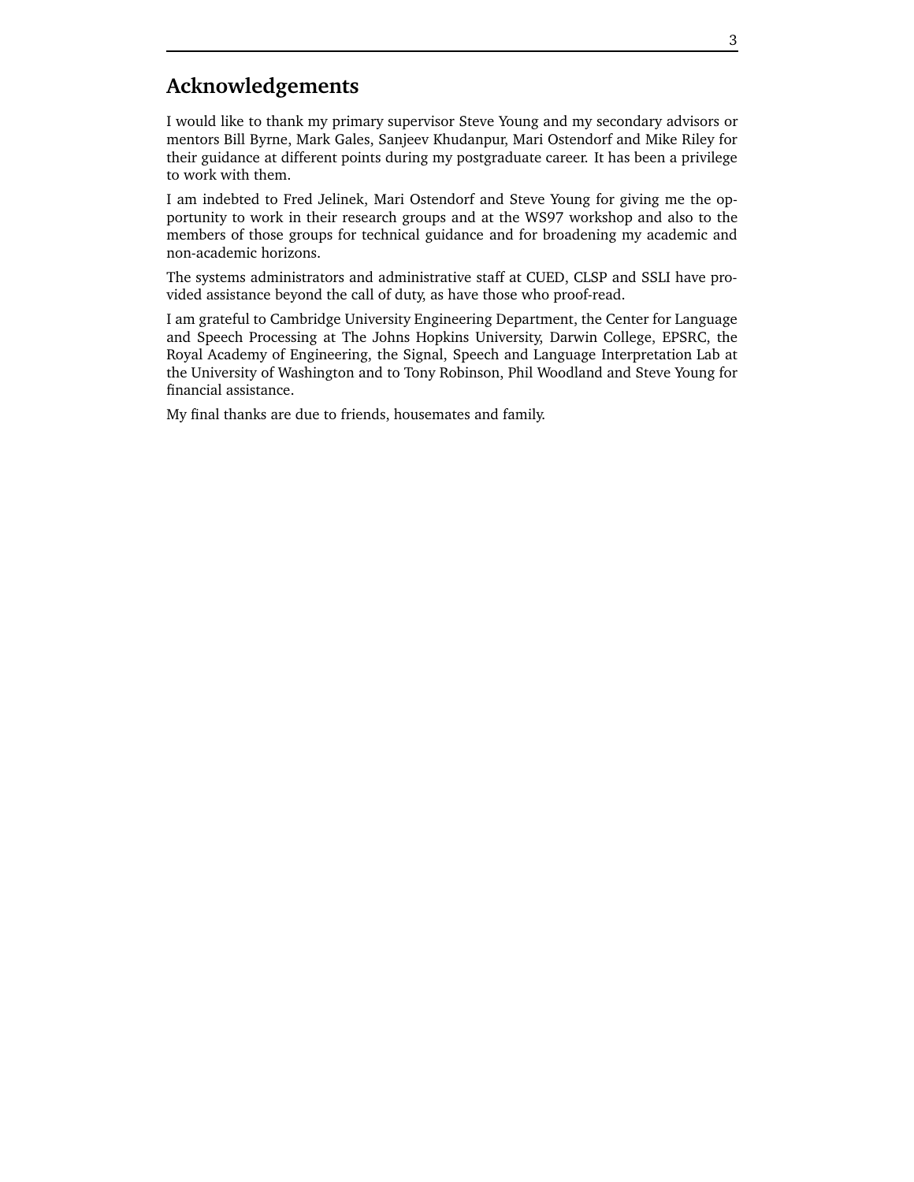## Acknowledgements

I would like to thank my primary supervisor Steve Young and my secondary advisors or mentors Bill Byrne, Mark Gales, Sanjeev Khudanpur, Mari Ostendorf and Mike Riley for their guidance at different points during my postgraduate career. It has been a privilege to work with them.

I am indebted to Fred Jelinek, Mari Ostendorf and Steve Young for giving me the opportunity to work in their research groups and at the WS97 workshop and also to the members of those groups for technical guidance and for broadening my academic and non-academic horizons.

The systems administrators and administrative staff at CUED, CLSP and SSLI have provided assistance beyond the call of duty, as have those who proof-read.

I am grateful to Cambridge University Engineering Department, the Center for Language and Speech Processing at The Johns Hopkins University, Darwin College, EPSRC, the Royal Academy of Engineering, the Signal, Speech and Language Interpretation Lab at the University of Washington and to Tony Robinson, Phil Woodland and Steve Young for financial assistance.

My final thanks are due to friends, housemates and family.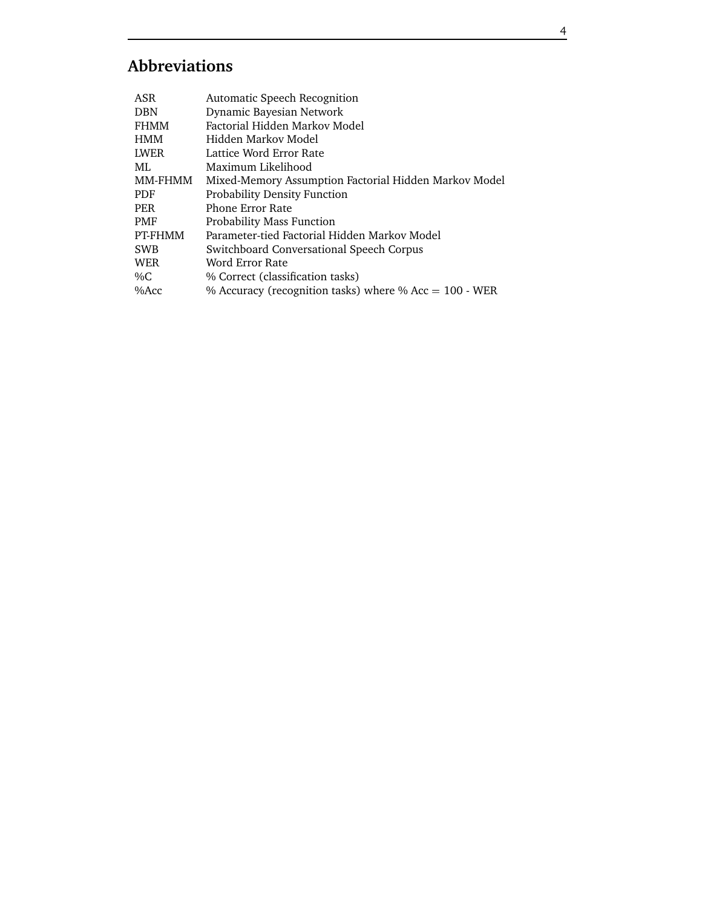# Abbreviations

| | |
|---|---|
| ASR | Automatic Speech Recognition |
| DBN | Dynamic Bayesian Network |
| FHMM | Factorial Hidden Markov Model |
| HMM | Hidden Markov Model |
| LWER | Lattice Word Error Rate |
| ML | Maximum Likelihood |
| MM-FHMM | Mixed-Memory Assumption Factorial Hidden Markov Model |
| PDF | Probability Density Function |
| PER | Phone Error Rate |
| PMF | Probability Mass Function |
| PT-FHMM | Parameter-tied Factorial Hidden Markov Model |
| SWB | Switchboard Conversational Speech Corpus |
| WER | Word Error Rate |
| %C | % Correct (classification tasks) |
| %Acc | % Accuracy (recognition tasks) where % Acc = 100 - WER |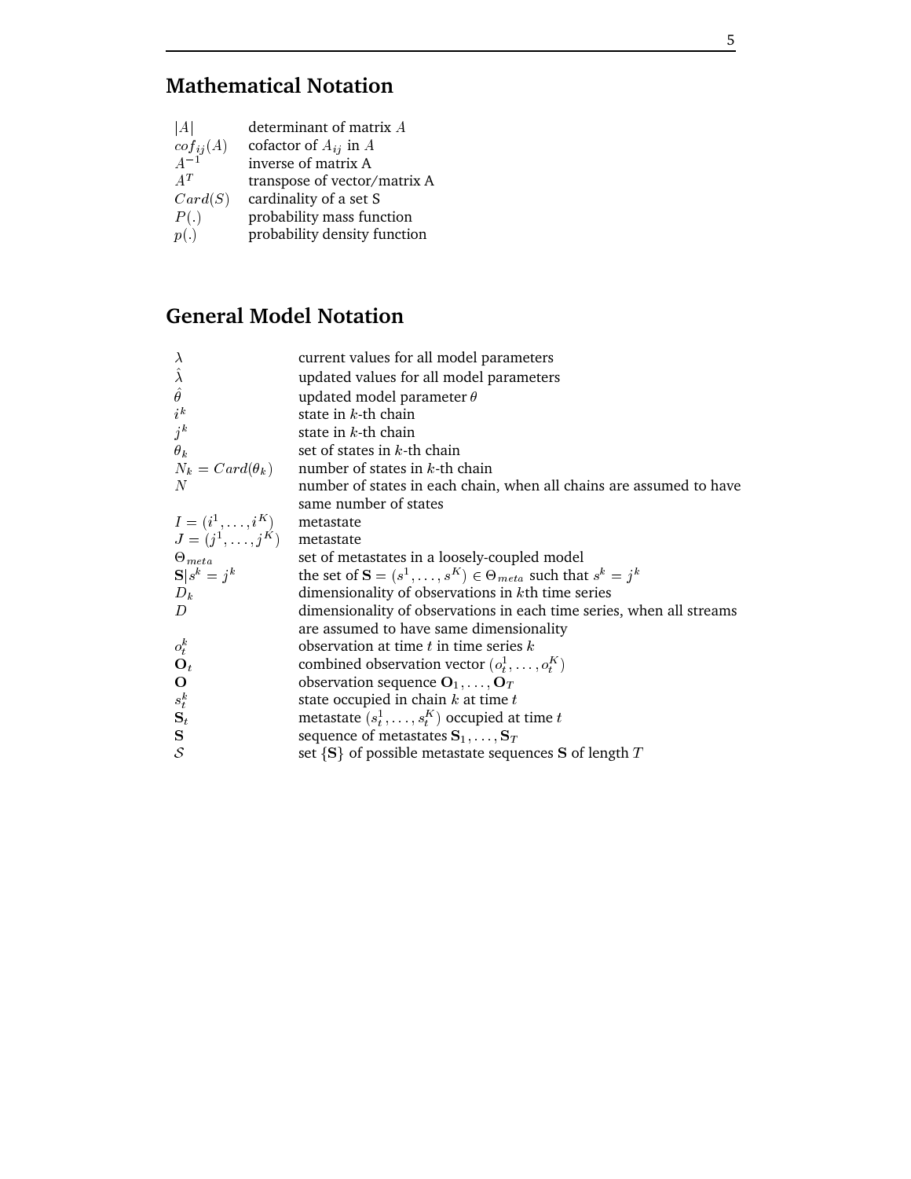## Mathematical Notation

| | |
|---|---|
| $\|A\|$ | determinant of matrix $A$ |
| $cof_{ij}(A)$ | cofactor of $A_{ij}$ in $A$ |
| $A^{-1}$ | inverse of matrix A |
| $A^T$ | transpose of vector/matrix A |
| $Card(S)$ | cardinality of a set S |
| $P(.)$ | probability mass function |
| $p(.)$ | probability density function |

## General Model Notation

| | |
|---|---|
| $\lambda$ | current values for all model parameters |
| $\hat{\lambda}$ | updated values for all model parameters |
| $\hat{\theta}$ | updated model parameter $\theta$ |
| $i^k$ | state in $k$-th chain |
| $j^k$ | state in $k$-th chain |
| $\theta_k$ | set of states in $k$-th chain |
| $N_k = Card(\theta_k)$ | number of states in $k$-th chain |
| $N$ | number of states in each chain, when all chains are assumed to have same number of states |
| $I = (i^1, \ldots, i^K)$ | metastate |
| $J = (j^1, \ldots, j^K)$ | metastate |
| $\Theta_{meta}$ | set of metastates in a loosely-coupled model |
| $\mathbf{S}\|s^k = j^k$ | the set of $\mathbf{S} = (s^1, \ldots, s^K) \in \Theta_{meta}$ such that $s^k = j^k$ |
| $D_k$ | dimensionality of observations in $k$th time series |
| $D$ | dimensionality of observations in each time series, when all streams are assumed to have same dimensionality |
| $o_t^k$ | observation at time $t$ in time series $k$ |
| $\mathbf{O}_t$ | combined observation vector $(o_t^1, \ldots, o_t^K)$ |
| $\mathbf{O}$ | observation sequence $\mathbf{O}_1, \ldots, \mathbf{O}_T$ |
| $s_t^k$ | state occupied in chain $k$ at time $t$ |
| $\mathbf{S}_t$ | metastate $(s_t^1, \ldots, s_t^K)$ occupied at time $t$ |
| $\mathbf{S}$ | sequence of metastates $\mathbf{S}_1, \ldots, \mathbf{S}_T$ |
| $\mathcal{S}$ | set $\{\mathbf{S}\}$ of possible metastate sequences $\mathbf{S}$ of length $T$ |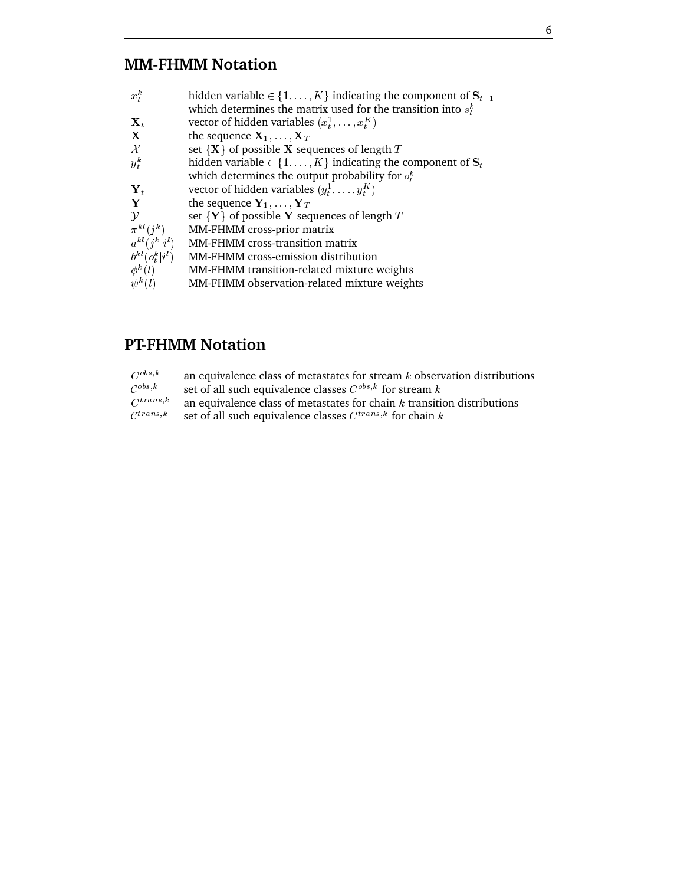## MM-FHMM Notation

| | |
|---|---|
| $x_t^k$ | hidden variable $\in \{1, \ldots, K\}$ indicating the component of $\mathbf{S}_{t-1}$ which determines the matrix used for the transition into $s_t^k$ |
| $\mathbf{X}_t$ | vector of hidden variables $(x_t^1, \ldots, x_t^K)$ |
| $\mathbf{X}$ | the sequence $\mathbf{X}_1, \ldots, \mathbf{X}_T$ |
| $\mathcal{X}$ | set $\{\mathbf{X}\}$ of possible $\mathbf{X}$ sequences of length $T$ |
| $y_t^k$ | hidden variable $\in \{1, \ldots, K\}$ indicating the component of $\mathbf{S}_t$ which determines the output probability for $o_t^k$ |
| $\mathbf{Y}_t$ | vector of hidden variables $(y_t^1, \ldots, y_t^K)$ |
| $\mathbf{Y}$ | the sequence $\mathbf{Y}_1, \ldots, \mathbf{Y}_T$ |
| $\mathcal{Y}$ | set $\{\mathbf{Y}\}$ of possible $\mathbf{Y}$ sequences of length $T$ |
| $\pi^{kl}(j^k)$ | MM-FHMM cross-prior matrix |
| $a^{kl}(j^k \vert i^l)$ | MM-FHMM cross-transition matrix |
| $b^{kl}(o_t^k \vert i^l)$ | MM-FHMM cross-emission distribution |
| $\phi^k(l)$ | MM-FHMM transition-related mixture weights |
| $\psi^k(l)$ | MM-FHMM observation-related mixture weights |

## PT-FHMM Notation

| | |
|---|---|
| $C^{obs,k}$ | an equivalence class of metastates for stream $k$ observation distributions |
| $\mathcal{C}^{obs,k}$ | set of all such equivalence classes $C^{obs,k}$ for stream $k$ |
| $C^{trans,k}$ | an equivalence class of metastates for chain $k$ transition distributions |
| $\mathcal{C}^{trans,k}$ | set of all such equivalence classes $C^{trans,k}$ for chain $k$ |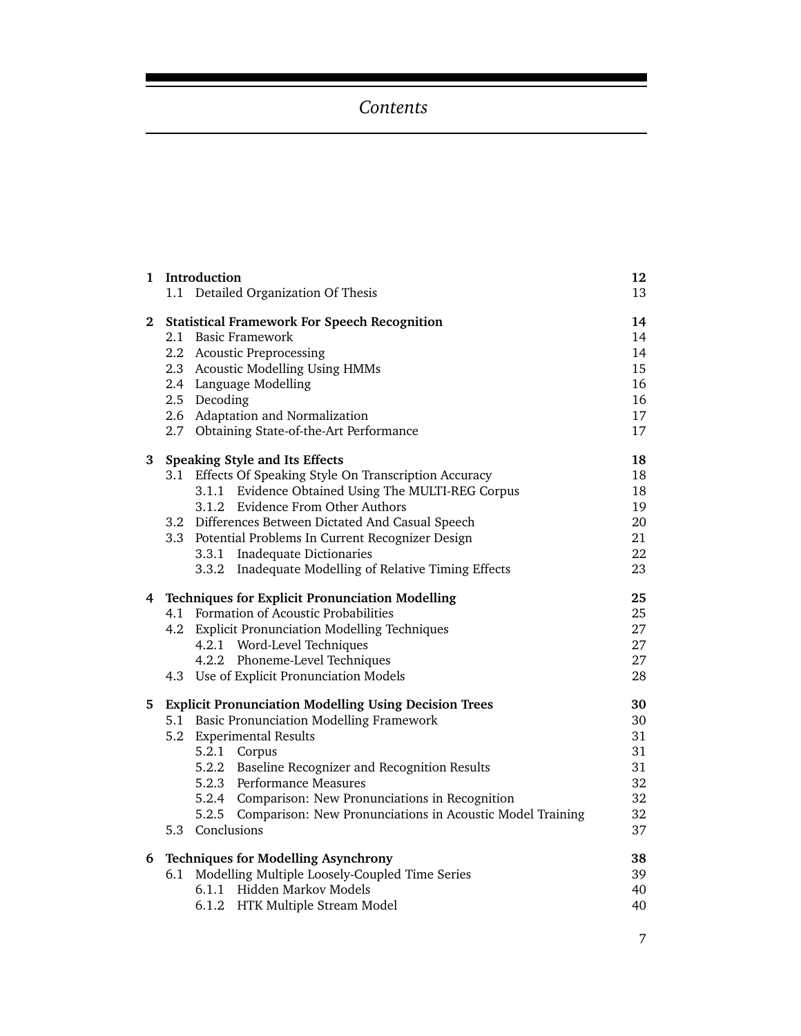# Contents

| | | |
|---|---|---|
| **1** | **Introduction** | **12** |
| | 1.1 Detailed Organization Of Thesis | 13 |
| **2** | **Statistical Framework For Speech Recognition** | **14** |
| | 2.1 Basic Framework | 14 |
| | 2.2 Acoustic Preprocessing | 14 |
| | 2.3 Acoustic Modelling Using HMMs | 15 |
| | 2.4 Language Modelling | 16 |
| | 2.5 Decoding | 16 |
| | 2.6 Adaptation and Normalization | 17 |
| | 2.7 Obtaining State-of-the-Art Performance | 17 |
| **3** | **Speaking Style and Its Effects** | **18** |
| | 3.1 Effects Of Speaking Style On Transcription Accuracy | 18 |
| | 3.1.1 Evidence Obtained Using The MULTI-REG Corpus | 18 |
| | 3.1.2 Evidence From Other Authors | 19 |
| | 3.2 Differences Between Dictated And Casual Speech | 20 |
| | 3.3 Potential Problems In Current Recognizer Design | 21 |
| | 3.3.1 Inadequate Dictionaries | 22 |
| | 3.3.2 Inadequate Modelling of Relative Timing Effects | 23 |
| **4** | **Techniques for Explicit Pronunciation Modelling** | **25** |
| | 4.1 Formation of Acoustic Probabilities | 25 |
| | 4.2 Explicit Pronunciation Modelling Techniques | 27 |
| | 4.2.1 Word-Level Techniques | 27 |
| | 4.2.2 Phoneme-Level Techniques | 27 |
| | 4.3 Use of Explicit Pronunciation Models | 28 |
| **5** | **Explicit Pronunciation Modelling Using Decision Trees** | **30** |
| | 5.1 Basic Pronunciation Modelling Framework | 30 |
| | 5.2 Experimental Results | 31 |
| | 5.2.1 Corpus | 31 |
| | 5.2.2 Baseline Recognizer and Recognition Results | 31 |
| | 5.2.3 Performance Measures | 32 |
| | 5.2.4 Comparison: New Pronunciations in Recognition | 32 |
| | 5.2.5 Comparison: New Pronunciations in Acoustic Model Training | 32 |
| | 5.3 Conclusions | 37 |
| **6** | **Techniques for Modelling Asynchrony** | **38** |
| | 6.1 Modelling Multiple Loosely-Coupled Time Series | 39 |
| | 6.1.1 Hidden Markov Models | 40 |
| | 6.1.2 HTK Multiple Stream Model | 40 |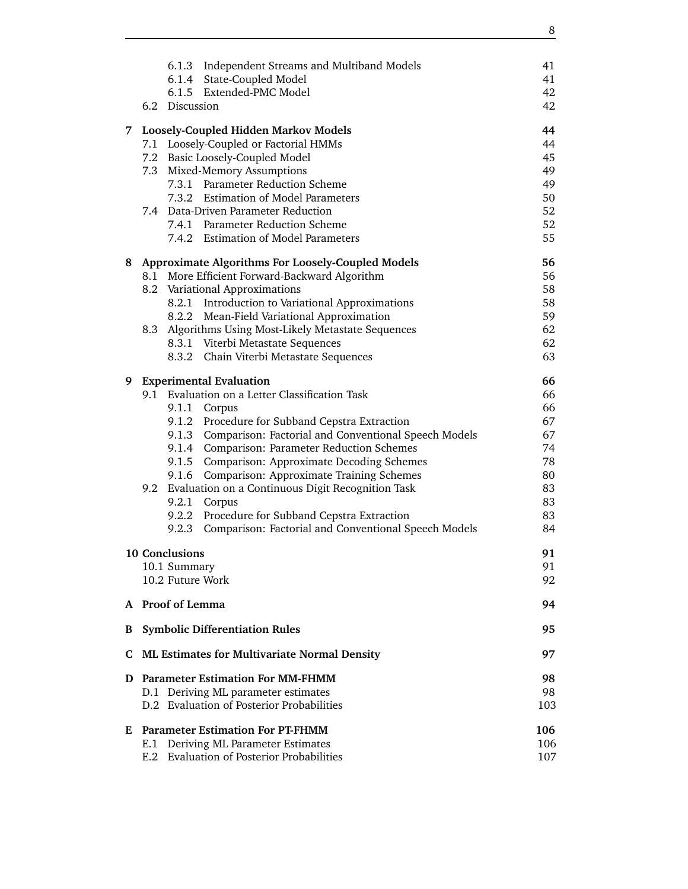| | | |
|---|---|---|
| 6.1.3 | Independent Streams and Multiband Models | 41 |
| 6.1.4 | State-Coupled Model | 41 |
| 6.1.5 | Extended-PMC Model | 42 |
| 6.2 | Discussion | 42 |
| **7** | **Loosely-Coupled Hidden Markov Models** | **44** |
| 7.1 | Loosely-Coupled or Factorial HMMs | 44 |
| 7.2 | Basic Loosely-Coupled Model | 45 |
| 7.3 | Mixed-Memory Assumptions | 49 |
| 7.3.1 | Parameter Reduction Scheme | 49 |
| 7.3.2 | Estimation of Model Parameters | 50 |
| 7.4 | Data-Driven Parameter Reduction | 52 |
| 7.4.1 | Parameter Reduction Scheme | 52 |
| 7.4.2 | Estimation of Model Parameters | 55 |
| **8** | **Approximate Algorithms For Loosely-Coupled Models** | **56** |
| 8.1 | More Efficient Forward-Backward Algorithm | 56 |
| 8.2 | Variational Approximations | 58 |
| 8.2.1 | Introduction to Variational Approximations | 58 |
| 8.2.2 | Mean-Field Variational Approximation | 59 |
| 8.3 | Algorithms Using Most-Likely Metastate Sequences | 62 |
| 8.3.1 | Viterbi Metastate Sequences | 62 |
| 8.3.2 | Chain Viterbi Metastate Sequences | 63 |
| **9** | **Experimental Evaluation** | **66** |
| 9.1 | Evaluation on a Letter Classification Task | 66 |
| 9.1.1 | Corpus | 66 |
| 9.1.2 | Procedure for Subband Cepstra Extraction | 67 |
| 9.1.3 | Comparison: Factorial and Conventional Speech Models | 67 |
| 9.1.4 | Comparison: Parameter Reduction Schemes | 74 |
| 9.1.5 | Comparison: Approximate Decoding Schemes | 78 |
| 9.1.6 | Comparison: Approximate Training Schemes | 80 |
| 9.2 | Evaluation on a Continuous Digit Recognition Task | 83 |
| 9.2.1 | Corpus | 83 |
| 9.2.2 | Procedure for Subband Cepstra Extraction | 83 |
| 9.2.3 | Comparison: Factorial and Conventional Speech Models | 84 |
| **10** | **Conclusions** | **91** |
| 10.1 | Summary | 91 |
| 10.2 | Future Work | 92 |
| **A** | **Proof of Lemma** | **94** |
| **B** | **Symbolic Differentiation Rules** | **95** |
| **C** | **ML Estimates for Multivariate Normal Density** | **97** |
| **D** | **Parameter Estimation For MM-FHMM** | **98** |
| D.1 | Deriving ML parameter estimates | 98 |
| D.2 | Evaluation of Posterior Probabilities | 103 |
| **E** | **Parameter Estimation For PT-FHMM** | **106** |
| E.1 | Deriving ML Parameter Estimates | 106 |
| E.2 | Evaluation of Posterior Probabilities | 107 |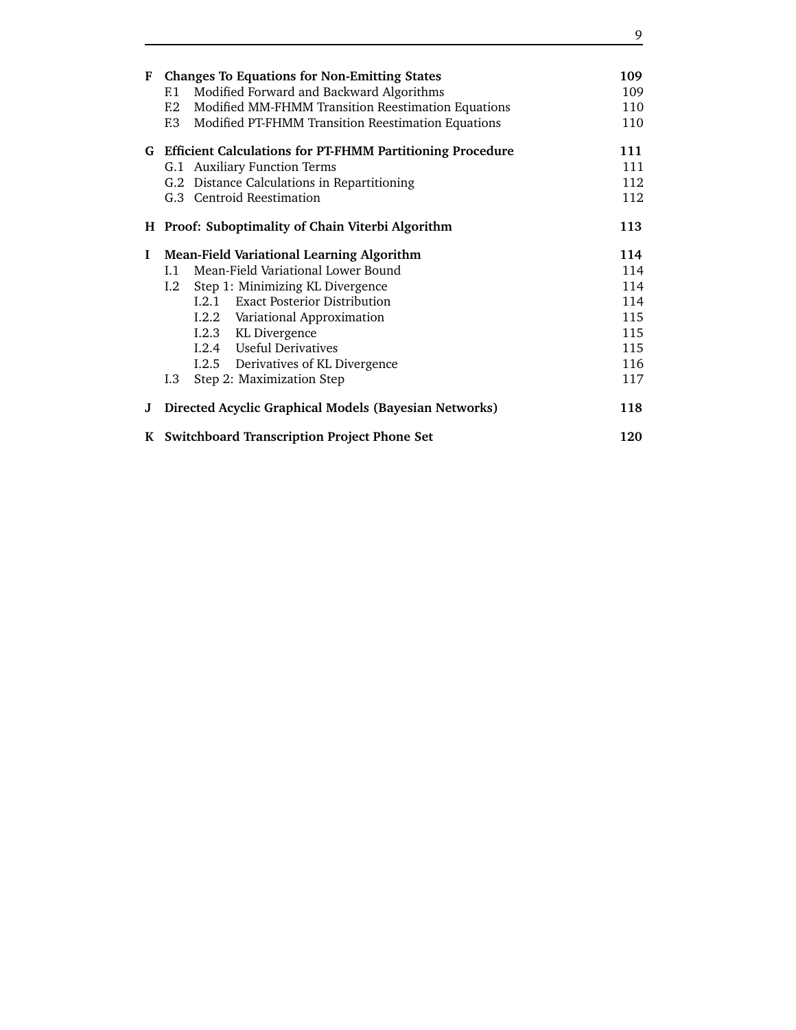**F Changes To Equations for Non-Emitting States** **109**
- F.1 Modified Forward and Backward Algorithms 109
- F.2 Modified MM-FHMM Transition Reestimation Equations 110
- F.3 Modified PT-FHMM Transition Reestimation Equations 110

**G Efficient Calculations for PT-FHMM Partitioning Procedure** **111**
- G.1 Auxiliary Function Terms 111
- G.2 Distance Calculations in Repartitioning 112
- G.3 Centroid Reestimation 112

**H Proof: Suboptimality of Chain Viterbi Algorithm** **113**

**I Mean-Field Variational Learning Algorithm** **114**
- I.1 Mean-Field Variational Lower Bound 114
- I.2 Step 1: Minimizing KL Divergence 114
  - I.2.1 Exact Posterior Distribution 114
  - I.2.2 Variational Approximation 115
  - I.2.3 KL Divergence 115
  - I.2.4 Useful Derivatives 115
  - I.2.5 Derivatives of KL Divergence 116
- I.3 Step 2: Maximization Step 117

**J Directed Acyclic Graphical Models (Bayesian Networks)** **118**

**K Switchboard Transcription Project Phone Set** **120**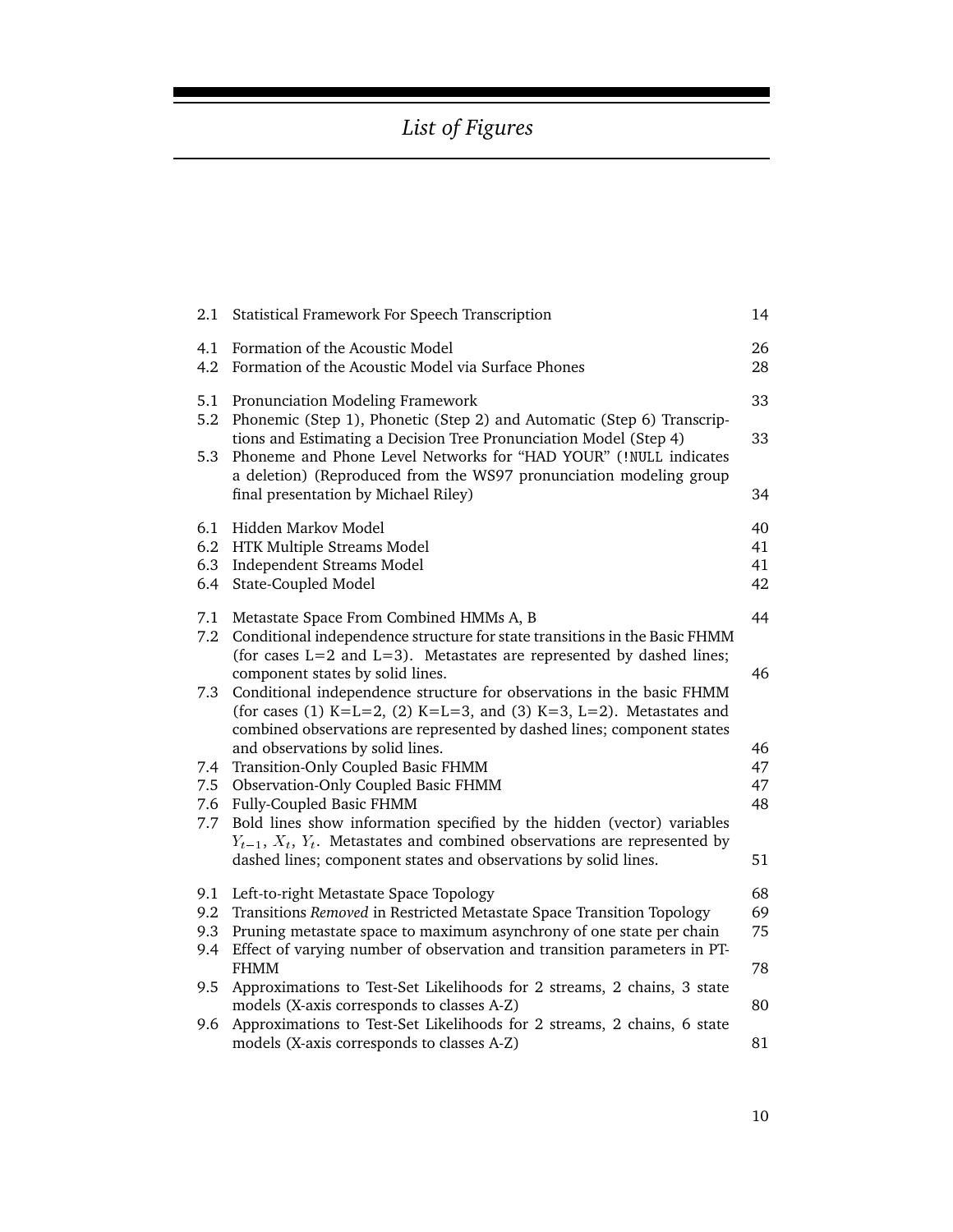# *List of Figures*

| | | |
|---|---|---|
| 2.1 | Statistical Framework For Speech Transcription | 14 |
| 4.1 | Formation of the Acoustic Model | 26 |
| 4.2 | Formation of the Acoustic Model via Surface Phones | 28 |
| 5.1 | Pronunciation Modeling Framework | 33 |
| 5.2 | Phonemic (Step 1), Phonetic (Step 2) and Automatic (Step 6) Transcriptions and Estimating a Decision Tree Pronunciation Model (Step 4) | 33 |
| 5.3 | Phoneme and Phone Level Networks for “HAD YOUR” (`!NULL` indicates a deletion) (Reproduced from the WS97 pronunciation modeling group final presentation by Michael Riley) | 34 |
| 6.1 | Hidden Markov Model | 40 |
| 6.2 | HTK Multiple Streams Model | 41 |
| 6.3 | Independent Streams Model | 41 |
| 6.4 | State-Coupled Model | 42 |
| 7.1 | Metastate Space From Combined HMMs A, B | 44 |
| 7.2 | Conditional independence structure for state transitions in the Basic FHMM (for cases L=2 and L=3). Metastates are represented by dashed lines; component states by solid lines. | 46 |
| 7.3 | Conditional independence structure for observations in the basic FHMM (for cases (1) K=L=2, (2) K=L=3, and (3) K=3, L=2). Metastates and combined observations are represented by dashed lines; component states and observations by solid lines. | 46 |
| 7.4 | Transition-Only Coupled Basic FHMM | 47 |
| 7.5 | Observation-Only Coupled Basic FHMM | 47 |
| 7.6 | Fully-Coupled Basic FHMM | 48 |
| 7.7 | Bold lines show information specified by the hidden (vector) variables $Y_{t-1}$, $X_t$, $Y_t$. Metastates and combined observations are represented by dashed lines; component states and observations by solid lines. | 51 |
| 9.1 | Left-to-right Metastate Space Topology | 68 |
| 9.2 | Transitions *Removed* in Restricted Metastate Space Transition Topology | 69 |
| 9.3 | Pruning metastate space to maximum asynchrony of one state per chain | 75 |
| 9.4 | Effect of varying number of observation and transition parameters in PT-FHMM | 78 |
| 9.5 | Approximations to Test-Set Likelihoods for 2 streams, 2 chains, 3 state models (X-axis corresponds to classes A-Z) | 80 |
| 9.6 | Approximations to Test-Set Likelihoods for 2 streams, 2 chains, 6 state models (X-axis corresponds to classes A-Z) | 81 |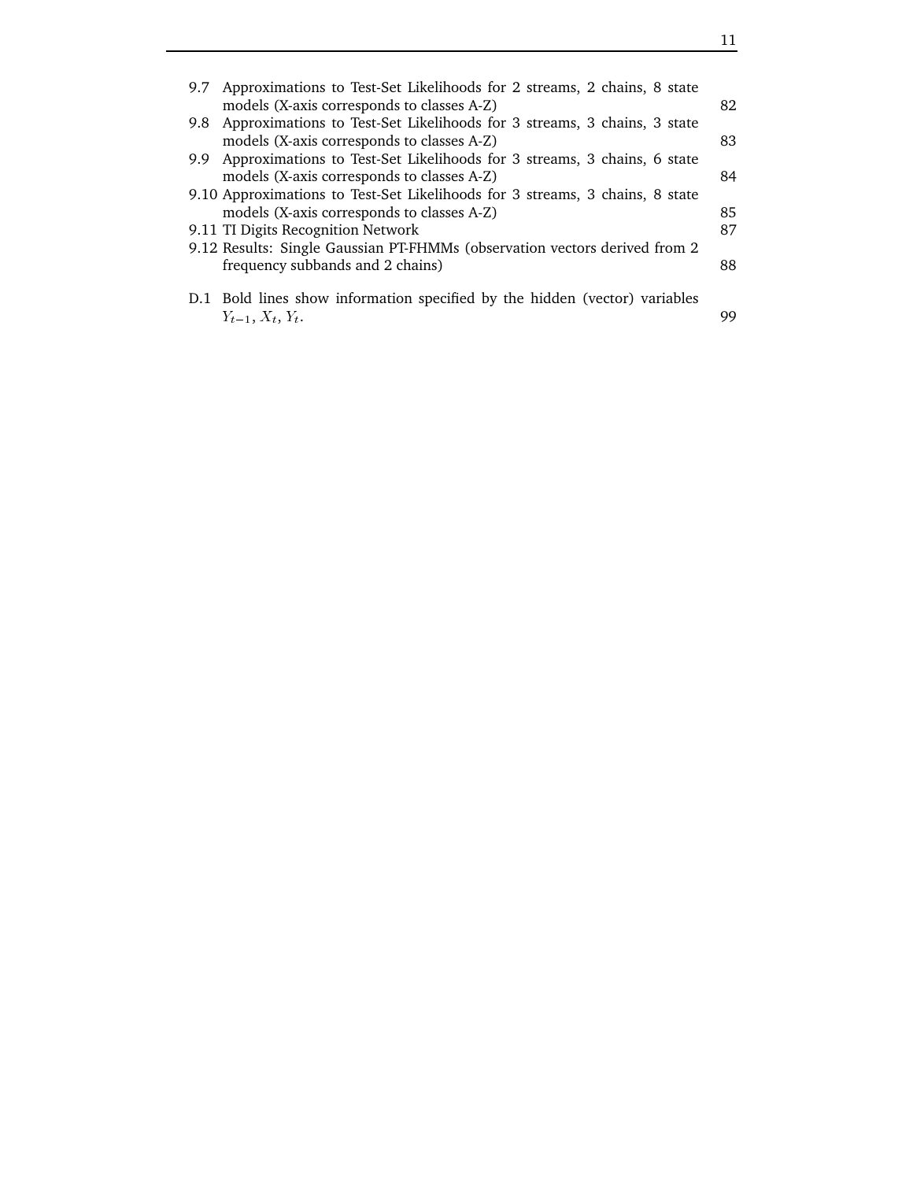9.7 Approximations to Test-Set Likelihoods for 2 streams, 2 chains, 8 state models (X-axis corresponds to classes A-Z) 82

9.8 Approximations to Test-Set Likelihoods for 3 streams, 3 chains, 3 state models (X-axis corresponds to classes A-Z) 83

9.9 Approximations to Test-Set Likelihoods for 3 streams, 3 chains, 6 state models (X-axis corresponds to classes A-Z) 84

9.10 Approximations to Test-Set Likelihoods for 3 streams, 3 chains, 8 state models (X-axis corresponds to classes A-Z) 85

9.11 TI Digits Recognition Network 87

9.12 Results: Single Gaussian PT-FHMMs (observation vectors derived from 2 frequency subbands and 2 chains) 88

D.1 Bold lines show information specified by the hidden (vector) variables $Y_{t-1}, X_t, Y_t$. 99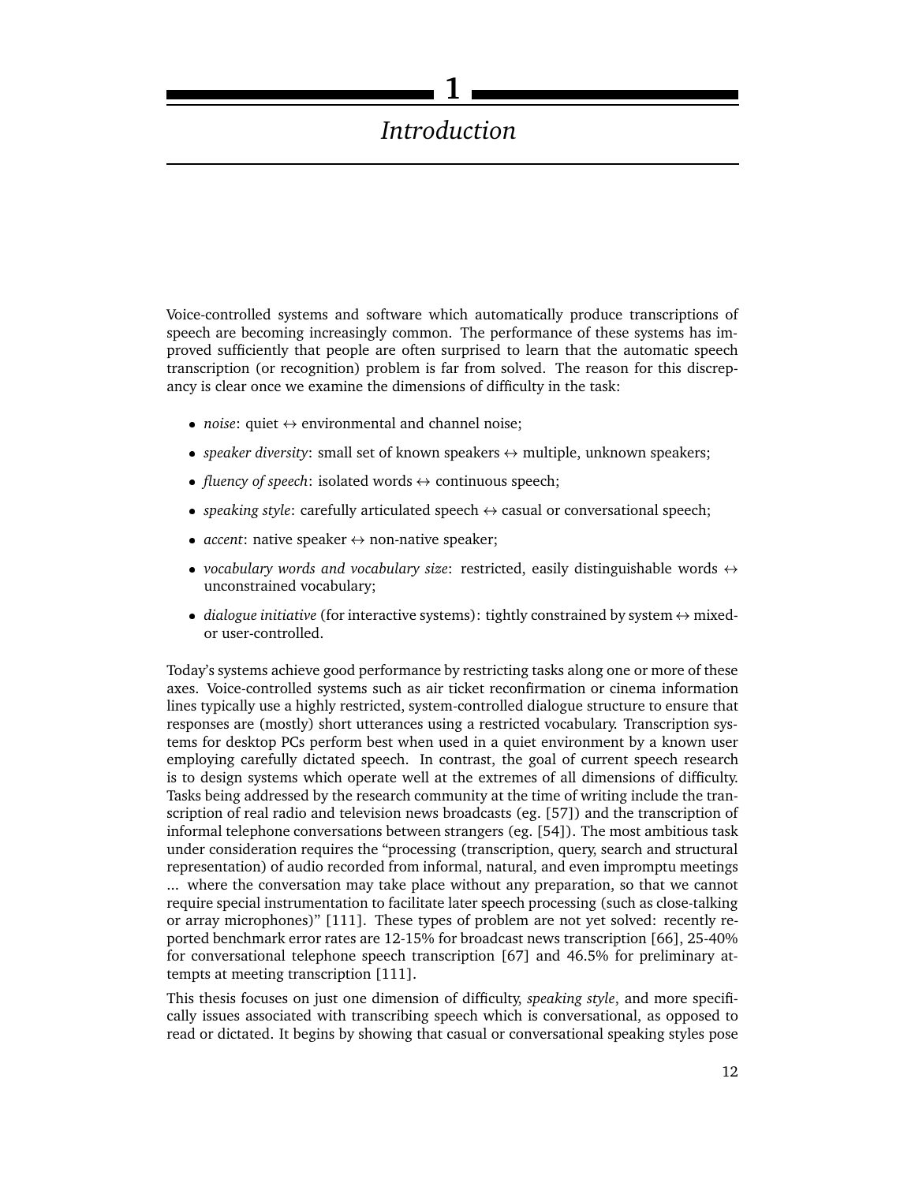# 1 Introduction

Voice-controlled systems and software which automatically produce transcriptions of speech are becoming increasingly common. The performance of these systems has improved sufficiently that people are often surprised to learn that the automatic speech transcription (or recognition) problem is far from solved. The reason for this discrepancy is clear once we examine the dimensions of difficulty in the task:

- *noise*: quiet ↔ environmental and channel noise;
- *speaker diversity*: small set of known speakers ↔ multiple, unknown speakers;
- *fluency of speech*: isolated words ↔ continuous speech;
- *speaking style*: carefully articulated speech ↔ casual or conversational speech;
- *accent*: native speaker ↔ non-native speaker;
- *vocabulary words and vocabulary size*: restricted, easily distinguishable words ↔ unconstrained vocabulary;
- *dialogue initiative* (for interactive systems): tightly constrained by system ↔ mixed- or user-controlled.

Today's systems achieve good performance by restricting tasks along one or more of these axes. Voice-controlled systems such as air ticket reconfirmation or cinema information lines typically use a highly restricted, system-controlled dialogue structure to ensure that responses are (mostly) short utterances using a restricted vocabulary. Transcription systems for desktop PCs perform best when used in a quiet environment by a known user employing carefully dictated speech. In contrast, the goal of current speech research is to design systems which operate well at the extremes of all dimensions of difficulty. Tasks being addressed by the research community at the time of writing include the transcription of real radio and television news broadcasts (eg. [57]) and the transcription of informal telephone conversations between strangers (eg. [54]). The most ambitious task under consideration requires the "processing (transcription, query, search and structural representation) of audio recorded from informal, natural, and even impromptu meetings ... where the conversation may take place without any preparation, so that we cannot require special instrumentation to facilitate later speech processing (such as close-talking or array microphones)" [111]. These types of problem are not yet solved: recently reported benchmark error rates are 12-15% for broadcast news transcription [66], 25-40% for conversational telephone speech transcription [67] and 46.5% for preliminary attempts at meeting transcription [111].

This thesis focuses on just one dimension of difficulty, *speaking style*, and more specifically issues associated with transcribing speech which is conversational, as opposed to read or dictated. It begins by showing that casual or conversational speaking styles pose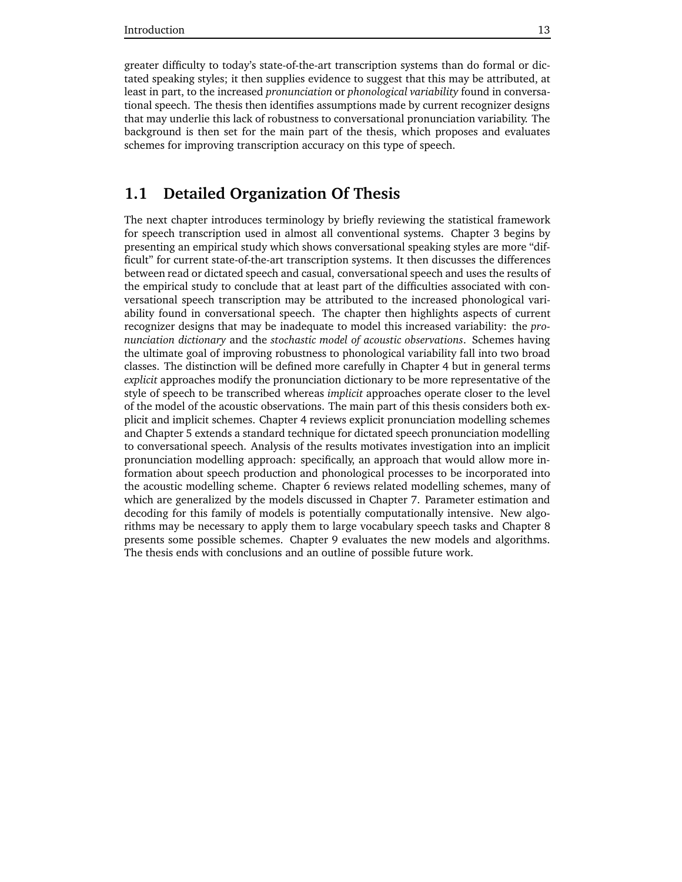greater difficulty to today's state-of-the-art transcription systems than do formal or dictated speaking styles; it then supplies evidence to suggest that this may be attributed, at least in part, to the increased *pronunciation* or *phonological variability* found in conversational speech. The thesis then identifies assumptions made by current recognizer designs that may underlie this lack of robustness to conversational pronunciation variability. The background is then set for the main part of the thesis, which proposes and evaluates schemes for improving transcription accuracy on this type of speech.

## 1.1 Detailed Organization Of Thesis

The next chapter introduces terminology by briefly reviewing the statistical framework for speech transcription used in almost all conventional systems. Chapter 3 begins by presenting an empirical study which shows conversational speaking styles are more "difficult" for current state-of-the-art transcription systems. It then discusses the differences between read or dictated speech and casual, conversational speech and uses the results of the empirical study to conclude that at least part of the difficulties associated with conversational speech transcription may be attributed to the increased phonological variability found in conversational speech. The chapter then highlights aspects of current recognizer designs that may be inadequate to model this increased variability: the *pronunciation dictionary* and the *stochastic model of acoustic observations*. Schemes having the ultimate goal of improving robustness to phonological variability fall into two broad classes. The distinction will be defined more carefully in Chapter 4 but in general terms *explicit* approaches modify the pronunciation dictionary to be more representative of the style of speech to be transcribed whereas *implicit* approaches operate closer to the level of the model of the acoustic observations. The main part of this thesis considers both explicit and implicit schemes. Chapter 4 reviews explicit pronunciation modelling schemes and Chapter 5 extends a standard technique for dictated speech pronunciation modelling to conversational speech. Analysis of the results motivates investigation into an implicit pronunciation modelling approach: specifically, an approach that would allow more information about speech production and phonological processes to be incorporated into the acoustic modelling scheme. Chapter 6 reviews related modelling schemes, many of which are generalized by the models discussed in Chapter 7. Parameter estimation and decoding for this family of models is potentially computationally intensive. New algorithms may be necessary to apply them to large vocabulary speech tasks and Chapter 8 presents some possible schemes. Chapter 9 evaluates the new models and algorithms. The thesis ends with conclusions and an outline of possible future work.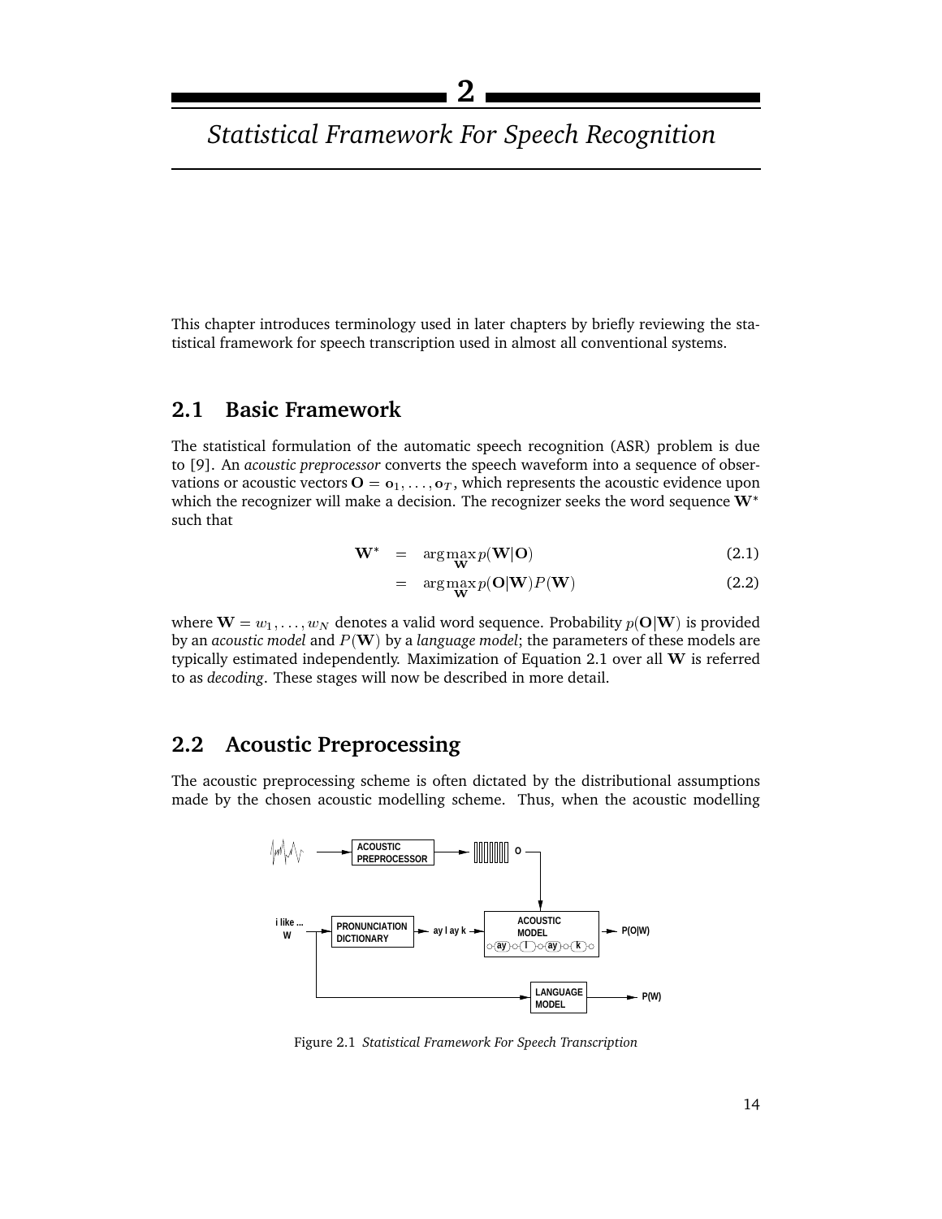# 2

# *Statistical Framework For Speech Recognition*

This chapter introduces terminology used in later chapters by briefly reviewing the statistical framework for speech transcription used in almost all conventional systems.

## 2.1 Basic Framework

The statistical formulation of the automatic speech recognition (ASR) problem is due to [9]. An *acoustic preprocessor* converts the speech waveform into a sequence of observations or acoustic vectors $\mathbf{O} = \mathbf{o}_1, \ldots, \mathbf{o}_T$, which represents the acoustic evidence upon which the recognizer will make a decision. The recognizer seeks the word sequence $\mathbf{W}^*$ such that

$$\mathbf{W}^* = \arg\max_{\mathbf{W}} p(\mathbf{W}|\mathbf{O}) \quad (2.1)$$

$$= \arg\max_{\mathbf{W}} p(\mathbf{O}|\mathbf{W})P(\mathbf{W}) \quad (2.2)$$

where $\mathbf{W} = w_1, \ldots, w_N$ denotes a valid word sequence. Probability $p(\mathbf{O}|\mathbf{W})$ is provided by an *acoustic model* and $P(\mathbf{W})$ by a *language model*; the parameters of these models are typically estimated independently. Maximization of Equation 2.1 over all $\mathbf{W}$ is referred to as *decoding*. These stages will now be described in more detail.

## 2.2 Acoustic Preprocessing

The acoustic preprocessing scheme is often dictated by the distributional assumptions made by the chosen acoustic modelling scheme. Thus, when the acoustic modelling

Figure 2.1 *Statistical Framework For Speech Transcription*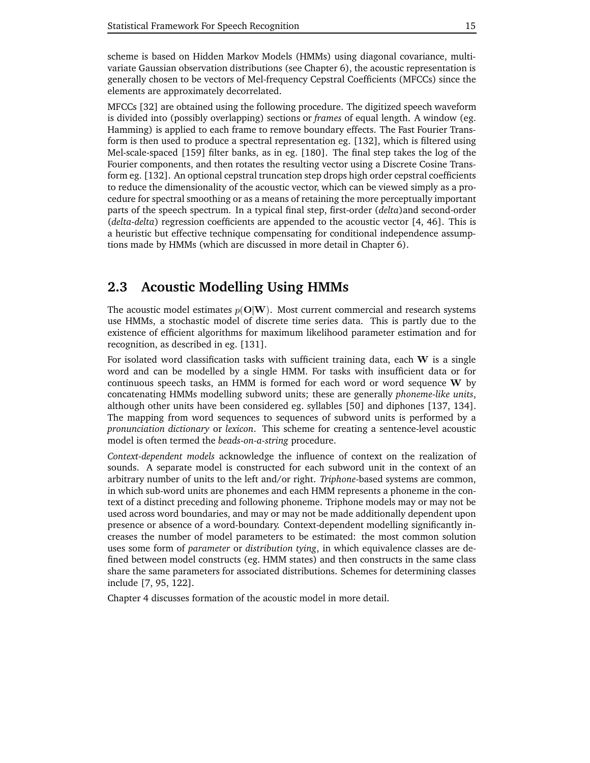scheme is based on Hidden Markov Models (HMMs) using diagonal covariance, multivariate Gaussian observation distributions (see Chapter 6), the acoustic representation is generally chosen to be vectors of Mel-frequency Cepstral Coefficients (MFCCs) since the elements are approximately decorrelated.

MFCCs [32] are obtained using the following procedure. The digitized speech waveform is divided into (possibly overlapping) sections or *frames* of equal length. A window (eg. Hamming) is applied to each frame to remove boundary effects. The Fast Fourier Transform is then used to produce a spectral representation eg. [132], which is filtered using Mel-scale-spaced [159] filter banks, as in eg. [180]. The final step takes the log of the Fourier components, and then rotates the resulting vector using a Discrete Cosine Transform eg. [132]. An optional cepstral truncation step drops high order cepstral coefficients to reduce the dimensionality of the acoustic vector, which can be viewed simply as a procedure for spectral smoothing or as a means of retaining the more perceptually important parts of the speech spectrum. In a typical final step, first-order (*delta*)and second-order (*delta-delta*) regression coefficients are appended to the acoustic vector [4, 46]. This is a heuristic but effective technique compensating for conditional independence assumptions made by HMMs (which are discussed in more detail in Chapter 6).

## 2.3 Acoustic Modelling Using HMMs

The acoustic model estimates $p(\mathbf{O}|\mathbf{W})$. Most current commercial and research systems use HMMs, a stochastic model of discrete time series data. This is partly due to the existence of efficient algorithms for maximum likelihood parameter estimation and for recognition, as described in eg. [131].

For isolated word classification tasks with sufficient training data, each $\mathbf{W}$ is a single word and can be modelled by a single HMM. For tasks with insufficient data or for continuous speech tasks, an HMM is formed for each word or word sequence $\mathbf{W}$ by concatenating HMMs modelling subword units; these are generally *phoneme-like units*, although other units have been considered eg. syllables [50] and diphones [137, 134]. The mapping from word sequences to sequences of subword units is performed by a *pronunciation dictionary* or *lexicon*. This scheme for creating a sentence-level acoustic model is often termed the *beads-on-a-string* procedure.

*Context-dependent models* acknowledge the influence of context on the realization of sounds. A separate model is constructed for each subword unit in the context of an arbitrary number of units to the left and/or right. *Triphone*-based systems are common, in which sub-word units are phonemes and each HMM represents a phoneme in the context of a distinct preceding and following phoneme. Triphone models may or may not be used across word boundaries, and may or may not be made additionally dependent upon presence or absence of a word-boundary. Context-dependent modelling significantly increases the number of model parameters to be estimated: the most common solution uses some form of *parameter* or *distribution tying*, in which equivalence classes are defined between model constructs (eg. HMM states) and then constructs in the same class share the same parameters for associated distributions. Schemes for determining classes include [7, 95, 122].

Chapter 4 discusses formation of the acoustic model in more detail.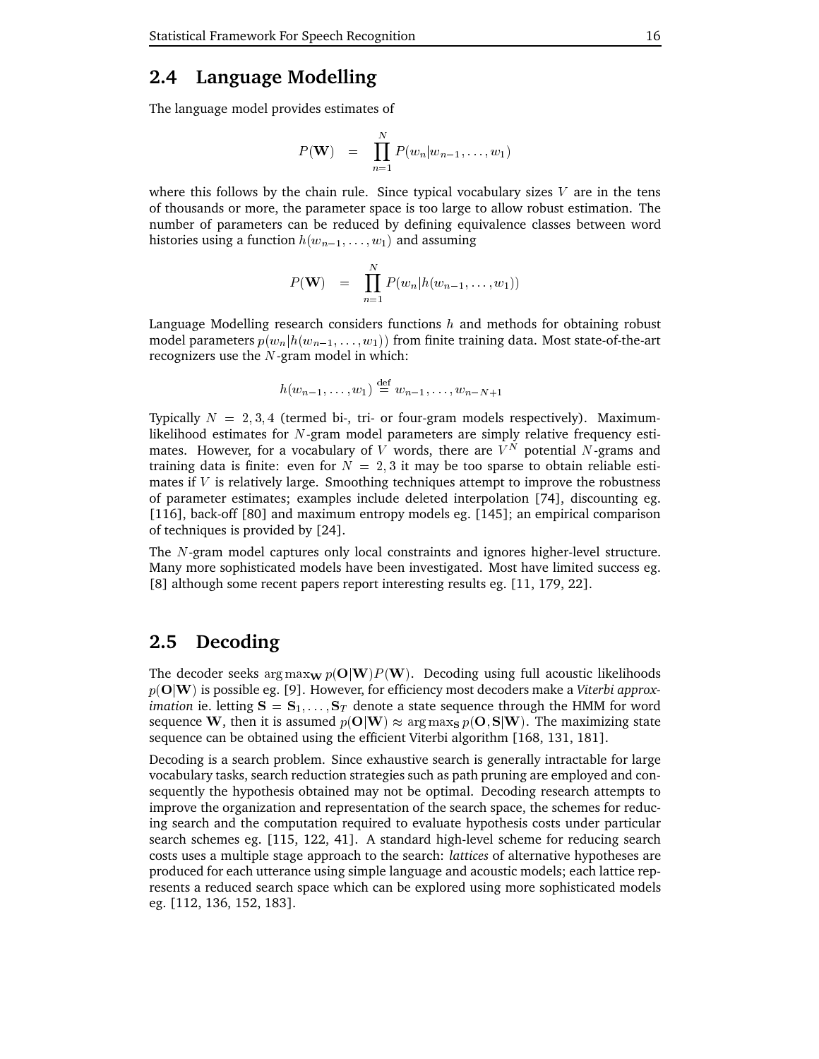## 2.4 Language Modelling

The language model provides estimates of

$$P(\mathbf{W}) \quad = \quad \prod_{n=1}^{N} P(w_n | w_{n-1}, \ldots, w_1)$$

where this follows by the chain rule. Since typical vocabulary sizes $V$ are in the tens of thousands or more, the parameter space is too large to allow robust estimation. The number of parameters can be reduced by defining equivalence classes between word histories using a function $h(w_{n-1}, \ldots, w_1)$ and assuming

$$P(\mathbf{W}) \quad = \quad \prod_{n=1}^{N} P(w_n | h(w_{n-1}, \ldots, w_1))$$

Language Modelling research considers functions $h$ and methods for obtaining robust model parameters $p(w_n | h(w_{n-1}, \ldots, w_1))$ from finite training data. Most state-of-the-art recognizers use the $N$-gram model in which:

$$h(w_{n-1}, \ldots, w_1) \stackrel{\text{def}}{=} w_{n-1}, \ldots, w_{n-N+1}$$

Typically $N = 2, 3, 4$ (termed bi-, tri- or four-gram models respectively). Maximum-likelihood estimates for $N$-gram model parameters are simply relative frequency estimates. However, for a vocabulary of $V$ words, there are $V^N$ potential $N$-grams and training data is finite: even for $N = 2, 3$ it may be too sparse to obtain reliable estimates if $V$ is relatively large. Smoothing techniques attempt to improve the robustness of parameter estimates; examples include deleted interpolation [74], discounting eg. [116], back-off [80] and maximum entropy models eg. [145]; an empirical comparison of techniques is provided by [24].

The $N$-gram model captures only local constraints and ignores higher-level structure. Many more sophisticated models have been investigated. Most have limited success eg. [8] although some recent papers report interesting results eg. [11, 179, 22].

## 2.5 Decoding

The decoder seeks $\arg\max_{\mathbf{W}} p(\mathbf{O}|\mathbf{W})P(\mathbf{W})$. Decoding using full acoustic likelihoods $p(\mathbf{O}|\mathbf{W})$ is possible eg. [9]. However, for efficiency most decoders make a *Viterbi approximation* ie. letting $\mathbf{S} = \mathbf{S}_1, \ldots, \mathbf{S}_T$ denote a state sequence through the HMM for word sequence $\mathbf{W}$, then it is assumed $p(\mathbf{O}|\mathbf{W}) \approx \arg\max_{\mathbf{S}} p(\mathbf{O}, \mathbf{S}|\mathbf{W})$. The maximizing state sequence can be obtained using the efficient Viterbi algorithm [168, 131, 181].

Decoding is a search problem. Since exhaustive search is generally intractable for large vocabulary tasks, search reduction strategies such as path pruning are employed and consequently the hypothesis obtained may not be optimal. Decoding research attempts to improve the organization and representation of the search space, the schemes for reducing search and the computation required to evaluate hypothesis costs under particular search schemes eg. [115, 122, 41]. A standard high-level scheme for reducing search costs uses a multiple stage approach to the search: *lattices* of alternative hypotheses are produced for each utterance using simple language and acoustic models; each lattice represents a reduced search space which can be explored using more sophisticated models eg. [112, 136, 152, 183].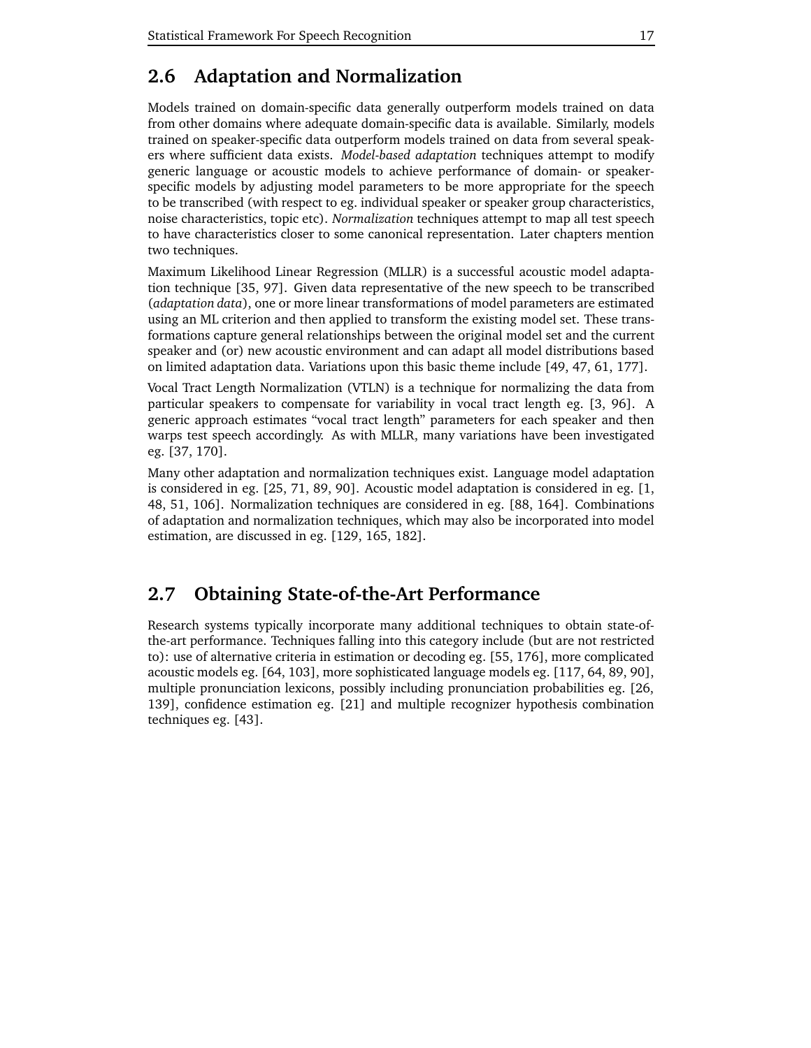## 2.6 Adaptation and Normalization

Models trained on domain-specific data generally outperform models trained on data from other domains where adequate domain-specific data is available. Similarly, models trained on speaker-specific data outperform models trained on data from several speakers where sufficient data exists. *Model-based adaptation* techniques attempt to modify generic language or acoustic models to achieve performance of domain- or speaker-specific models by adjusting model parameters to be more appropriate for the speech to be transcribed (with respect to eg. individual speaker or speaker group characteristics, noise characteristics, topic etc). *Normalization* techniques attempt to map all test speech to have characteristics closer to some canonical representation. Later chapters mention two techniques.

Maximum Likelihood Linear Regression (MLLR) is a successful acoustic model adaptation technique [35, 97]. Given data representative of the new speech to be transcribed (*adaptation data*), one or more linear transformations of model parameters are estimated using an ML criterion and then applied to transform the existing model set. These transformations capture general relationships between the original model set and the current speaker and (or) new acoustic environment and can adapt all model distributions based on limited adaptation data. Variations upon this basic theme include [49, 47, 61, 177].

Vocal Tract Length Normalization (VTLN) is a technique for normalizing the data from particular speakers to compensate for variability in vocal tract length eg. [3, 96]. A generic approach estimates "vocal tract length" parameters for each speaker and then warps test speech accordingly. As with MLLR, many variations have been investigated eg. [37, 170].

Many other adaptation and normalization techniques exist. Language model adaptation is considered in eg. [25, 71, 89, 90]. Acoustic model adaptation is considered in eg. [1, 48, 51, 106]. Normalization techniques are considered in eg. [88, 164]. Combinations of adaptation and normalization techniques, which may also be incorporated into model estimation, are discussed in eg. [129, 165, 182].

## 2.7 Obtaining State-of-the-Art Performance

Research systems typically incorporate many additional techniques to obtain state-of-the-art performance. Techniques falling into this category include (but are not restricted to): use of alternative criteria in estimation or decoding eg. [55, 176], more complicated acoustic models eg. [64, 103], more sophisticated language models eg. [117, 64, 89, 90], multiple pronunciation lexicons, possibly including pronunciation probabilities eg. [26, 139], confidence estimation eg. [21] and multiple recognizer hypothesis combination techniques eg. [43].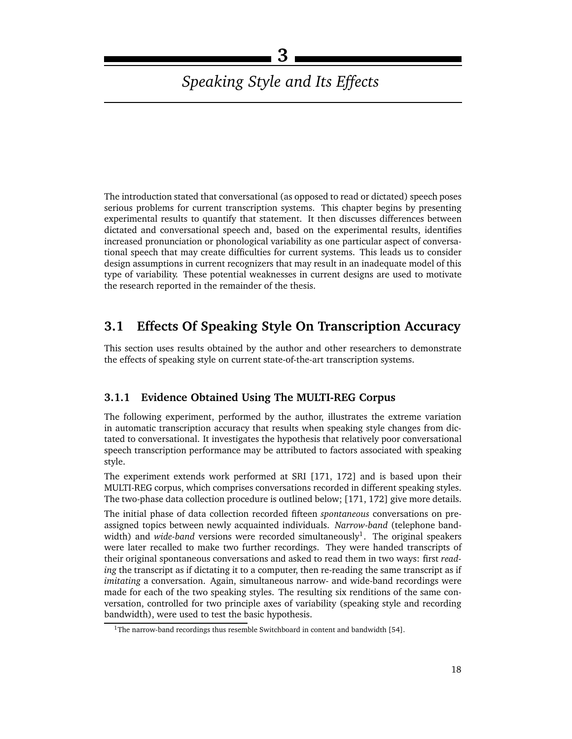# 3

# *Speaking Style and Its Effects*

The introduction stated that conversational (as opposed to read or dictated) speech poses serious problems for current transcription systems. This chapter begins by presenting experimental results to quantify that statement. It then discusses differences between dictated and conversational speech and, based on the experimental results, identifies increased pronunciation or phonological variability as one particular aspect of conversational speech that may create difficulties for current systems. This leads us to consider design assumptions in current recognizers that may result in an inadequate model of this type of variability. These potential weaknesses in current designs are used to motivate the research reported in the remainder of the thesis.

## 3.1 Effects Of Speaking Style On Transcription Accuracy

This section uses results obtained by the author and other researchers to demonstrate the effects of speaking style on current state-of-the-art transcription systems.

### 3.1.1 Evidence Obtained Using The MULTI-REG Corpus

The following experiment, performed by the author, illustrates the extreme variation in automatic transcription accuracy that results when speaking style changes from dictated to conversational. It investigates the hypothesis that relatively poor conversational speech transcription performance may be attributed to factors associated with speaking style.

The experiment extends work performed at SRI [171, 172] and is based upon their MULTI-REG corpus, which comprises conversations recorded in different speaking styles. The two-phase data collection procedure is outlined below; [171, 172] give more details.

The initial phase of data collection recorded fifteen *spontaneous* conversations on pre-assigned topics between newly acquainted individuals. *Narrow-band* (telephone bandwidth) and *wide-band* versions were recorded simultaneously[1]. The original speakers were later recalled to make two further recordings. They were handed transcripts of their original spontaneous conversations and asked to read them in two ways: first *reading* the transcript as if dictating it to a computer, then re-reading the same transcript as if *imitating* a conversation. Again, simultaneous narrow- and wide-band recordings were made for each of the two speaking styles. The resulting six renditions of the same conversation, controlled for two principle axes of variability (speaking style and recording bandwidth), were used to test the basic hypothesis.

[1] The narrow-band recordings thus resemble Switchboard in content and bandwidth [54].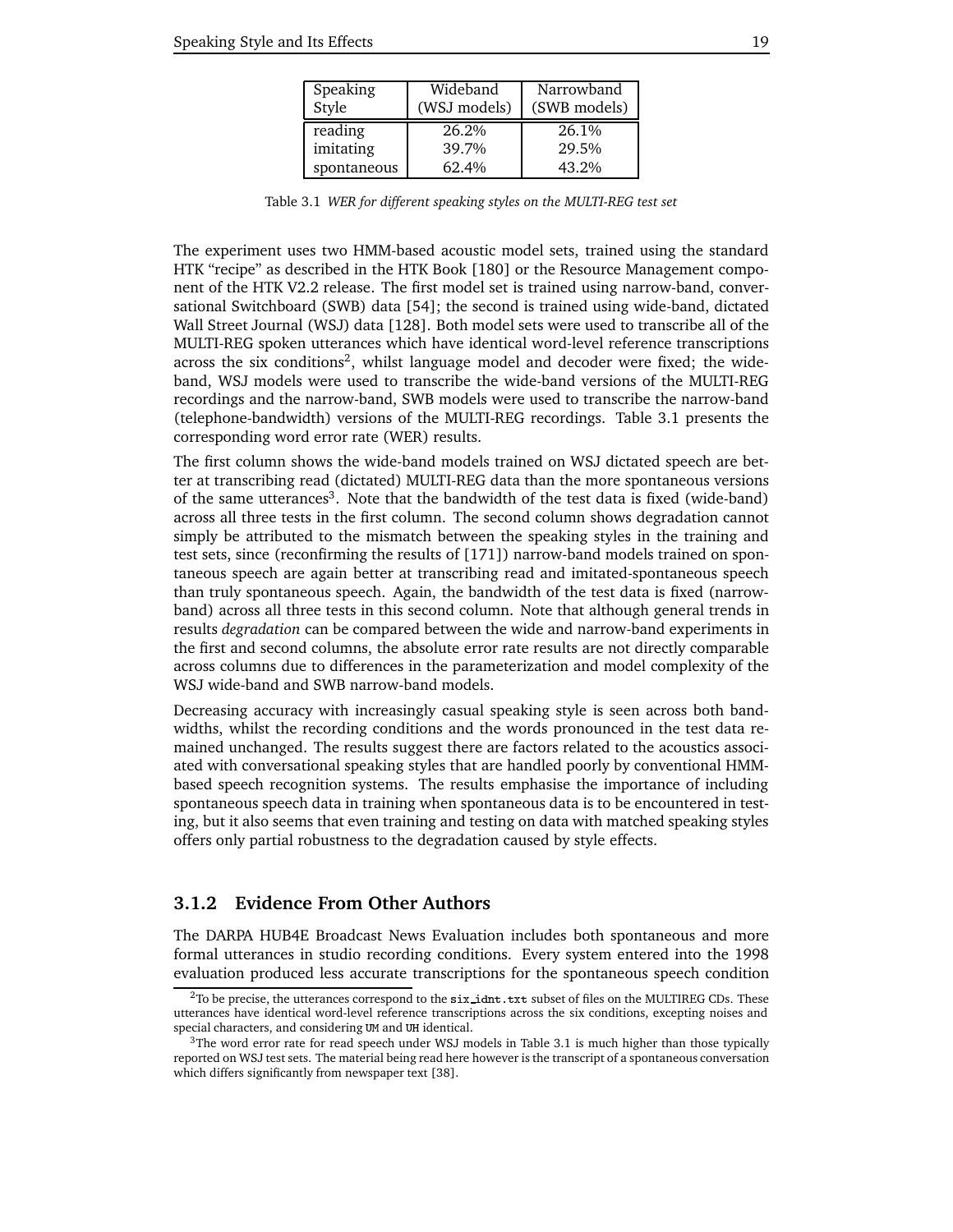| Speaking Style | Wideband (WSJ models) | Narrowband (SWB models) |
|---|---|---|
| reading | 26.2% | 26.1% |
| imitating | 39.7% | 29.5% |
| spontaneous | 62.4% | 43.2% |

Table 3.1 *WER for different speaking styles on the MULTI-REG test set*

The experiment uses two HMM-based acoustic model sets, trained using the standard HTK "recipe" as described in the HTK Book [180] or the Resource Management component of the HTK V2.2 release. The first model set is trained using narrow-band, conversational Switchboard (SWB) data [54]; the second is trained using wide-band, dictated Wall Street Journal (WSJ) data [128]. Both model sets were used to transcribe all of the MULTI-REG spoken utterances which have identical word-level reference transcriptions across the six conditions[2], whilst language model and decoder were fixed; the wide-band, WSJ models were used to transcribe the wide-band versions of the MULTI-REG recordings and the narrow-band, SWB models were used to transcribe the narrow-band (telephone-bandwidth) versions of the MULTI-REG recordings. Table 3.1 presents the corresponding word error rate (WER) results.

The first column shows the wide-band models trained on WSJ dictated speech are better at transcribing read (dictated) MULTI-REG data than the more spontaneous versions of the same utterances[3]. Note that the bandwidth of the test data is fixed (wide-band) across all three tests in the first column. The second column shows degradation cannot simply be attributed to the mismatch between the speaking styles in the training and test sets, since (reconfirming the results of [171]) narrow-band models trained on spontaneous speech are again better at transcribing read and imitated-spontaneous speech than truly spontaneous speech. Again, the bandwidth of the test data is fixed (narrow-band) across all three tests in this second column. Note that although general trends in results *degradation* can be compared between the wide and narrow-band experiments in the first and second columns, the absolute error rate results are not directly comparable across columns due to differences in the parameterization and model complexity of the WSJ wide-band and SWB narrow-band models.

Decreasing accuracy with increasingly casual speaking style is seen across both bandwidths, whilst the recording conditions and the words pronounced in the test data remained unchanged. The results suggest there are factors related to the acoustics associated with conversational speaking styles that are handled poorly by conventional HMM-based speech recognition systems. The results emphasise the importance of including spontaneous speech data in training when spontaneous data is to be encountered in testing, but it also seems that even training and testing on data with matched speaking styles offers only partial robustness to the degradation caused by style effects.

### 3.1.2 Evidence From Other Authors

The DARPA HUB4E Broadcast News Evaluation includes both spontaneous and more formal utterances in studio recording conditions. Every system entered into the 1998 evaluation produced less accurate transcriptions for the spontaneous speech condition

[2]To be precise, the utterances correspond to the `six_idnt.txt` subset of files on the MULTIREG CDs. These utterances have identical word-level reference transcriptions across the six conditions, excepting noises and special characters, and considering `UM` and `UH` identical.

[3]The word error rate for read speech under WSJ models in Table 3.1 is much higher than those typically reported on WSJ test sets. The material being read here however is the transcript of a spontaneous conversation which differs significantly from newspaper text [38].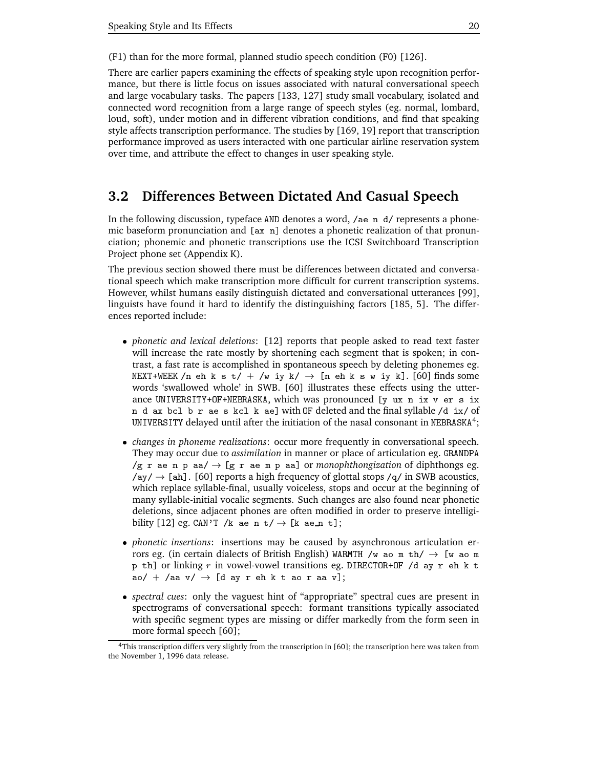(F1) than for the more formal, planned studio speech condition (F0) [126].

There are earlier papers examining the effects of speaking style upon recognition performance, but there is little focus on issues associated with natural conversational speech and large vocabulary tasks. The papers [133, 127] study small vocabulary, isolated and connected word recognition from a large range of speech styles (eg. normal, lombard, loud, soft), under motion and in different vibration conditions, and find that speaking style affects transcription performance. The studies by [169, 19] report that transcription performance improved as users interacted with one particular airline reservation system over time, and attribute the effect to changes in user speaking style.

## 3.2 Differences Between Dictated And Casual Speech

In the following discussion, typeface `AND` denotes a word, `/ae n d/` represents a phonemic baseform pronunciation and `[ax n]` denotes a phonetic realization of that pronunciation; phonemic and phonetic transcriptions use the ICSI Switchboard Transcription Project phone set (Appendix K).

The previous section showed there must be differences between dictated and conversational speech which make transcription more difficult for current transcription systems. However, whilst humans easily distinguish dictated and conversational utterances [99], linguists have found it hard to identify the distinguishing factors [185, 5]. The differences reported include:

- *phonetic and lexical deletions*: [12] reports that people asked to read text faster will increase the rate mostly by shortening each segment that is spoken; in contrast, a fast rate is accomplished in spontaneous speech by deleting phonemes eg. `NEXT+WEEK /n eh k s t/` + `/w iy k/` → `[n eh k s w iy k]`. [60] finds some words 'swallowed whole' in SWB. [60] illustrates these effects using the utterance `UNIVERSITY+OF+NEBRASKA`, which was pronounced `[y ux n ix v er s ix n d ax bcl b r ae s kcl k ae]` with `OF` deleted and the final syllable `/d ix/` of `UNIVERSITY` delayed until after the initiation of the nasal consonant in `NEBRASKA`[4];
- *changes in phoneme realizations*: occur more frequently in conversational speech. They may occur due to *assimilation* in manner or place of articulation eg. `GRANDPA /g r ae n p aa/` → `[g r ae m p aa]` or *monophthongization* of diphthongs eg. `/ay/` → `[ah]`. [60] reports a high frequency of glottal stops `/q/` in SWB acoustics, which replace syllable-final, usually voiceless, stops and occur at the beginning of many syllable-initial vocalic segments. Such changes are also found near phonetic deletions, since adjacent phones are often modified in order to preserve intelligibility [12] eg. `CAN'T /k ae n t/` → `[k ae_n t]`;
- *phonetic insertions*: insertions may be caused by asynchronous articulation errors eg. (in certain dialects of British English) `WARMTH /w ao m th/` → `[w ao m p th]` or linking *r* in vowel-vowel transitions eg. `DIRECTOR+OF /d ay r eh k t ao/` + `/aa v/` → `[d ay r eh k t ao r aa v]`;
- *spectral cues*: only the vaguest hint of "appropriate" spectral cues are present in spectrograms of conversational speech: formant transitions typically associated with specific segment types are missing or differ markedly from the form seen in more formal speech [60];

[4] This transcription differs very slightly from the transcription in [60]; the transcription here was taken from the November 1, 1996 data release.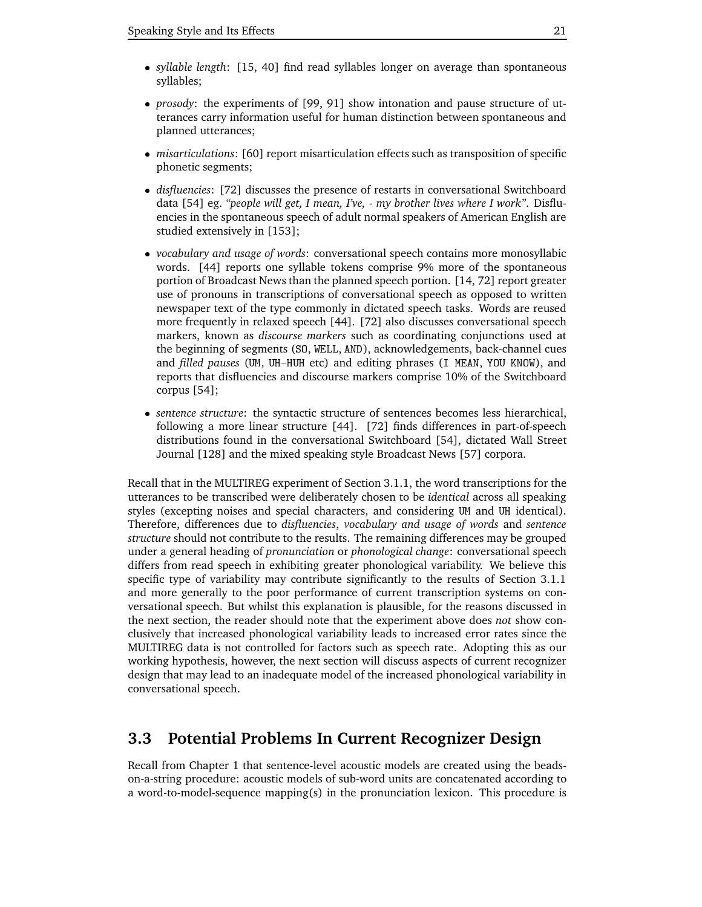- *syllable length*: [15, 40] find read syllables longer on average than spontaneous syllables;
- *prosody*: the experiments of [99, 91] show intonation and pause structure of utterances carry information useful for human distinction between spontaneous and planned utterances;
- *misarticulations*: [60] report misarticulation effects such as transposition of specific phonetic segments;
- *disfluencies*: [72] discusses the presence of restarts in conversational Switchboard data [54] eg. *"people will get, I mean, I've, - my brother lives where I work"*. Disfluencies in the spontaneous speech of adult normal speakers of American English are studied extensively in [153];
- *vocabulary and usage of words*: conversational speech contains more monosyllabic words. [44] reports one syllable tokens comprise 9% more of the spontaneous portion of Broadcast News than the planned speech portion. [14, 72] report greater use of pronouns in transcriptions of conversational speech as opposed to written newspaper text of the type commonly in dictated speech tasks. Words are reused more frequently in relaxed speech [44]. [72] also discusses conversational speech markers, known as *discourse markers* such as coordinating conjunctions used at the beginning of segments (`SO`, `WELL`, `AND`), acknowledgements, back-channel cues and *filled pauses* (`UM`, `UH-HUH` etc) and editing phrases (`I MEAN`, `YOU KNOW`), and reports that disfluencies and discourse markers comprise 10% of the Switchboard corpus [54];
- *sentence structure*: the syntactic structure of sentences becomes less hierarchical, following a more linear structure [44]. [72] finds differences in part-of-speech distributions found in the conversational Switchboard [54], dictated Wall Street Journal [128] and the mixed speaking style Broadcast News [57] corpora.

Recall that in the MULTIREG experiment of Section 3.1.1, the word transcriptions for the utterances to be transcribed were deliberately chosen to be *identical* across all speaking styles (excepting noises and special characters, and considering `UM` and `UH` identical). Therefore, differences due to *disfluencies*, *vocabulary and usage of words* and *sentence structure* should not contribute to the results. The remaining differences may be grouped under a general heading of *pronunciation* or *phonological change*: conversational speech differs from read speech in exhibiting greater phonological variability. We believe this specific type of variability may contribute significantly to the results of Section 3.1.1 and more generally to the poor performance of current transcription systems on conversational speech. But whilst this explanation is plausible, for the reasons discussed in the next section, the reader should note that the experiment above does *not* show conclusively that increased phonological variability leads to increased error rates since the MULTIREG data is not controlled for factors such as speech rate. Adopting this as our working hypothesis, however, the next section will discuss aspects of current recognizer design that may lead to an inadequate model of the increased phonological variability in conversational speech.

## 3.3 Potential Problems In Current Recognizer Design

Recall from Chapter 1 that sentence-level acoustic models are created using the beads-on-a-string procedure: acoustic models of sub-word units are concatenated according to a word-to-model-sequence mapping(s) in the pronunciation lexicon. This procedure is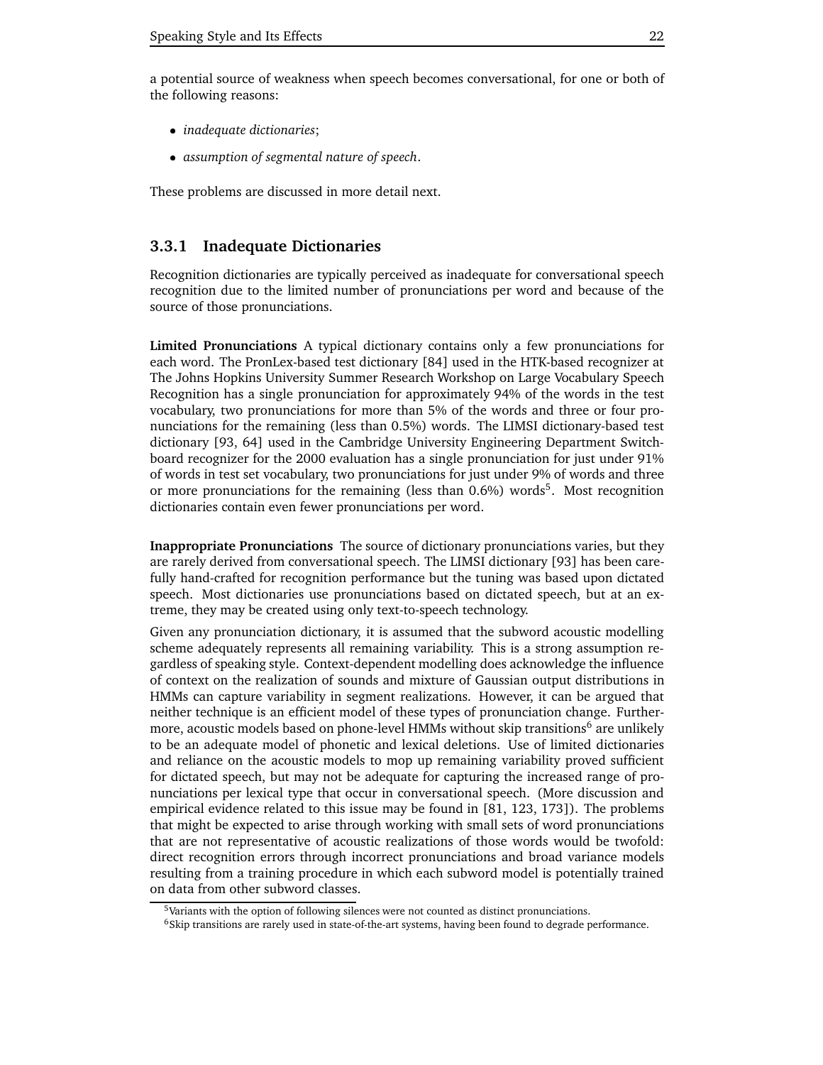a potential source of weakness when speech becomes conversational, for one or both of the following reasons:

- *inadequate dictionaries*;
- *assumption of segmental nature of speech*.

These problems are discussed in more detail next.

### 3.3.1 Inadequate Dictionaries

Recognition dictionaries are typically perceived as inadequate for conversational speech recognition due to the limited number of pronunciations per word and because of the source of those pronunciations.

**Limited Pronunciations** A typical dictionary contains only a few pronunciations for each word. The PronLex-based test dictionary [84] used in the HTK-based recognizer at The Johns Hopkins University Summer Research Workshop on Large Vocabulary Speech Recognition has a single pronunciation for approximately 94% of the words in the test vocabulary, two pronunciations for more than 5% of the words and three or four pronunciations for the remaining (less than 0.5%) words. The LIMSI dictionary-based test dictionary [93, 64] used in the Cambridge University Engineering Department Switchboard recognizer for the 2000 evaluation has a single pronunciation for just under 91% of words in test set vocabulary, two pronunciations for just under 9% of words and three or more pronunciations for the remaining (less than 0.6%) words[5]. Most recognition dictionaries contain even fewer pronunciations per word.

**Inappropriate Pronunciations** The source of dictionary pronunciations varies, but they are rarely derived from conversational speech. The LIMSI dictionary [93] has been carefully hand-crafted for recognition performance but the tuning was based upon dictated speech. Most dictionaries use pronunciations based on dictated speech, but at an extreme, they may be created using only text-to-speech technology.

Given any pronunciation dictionary, it is assumed that the subword acoustic modelling scheme adequately represents all remaining variability. This is a strong assumption regardless of speaking style. Context-dependent modelling does acknowledge the influence of context on the realization of sounds and mixture of Gaussian output distributions in HMMs can capture variability in segment realizations. However, it can be argued that neither technique is an efficient model of these types of pronunciation change. Furthermore, acoustic models based on phone-level HMMs without skip transitions[6] are unlikely to be an adequate model of phonetic and lexical deletions. Use of limited dictionaries and reliance on the acoustic models to mop up remaining variability proved sufficient for dictated speech, but may not be adequate for capturing the increased range of pronunciations per lexical type that occur in conversational speech. (More discussion and empirical evidence related to this issue may be found in [81, 123, 173]). The problems that might be expected to arise through working with small sets of word pronunciations that are not representative of acoustic realizations of those words would be twofold: direct recognition errors through incorrect pronunciations and broad variance models resulting from a training procedure in which each subword model is potentially trained on data from other subword classes.

[5] Variants with the option of following silences were not counted as distinct pronunciations.

[6] Skip transitions are rarely used in state-of-the-art systems, having been found to degrade performance.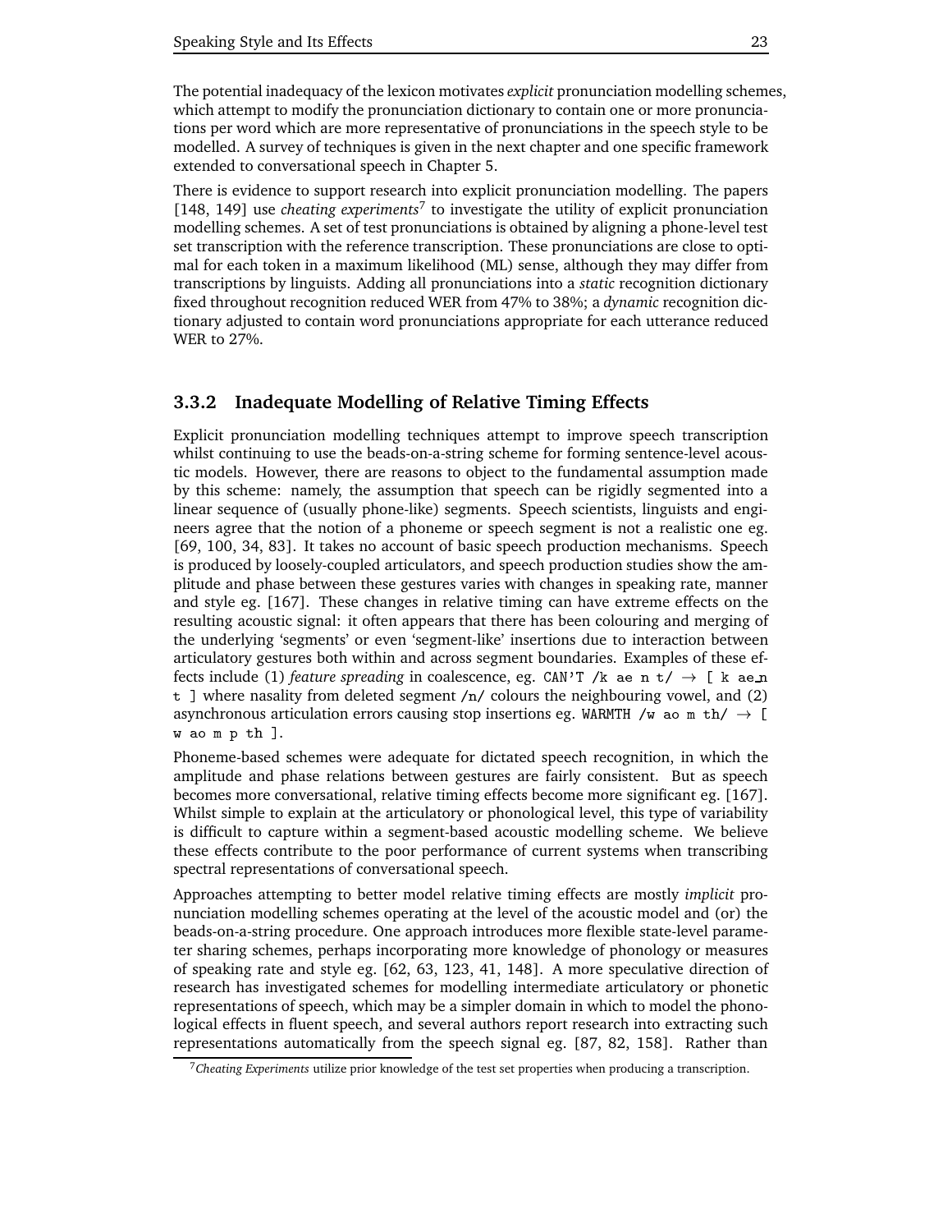The potential inadequacy of the lexicon motivates *explicit* pronunciation modelling schemes, which attempt to modify the pronunciation dictionary to contain one or more pronunciations per word which are more representative of pronunciations in the speech style to be modelled. A survey of techniques is given in the next chapter and one specific framework extended to conversational speech in Chapter 5.

There is evidence to support research into explicit pronunciation modelling. The papers [148, 149] use *cheating experiments*[7] to investigate the utility of explicit pronunciation modelling schemes. A set of test pronunciations is obtained by aligning a phone-level test set transcription with the reference transcription. These pronunciations are close to optimal for each token in a maximum likelihood (ML) sense, although they may differ from transcriptions by linguists. Adding all pronunciations into a *static* recognition dictionary fixed throughout recognition reduced WER from 47% to 38%; a *dynamic* recognition dictionary adjusted to contain word pronunciations appropriate for each utterance reduced WER to 27%.

### 3.3.2 Inadequate Modelling of Relative Timing Effects

Explicit pronunciation modelling techniques attempt to improve speech transcription whilst continuing to use the beads-on-a-string scheme for forming sentence-level acoustic models. However, there are reasons to object to the fundamental assumption made by this scheme: namely, the assumption that speech can be rigidly segmented into a linear sequence of (usually phone-like) segments. Speech scientists, linguists and engineers agree that the notion of a phoneme or speech segment is not a realistic one eg. [69, 100, 34, 83]. It takes no account of basic speech production mechanisms. Speech is produced by loosely-coupled articulators, and speech production studies show the amplitude and phase between these gestures varies with changes in speaking rate, manner and style eg. [167]. These changes in relative timing can have extreme effects on the resulting acoustic signal: it often appears that there has been colouring and merging of the underlying 'segments' or even 'segment-like' insertions due to interaction between articulatory gestures both within and across segment boundaries. Examples of these effects include (1) *feature spreading* in coalescence, eg. `CAN'T /k ae n t/` $\rightarrow$ `[ k ae_n t ]` where nasality from deleted segment `/n/` colours the neighbouring vowel, and (2) asynchronous articulation errors causing stop insertions eg. `WARMTH /w ao m th/` $\rightarrow$ `[ w ao m p th ]`.

Phoneme-based schemes were adequate for dictated speech recognition, in which the amplitude and phase relations between gestures are fairly consistent. But as speech becomes more conversational, relative timing effects become more significant eg. [167]. Whilst simple to explain at the articulatory or phonological level, this type of variability is difficult to capture within a segment-based acoustic modelling scheme. We believe these effects contribute to the poor performance of current systems when transcribing spectral representations of conversational speech.

Approaches attempting to better model relative timing effects are mostly *implicit* pronunciation modelling schemes operating at the level of the acoustic model and (or) the beads-on-a-string procedure. One approach introduces more flexible state-level parameter sharing schemes, perhaps incorporating more knowledge of phonology or measures of speaking rate and style eg. [62, 63, 123, 41, 148]. A more speculative direction of research has investigated schemes for modelling intermediate articulatory or phonetic representations of speech, which may be a simpler domain in which to model the phonological effects in fluent speech, and several authors report research into extracting such representations automatically from the speech signal eg. [87, 82, 158]. Rather than

[7] *Cheating Experiments* utilize prior knowledge of the test set properties when producing a transcription.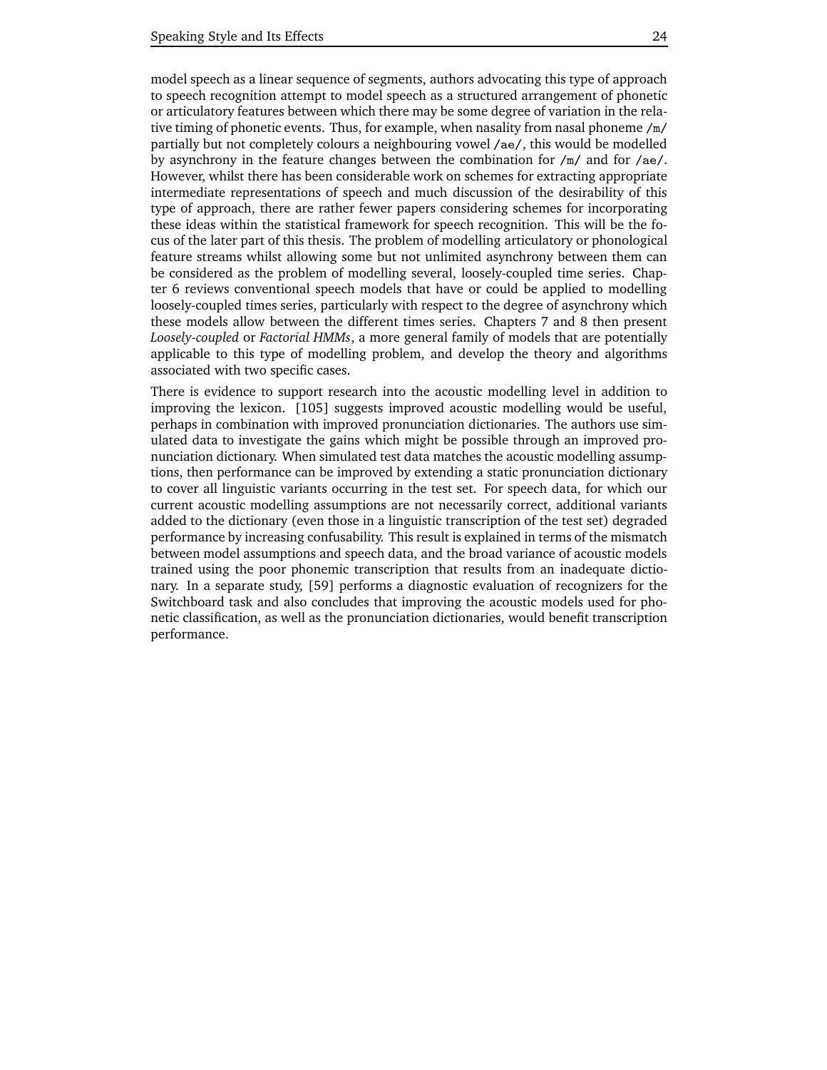model speech as a linear sequence of segments, authors advocating this type of approach to speech recognition attempt to model speech as a structured arrangement of phonetic or articulatory features between which there may be some degree of variation in the relative timing of phonetic events. Thus, for example, when nasality from nasal phoneme `/m/` partially but not completely colours a neighbouring vowel `/ae/`, this would be modelled by asynchrony in the feature changes between the combination for `/m/` and for `/ae/`. However, whilst there has been considerable work on schemes for extracting appropriate intermediate representations of speech and much discussion of the desirability of this type of approach, there are rather fewer papers considering schemes for incorporating these ideas within the statistical framework for speech recognition. This will be the focus of the later part of this thesis. The problem of modelling articulatory or phonological feature streams whilst allowing some but not unlimited asynchrony between them can be considered as the problem of modelling several, loosely-coupled time series. Chapter 6 reviews conventional speech models that have or could be applied to modelling loosely-coupled times series, particularly with respect to the degree of asynchrony which these models allow between the different times series. Chapters 7 and 8 then present *Loosely-coupled* or *Factorial HMMs*, a more general family of models that are potentially applicable to this type of modelling problem, and develop the theory and algorithms associated with two specific cases.

There is evidence to support research into the acoustic modelling level in addition to improving the lexicon. [105] suggests improved acoustic modelling would be useful, perhaps in combination with improved pronunciation dictionaries. The authors use simulated data to investigate the gains which might be possible through an improved pronunciation dictionary. When simulated test data matches the acoustic modelling assumptions, then performance can be improved by extending a static pronunciation dictionary to cover all linguistic variants occurring in the test set. For speech data, for which our current acoustic modelling assumptions are not necessarily correct, additional variants added to the dictionary (even those in a linguistic transcription of the test set) degraded performance by increasing confusability. This result is explained in terms of the mismatch between model assumptions and speech data, and the broad variance of acoustic models trained using the poor phonemic transcription that results from an inadequate dictionary. In a separate study, [59] performs a diagnostic evaluation of recognizers for the Switchboard task and also concludes that improving the acoustic models used for phonetic classification, as well as the pronunciation dictionaries, would benefit transcription performance.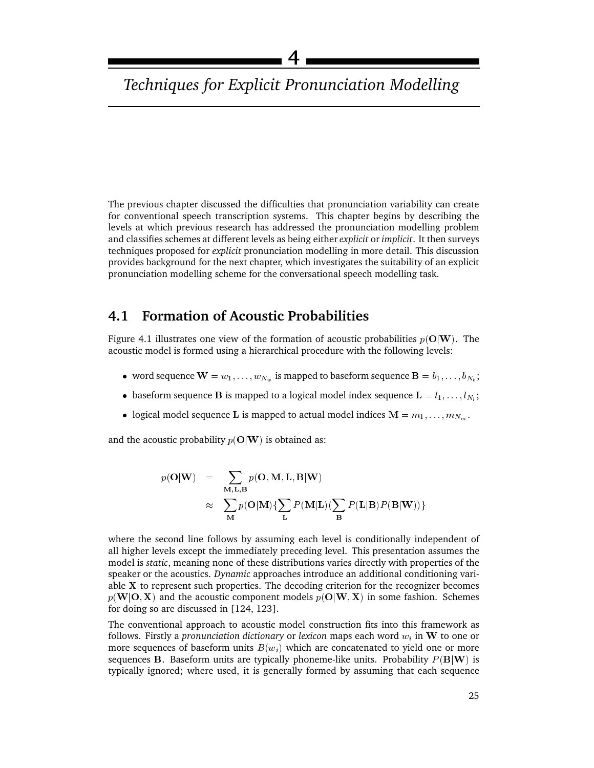# 4

# *Techniques for Explicit Pronunciation Modelling*

The previous chapter discussed the difficulties that pronunciation variability can create for conventional speech transcription systems. This chapter begins by describing the levels at which previous research has addressed the pronunciation modelling problem and classifies schemes at different levels as being either *explicit* or *implicit*. It then surveys techniques proposed for *explicit* pronunciation modelling in more detail. This discussion provides background for the next chapter, which investigates the suitability of an explicit pronunciation modelling scheme for the conversational speech modelling task.

## 4.1 Formation of Acoustic Probabilities

Figure 4.1 illustrates one view of the formation of acoustic probabilities $p(\mathbf{O}|\mathbf{W})$. The acoustic model is formed using a hierarchical procedure with the following levels:

- word sequence $\mathbf{W} = w_1, \ldots, w_{N_w}$ is mapped to baseform sequence $\mathbf{B} = b_1, \ldots, b_{N_b}$;
- baseform sequence $\mathbf{B}$ is mapped to a logical model index sequence $\mathbf{L} = l_1, \ldots, l_{N_l}$;
- logical model sequence $\mathbf{L}$ is mapped to actual model indices $\mathbf{M} = m_1, \ldots, m_{N_m}$.

and the acoustic probability $p(\mathbf{O}|\mathbf{W})$ is obtained as:

$$
\begin{aligned}
p(\mathbf{O}|\mathbf{W}) &= \sum_{\mathbf{M},\mathbf{L},\mathbf{B}} p(\mathbf{O}, \mathbf{M}, \mathbf{L}, \mathbf{B}|\mathbf{W}) \\
&\approx \sum_{\mathbf{M}} p(\mathbf{O}|\mathbf{M}) \{ \sum_{\mathbf{L}} P(\mathbf{M}|\mathbf{L}) ( \sum_{\mathbf{B}} P(\mathbf{L}|\mathbf{B}) P(\mathbf{B}|\mathbf{W}) ) \}
\end{aligned}
$$

where the second line follows by assuming each level is conditionally independent of all higher levels except the immediately preceding level. This presentation assumes the model is *static*, meaning none of these distributions varies directly with properties of the speaker or the acoustics. *Dynamic* approaches introduce an additional conditioning variable $\mathbf{X}$ to represent such properties. The decoding criterion for the recognizer becomes $p(\mathbf{W}|\mathbf{O}, \mathbf{X})$ and the acoustic component models $p(\mathbf{O}|\mathbf{W}, \mathbf{X})$ in some fashion. Schemes for doing so are discussed in [124, 123].

The conventional approach to acoustic model construction fits into this framework as follows. Firstly a *pronunciation dictionary* or *lexicon* maps each word $w_i$ in $\mathbf{W}$ to one or more sequences of baseform units $B(w_i)$ which are concatenated to yield one or more sequences $\mathbf{B}$. Baseform units are typically phoneme-like units. Probability $P(\mathbf{B}|\mathbf{W})$ is typically ignored; where used, it is generally formed by assuming that each sequence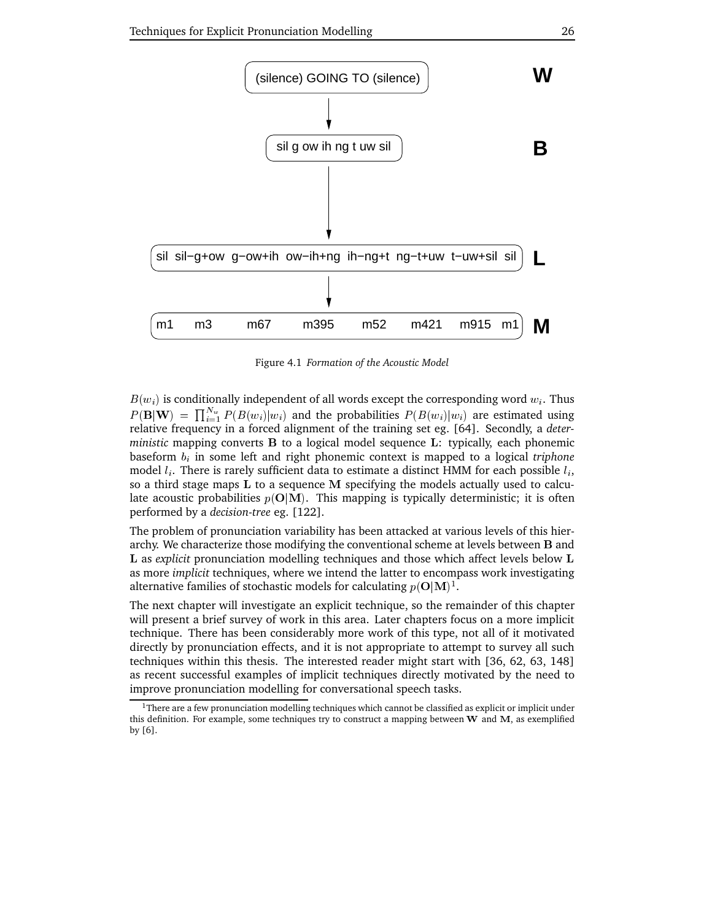| | |
|---|---|
| (silence) GOING TO (silence) | **W** |
| sil g ow ih ng t uw sil | **B** |
| sil sil−g+ow g−ow+ih ow−ih+ng ih−ng+t ng−t+uw t−uw+sil sil | **L** |
| m1 m3 m67 m395 m52 m421 m915 m1 | **M** |

Figure 4.1 *Formation of the Acoustic Model*

$B(w_i)$ is conditionally independent of all words except the corresponding word $w_i$. Thus $P(\mathbf{B}|\mathbf{W}) = \prod_{i=1}^{N_w} P(B(w_i)|w_i)$ and the probabilities $P(B(w_i)|w_i)$ are estimated using relative frequency in a forced alignment of the training set eg. [64]. Secondly, a *deterministic* mapping converts $\mathbf{B}$ to a logical model sequence $\mathbf{L}$: typically, each phonemic baseform $b_i$ in some left and right phonemic context is mapped to a logical *triphone* model $l_i$. There is rarely sufficient data to estimate a distinct HMM for each possible $l_i$, so a third stage maps $\mathbf{L}$ to a sequence $\mathbf{M}$ specifying the models actually used to calculate acoustic probabilities $p(\mathbf{O}|\mathbf{M})$. This mapping is typically deterministic; it is often performed by a *decision-tree* eg. [122].

The problem of pronunciation variability has been attacked at various levels of this hierarchy. We characterize those modifying the conventional scheme at levels between $\mathbf{B}$ and $\mathbf{L}$ as *explicit* pronunciation modelling techniques and those which affect levels below $\mathbf{L}$ as more *implicit* techniques, where we intend the latter to encompass work investigating alternative families of stochastic models for calculating $p(\mathbf{O}|\mathbf{M})$[1].

The next chapter will investigate an explicit technique, so the remainder of this chapter will present a brief survey of work in this area. Later chapters focus on a more implicit technique. There has been considerably more work of this type, not all of it motivated directly by pronunciation effects, and it is not appropriate to attempt to survey all such techniques within this thesis. The interested reader might start with [36, 62, 63, 148] as recent successful examples of implicit techniques directly motivated by the need to improve pronunciation modelling for conversational speech tasks.

[1] There are a few pronunciation modelling techniques which cannot be classified as explicit or implicit under this definition. For example, some techniques try to construct a mapping between $\mathbf{W}$ and $\mathbf{M}$, as exemplified by [6].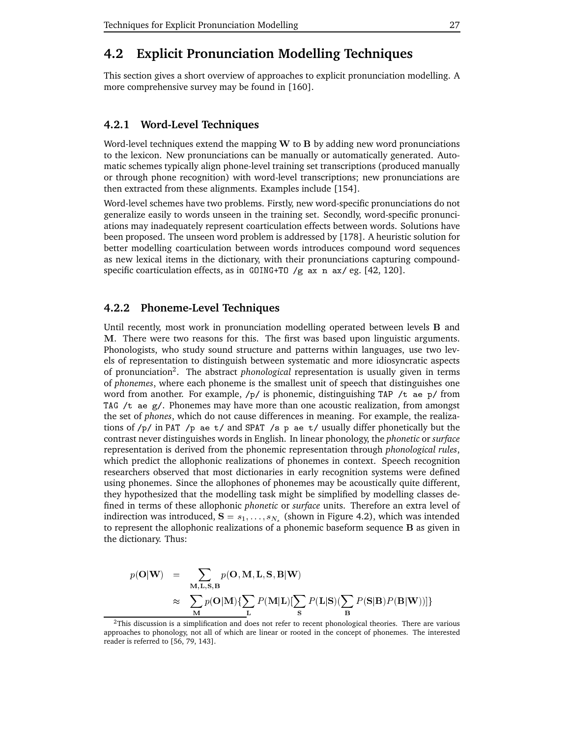## 4.2 Explicit Pronunciation Modelling Techniques

This section gives a short overview of approaches to explicit pronunciation modelling. A more comprehensive survey may be found in [160].

### 4.2.1 Word-Level Techniques

Word-level techniques extend the mapping $\mathbf{W}$ to $\mathbf{B}$ by adding new word pronunciations to the lexicon. New pronunciations can be manually or automatically generated. Automatic schemes typically align phone-level training set transcriptions (produced manually or through phone recognition) with word-level transcriptions; new pronunciations are then extracted from these alignments. Examples include [154].

Word-level schemes have two problems. Firstly, new word-specific pronunciations do not generalize easily to words unseen in the training set. Secondly, word-specific pronunciations may inadequately represent coarticulation effects between words. Solutions have been proposed. The unseen word problem is addressed by [178]. A heuristic solution for better modelling coarticulation between words introduces compound word sequences as new lexical items in the dictionary, with their pronunciations capturing compound-specific coarticulation effects, as in `GOING+TO /g ax n ax/` eg. [42, 120].

### 4.2.2 Phoneme-Level Techniques

Until recently, most work in pronunciation modelling operated between levels $\mathbf{B}$ and $\mathbf{M}$. There were two reasons for this. The first was based upon linguistic arguments. Phonologists, who study sound structure and patterns within languages, use two levels of representation to distinguish between systematic and more idiosyncratic aspects of pronunciation[2]. The abstract *phonological* representation is usually given in terms of *phonemes*, where each phoneme is the smallest unit of speech that distinguishes one word from another. For example, /p/ is phonemic, distinguishing `TAP /t ae p/` from `TAG /t ae g/`. Phonemes may have more than one acoustic realization, from amongst the set of *phones*, which do not cause differences in meaning. For example, the realizations of /p/ in `PAT /p ae t/` and `SPAT /s p ae t/` usually differ phonetically but the contrast never distinguishes words in English. In linear phonology, the *phonetic* or *surface* representation is derived from the phonemic representation through *phonological rules*, which predict the allophonic realizations of phonemes in context. Speech recognition researchers observed that most dictionaries in early recognition systems were defined using phonemes. Since the allophones of phonemes may be acoustically quite different, they hypothesized that the modelling task might be simplified by modelling classes defined in terms of these allophonic *phonetic* or *surface* units. Therefore an extra level of indirection was introduced, $\mathbf{S} = s_1, \ldots, s_{N_s}$ (shown in Figure 4.2), which was intended to represent the allophonic realizations of a phonemic baseform sequence $\mathbf{B}$ as given in the dictionary. Thus:

$$
\begin{aligned}
p(\mathbf{O}|\mathbf{W}) &= \sum_{\mathbf{M},\mathbf{L},\mathbf{S},\mathbf{B}} p(\mathbf{O},\mathbf{M},\mathbf{L},\mathbf{S},\mathbf{B}|\mathbf{W}) \\
&\approx \sum_{\mathbf{M}} p(\mathbf{O}|\mathbf{M}) \{ \sum_{\mathbf{L}} P(\mathbf{M}|\mathbf{L}) [ \sum_{\mathbf{S}} P(\mathbf{L}|\mathbf{S}) ( \sum_{\mathbf{B}} P(\mathbf{S}|\mathbf{B}) P(\mathbf{B}|\mathbf{W}) ) ] \}
\end{aligned}
$$

[2] This discussion is a simplification and does not refer to recent phonological theories. There are various approaches to phonology, not all of which are linear or rooted in the concept of phonemes. The interested reader is referred to [56, 79, 143].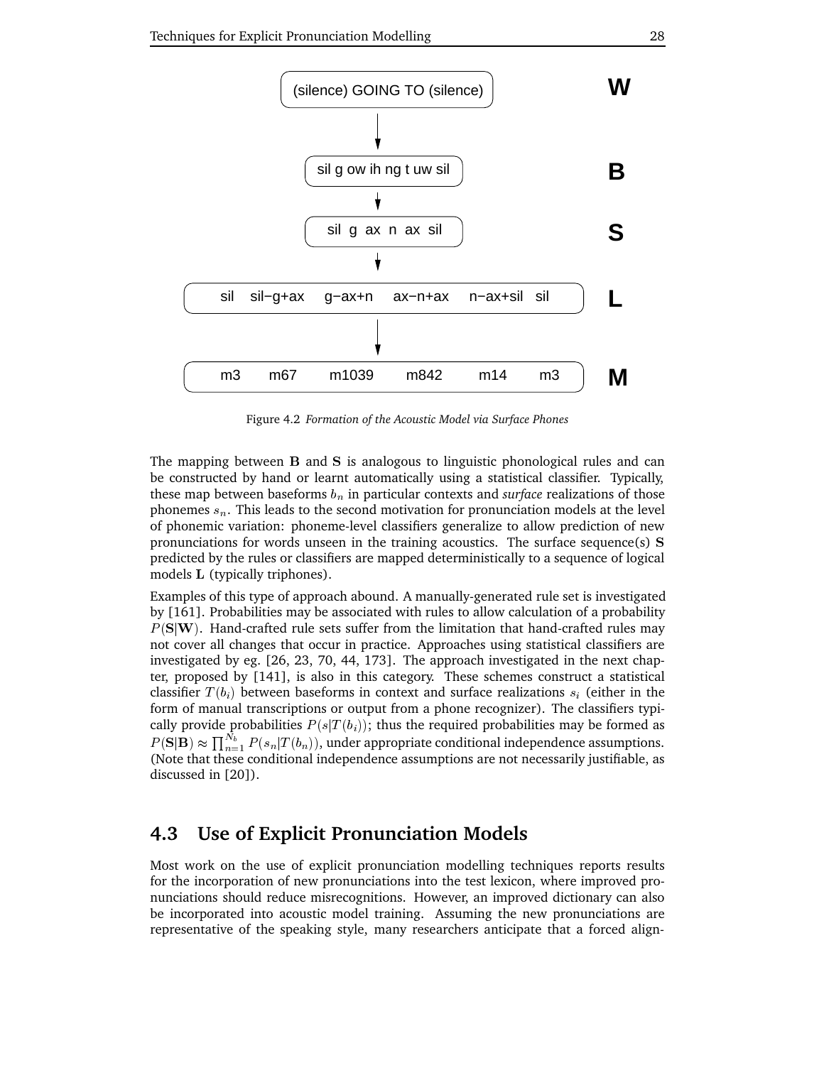| | |
|---|---|
| (silence) GOING TO (silence) | **W** |
| sil g ow ih ng t uw sil | **B** |
| sil g ax n ax sil | **S** |
| sil sil−g+ax g−ax+n ax−n+ax n−ax+sil sil | **L** |
| m3 m67 m1039 m842 m14 m3 | **M** |

Figure 4.2 *Formation of the Acoustic Model via Surface Phones*

The mapping between $\mathbf{B}$ and $\mathbf{S}$ is analogous to linguistic phonological rules and can be constructed by hand or learnt automatically using a statistical classifier. Typically, these map between baseforms $b_n$ in particular contexts and *surface* realizations of those phonemes $s_n$. This leads to the second motivation for pronunciation models at the level of phonemic variation: phoneme-level classifiers generalize to allow prediction of new pronunciations for words unseen in the training acoustics. The surface sequence(s) $\mathbf{S}$ predicted by the rules or classifiers are mapped deterministically to a sequence of logical models $\mathbf{L}$ (typically triphones).

Examples of this type of approach abound. A manually-generated rule set is investigated by [161]. Probabilities may be associated with rules to allow calculation of a probability $P(\mathbf{S}|\mathbf{W})$. Hand-crafted rule sets suffer from the limitation that hand-crafted rules may not cover all changes that occur in practice. Approaches using statistical classifiers are investigated by eg. [26, 23, 70, 44, 173]. The approach investigated in the next chapter, proposed by [141], is also in this category. These schemes construct a statistical classifier $T(b_i)$ between baseforms in context and surface realizations $s_i$ (either in the form of manual transcriptions or output from a phone recognizer). The classifiers typically provide probabilities $P(s|T(b_i))$; thus the required probabilities may be formed as $P(\mathbf{S}|\mathbf{B}) \approx \prod_{n=1}^{N_b} P(s_n|T(b_n))$, under appropriate conditional independence assumptions. (Note that these conditional independence assumptions are not necessarily justifiable, as discussed in [20]).

## 4.3 Use of Explicit Pronunciation Models

Most work on the use of explicit pronunciation modelling techniques reports results for the incorporation of new pronunciations into the test lexicon, where improved pronunciations should reduce misrecognitions. However, an improved dictionary can also be incorporated into acoustic model training. Assuming the new pronunciations are representative of the speaking style, many researchers anticipate that a forced align-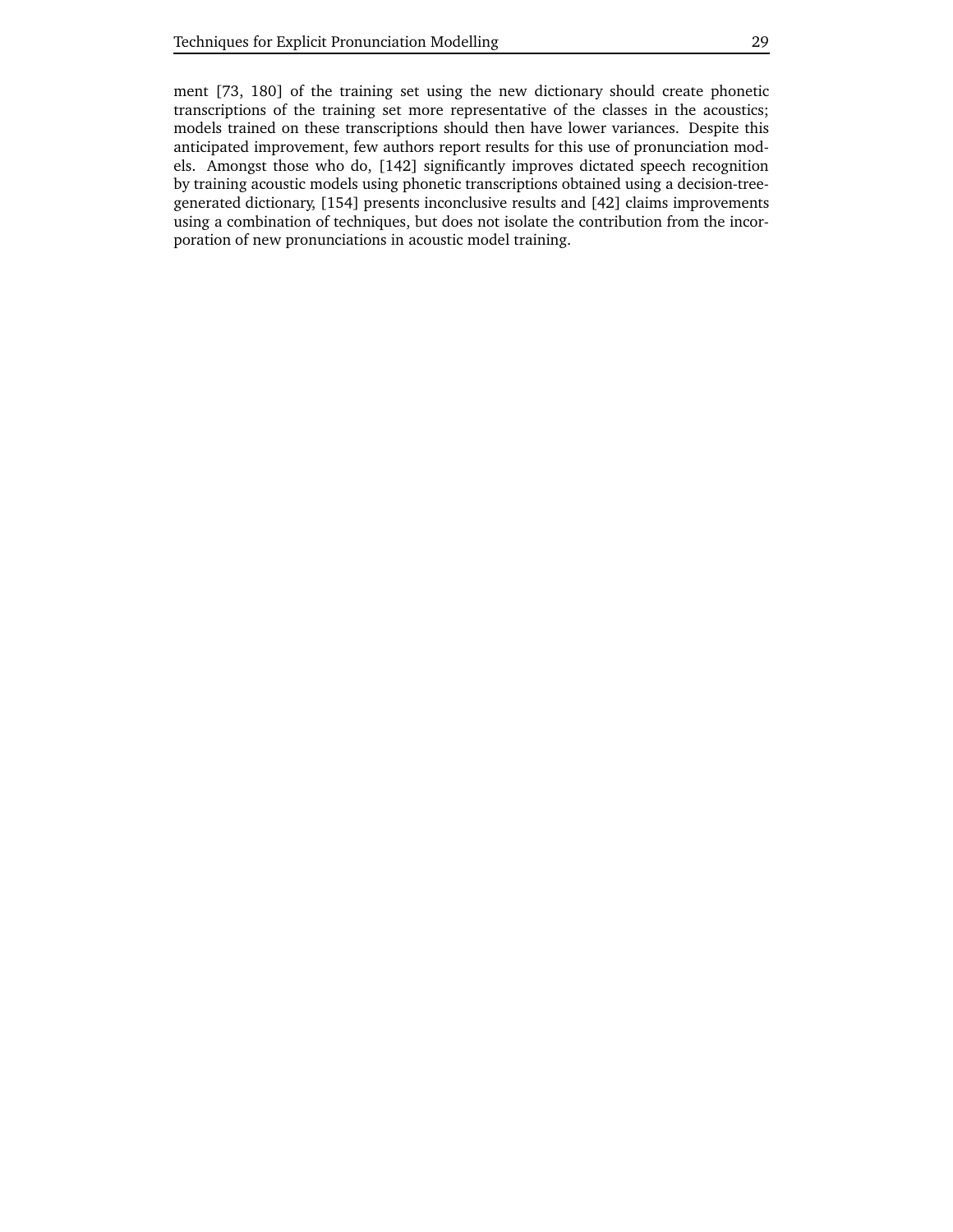ment [73, 180] of the training set using the new dictionary should create phonetic transcriptions of the training set more representative of the classes in the acoustics; models trained on these transcriptions should then have lower variances. Despite this anticipated improvement, few authors report results for this use of pronunciation models. Amongst those who do, [142] significantly improves dictated speech recognition by training acoustic models using phonetic transcriptions obtained using a decision-tree-generated dictionary, [154] presents inconclusive results and [42] claims improvements using a combination of techniques, but does not isolate the contribution from the incorporation of new pronunciations in acoustic model training.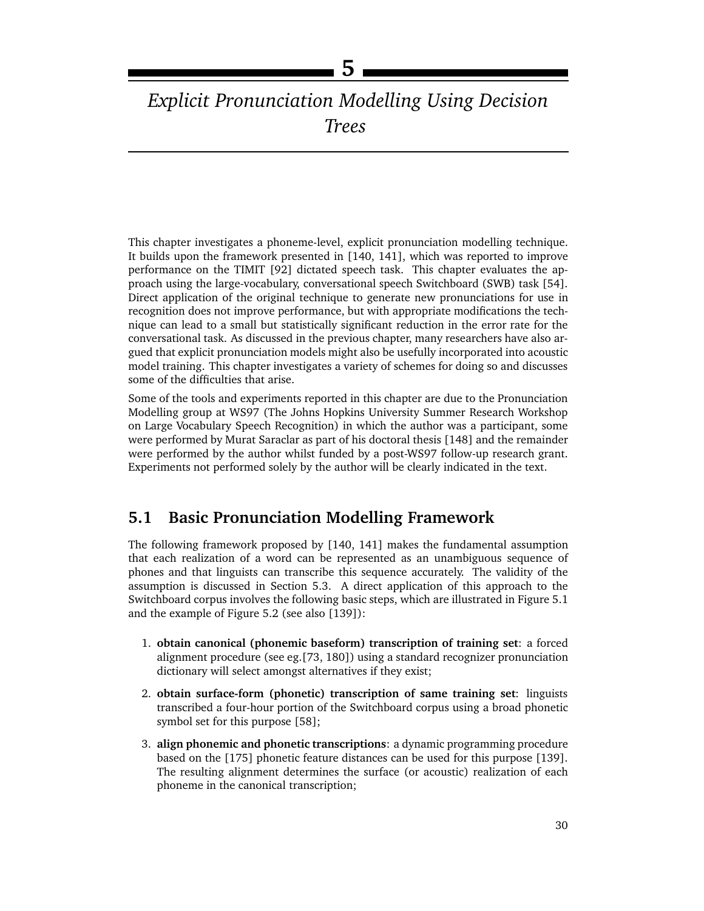# 5

# *Explicit Pronunciation Modelling Using Decision Trees*

This chapter investigates a phoneme-level, explicit pronunciation modelling technique. It builds upon the framework presented in [140, 141], which was reported to improve performance on the TIMIT [92] dictated speech task. This chapter evaluates the approach using the large-vocabulary, conversational speech Switchboard (SWB) task [54]. Direct application of the original technique to generate new pronunciations for use in recognition does not improve performance, but with appropriate modifications the technique can lead to a small but statistically significant reduction in the error rate for the conversational task. As discussed in the previous chapter, many researchers have also argued that explicit pronunciation models might also be usefully incorporated into acoustic model training. This chapter investigates a variety of schemes for doing so and discusses some of the difficulties that arise.

Some of the tools and experiments reported in this chapter are due to the Pronunciation Modelling group at WS97 (The Johns Hopkins University Summer Research Workshop on Large Vocabulary Speech Recognition) in which the author was a participant, some were performed by Murat Saraclar as part of his doctoral thesis [148] and the remainder were performed by the author whilst funded by a post-WS97 follow-up research grant. Experiments not performed solely by the author will be clearly indicated in the text.

## 5.1 Basic Pronunciation Modelling Framework

The following framework proposed by [140, 141] makes the fundamental assumption that each realization of a word can be represented as an unambiguous sequence of phones and that linguists can transcribe this sequence accurately. The validity of the assumption is discussed in Section 5.3. A direct application of this approach to the Switchboard corpus involves the following basic steps, which are illustrated in Figure 5.1 and the example of Figure 5.2 (see also [139]):

1. **obtain canonical (phonemic baseform) transcription of training set**: a forced alignment procedure (see eg.[73, 180]) using a standard recognizer pronunciation dictionary will select amongst alternatives if they exist;
2. **obtain surface-form (phonetic) transcription of same training set**: linguists transcribed a four-hour portion of the Switchboard corpus using a broad phonetic symbol set for this purpose [58];
3. **align phonemic and phonetic transcriptions**: a dynamic programming procedure based on the [175] phonetic feature distances can be used for this purpose [139]. The resulting alignment determines the surface (or acoustic) realization of each phoneme in the canonical transcription;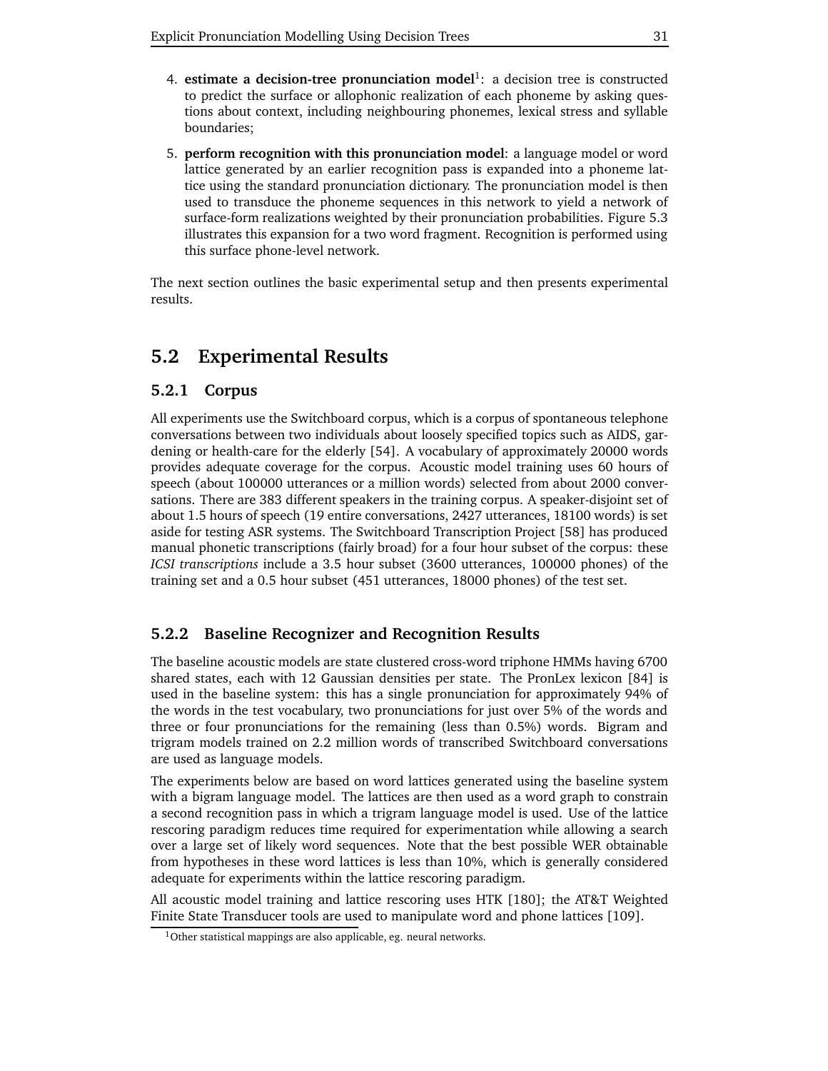4. **estimate a decision-tree pronunciation model**[1]: a decision tree is constructed to predict the surface or allophonic realization of each phoneme by asking questions about context, including neighbouring phonemes, lexical stress and syllable boundaries;

5. **perform recognition with this pronunciation model**: a language model or word lattice generated by an earlier recognition pass is expanded into a phoneme lattice using the standard pronunciation dictionary. The pronunciation model is then used to transduce the phoneme sequences in this network to yield a network of surface-form realizations weighted by their pronunciation probabilities. Figure 5.3 illustrates this expansion for a two word fragment. Recognition is performed using this surface phone-level network.

The next section outlines the basic experimental setup and then presents experimental results.

## 5.2 Experimental Results

### 5.2.1 Corpus

All experiments use the Switchboard corpus, which is a corpus of spontaneous telephone conversations between two individuals about loosely specified topics such as AIDS, gardening or health-care for the elderly [54]. A vocabulary of approximately 20000 words provides adequate coverage for the corpus. Acoustic model training uses 60 hours of speech (about 100000 utterances or a million words) selected from about 2000 conversations. There are 383 different speakers in the training corpus. A speaker-disjoint set of about 1.5 hours of speech (19 entire conversations, 2427 utterances, 18100 words) is set aside for testing ASR systems. The Switchboard Transcription Project [58] has produced manual phonetic transcriptions (fairly broad) for a four hour subset of the corpus: these *ICSI transcriptions* include a 3.5 hour subset (3600 utterances, 100000 phones) of the training set and a 0.5 hour subset (451 utterances, 18000 phones) of the test set.

### 5.2.2 Baseline Recognizer and Recognition Results

The baseline acoustic models are state clustered cross-word triphone HMMs having 6700 shared states, each with 12 Gaussian densities per state. The PronLex lexicon [84] is used in the baseline system: this has a single pronunciation for approximately 94% of the words in the test vocabulary, two pronunciations for just over 5% of the words and three or four pronunciations for the remaining (less than 0.5%) words. Bigram and trigram models trained on 2.2 million words of transcribed Switchboard conversations are used as language models.

The experiments below are based on word lattices generated using the baseline system with a bigram language model. The lattices are then used as a word graph to constrain a second recognition pass in which a trigram language model is used. Use of the lattice rescoring paradigm reduces time required for experimentation while allowing a search over a large set of likely word sequences. Note that the best possible WER obtainable from hypotheses in these word lattices is less than 10%, which is generally considered adequate for experiments within the lattice rescoring paradigm.

All acoustic model training and lattice rescoring uses HTK [180]; the AT&T Weighted Finite State Transducer tools are used to manipulate word and phone lattices [109].

[1] Other statistical mappings are also applicable, eg. neural networks.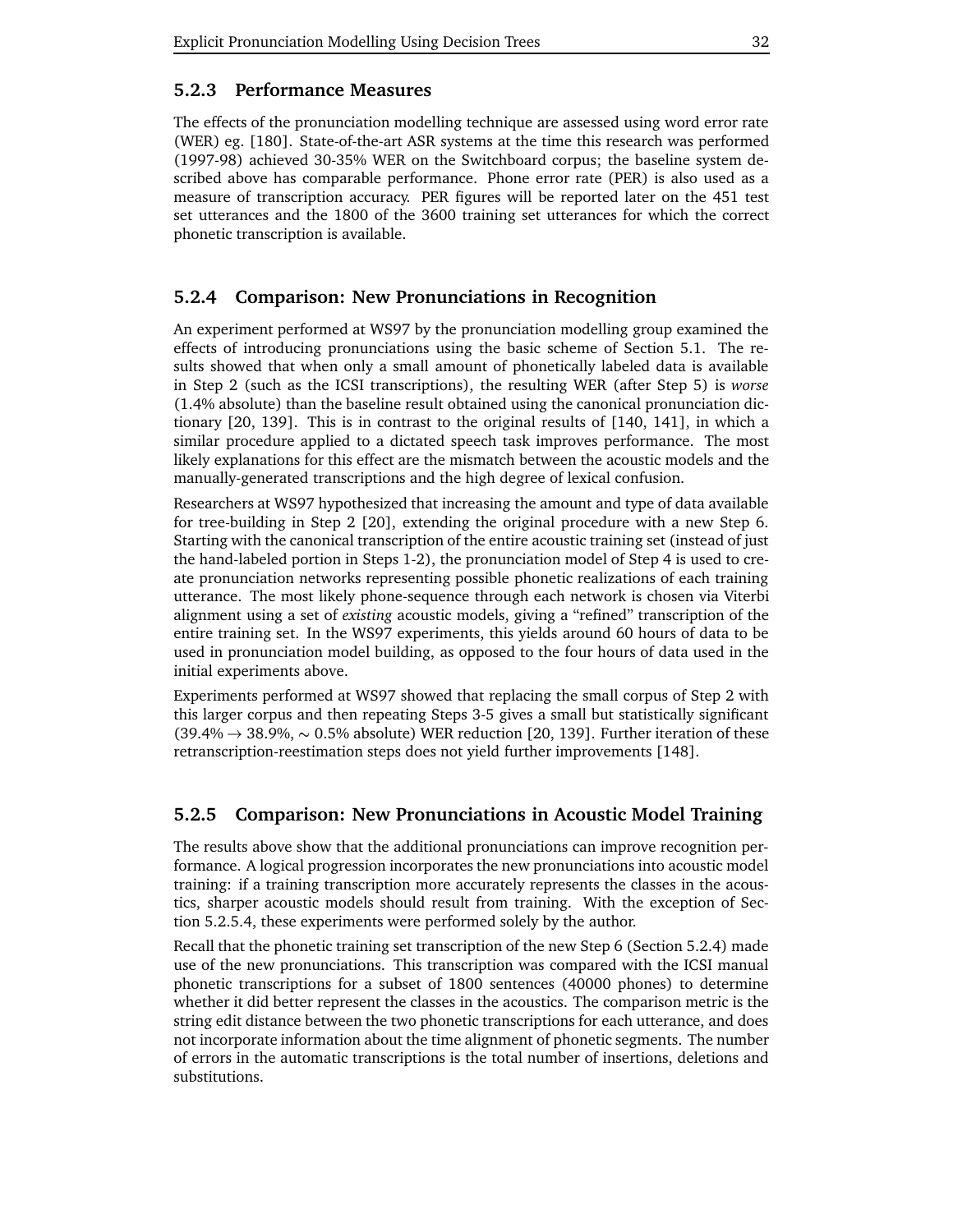### 5.2.3 Performance Measures

The effects of the pronunciation modelling technique are assessed using word error rate (WER) eg. [180]. State-of-the-art ASR systems at the time this research was performed (1997-98) achieved 30-35% WER on the Switchboard corpus; the baseline system described above has comparable performance. Phone error rate (PER) is also used as a measure of transcription accuracy. PER figures will be reported later on the 451 test set utterances and the 1800 of the 3600 training set utterances for which the correct phonetic transcription is available.

### 5.2.4 Comparison: New Pronunciations in Recognition

An experiment performed at WS97 by the pronunciation modelling group examined the effects of introducing pronunciations using the basic scheme of Section 5.1. The results showed that when only a small amount of phonetically labeled data is available in Step 2 (such as the ICSI transcriptions), the resulting WER (after Step 5) is *worse* (1.4% absolute) than the baseline result obtained using the canonical pronunciation dictionary [20, 139]. This is in contrast to the original results of [140, 141], in which a similar procedure applied to a dictated speech task improves performance. The most likely explanations for this effect are the mismatch between the acoustic models and the manually-generated transcriptions and the high degree of lexical confusion.

Researchers at WS97 hypothesized that increasing the amount and type of data available for tree-building in Step 2 [20], extending the original procedure with a new Step 6. Starting with the canonical transcription of the entire acoustic training set (instead of just the hand-labeled portion in Steps 1-2), the pronunciation model of Step 4 is used to create pronunciation networks representing possible phonetic realizations of each training utterance. The most likely phone-sequence through each network is chosen via Viterbi alignment using a set of *existing* acoustic models, giving a "refined" transcription of the entire training set. In the WS97 experiments, this yields around 60 hours of data to be used in pronunciation model building, as opposed to the four hours of data used in the initial experiments above.

Experiments performed at WS97 showed that replacing the small corpus of Step 2 with this larger corpus and then repeating Steps 3-5 gives a small but statistically significant (39.4% $\rightarrow$ 38.9%, $\sim$ 0.5% absolute) WER reduction [20, 139]. Further iteration of these retranscription-reestimation steps does not yield further improvements [148].

### 5.2.5 Comparison: New Pronunciations in Acoustic Model Training

The results above show that the additional pronunciations can improve recognition performance. A logical progression incorporates the new pronunciations into acoustic model training: if a training transcription more accurately represents the classes in the acoustics, sharper acoustic models should result from training. With the exception of Section 5.2.5.4, these experiments were performed solely by the author.

Recall that the phonetic training set transcription of the new Step 6 (Section 5.2.4) made use of the new pronunciations. This transcription was compared with the ICSI manual phonetic transcriptions for a subset of 1800 sentences (40000 phones) to determine whether it did better represent the classes in the acoustics. The comparison metric is the string edit distance between the two phonetic transcriptions for each utterance, and does not incorporate information about the time alignment of phonetic segments. The number of errors in the automatic transcriptions is the total number of insertions, deletions and substitutions.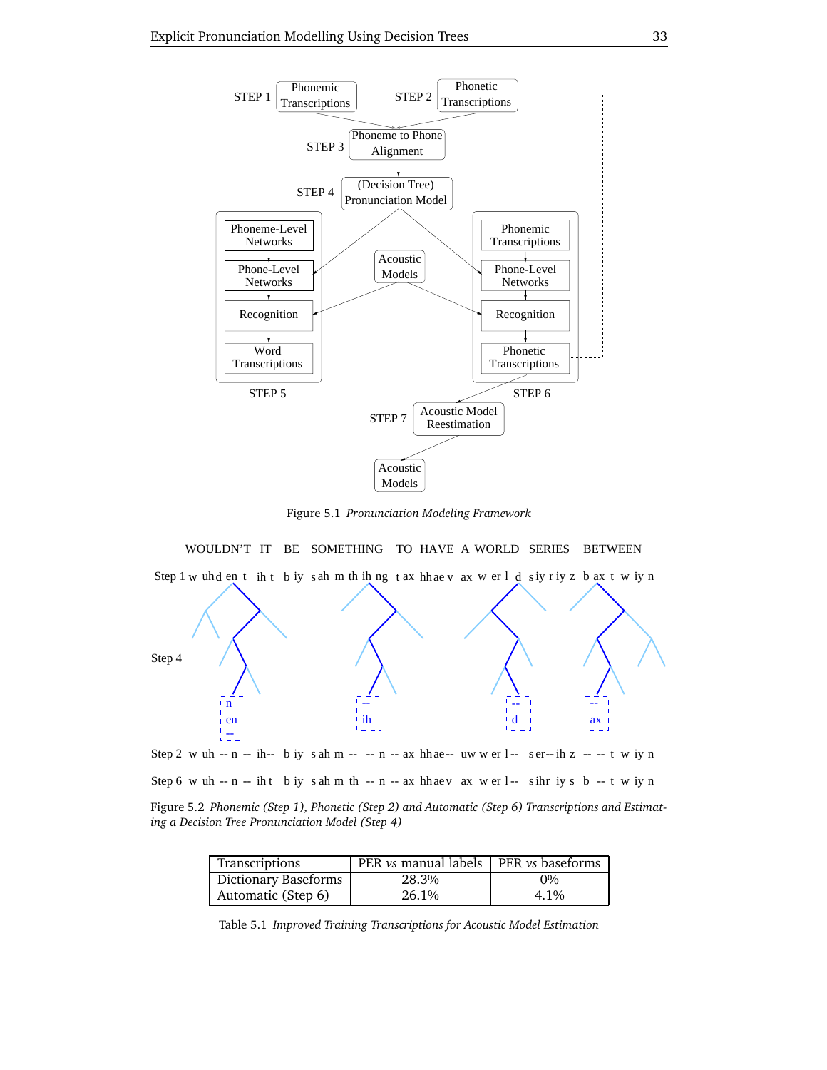Figure 5.1 *Pronunciation Modeling Framework*

Figure 5.2 *Phonemic (Step 1), Phonetic (Step 2) and Automatic (Step 6) Transcriptions and Estimating a Decision Tree Pronunciation Model (Step 4)*

| Transcriptions | PER *vs* manual labels | PER *vs* baseforms |
|---|---|---|
| Dictionary Baseforms | 28.3% | 0% |
| Automatic (Step 6) | 26.1% | 4.1% |

Table 5.1 *Improved Training Transcriptions for Acoustic Model Estimation*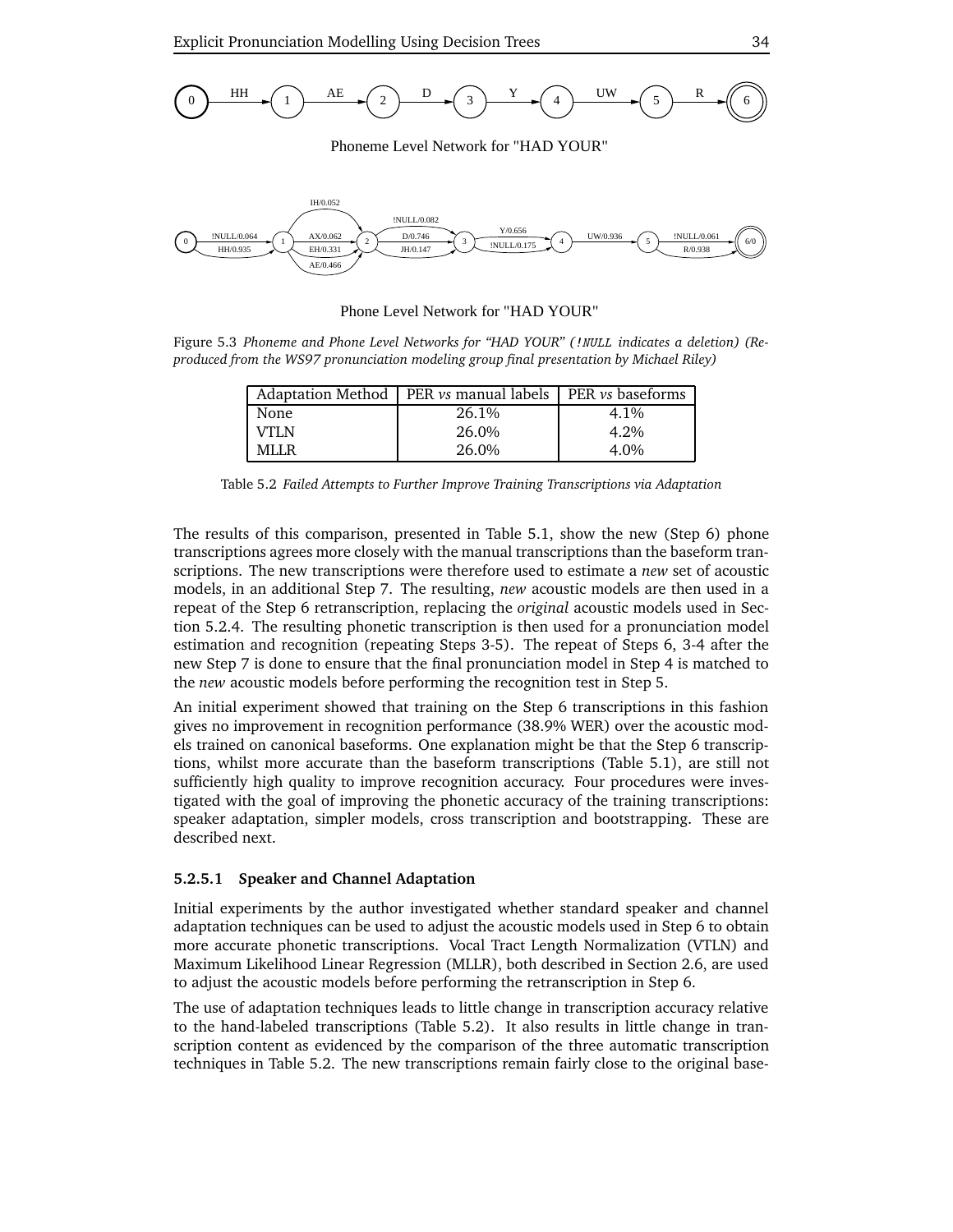Phoneme Level Network for "HAD YOUR"

Phone Level Network for "HAD YOUR"

Figure 5.3 *Phoneme and Phone Level Networks for "HAD YOUR" (!NULL indicates a deletion) (Reproduced from the WS97 pronunciation modeling group final presentation by Michael Riley)*

| Adaptation Method | PER *vs* manual labels | PER *vs* baseforms |
|---|---|---|
| None | 26.1% | 4.1% |
| VTLN | 26.0% | 4.2% |
| MLLR | 26.0% | 4.0% |

Table 5.2 *Failed Attempts to Further Improve Training Transcriptions via Adaptation*

The results of this comparison, presented in Table 5.1, show the new (Step 6) phone transcriptions agrees more closely with the manual transcriptions than the baseform transcriptions. The new transcriptions were therefore used to estimate a *new* set of acoustic models, in an additional Step 7. The resulting, *new* acoustic models are then used in a repeat of the Step 6 retranscription, replacing the *original* acoustic models used in Section 5.2.4. The resulting phonetic transcription is then used for a pronunciation model estimation and recognition (repeating Steps 3-5). The repeat of Steps 6, 3-4 after the new Step 7 is done to ensure that the final pronunciation model in Step 4 is matched to the *new* acoustic models before performing the recognition test in Step 5.

An initial experiment showed that training on the Step 6 transcriptions in this fashion gives no improvement in recognition performance (38.9% WER) over the acoustic models trained on canonical baseforms. One explanation might be that the Step 6 transcriptions, whilst more accurate than the baseform transcriptions (Table 5.1), are still not sufficiently high quality to improve recognition accuracy. Four procedures were investigated with the goal of improving the phonetic accuracy of the training transcriptions: speaker adaptation, simpler models, cross transcription and bootstrapping. These are described next.

#### 5.2.5.1 Speaker and Channel Adaptation

Initial experiments by the author investigated whether standard speaker and channel adaptation techniques can be used to adjust the acoustic models used in Step 6 to obtain more accurate phonetic transcriptions. Vocal Tract Length Normalization (VTLN) and Maximum Likelihood Linear Regression (MLLR), both described in Section 2.6, are used to adjust the acoustic models before performing the retranscription in Step 6.

The use of adaptation techniques leads to little change in transcription accuracy relative to the hand-labeled transcriptions (Table 5.2). It also results in little change in transcription content as evidenced by the comparison of the three automatic transcription techniques in Table 5.2. The new transcriptions remain fairly close to the original base-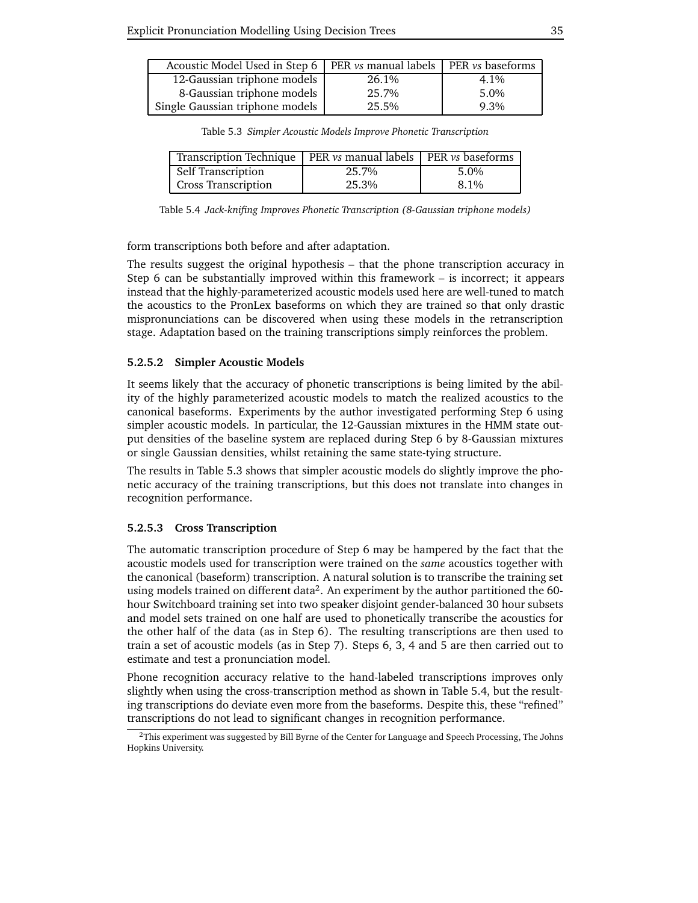| Acoustic Model Used in Step 6 | PER *vs* manual labels | PER *vs* baseforms |
|---|---|---|
| 12-Gaussian triphone models | 26.1% | 4.1% |
| 8-Gaussian triphone models | 25.7% | 5.0% |
| Single Gaussian triphone models | 25.5% | 9.3% |

Table 5.3 *Simpler Acoustic Models Improve Phonetic Transcription*

| Transcription Technique | PER *vs* manual labels | PER *vs* baseforms |
|---|---|---|
| Self Transcription | 25.7% | 5.0% |
| Cross Transcription | 25.3% | 8.1% |

Table 5.4 *Jack-knifing Improves Phonetic Transcription (8-Gaussian triphone models)*

form transcriptions both before and after adaptation.

The results suggest the original hypothesis – that the phone transcription accuracy in Step 6 can be substantially improved within this framework – is incorrect; it appears instead that the highly-parameterized acoustic models used here are well-tuned to match the acoustics to the PronLex baseforms on which they are trained so that only drastic mispronunciations can be discovered when using these models in the retranscription stage. Adaptation based on the training transcriptions simply reinforces the problem.

#### 5.2.5.2 Simpler Acoustic Models

It seems likely that the accuracy of phonetic transcriptions is being limited by the ability of the highly parameterized acoustic models to match the realized acoustics to the canonical baseforms. Experiments by the author investigated performing Step 6 using simpler acoustic models. In particular, the 12-Gaussian mixtures in the HMM state output densities of the baseline system are replaced during Step 6 by 8-Gaussian mixtures or single Gaussian densities, whilst retaining the same state-tying structure.

The results in Table 5.3 shows that simpler acoustic models do slightly improve the phonetic accuracy of the training transcriptions, but this does not translate into changes in recognition performance.

#### 5.2.5.3 Cross Transcription

The automatic transcription procedure of Step 6 may be hampered by the fact that the acoustic models used for transcription were trained on the *same* acoustics together with the canonical (baseform) transcription. A natural solution is to transcribe the training set using models trained on different data[2]. An experiment by the author partitioned the 60-hour Switchboard training set into two speaker disjoint gender-balanced 30 hour subsets and model sets trained on one half are used to phonetically transcribe the acoustics for the other half of the data (as in Step 6). The resulting transcriptions are then used to train a set of acoustic models (as in Step 7). Steps 6, 3, 4 and 5 are then carried out to estimate and test a pronunciation model.

Phone recognition accuracy relative to the hand-labeled transcriptions improves only slightly when using the cross-transcription method as shown in Table 5.4, but the resulting transcriptions do deviate even more from the baseforms. Despite this, these "refined" transcriptions do not lead to significant changes in recognition performance.

[2] This experiment was suggested by Bill Byrne of the Center for Language and Speech Processing, The Johns Hopkins University.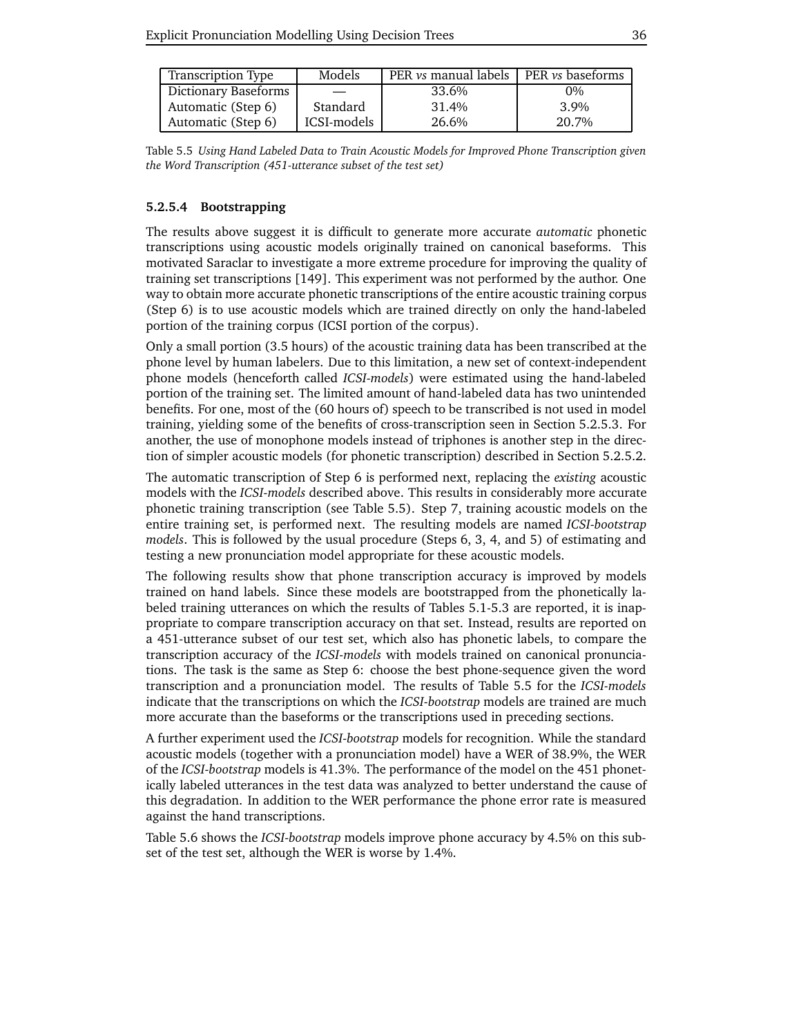| Transcription Type | Models | PER *vs* manual labels | PER *vs* baseforms |
|---|---|---|---|
| Dictionary Baseforms | — | 33.6% | 0% |
| Automatic (Step 6) | Standard | 31.4% | 3.9% |
| Automatic (Step 6) | ICSI-models | 26.6% | 20.7% |

Table 5.5 *Using Hand Labeled Data to Train Acoustic Models for Improved Phone Transcription given the Word Transcription (451-utterance subset of the test set)*

#### 5.2.5.4 Bootstrapping

The results above suggest it is difficult to generate more accurate *automatic* phonetic transcriptions using acoustic models originally trained on canonical baseforms. This motivated Saraclar to investigate a more extreme procedure for improving the quality of training set transcriptions [149]. This experiment was not performed by the author. One way to obtain more accurate phonetic transcriptions of the entire acoustic training corpus (Step 6) is to use acoustic models which are trained directly on only the hand-labeled portion of the training corpus (ICSI portion of the corpus).

Only a small portion (3.5 hours) of the acoustic training data has been transcribed at the phone level by human labelers. Due to this limitation, a new set of context-independent phone models (henceforth called *ICSI-models*) were estimated using the hand-labeled portion of the training set. The limited amount of hand-labeled data has two unintended benefits. For one, most of the (60 hours of) speech to be transcribed is not used in model training, yielding some of the benefits of cross-transcription seen in Section 5.2.5.3. For another, the use of monophone models instead of triphones is another step in the direction of simpler acoustic models (for phonetic transcription) described in Section 5.2.5.2.

The automatic transcription of Step 6 is performed next, replacing the *existing* acoustic models with the *ICSI-models* described above. This results in considerably more accurate phonetic training transcription (see Table 5.5). Step 7, training acoustic models on the entire training set, is performed next. The resulting models are named *ICSI-bootstrap models*. This is followed by the usual procedure (Steps 6, 3, 4, and 5) of estimating and testing a new pronunciation model appropriate for these acoustic models.

The following results show that phone transcription accuracy is improved by models trained on hand labels. Since these models are bootstrapped from the phonetically labeled training utterances on which the results of Tables 5.1-5.3 are reported, it is inappropriate to compare transcription accuracy on that set. Instead, results are reported on a 451-utterance subset of our test set, which also has phonetic labels, to compare the transcription accuracy of the *ICSI-models* with models trained on canonical pronunciations. The task is the same as Step 6: choose the best phone-sequence given the word transcription and a pronunciation model. The results of Table 5.5 for the *ICSI-models* indicate that the transcriptions on which the *ICSI-bootstrap* models are trained are much more accurate than the baseforms or the transcriptions used in preceding sections.

A further experiment used the *ICSI-bootstrap* models for recognition. While the standard acoustic models (together with a pronunciation model) have a WER of 38.9%, the WER of the *ICSI-bootstrap* models is 41.3%. The performance of the model on the 451 phonetically labeled utterances in the test data was analyzed to better understand the cause of this degradation. In addition to the WER performance the phone error rate is measured against the hand transcriptions.

Table 5.6 shows the *ICSI-bootstrap* models improve phone accuracy by 4.5% on this subset of the test set, although the WER is worse by 1.4%.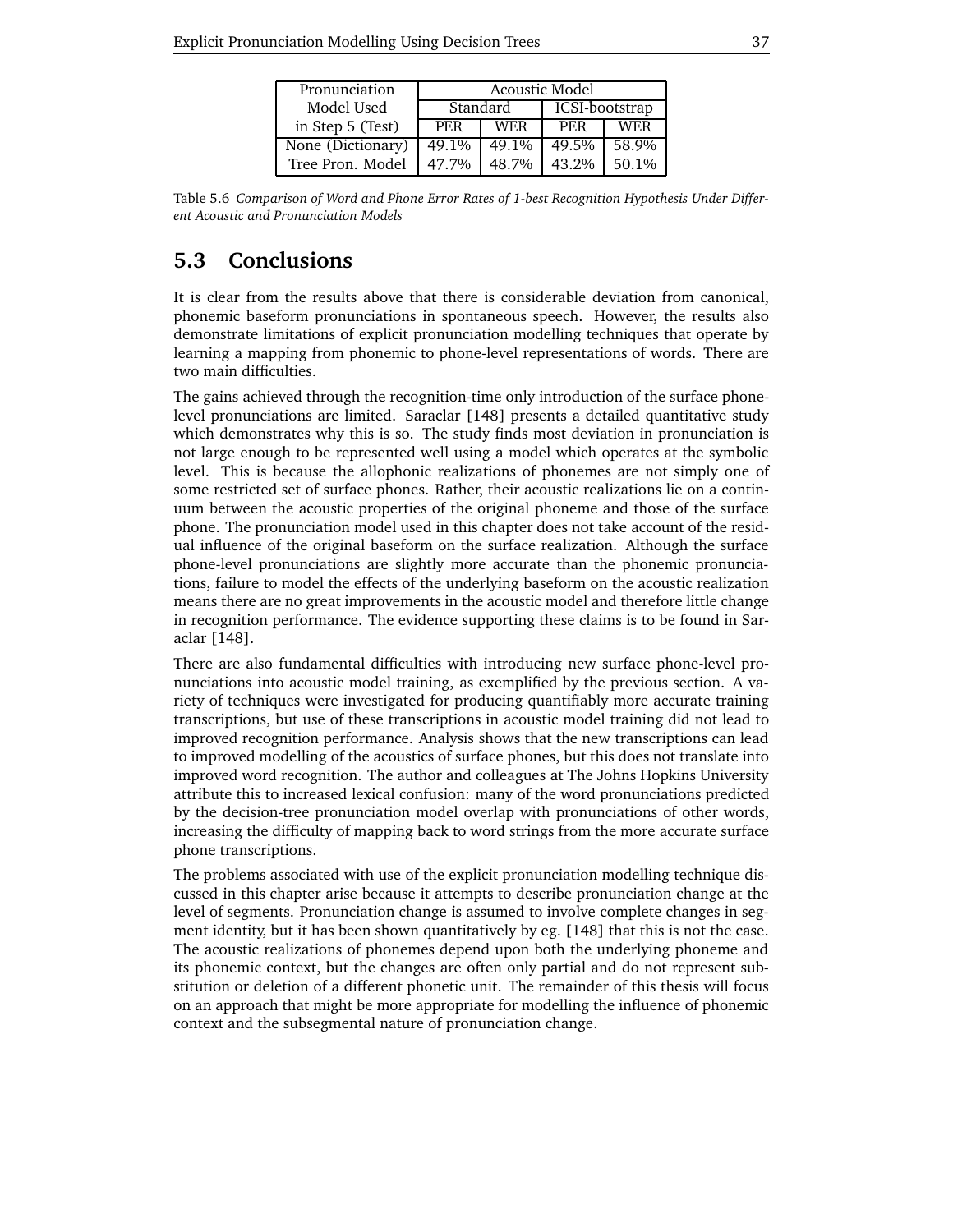| Pronunciation Model Used in Step 5 (Test) | Acoustic Model | | | |
|---|---|---|---|---|
| | Standard | | ICSI-bootstrap | |
| | PER | WER | PER | WER |
| None (Dictionary) | 49.1% | 49.1% | 49.5% | 58.9% |
| Tree Pron. Model | 47.7% | 48.7% | 43.2% | 50.1% |

Table 5.6 *Comparison of Word and Phone Error Rates of 1-best Recognition Hypothesis Under Different Acoustic and Pronunciation Models*

## 5.3 Conclusions

It is clear from the results above that there is considerable deviation from canonical, phonemic baseform pronunciations in spontaneous speech. However, the results also demonstrate limitations of explicit pronunciation modelling techniques that operate by learning a mapping from phonemic to phone-level representations of words. There are two main difficulties.

The gains achieved through the recognition-time only introduction of the surface phone-level pronunciations are limited. Saraclar [148] presents a detailed quantitative study which demonstrates why this is so. The study finds most deviation in pronunciation is not large enough to be represented well using a model which operates at the symbolic level. This is because the allophonic realizations of phonemes are not simply one of some restricted set of surface phones. Rather, their acoustic realizations lie on a continuum between the acoustic properties of the original phoneme and those of the surface phone. The pronunciation model used in this chapter does not take account of the residual influence of the original baseform on the surface realization. Although the surface phone-level pronunciations are slightly more accurate than the phonemic pronunciations, failure to model the effects of the underlying baseform on the acoustic realization means there are no great improvements in the acoustic model and therefore little change in recognition performance. The evidence supporting these claims is to be found in Saraclar [148].

There are also fundamental difficulties with introducing new surface phone-level pronunciations into acoustic model training, as exemplified by the previous section. A variety of techniques were investigated for producing quantifiably more accurate training transcriptions, but use of these transcriptions in acoustic model training did not lead to improved recognition performance. Analysis shows that the new transcriptions can lead to improved modelling of the acoustics of surface phones, but this does not translate into improved word recognition. The author and colleagues at The Johns Hopkins University attribute this to increased lexical confusion: many of the word pronunciations predicted by the decision-tree pronunciation model overlap with pronunciations of other words, increasing the difficulty of mapping back to word strings from the more accurate surface phone transcriptions.

The problems associated with use of the explicit pronunciation modelling technique discussed in this chapter arise because it attempts to describe pronunciation change at the level of segments. Pronunciation change is assumed to involve complete changes in segment identity, but it has been shown quantitatively by eg. [148] that this is not the case. The acoustic realizations of phonemes depend upon both the underlying phoneme and its phonemic context, but the changes are often only partial and do not represent substitution or deletion of a different phonetic unit. The remainder of this thesis will focus on an approach that might be more appropriate for modelling the influence of phonemic context and the subsegmental nature of pronunciation change.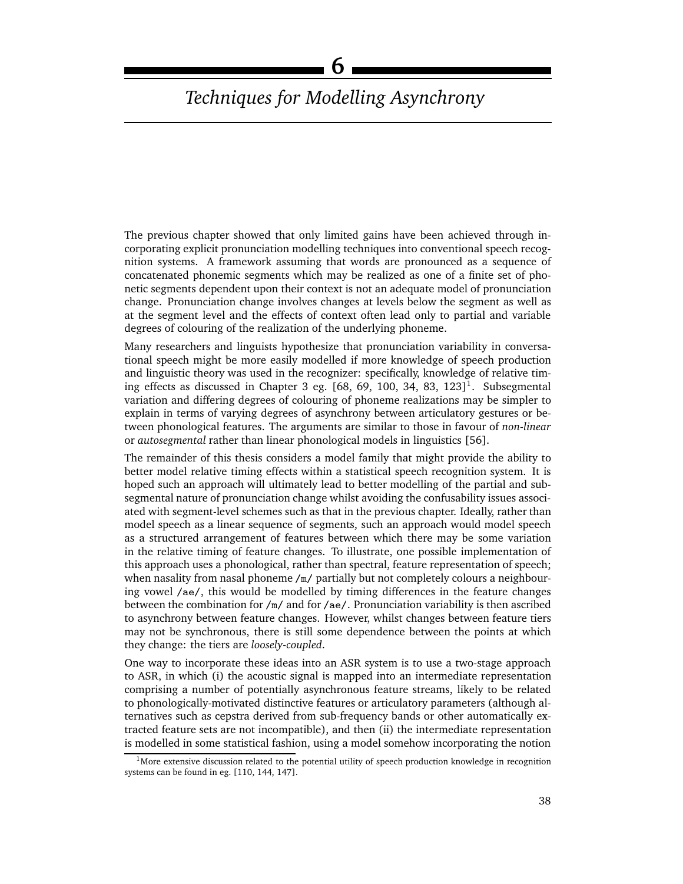# 6 Techniques for Modelling Asynchrony

The previous chapter showed that only limited gains have been achieved through incorporating explicit pronunciation modelling techniques into conventional speech recognition systems. A framework assuming that words are pronounced as a sequence of concatenated phonemic segments which may be realized as one of a finite set of phonetic segments dependent upon their context is not an adequate model of pronunciation change. Pronunciation change involves changes at levels below the segment as well as at the segment level and the effects of context often lead only to partial and variable degrees of colouring of the realization of the underlying phoneme.

Many researchers and linguists hypothesize that pronunciation variability in conversational speech might be more easily modelled if more knowledge of speech production and linguistic theory was used in the recognizer: specifically, knowledge of relative timing effects as discussed in Chapter 3 eg. [68, 69, 100, 34, 83, 123][1]. Subsegmental variation and differing degrees of colouring of phoneme realizations may be simpler to explain in terms of varying degrees of asynchrony between articulatory gestures or between phonological features. The arguments are similar to those in favour of *non-linear* or *autosegmental* rather than linear phonological models in linguistics [56].

The remainder of this thesis considers a model family that might provide the ability to better model relative timing effects within a statistical speech recognition system. It is hoped such an approach will ultimately lead to better modelling of the partial and subsegmental nature of pronunciation change whilst avoiding the confusability issues associated with segment-level schemes such as that in the previous chapter. Ideally, rather than model speech as a linear sequence of segments, such an approach would model speech as a structured arrangement of features between which there may be some variation in the relative timing of feature changes. To illustrate, one possible implementation of this approach uses a phonological, rather than spectral, feature representation of speech; when nasality from nasal phoneme `/m/` partially but not completely colours a neighbouring vowel `/ae/`, this would be modelled by timing differences in the feature changes between the combination for `/m/` and for `/ae/`. Pronunciation variability is then ascribed to asynchrony between feature changes. However, whilst changes between feature tiers may not be synchronous, there is still some dependence between the points at which they change: the tiers are *loosely-coupled*.

One way to incorporate these ideas into an ASR system is to use a two-stage approach to ASR, in which (i) the acoustic signal is mapped into an intermediate representation comprising a number of potentially asynchronous feature streams, likely to be related to phonologically-motivated distinctive features or articulatory parameters (although alternatives such as cepstra derived from sub-frequency bands or other automatically extracted feature sets are not incompatible), and then (ii) the intermediate representation is modelled in some statistical fashion, using a model somehow incorporating the notion

[1] More extensive discussion related to the potential utility of speech production knowledge in recognition systems can be found in eg. [110, 144, 147].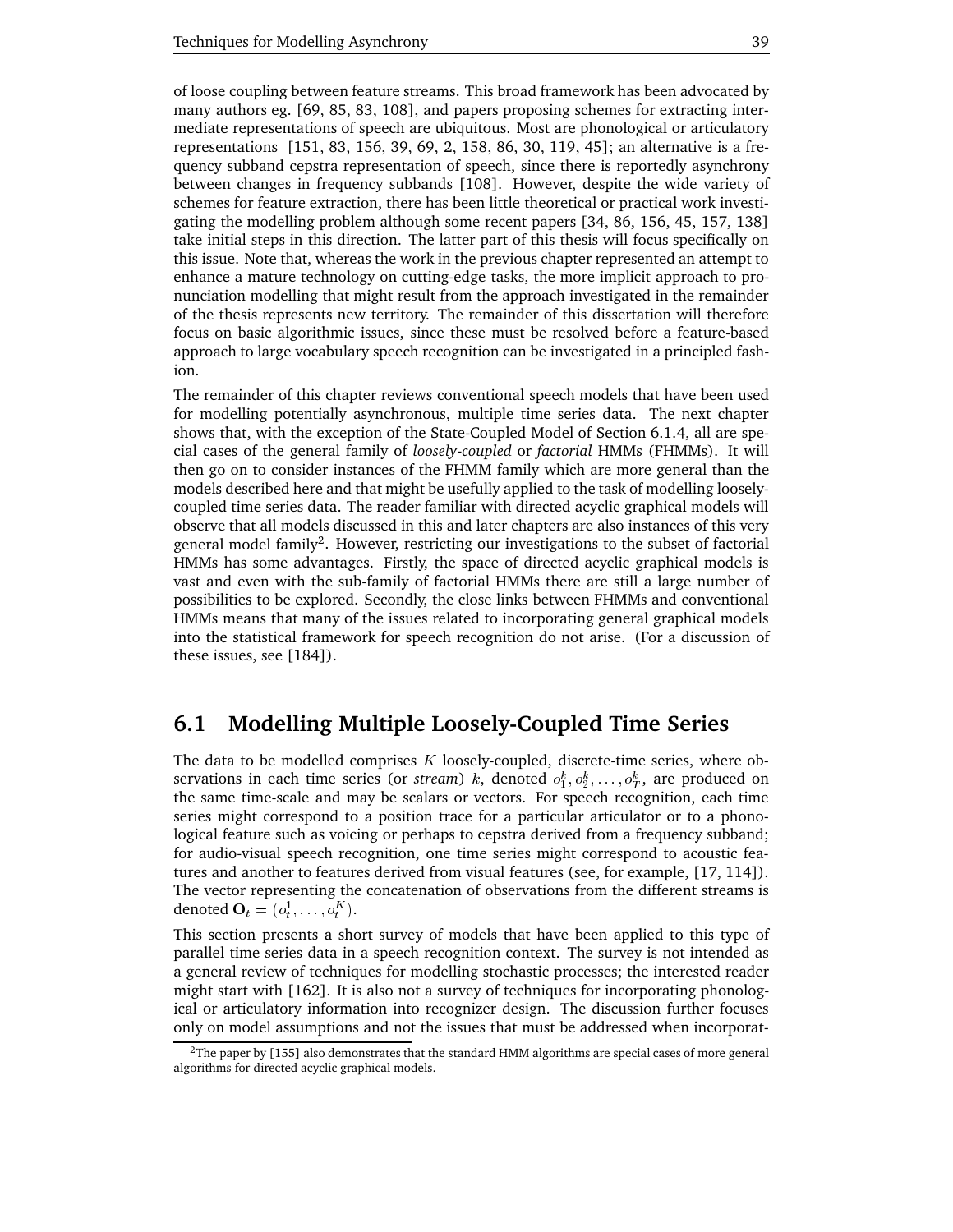of loose coupling between feature streams. This broad framework has been advocated by many authors eg. [69, 85, 83, 108], and papers proposing schemes for extracting intermediate representations of speech are ubiquitous. Most are phonological or articulatory representations [151, 83, 156, 39, 69, 2, 158, 86, 30, 119, 45]; an alternative is a frequency subband cepstra representation of speech, since there is reportedly asynchrony between changes in frequency subbands [108]. However, despite the wide variety of schemes for feature extraction, there has been little theoretical or practical work investigating the modelling problem although some recent papers [34, 86, 156, 45, 157, 138] take initial steps in this direction. The latter part of this thesis will focus specifically on this issue. Note that, whereas the work in the previous chapter represented an attempt to enhance a mature technology on cutting-edge tasks, the more implicit approach to pronunciation modelling that might result from the approach investigated in the remainder of the thesis represents new territory. The remainder of this dissertation will therefore focus on basic algorithmic issues, since these must be resolved before a feature-based approach to large vocabulary speech recognition can be investigated in a principled fashion.

The remainder of this chapter reviews conventional speech models that have been used for modelling potentially asynchronous, multiple time series data. The next chapter shows that, with the exception of the State-Coupled Model of Section 6.1.4, all are special cases of the general family of *loosely-coupled* or *factorial* HMMs (FHMMs). It will then go on to consider instances of the FHMM family which are more general than the models described here and that might be usefully applied to the task of modelling loosely-coupled time series data. The reader familiar with directed acyclic graphical models will observe that all models discussed in this and later chapters are also instances of this very general model family[2]. However, restricting our investigations to the subset of factorial HMMs has some advantages. Firstly, the space of directed acyclic graphical models is vast and even with the sub-family of factorial HMMs there are still a large number of possibilities to be explored. Secondly, the close links between FHMMs and conventional HMMs means that many of the issues related to incorporating general graphical models into the statistical framework for speech recognition do not arise. (For a discussion of these issues, see [184]).

## 6.1 Modelling Multiple Loosely-Coupled Time Series

The data to be modelled comprises $K$ loosely-coupled, discrete-time series, where observations in each time series (or *stream*) $k$, denoted $o_1^k, o_2^k, \ldots, o_T^k$, are produced on the same time-scale and may be scalars or vectors. For speech recognition, each time series might correspond to a position trace for a particular articulator or to a phonological feature such as voicing or perhaps to cepstra derived from a frequency subband; for audio-visual speech recognition, one time series might correspond to acoustic features and another to features derived from visual features (see, for example, [17, 114]). The vector representing the concatenation of observations from the different streams is denoted $\mathbf{O}_t = (o_t^1, \ldots, o_t^K)$.

This section presents a short survey of models that have been applied to this type of parallel time series data in a speech recognition context. The survey is not intended as a general review of techniques for modelling stochastic processes; the interested reader might start with [162]. It is also not a survey of techniques for incorporating phonological or articulatory information into recognizer design. The discussion further focuses only on model assumptions and not the issues that must be addressed when incorporat-

[2] The paper by [155] also demonstrates that the standard HMM algorithms are special cases of more general algorithms for directed acyclic graphical models.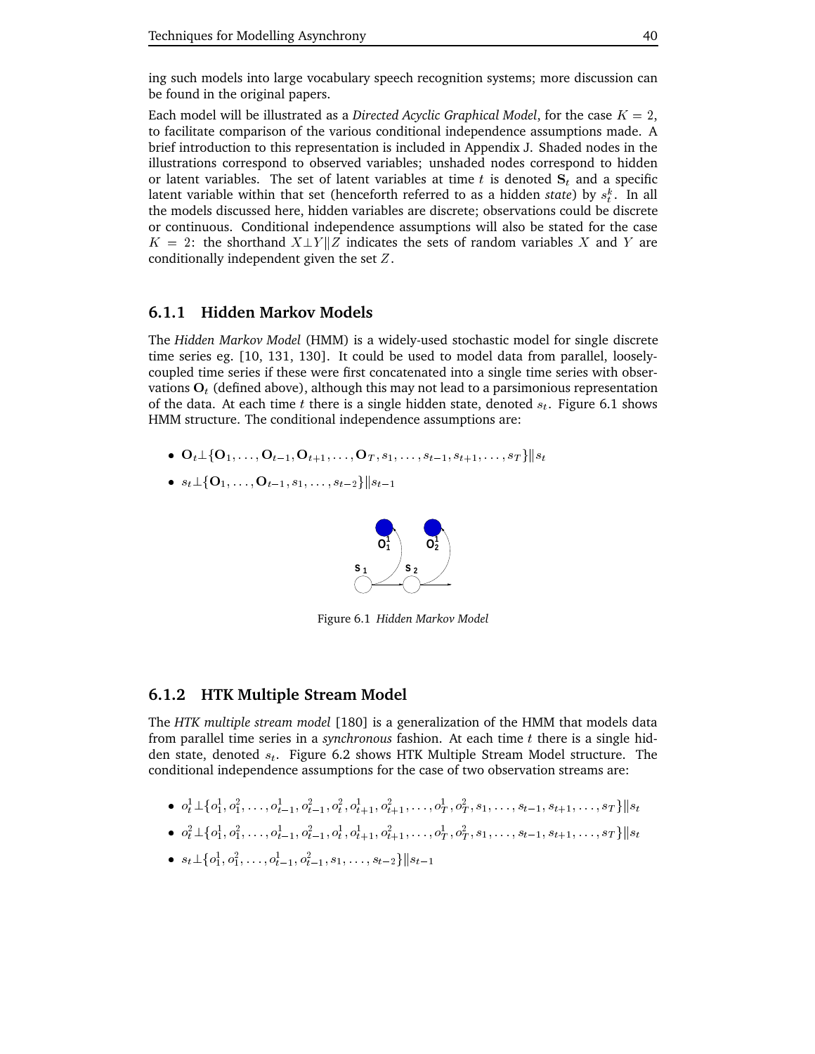ing such models into large vocabulary speech recognition systems; more discussion can be found in the original papers.

Each model will be illustrated as a *Directed Acyclic Graphical Model*, for the case $K = 2$, to facilitate comparison of the various conditional independence assumptions made. A brief introduction to this representation is included in Appendix J. Shaded nodes in the illustrations correspond to observed variables; unshaded nodes correspond to hidden or latent variables. The set of latent variables at time $t$ is denoted $\mathbf{S}_t$ and a specific latent variable within that set (henceforth referred to as a hidden *state*) by $s_t^k$. In all the models discussed here, hidden variables are discrete; observations could be discrete or continuous. Conditional independence assumptions will also be stated for the case $K = 2$: the shorthand $X \bot Y \| Z$ indicates the sets of random variables $X$ and $Y$ are conditionally independent given the set $Z$.

### 6.1.1 Hidden Markov Models

The *Hidden Markov Model* (HMM) is a widely-used stochastic model for single discrete time series eg. [10, 131, 130]. It could be used to model data from parallel, loosely-coupled time series if these were first concatenated into a single time series with observations $\mathbf{O}_t$ (defined above), although this may not lead to a parsimonious representation of the data. At each time $t$ there is a single hidden state, denoted $s_t$. Figure 6.1 shows HMM structure. The conditional independence assumptions are:

- $\mathbf{O}_t \bot \{\mathbf{O}_1, \ldots, \mathbf{O}_{t-1}, \mathbf{O}_{t+1}, \ldots, \mathbf{O}_T, s_1, \ldots, s_{t-1}, s_{t+1}, \ldots, s_T\} \| s_t$
- $s_t \bot \{\mathbf{O}_1, \ldots, \mathbf{O}_{t-1}, s_1, \ldots, s_{t-2}\} \| s_{t-1}$

Figure 6.1 *Hidden Markov Model*

### 6.1.2 HTK Multiple Stream Model

The *HTK multiple stream model* [180] is a generalization of the HMM that models data from parallel time series in a *synchronous* fashion. At each time $t$ there is a single hidden state, denoted $s_t$. Figure 6.2 shows HTK Multiple Stream Model structure. The conditional independence assumptions for the case of two observation streams are:

- $o_t^1 \bot \{o_1^1, o_1^2, \ldots, o_{t-1}^1, o_{t-1}^2, o_t^2, o_{t+1}^1, o_{t+1}^2, \ldots, o_T^1, o_T^2, s_1, \ldots, s_{t-1}, s_{t+1}, \ldots, s_T\} \| s_t$
- $o_t^2 \bot \{o_1^1, o_1^2, \ldots, o_{t-1}^1, o_{t-1}^2, o_t^1, o_{t+1}^1, o_{t+1}^2, \ldots, o_T^1, o_T^2, s_1, \ldots, s_{t-1}, s_{t+1}, \ldots, s_T\} \| s_t$
- $s_t \bot \{o_1^1, o_1^2, \ldots, o_{t-1}^1, o_{t-1}^2, s_1, \ldots, s_{t-2}\} \| s_{t-1}$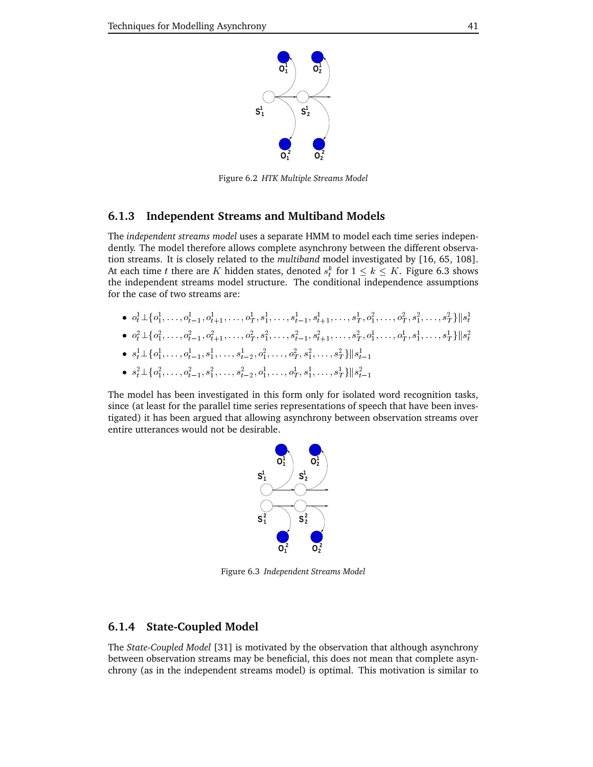Figure 6.2 *HTK Multiple Streams Model*

### 6.1.3 Independent Streams and Multiband Models

The *independent streams model* uses a separate HMM to model each time series independently. The model therefore allows complete asynchrony between the different observation streams. It is closely related to the *multiband* model investigated by [16, 65, 108]. At each time $t$ there are $K$ hidden states, denoted $s_t^k$ for $1 \leq k \leq K$. Figure 6.3 shows the independent streams model structure. The conditional independence assumptions for the case of two streams are:

- $o_t^1 \perp \{o_1^1, \ldots, o_{t-1}^1, o_{t+1}^1, \ldots, o_T^1, s_1^1, \ldots, s_{t-1}^1, s_{t+1}^1, \ldots, s_T^1, o_1^2, \ldots, o_T^2, s_1^2, \ldots, s_T^2\} \| s_t^1$
- $o_t^2 \perp \{o_1^2, \ldots, o_{t-1}^2, o_{t+1}^2, \ldots, o_T^2, s_1^2, \ldots, s_{t-1}^2, s_{t+1}^2, \ldots, s_T^2, o_1^1, \ldots, o_T^1, s_1^1, \ldots, s_T^1\} \| s_t^2$
- $s_t^1 \perp \{o_1^1, \ldots, o_{t-1}^1, s_1^1, \ldots, s_{t-2}^1, o_1^2, \ldots, o_T^2, s_1^2, \ldots, s_T^2\} \| s_{t-1}^1$
- $s_t^2 \perp \{o_1^2, \ldots, o_{t-1}^2, s_1^2, \ldots, s_{t-2}^2, o_1^1, \ldots, o_T^1, s_1^1, \ldots, s_T^1\} \| s_{t-1}^2$

The model has been investigated in this form only for isolated word recognition tasks, since (at least for the parallel time series representations of speech that have been investigated) it has been argued that allowing asynchrony between observation streams over entire utterances would not be desirable.

Figure 6.3 *Independent Streams Model*

### 6.1.4 State-Coupled Model

The *State-Coupled Model* [31] is motivated by the observation that although asynchrony between observation streams may be beneficial, this does not mean that complete asynchrony (as in the independent streams model) is optimal. This motivation is similar to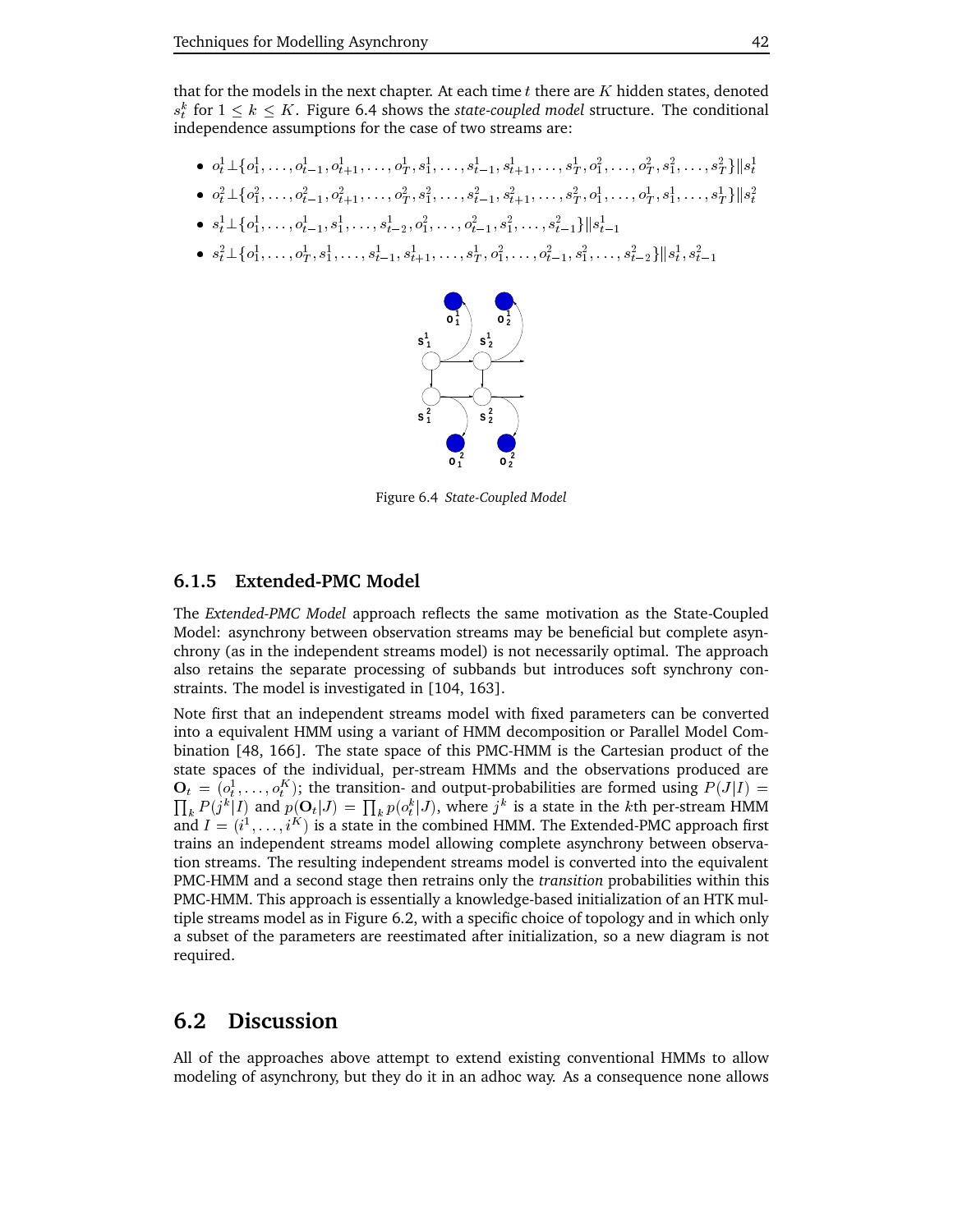that for the models in the next chapter. At each time $t$ there are $K$ hidden states, denoted $s_t^k$ for $1 \leq k \leq K$. Figure 6.4 shows the *state-coupled model* structure. The conditional independence assumptions for the case of two streams are:

- $o_t^1 \perp \{o_1^1, \ldots, o_{t-1}^1, o_{t+1}^1, \ldots, o_T^1, s_1^1, \ldots, s_{t-1}^1, s_{t+1}^1, \ldots, s_T^1, o_1^2, \ldots, o_T^2, s_1^2, \ldots, s_T^2\} \| s_t^1$
- $o_t^2 \perp \{o_1^2, \ldots, o_{t-1}^2, o_{t+1}^2, \ldots, o_T^2, s_1^2, \ldots, s_{t-1}^2, s_{t+1}^2, \ldots, s_T^2, o_1^1, \ldots, o_T^1, s_1^1, \ldots, s_T^1\} \| s_t^2$
- $s_t^1 \perp \{o_1^1, \ldots, o_{t-1}^1, s_1^1, \ldots, s_{t-2}^1, o_1^2, \ldots, o_{t-1}^2, s_1^2, \ldots, s_{t-1}^2\} \| s_{t-1}^1$
- $s_t^2 \perp \{o_1^1, \ldots, o_T^1, s_1^1, \ldots, s_{t-1}^1, s_{t+1}^1, \ldots, s_T^1, o_1^2, \ldots, o_{t-1}^2, s_1^2, \ldots, s_{t-2}^2\} \| s_t^1, s_{t-1}^2$

Figure 6.4 *State-Coupled Model*

### 6.1.5 Extended-PMC Model

The *Extended-PMC Model* approach reflects the same motivation as the State-Coupled Model: asynchrony between observation streams may be beneficial but complete asynchrony (as in the independent streams model) is not necessarily optimal. The approach also retains the separate processing of subbands but introduces soft synchrony constraints. The model is investigated in [104, 163].

Note first that an independent streams model with fixed parameters can be converted into a equivalent HMM using a variant of HMM decomposition or Parallel Model Combination [48, 166]. The state space of this PMC-HMM is the Cartesian product of the state spaces of the individual, per-stream HMMs and the observations produced are $\mathbf{O}_t = (o_t^1, \ldots, o_t^K)$; the transition- and output-probabilities are formed using $P(J|I) = \prod_k P(j^k|I)$ and $p(\mathbf{O}_t|J) = \prod_k p(o_t^k|J)$, where $j^k$ is a state in the $k$th per-stream HMM and $I = (i^1, \ldots, i^K)$ is a state in the combined HMM. The Extended-PMC approach first trains an independent streams model allowing complete asynchrony between observation streams. The resulting independent streams model is converted into the equivalent PMC-HMM and a second stage then retrains only the *transition* probabilities within this PMC-HMM. This approach is essentially a knowledge-based initialization of an HTK multiple streams model as in Figure 6.2, with a specific choice of topology and in which only a subset of the parameters are reestimated after initialization, so a new diagram is not required.

## 6.2 Discussion

All of the approaches above attempt to extend existing conventional HMMs to allow modeling of asynchrony, but they do it in an adhoc way. As a consequence none allows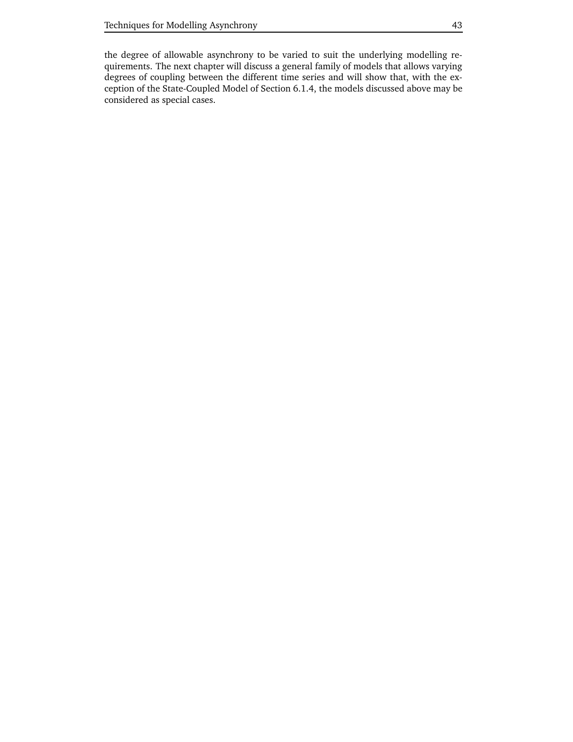the degree of allowable asynchrony to be varied to suit the underlying modelling requirements. The next chapter will discuss a general family of models that allows varying degrees of coupling between the different time series and will show that, with the exception of the State-Coupled Model of Section 6.1.4, the models discussed above may be considered as special cases.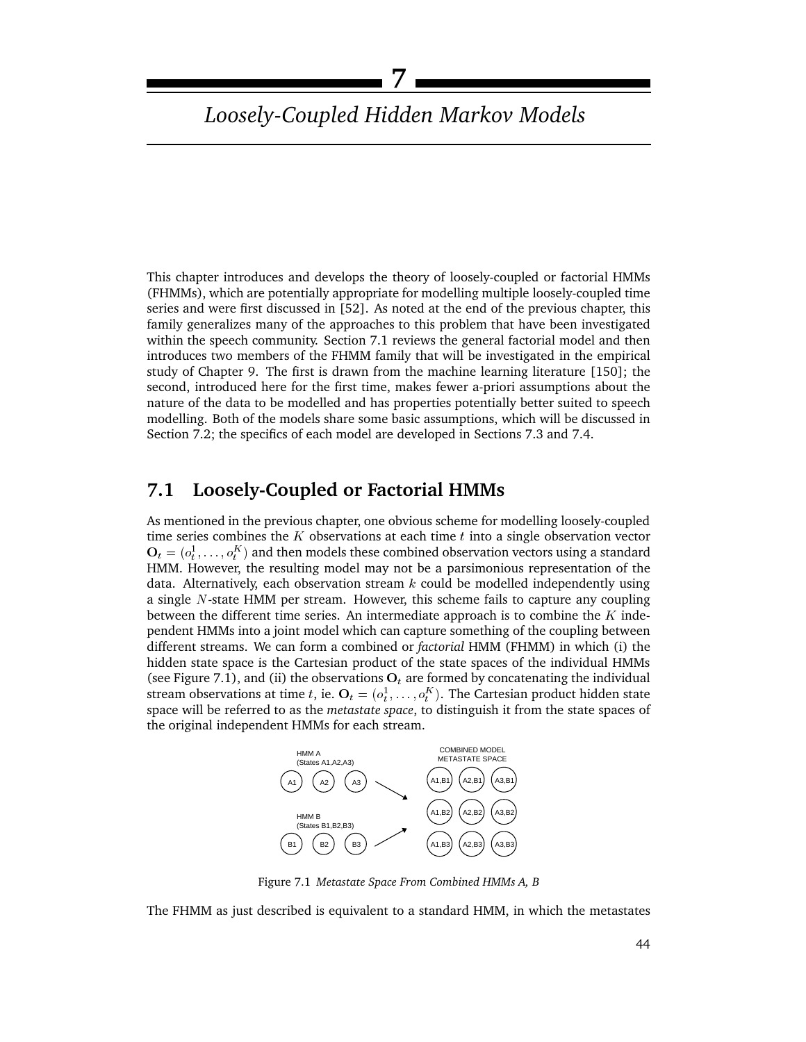# 7

## Loosely-Coupled Hidden Markov Models

This chapter introduces and develops the theory of loosely-coupled or factorial HMMs (FHMMs), which are potentially appropriate for modelling multiple loosely-coupled time series and were first discussed in [52]. As noted at the end of the previous chapter, this family generalizes many of the approaches to this problem that have been investigated within the speech community. Section 7.1 reviews the general factorial model and then introduces two members of the FHMM family that will be investigated in the empirical study of Chapter 9. The first is drawn from the machine learning literature [150]; the second, introduced here for the first time, makes fewer a-priori assumptions about the nature of the data to be modelled and has properties potentially better suited to speech modelling. Both of the models share some basic assumptions, which will be discussed in Section 7.2; the specifics of each model are developed in Sections 7.3 and 7.4.

## 7.1 Loosely-Coupled or Factorial HMMs

As mentioned in the previous chapter, one obvious scheme for modelling loosely-coupled time series combines the $K$ observations at each time $t$ into a single observation vector $\mathbf{O}_t = (o_t^1, \ldots, o_t^K)$ and then models these combined observation vectors using a standard HMM. However, the resulting model may not be a parsimonious representation of the data. Alternatively, each observation stream $k$ could be modelled independently using a single $N$-state HMM per stream. However, this scheme fails to capture any coupling between the different time series. An intermediate approach is to combine the $K$ independent HMMs into a joint model which can capture something of the coupling between different streams. We can form a combined or *factorial* HMM (FHMM) in which (i) the hidden state space is the Cartesian product of the state spaces of the individual HMMs (see Figure 7.1), and (ii) the observations $\mathbf{O}_t$ are formed by concatenating the individual stream observations at time $t$, ie. $\mathbf{O}_t = (o_t^1, \ldots, o_t^K)$. The Cartesian product hidden state space will be referred to as the *metastate space*, to distinguish it from the state spaces of the original independent HMMs for each stream.

HMM A (States A1,A2,A3): A1, A2, A3

HMM B (States B1,B2,B3): B1, B2, B3

COMBINED MODEL METASTATE SPACE:

| | | |
|---|---|---|
| A1,B1 | A2,B1 | A3,B1 |
| A1,B2 | A2,B2 | A3,B2 |
| A1,B3 | A2,B3 | A3,B3 |

Figure 7.1 *Metastate Space From Combined HMMs A, B*

The FHMM as just described is equivalent to a standard HMM, in which the metastates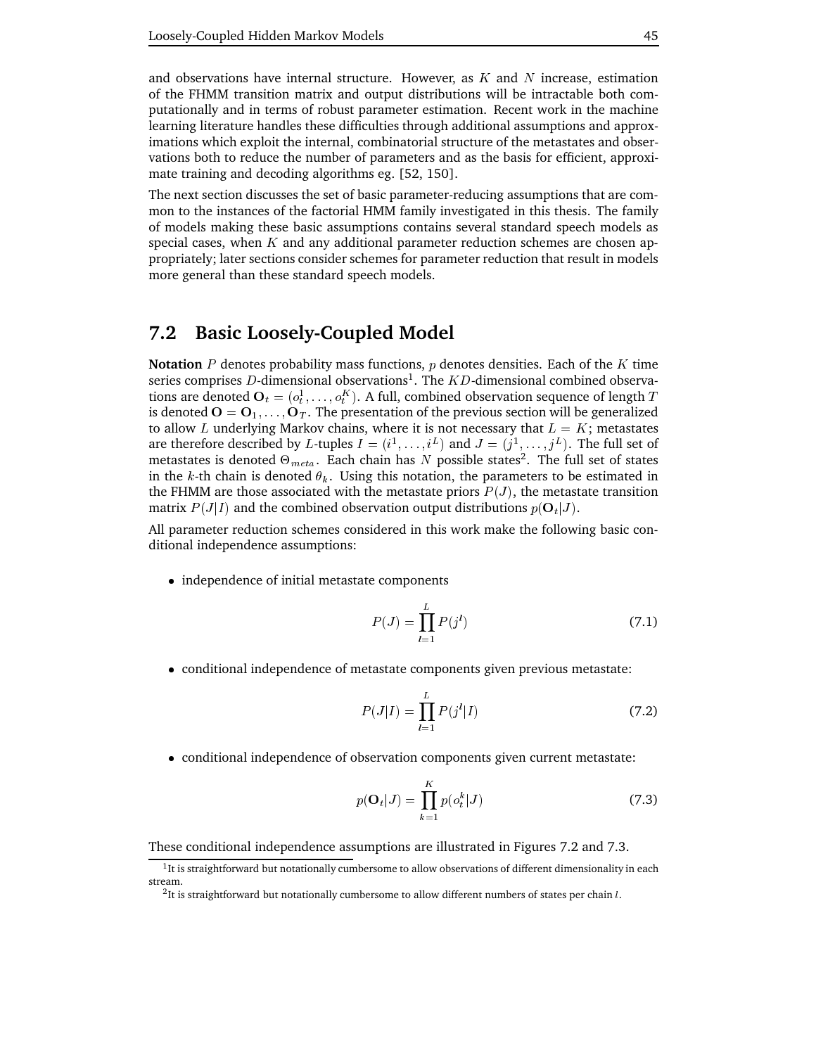and observations have internal structure. However, as $K$ and $N$ increase, estimation of the FHMM transition matrix and output distributions will be intractable both computationally and in terms of robust parameter estimation. Recent work in the machine learning literature handles these difficulties through additional assumptions and approximations which exploit the internal, combinatorial structure of the metastates and observations both to reduce the number of parameters and as the basis for efficient, approximate training and decoding algorithms eg. [52, 150].

The next section discusses the set of basic parameter-reducing assumptions that are common to the instances of the factorial HMM family investigated in this thesis. The family of models making these basic assumptions contains several standard speech models as special cases, when $K$ and any additional parameter reduction schemes are chosen appropriately; later sections consider schemes for parameter reduction that result in models more general than these standard speech models.

## 7.2 Basic Loosely-Coupled Model

**Notation** $P$ denotes probability mass functions, $p$ denotes densities. Each of the $K$ time series comprises $D$-dimensional observations[1]. The $KD$-dimensional combined observations are denoted $\mathbf{O}_t = (o_t^1, \ldots, o_t^K)$. A full, combined observation sequence of length $T$ is denoted $\mathbf{O} = \mathbf{O}_1, \ldots, \mathbf{O}_T$. The presentation of the previous section will be generalized to allow $L$ underlying Markov chains, where it is not necessary that $L = K$; metastates are therefore described by $L$-tuples $I = (i^1, \ldots, i^L)$ and $J = (j^1, \ldots, j^L)$. The full set of metastates is denoted $\Theta_{meta}$. Each chain has $N$ possible states[2]. The full set of states in the $k$-th chain is denoted $\theta_k$. Using this notation, the parameters to be estimated in the FHMM are those associated with the metastate priors $P(J)$, the metastate transition matrix $P(J|I)$ and the combined observation output distributions $p(\mathbf{O}_t|J)$.

All parameter reduction schemes considered in this work make the following basic conditional independence assumptions:

- independence of initial metastate components

$$P(J) = \prod_{l=1}^{L} P(j^l) \tag{7.1}$$

- conditional independence of metastate components given previous metastate:

$$P(J|I) = \prod_{l=1}^{L} P(j^l|I) \tag{7.2}$$

- conditional independence of observation components given current metastate:

$$p(\mathbf{O}_t|J) = \prod_{k=1}^{K} p(o_t^k|J) \tag{7.3}$$

These conditional independence assumptions are illustrated in Figures 7.2 and 7.3.

[1] It is straightforward but notationally cumbersome to allow observations of different dimensionality in each stream.

[2] It is straightforward but notationally cumbersome to allow different numbers of states per chain $l$.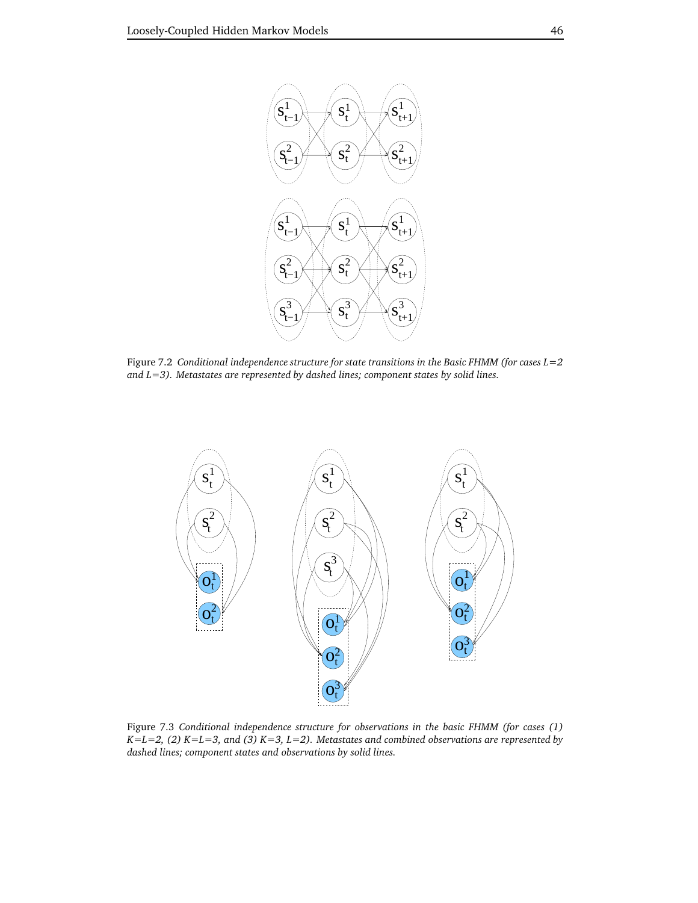Figure 7.2 *Conditional independence structure for state transitions in the Basic FHMM (for cases L=2 and L=3). Metastates are represented by dashed lines; component states by solid lines.*

Figure 7.3 *Conditional independence structure for observations in the basic FHMM (for cases (1) K=L=2, (2) K=L=3, and (3) K=3, L=2). Metastates and combined observations are represented by dashed lines; component states and observations by solid lines.*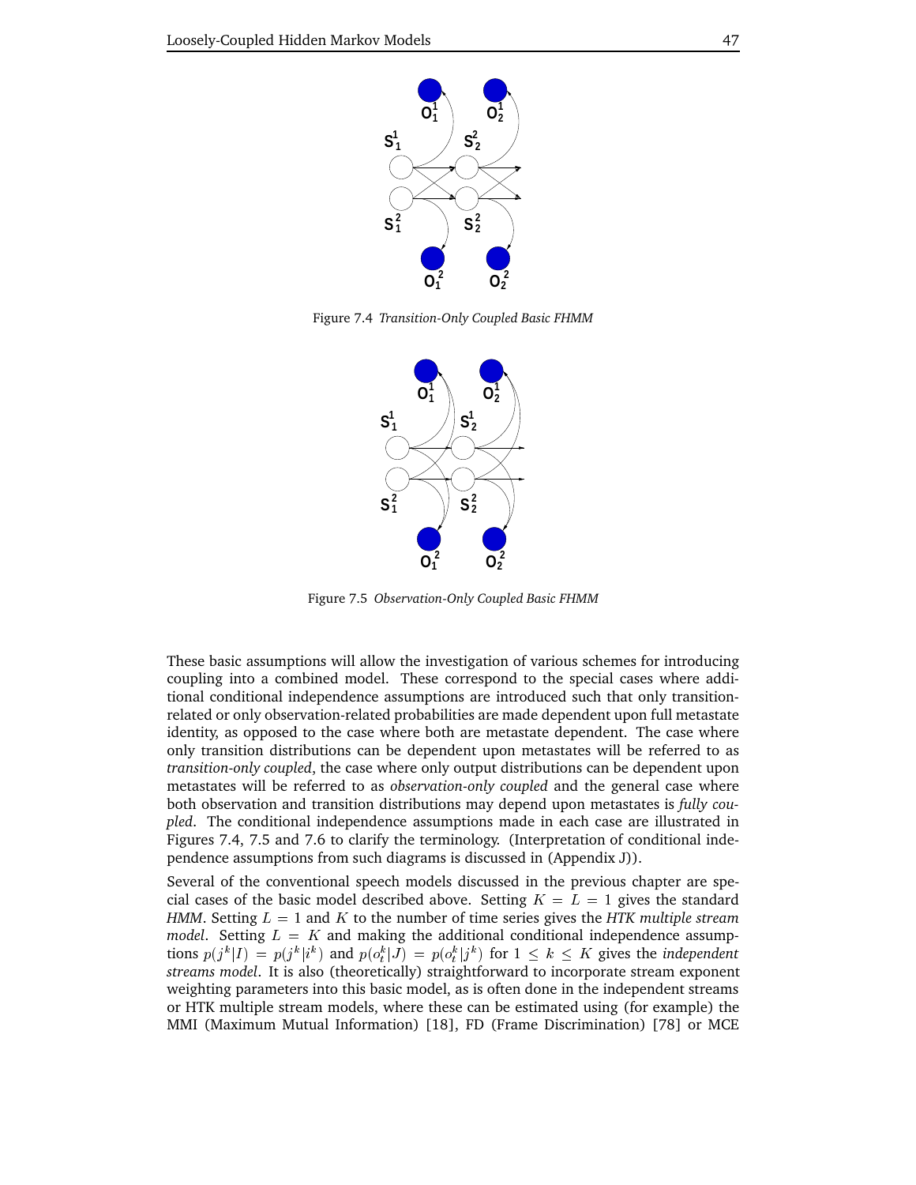Figure 7.4 *Transition-Only Coupled Basic FHMM*

Figure 7.5 *Observation-Only Coupled Basic FHMM*

These basic assumptions will allow the investigation of various schemes for introducing coupling into a combined model. These correspond to the special cases where additional conditional independence assumptions are introduced such that only transition-related or only observation-related probabilities are made dependent upon full metastate identity, as opposed to the case where both are metastate dependent. The case where only transition distributions can be dependent upon metastates will be referred to as *transition-only coupled*, the case where only output distributions can be dependent upon metastates will be referred to as *observation-only coupled* and the general case where both observation and transition distributions may depend upon metastates is *fully coupled*. The conditional independence assumptions made in each case are illustrated in Figures 7.4, 7.5 and 7.6 to clarify the terminology. (Interpretation of conditional independence assumptions from such diagrams is discussed in (Appendix J)).

Several of the conventional speech models discussed in the previous chapter are special cases of the basic model described above. Setting $K = L = 1$ gives the standard *HMM*. Setting $L = 1$ and $K$ to the number of time series gives the *HTK multiple stream model*. Setting $L = K$ and making the additional conditional independence assumptions $p(j^k|I) = p(j^k|i^k)$ and $p(o_t^k|J) = p(o_t^k|j^k)$ for $1 \leq k \leq K$ gives the *independent streams model*. It is also (theoretically) straightforward to incorporate stream exponent weighting parameters into this basic model, as is often done in the independent streams or HTK multiple stream models, where these can be estimated using (for example) the MMI (Maximum Mutual Information) [18], FD (Frame Discrimination) [78] or MCE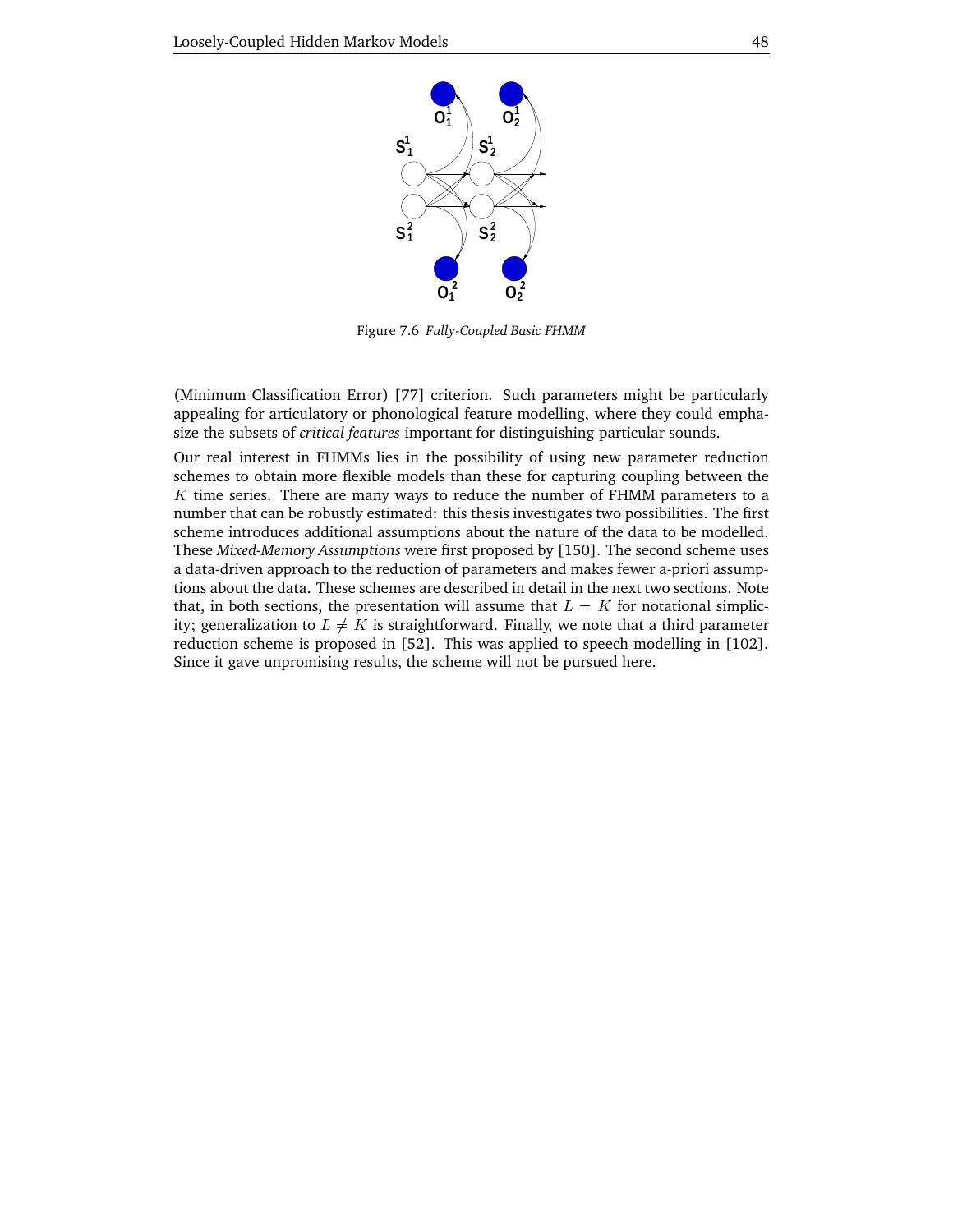Figure 7.6 *Fully-Coupled Basic FHMM*

(Minimum Classification Error) [77] criterion. Such parameters might be particularly appealing for articulatory or phonological feature modelling, where they could emphasize the subsets of *critical features* important for distinguishing particular sounds.

Our real interest in FHMMs lies in the possibility of using new parameter reduction schemes to obtain more flexible models than these for capturing coupling between the $K$ time series. There are many ways to reduce the number of FHMM parameters to a number that can be robustly estimated: this thesis investigates two possibilities. The first scheme introduces additional assumptions about the nature of the data to be modelled. These *Mixed-Memory Assumptions* were first proposed by [150]. The second scheme uses a data-driven approach to the reduction of parameters and makes fewer a-priori assumptions about the data. These schemes are described in detail in the next two sections. Note that, in both sections, the presentation will assume that $L = K$ for notational simplicity; generalization to $L \neq K$ is straightforward. Finally, we note that a third parameter reduction scheme is proposed in [52]. This was applied to speech modelling in [102]. Since it gave unpromising results, the scheme will not be pursued here.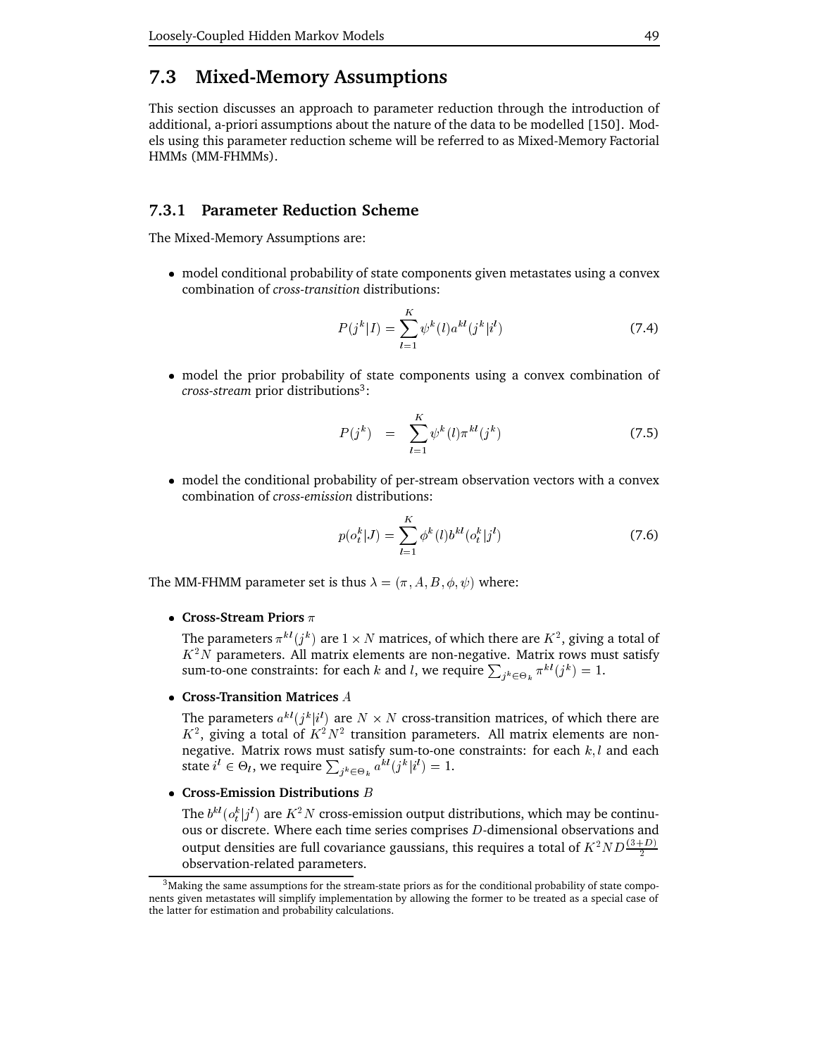## 7.3 Mixed-Memory Assumptions

This section discusses an approach to parameter reduction through the introduction of additional, a-priori assumptions about the nature of the data to be modelled [150]. Models using this parameter reduction scheme will be referred to as Mixed-Memory Factorial HMMs (MM-FHMMs).

### 7.3.1 Parameter Reduction Scheme

The Mixed-Memory Assumptions are:

- model conditional probability of state components given metastates using a convex combination of *cross-transition* distributions:

$$P(j^k|I) = \sum_{l=1}^{K} \psi^k(l) a^{kl}(j^k|i^l) \tag{7.4}$$

- model the prior probability of state components using a convex combination of *cross-stream* prior distributions[3]:

$$P(j^k) = \sum_{l=1}^{K} \psi^k(l) \pi^{kl}(j^k) \tag{7.5}$$

- model the conditional probability of per-stream observation vectors with a convex combination of *cross-emission* distributions:

$$p(o_t^k|J) = \sum_{l=1}^{K} \phi^k(l) b^{kl}(o_t^k|j^l) \tag{7.6}$$

The MM-FHMM parameter set is thus $\lambda = (\pi, A, B, \phi, \psi)$ where:

- **Cross-Stream Priors** $\pi$

  The parameters $\pi^{kl}(j^k)$ are $1 \times N$ matrices, of which there are $K^2$, giving a total of $K^2 N$ parameters. All matrix elements are non-negative. Matrix rows must satisfy sum-to-one constraints: for each $k$ and $l$, we require $\sum_{j^k \in \Theta_k} \pi^{kl}(j^k) = 1$.

- **Cross-Transition Matrices** $A$

  The parameters $a^{kl}(j^k|i^l)$ are $N \times N$ cross-transition matrices, of which there are $K^2$, giving a total of $K^2 N^2$ transition parameters. All matrix elements are non-negative. Matrix rows must satisfy sum-to-one constraints: for each $k, l$ and each state $i^l \in \Theta_l$, we require $\sum_{j^k \in \Theta_k} a^{kl}(j^k|i^l) = 1$.

- **Cross-Emission Distributions** $B$

  The $b^{kl}(o_t^k|j^l)$ are $K^2 N$ cross-emission output distributions, which may be continuous or discrete. Where each time series comprises $D$-dimensional observations and output densities are full covariance gaussians, this requires a total of $K^2 N D \frac{(3+D)}{2}$ observation-related parameters.

[3] Making the same assumptions for the stream-state priors as for the conditional probability of state components given metastates will simplify implementation by allowing the former to be treated as a special case of the latter for estimation and probability calculations.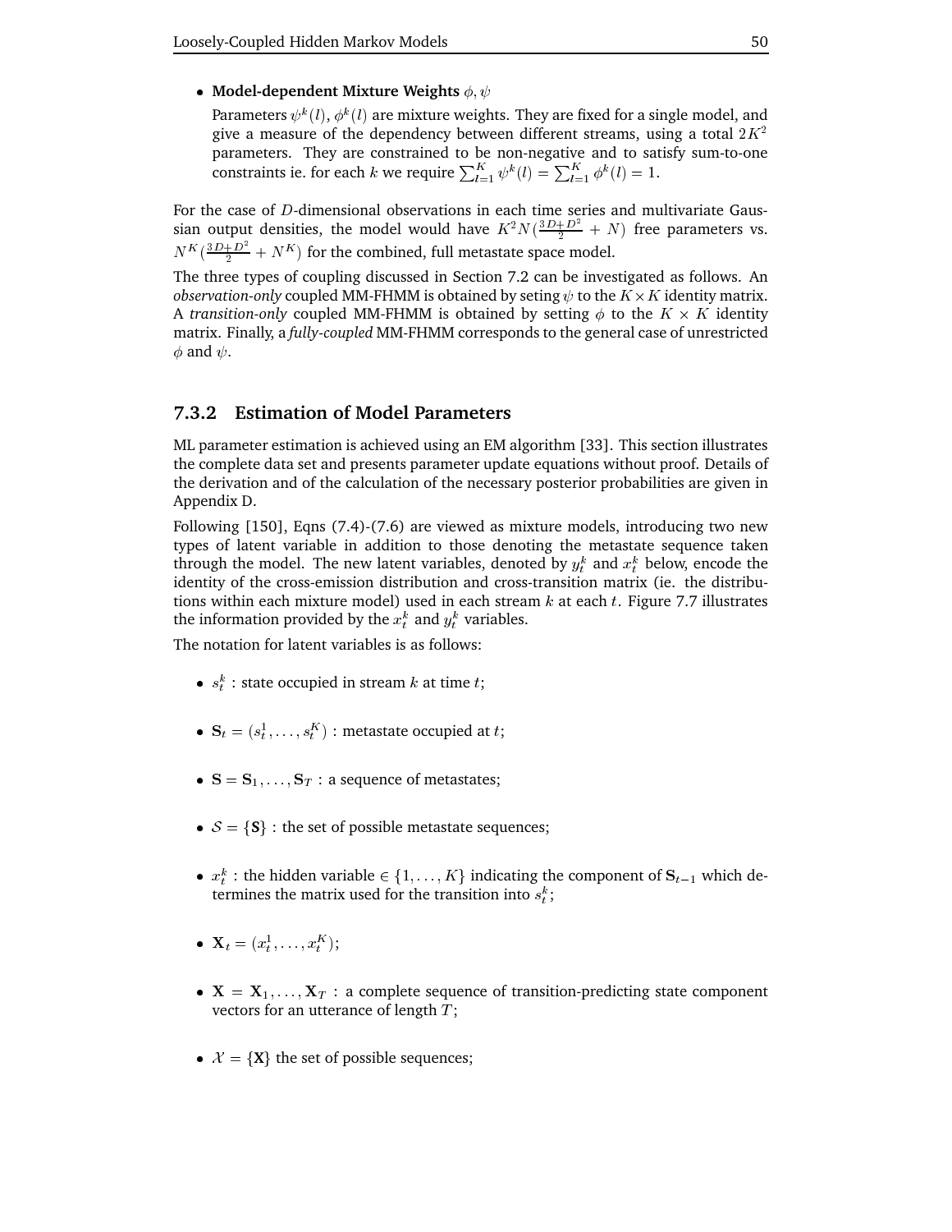- **Model-dependent Mixture Weights** $\phi, \psi$

  Parameters $\psi^k(l)$, $\phi^k(l)$ are mixture weights. They are fixed for a single model, and give a measure of the dependency between different streams, using a total $2K^2$ parameters. They are constrained to be non-negative and to satisfy sum-to-one constraints ie. for each $k$ we require $\sum_{l=1}^{K} \psi^k(l) = \sum_{l=1}^{K} \phi^k(l) = 1$.

For the case of $D$-dimensional observations in each time series and multivariate Gaussian output densities, the model would have $K^2 N(\frac{3D+D^2}{2} + N)$ free parameters vs. $N^K(\frac{3D+D^2}{2} + N^K)$ for the combined, full metastate space model.

The three types of coupling discussed in Section 7.2 can be investigated as follows. An *observation-only* coupled MM-FHMM is obtained by seting $\psi$ to the $K \times K$ identity matrix. A *transition-only* coupled MM-FHMM is obtained by setting $\phi$ to the $K \times K$ identity matrix. Finally, a *fully-coupled* MM-FHMM corresponds to the general case of unrestricted $\phi$ and $\psi$.

### 7.3.2 Estimation of Model Parameters

ML parameter estimation is achieved using an EM algorithm [33]. This section illustrates the complete data set and presents parameter update equations without proof. Details of the derivation and of the calculation of the necessary posterior probabilities are given in Appendix D.

Following [150], Eqns (7.4)-(7.6) are viewed as mixture models, introducing two new types of latent variable in addition to those denoting the metastate sequence taken through the model. The new latent variables, denoted by $y_t^k$ and $x_t^k$ below, encode the identity of the cross-emission distribution and cross-transition matrix (ie. the distributions within each mixture model) used in each stream $k$ at each $t$. Figure 7.7 illustrates the information provided by the $x_t^k$ and $y_t^k$ variables.

The notation for latent variables is as follows:

- $s_t^k$ : state occupied in stream $k$ at time $t$;
- $\mathbf{S}_t = (s_t^1, \ldots, s_t^K)$ : metastate occupied at $t$;
- $\mathbf{S} = \mathbf{S}_1, \ldots, \mathbf{S}_T$ : a sequence of metastates;
- $\mathcal{S} = \{\mathbf{S}\}$ : the set of possible metastate sequences;
- $x_t^k$ : the hidden variable $\in \{1, \ldots, K\}$ indicating the component of $\mathbf{S}_{t-1}$ which determines the matrix used for the transition into $s_t^k$;
- $\mathbf{X}_t = (x_t^1, \ldots, x_t^K)$;
- $\mathbf{X} = \mathbf{X}_1, \ldots, \mathbf{X}_T$ : a complete sequence of transition-predicting state component vectors for an utterance of length $T$;
- $\mathcal{X} = \{\mathbf{X}\}$ the set of possible sequences;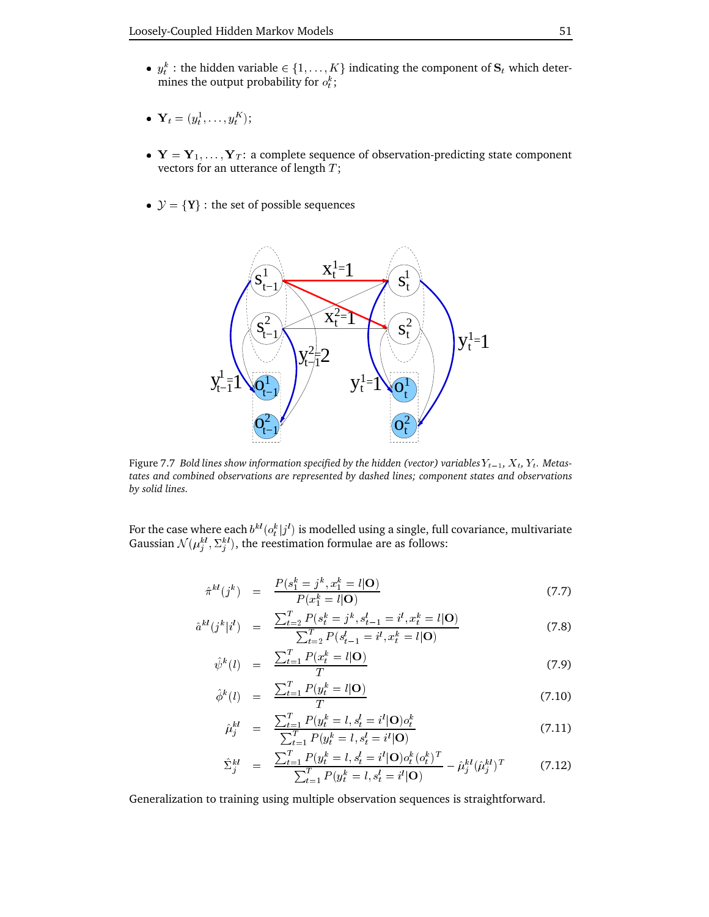- $y_t^k$ : the hidden variable $\in \{1, \ldots, K\}$ indicating the component of $\mathbf{S}_t$ which determines the output probability for $o_t^k$;

- $\mathbf{Y}_t = (y_t^1, \ldots, y_t^K)$;

- $\mathbf{Y} = \mathbf{Y}_1, \ldots, \mathbf{Y}_T$: a complete sequence of observation-predicting state component vectors for an utterance of length $T$;

- $\mathcal{Y} = \{\mathbf{Y}\}$ : the set of possible sequences

Figure 7.7 *Bold lines show information specified by the hidden (vector) variables $Y_{t-1}$, $X_t$, $Y_t$. Metastates and combined observations are represented by dashed lines; component states and observations by solid lines.*

For the case where each $b^{kl}(o_t^k|j^l)$ is modelled using a single, full covariance, multivariate Gaussian $\mathcal{N}(\mu_j^{kl}, \Sigma_j^{kl})$, the reestimation formulae are as follows:

$$\hat{\pi}^{kl}(j^k) = \frac{P(s_1^k = j^k, x_1^k = l|\mathbf{O})}{P(x_1^k = l|\mathbf{O})} \tag{7.7}$$

$$\hat{a}^{kl}(j^k|i^l) = \frac{\sum_{t=2}^T P(s_t^k = j^k, s_{t-1}^l = i^l, x_t^k = l|\mathbf{O})}{\sum_{t=2}^T P(s_{t-1}^l = i^l, x_t^k = l|\mathbf{O})} \tag{7.8}$$

$$\hat{\psi}^k(l) = \frac{\sum_{t=1}^T P(x_t^k = l|\mathbf{O})}{T} \tag{7.9}$$

$$\hat{\phi}^k(l) = \frac{\sum_{t=1}^T P(y_t^k = l|\mathbf{O})}{T} \tag{7.10}$$

$$\hat{\mu}_j^{kl} = \frac{\sum_{t=1}^T P(y_t^k = l, s_t^l = i^l|\mathbf{O}) o_t^k}{\sum_{t=1}^T P(y_t^k = l, s_t^l = i^l|\mathbf{O})} \tag{7.11}$$

$$\hat{\Sigma}_j^{kl} = \frac{\sum_{t=1}^T P(y_t^k = l, s_t^l = i^l|\mathbf{O}) o_t^k (o_t^k)^T}{\sum_{t=1}^T P(y_t^k = l, s_t^l = i^l|\mathbf{O})} - \hat{\mu}_j^{kl}(\hat{\mu}_j^{kl})^T \tag{7.12}$$

Generalization to training using multiple observation sequences is straightforward.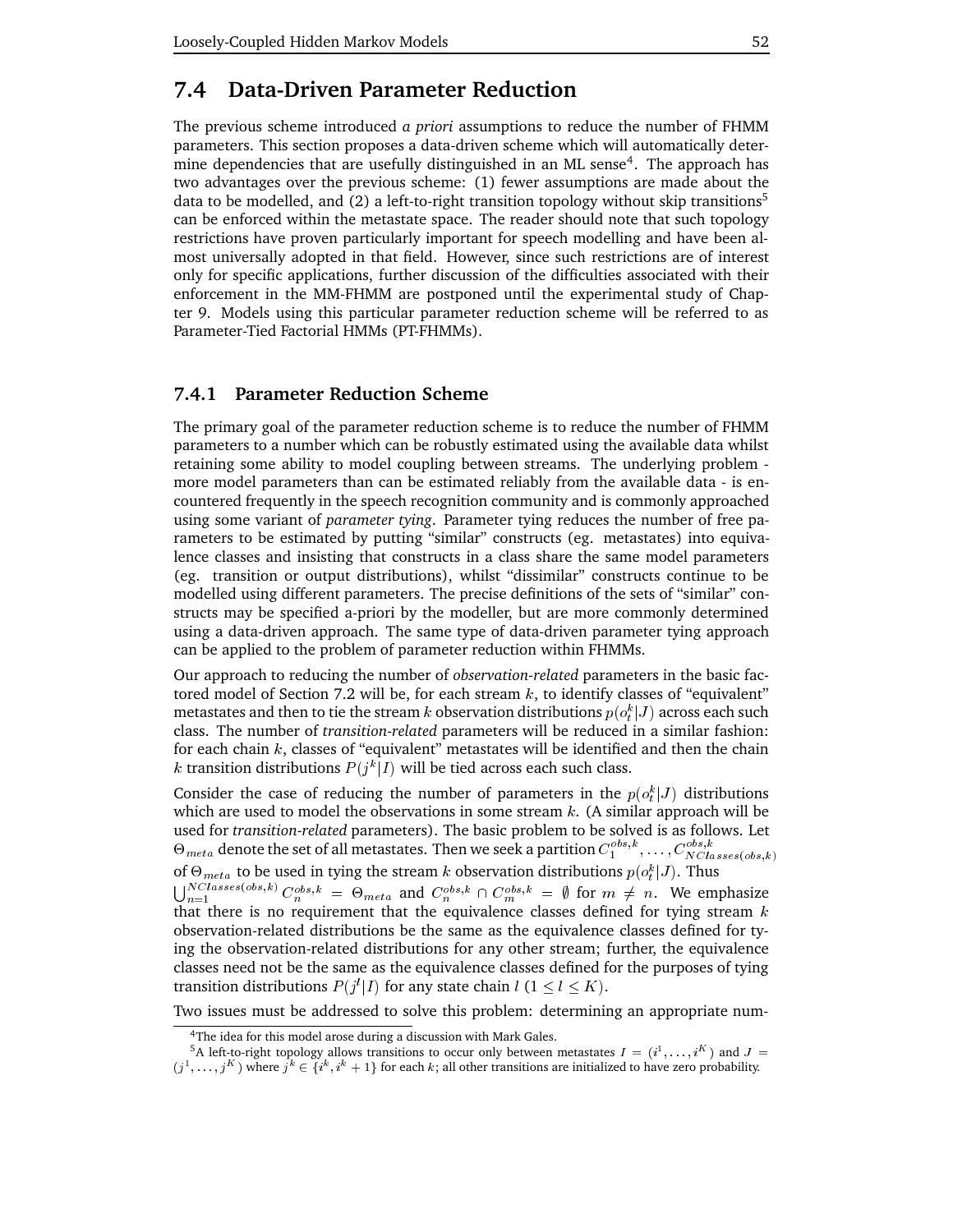## 7.4 Data-Driven Parameter Reduction

The previous scheme introduced *a priori* assumptions to reduce the number of FHMM parameters. This section proposes a data-driven scheme which will automatically determine dependencies that are usefully distinguished in an ML sense[4]. The approach has two advantages over the previous scheme: (1) fewer assumptions are made about the data to be modelled, and (2) a left-to-right transition topology without skip transitions[5] can be enforced within the metastate space. The reader should note that such topology restrictions have proven particularly important for speech modelling and have been almost universally adopted in that field. However, since such restrictions are of interest only for specific applications, further discussion of the difficulties associated with their enforcement in the MM-FHMM are postponed until the experimental study of Chapter 9. Models using this particular parameter reduction scheme will be referred to as Parameter-Tied Factorial HMMs (PT-FHMMs).

### 7.4.1 Parameter Reduction Scheme

The primary goal of the parameter reduction scheme is to reduce the number of FHMM parameters to a number which can be robustly estimated using the available data whilst retaining some ability to model coupling between streams. The underlying problem - more model parameters than can be estimated reliably from the available data - is encountered frequently in the speech recognition community and is commonly approached using some variant of *parameter tying*. Parameter tying reduces the number of free parameters to be estimated by putting "similar" constructs (eg. metastates) into equivalence classes and insisting that constructs in a class share the same model parameters (eg. transition or output distributions), whilst "dissimilar" constructs continue to be modelled using different parameters. The precise definitions of the sets of "similar" constructs may be specified a-priori by the modeller, but are more commonly determined using a data-driven approach. The same type of data-driven parameter tying approach can be applied to the problem of parameter reduction within FHMMs.

Our approach to reducing the number of *observation-related* parameters in the basic factored model of Section 7.2 will be, for each stream $k$, to identify classes of "equivalent" metastates and then to tie the stream $k$ observation distributions $p(o_t^k|J)$ across each such class. The number of *transition-related* parameters will be reduced in a similar fashion: for each chain $k$, classes of "equivalent" metastates will be identified and then the chain $k$ transition distributions $P(j^k|I)$ will be tied across each such class.

Consider the case of reducing the number of parameters in the $p(o_t^k|J)$ distributions which are used to model the observations in some stream $k$. (A similar approach will be used for *transition-related* parameters). The basic problem to be solved is as follows. Let $\Theta_{meta}$ denote the set of all metastates. Then we seek a partition $C_1^{obs,k}, \ldots, C_{NClasses(obs,k)}^{obs,k}$ of $\Theta_{meta}$ to be used in tying the stream $k$ observation distributions $p(o_t^k|J)$. Thus $\bigcup_{n=1}^{NClasses(obs,k)} C_n^{obs,k} = \Theta_{meta}$ and $C_n^{obs,k} \cap C_m^{obs,k} = \emptyset$ for $m \neq n$. We emphasize that there is no requirement that the equivalence classes defined for tying stream $k$ observation-related distributions be the same as the equivalence classes defined for tying the observation-related distributions for any other stream; further, the equivalence classes need not be the same as the equivalence classes defined for the purposes of tying transition distributions $P(j^l|I)$ for any state chain $l$ ($1 \leq l \leq K$).

Two issues must be addressed to solve this problem: determining an appropriate num-

[4] The idea for this model arose during a discussion with Mark Gales.

[5] A left-to-right topology allows transitions to occur only between metastates $I = (i^1, \ldots, i^K)$ and $J = (j^1, \ldots, j^K)$ where $j^k \in \{i^k, i^k + 1\}$ for each $k$; all other transitions are initialized to have zero probability.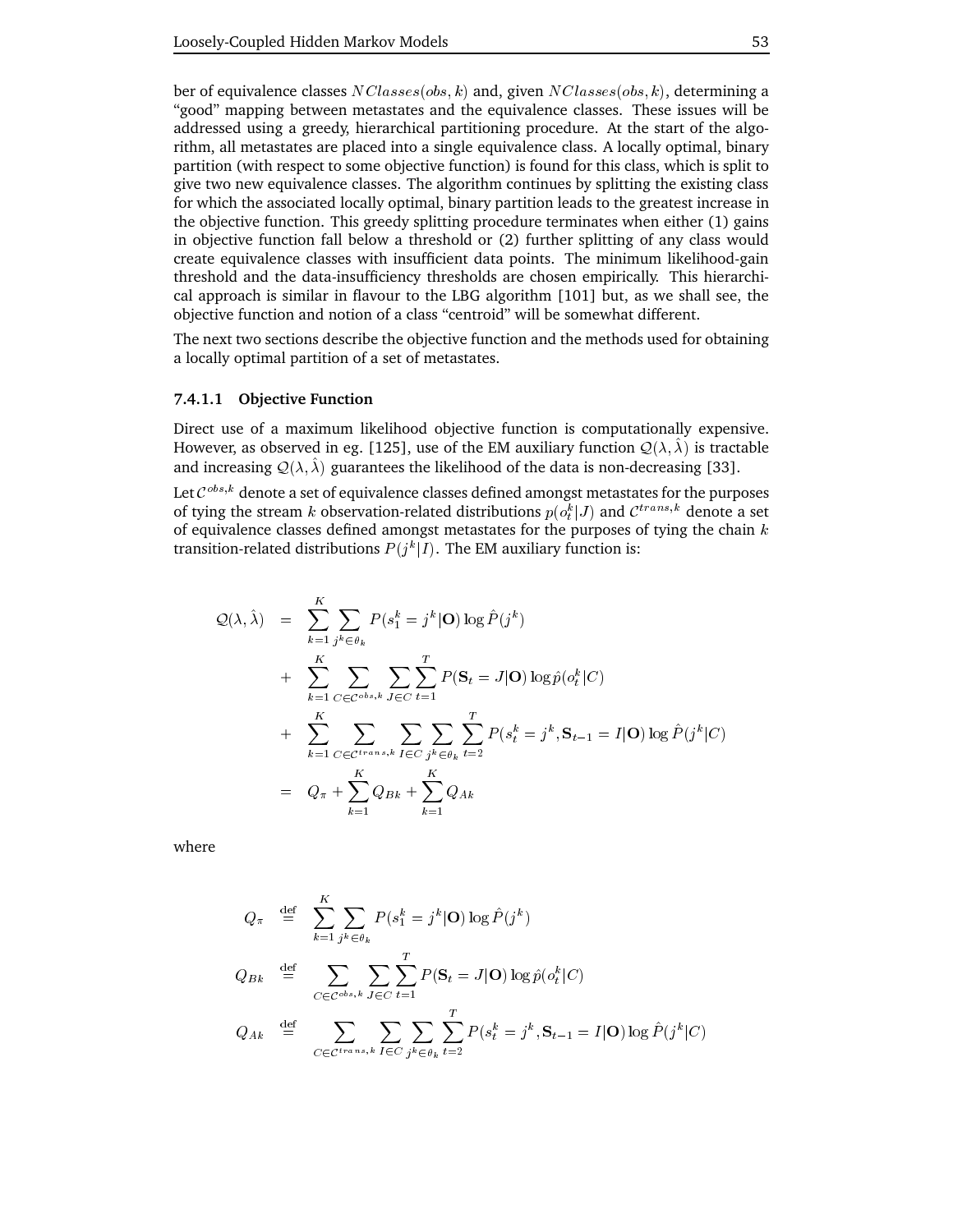ber of equivalence classes $NClasses(obs, k)$ and, given $NClasses(obs, k)$, determining a "good" mapping between metastates and the equivalence classes. These issues will be addressed using a greedy, hierarchical partitioning procedure. At the start of the algorithm, all metastates are placed into a single equivalence class. A locally optimal, binary partition (with respect to some objective function) is found for this class, which is split to give two new equivalence classes. The algorithm continues by splitting the existing class for which the associated locally optimal, binary partition leads to the greatest increase in the objective function. This greedy splitting procedure terminates when either (1) gains in objective function fall below a threshold or (2) further splitting of any class would create equivalence classes with insufficient data points. The minimum likelihood-gain threshold and the data-insufficiency thresholds are chosen empirically. This hierarchical approach is similar in flavour to the LBG algorithm [101] but, as we shall see, the objective function and notion of a class "centroid" will be somewhat different.

The next two sections describe the objective function and the methods used for obtaining a locally optimal partition of a set of metastates.

#### 7.4.1.1 Objective Function

Direct use of a maximum likelihood objective function is computationally expensive. However, as observed in eg. [125], use of the EM auxiliary function $\mathcal{Q}(\lambda, \hat{\lambda})$ is tractable and increasing $\mathcal{Q}(\lambda, \hat{\lambda})$ guarantees the likelihood of the data is non-decreasing [33].

Let $\mathcal{C}^{obs,k}$ denote a set of equivalence classes defined amongst metastates for the purposes of tying the stream $k$ observation-related distributions $p(o_t^k|J)$ and $\mathcal{C}^{trans,k}$ denote a set of equivalence classes defined amongst metastates for the purposes of tying the chain $k$ transition-related distributions $P(j^k|I)$. The EM auxiliary function is:

$$
\begin{aligned}
\mathcal{Q}(\lambda, \hat{\lambda}) &= \sum_{k=1}^{K} \sum_{j^k \in \theta_k} P(s_1^k = j^k|\mathbf{O}) \log \hat{P}(j^k) \\
&+ \sum_{k=1}^{K} \sum_{C \in \mathcal{C}^{obs,k}} \sum_{J \in C} \sum_{t=1}^{T} P(\mathbf{S}_t = J|\mathbf{O}) \log \hat{p}(o_t^k|C) \\
&+ \sum_{k=1}^{K} \sum_{C \in \mathcal{C}^{trans,k}} \sum_{I \in C} \sum_{j^k \in \theta_k} \sum_{t=2}^{T} P(s_t^k = j^k, \mathbf{S}_{t-1} = I|\mathbf{O}) \log \hat{P}(j^k|C) \\
&= Q_\pi + \sum_{k=1}^{K} Q_{Bk} + \sum_{k=1}^{K} Q_{Ak}
\end{aligned}
$$

where

$$
\begin{aligned}
Q_\pi &\stackrel{\text{def}}{=} \sum_{k=1}^{K} \sum_{j^k \in \theta_k} P(s_1^k = j^k|\mathbf{O}) \log \hat{P}(j^k) \\
Q_{Bk} &\stackrel{\text{def}}{=} \sum_{C \in \mathcal{C}^{obs,k}} \sum_{J \in C} \sum_{t=1}^{T} P(\mathbf{S}_t = J|\mathbf{O}) \log \hat{p}(o_t^k|C) \\
Q_{Ak} &\stackrel{\text{def}}{=} \sum_{C \in \mathcal{C}^{trans,k}} \sum_{I \in C} \sum_{j^k \in \theta_k} \sum_{t=2}^{T} P(s_t^k = j^k, \mathbf{S}_{t-1} = I|\mathbf{O}) \log \hat{P}(j^k|C)
\end{aligned}
$$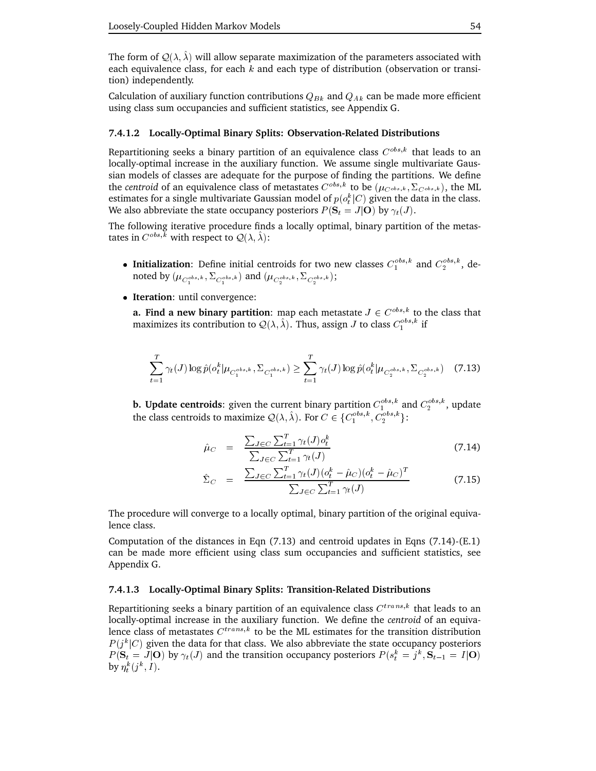The form of $\mathcal{Q}(\lambda, \hat{\lambda})$ will allow separate maximization of the parameters associated with each equivalence class, for each $k$ and each type of distribution (observation or transition) independently.

Calculation of auxiliary function contributions $Q_{Bk}$ and $Q_{Ak}$ can be made more efficient using class sum occupancies and sufficient statistics, see Appendix G.

#### 7.4.1.2 Locally-Optimal Binary Splits: Observation-Related Distributions

Repartitioning seeks a binary partition of an equivalence class $C^{obs,k}$ that leads to an locally-optimal increase in the auxiliary function. We assume single multivariate Gaussian models of classes are adequate for the purpose of finding the partitions. We define the *centroid* of an equivalence class of metastates $C^{obs,k}$ to be $(\mu_{C^{obs,k}}, \Sigma_{C^{obs,k}})$, the ML estimates for a single multivariate Gaussian model of $p(o_t^k|C)$ given the data in the class. We also abbreviate the state occupancy posteriors $P(\mathbf{S}_t = J|\mathbf{O})$ by $\gamma_t(J)$.

The following iterative procedure finds a locally optimal, binary partition of the metastates in $C^{obs,k}$ with respect to $\mathcal{Q}(\lambda, \hat{\lambda})$:

- **Initialization**: Define initial centroids for two new classes $C_1^{obs,k}$ and $C_2^{obs,k}$, denoted by $(\mu_{C_1^{obs,k}}, \Sigma_{C_1^{obs,k}})$ and $(\mu_{C_2^{obs,k}}, \Sigma_{C_2^{obs,k}})$;

- **Iteration**: until convergence:

  **a. Find a new binary partition**: map each metastate $J \in C^{obs,k}$ to the class that maximizes its contribution to $\mathcal{Q}(\lambda, \hat{\lambda})$. Thus, assign $J$ to class $C_1^{obs,k}$ if

$$\sum_{t=1}^{T} \gamma_t(J) \log \hat{p}(o_t^k|\mu_{C_1^{obs,k}}, \Sigma_{C_1^{obs,k}}) \geq \sum_{t=1}^{T} \gamma_t(J) \log \hat{p}(o_t^k|\mu_{C_2^{obs,k}}, \Sigma_{C_2^{obs,k}}) \quad (7.13)$$

  **b. Update centroids**: given the current binary partition $C_1^{obs,k}$ and $C_2^{obs,k}$, update the class centroids to maximize $\mathcal{Q}(\lambda, \hat{\lambda})$. For $C \in \{C_1^{obs,k}, C_2^{obs,k}\}$:

$$\hat{\mu}_C = \frac{\sum_{J \in C} \sum_{t=1}^{T} \gamma_t(J) o_t^k}{\sum_{J \in C} \sum_{t=1}^{T} \gamma_t(J)} \quad (7.14)$$

$$\hat{\Sigma}_C = \frac{\sum_{J \in C} \sum_{t=1}^{T} \gamma_t(J)(o_t^k - \hat{\mu}_C)(o_t^k - \hat{\mu}_C)^T}{\sum_{J \in C} \sum_{t=1}^{T} \gamma_t(J)} \quad (7.15)$$

The procedure will converge to a locally optimal, binary partition of the original equivalence class.

Computation of the distances in Eqn (7.13) and centroid updates in Eqns (7.14)-(E.1) can be made more efficient using class sum occupancies and sufficient statistics, see Appendix G.

#### 7.4.1.3 Locally-Optimal Binary Splits: Transition-Related Distributions

Repartitioning seeks a binary partition of an equivalence class $C^{trans,k}$ that leads to an locally-optimal increase in the auxiliary function. We define the *centroid* of an equivalence class of metastates $C^{trans,k}$ to be the ML estimates for the transition distribution $P(j^k|C)$ given the data for that class. We also abbreviate the state occupancy posteriors $P(\mathbf{S}_t = J|\mathbf{O})$ by $\gamma_t(J)$ and the transition occupancy posteriors $P(s_t^k = j^k, \mathbf{S}_{t-1} = I|\mathbf{O})$ by $\eta_t^k(j^k, I)$.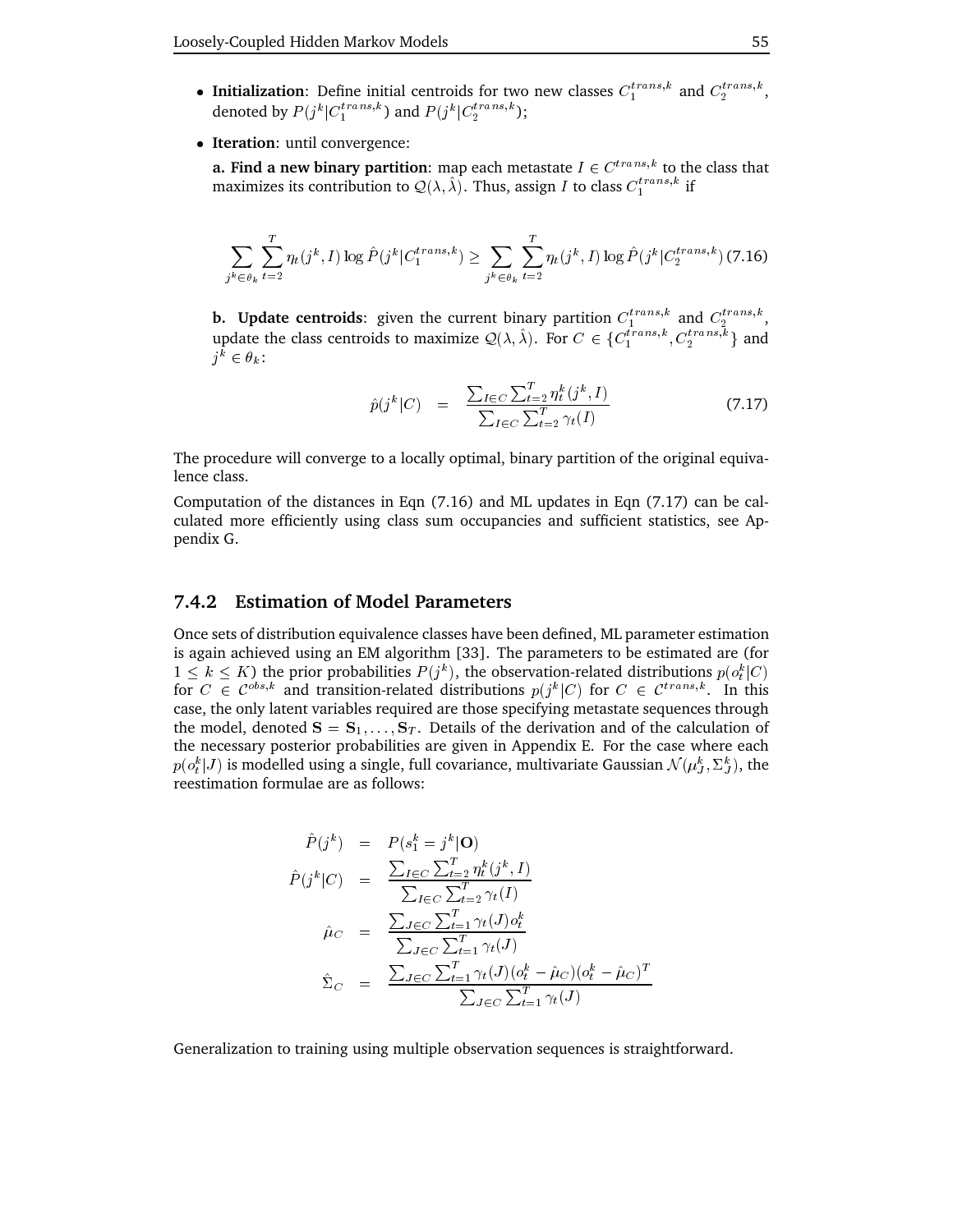- **Initialization**: Define initial centroids for two new classes $C_1^{trans,k}$ and $C_2^{trans,k}$, denoted by $P(j^k|C_1^{trans,k})$ and $P(j^k|C_2^{trans,k})$;

- **Iteration**: until convergence:

  **a. Find a new binary partition**: map each metastate $I \in C^{trans,k}$ to the class that maximizes its contribution to $\mathcal{Q}(\lambda, \hat{\lambda})$. Thus, assign $I$ to class $C_1^{trans,k}$ if

$$\sum_{j^k \in \theta_k} \sum_{t=2}^{T} \eta_t(j^k, I) \log \hat{P}(j^k|C_1^{trans,k}) \geq \sum_{j^k \in \theta_k} \sum_{t=2}^{T} \eta_t(j^k, I) \log \hat{P}(j^k|C_2^{trans,k}) \quad (7.16)$$

  **b. Update centroids**: given the current binary partition $C_1^{trans,k}$ and $C_2^{trans,k}$, update the class centroids to maximize $\mathcal{Q}(\lambda, \hat{\lambda})$. For $C \in \{C_1^{trans,k}, C_2^{trans,k}\}$ and $j^k \in \theta_k$:

$$\hat{p}(j^k|C) = \frac{\sum_{I \in C} \sum_{t=2}^{T} \eta_t^k(j^k, I)}{\sum_{I \in C} \sum_{t=2}^{T} \gamma_t(I)} \quad (7.17)$$

The procedure will converge to a locally optimal, binary partition of the original equivalence class.

Computation of the distances in Eqn (7.16) and ML updates in Eqn (7.17) can be calculated more efficiently using class sum occupancies and sufficient statistics, see Appendix G.

### 7.4.2 Estimation of Model Parameters

Once sets of distribution equivalence classes have been defined, ML parameter estimation is again achieved using an EM algorithm [33]. The parameters to be estimated are (for $1 \leq k \leq K$) the prior probabilities $P(j^k)$, the observation-related distributions $p(o_t^k|C)$ for $C \in \mathcal{C}^{obs,k}$ and transition-related distributions $p(j^k|C)$ for $C \in \mathcal{C}^{trans,k}$. In this case, the only latent variables required are those specifying metastate sequences through the model, denoted $\mathbf{S} = \mathbf{S}_1, \ldots, \mathbf{S}_T$. Details of the derivation and of the calculation of the necessary posterior probabilities are given in Appendix E. For the case where each $p(o_t^k|J)$ is modelled using a single, full covariance, multivariate Gaussian $\mathcal{N}(\mu_J^k, \Sigma_J^k)$, the reestimation formulae are as follows:

$$\begin{aligned}
\hat{P}(j^k) &= P(s_1^k = j^k|\mathbf{O}) \\
\hat{P}(j^k|C) &= \frac{\sum_{I \in C} \sum_{t=2}^{T} \eta_t^k(j^k, I)}{\sum_{I \in C} \sum_{t=2}^{T} \gamma_t(I)} \\
\hat{\mu}_C &= \frac{\sum_{J \in C} \sum_{t=1}^{T} \gamma_t(J) o_t^k}{\sum_{J \in C} \sum_{t=1}^{T} \gamma_t(J)} \\
\hat{\Sigma}_C &= \frac{\sum_{J \in C} \sum_{t=1}^{T} \gamma_t(J)(o_t^k - \hat{\mu}_C)(o_t^k - \hat{\mu}_C)^T}{\sum_{J \in C} \sum_{t=1}^{T} \gamma_t(J)}
\end{aligned}$$

Generalization to training using multiple observation sequences is straightforward.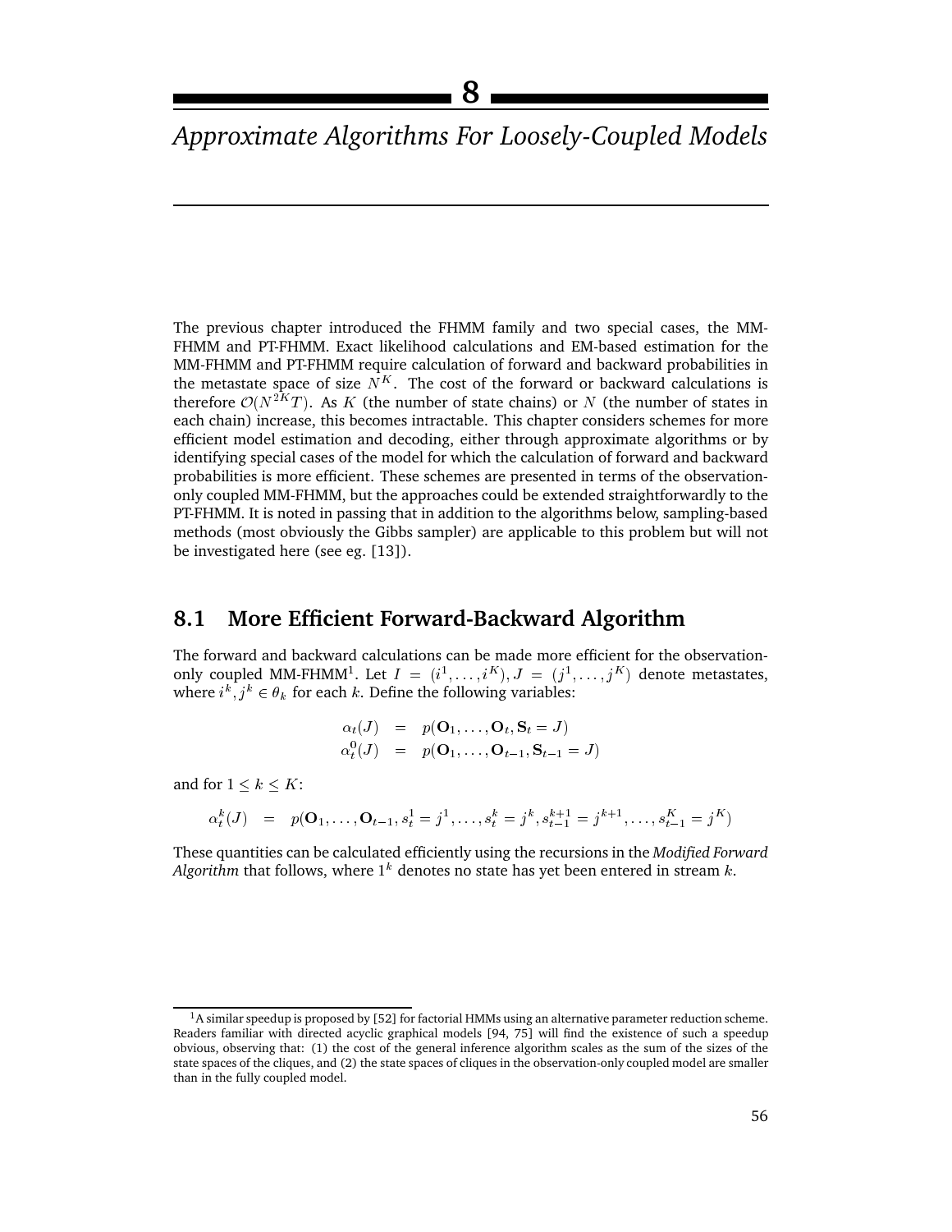# 8

# *Approximate Algorithms For Loosely-Coupled Models*

The previous chapter introduced the FHMM family and two special cases, the MM-FHMM and PT-FHMM. Exact likelihood calculations and EM-based estimation for the MM-FHMM and PT-FHMM require calculation of forward and backward probabilities in the metastate space of size $N^K$. The cost of the forward or backward calculations is therefore $\mathcal{O}(N^{2K}T)$. As $K$ (the number of state chains) or $N$ (the number of states in each chain) increase, this becomes intractable. This chapter considers schemes for more efficient model estimation and decoding, either through approximate algorithms or by identifying special cases of the model for which the calculation of forward and backward probabilities is more efficient. These schemes are presented in terms of the observation-only coupled MM-FHMM, but the approaches could be extended straightforwardly to the PT-FHMM. It is noted in passing that in addition to the algorithms below, sampling-based methods (most obviously the Gibbs sampler) are applicable to this problem but will not be investigated here (see eg. [13]).

## 8.1 More Efficient Forward-Backward Algorithm

The forward and backward calculations can be made more efficient for the observation-only coupled MM-FHMM[1]. Let $I = (i^1, \ldots, i^K), J = (j^1, \ldots, j^K)$ denote metastates, where $i^k, j^k \in \theta_k$ for each $k$. Define the following variables:

$$
\begin{aligned}
\alpha_t(J) &= p(\mathbf{O}_1, \ldots, \mathbf{O}_t, \mathbf{S}_t = J) \\
\alpha_t^0(J) &= p(\mathbf{O}_1, \ldots, \mathbf{O}_{t-1}, \mathbf{S}_{t-1} = J)
\end{aligned}
$$

and for $1 \leq k \leq K$:

$$
\alpha_t^k(J) = p(\mathbf{O}_1, \ldots, \mathbf{O}_{t-1}, s_t^1 = j^1, \ldots, s_t^k = j^k, s_{t-1}^{k+1} = j^{k+1}, \ldots, s_{t-1}^K = j^K)
$$

These quantities can be calculated efficiently using the recursions in the *Modified Forward Algorithm* that follows, where $1^k$ denotes no state has yet been entered in stream $k$.

[1] A similar speedup is proposed by [52] for factorial HMMs using an alternative parameter reduction scheme. Readers familiar with directed acyclic graphical models [94, 75] will find the existence of such a speedup obvious, observing that: (1) the cost of the general inference algorithm scales as the sum of the sizes of the state spaces of the cliques, and (2) the state spaces of cliques in the observation-only coupled model are smaller than in the fully coupled model.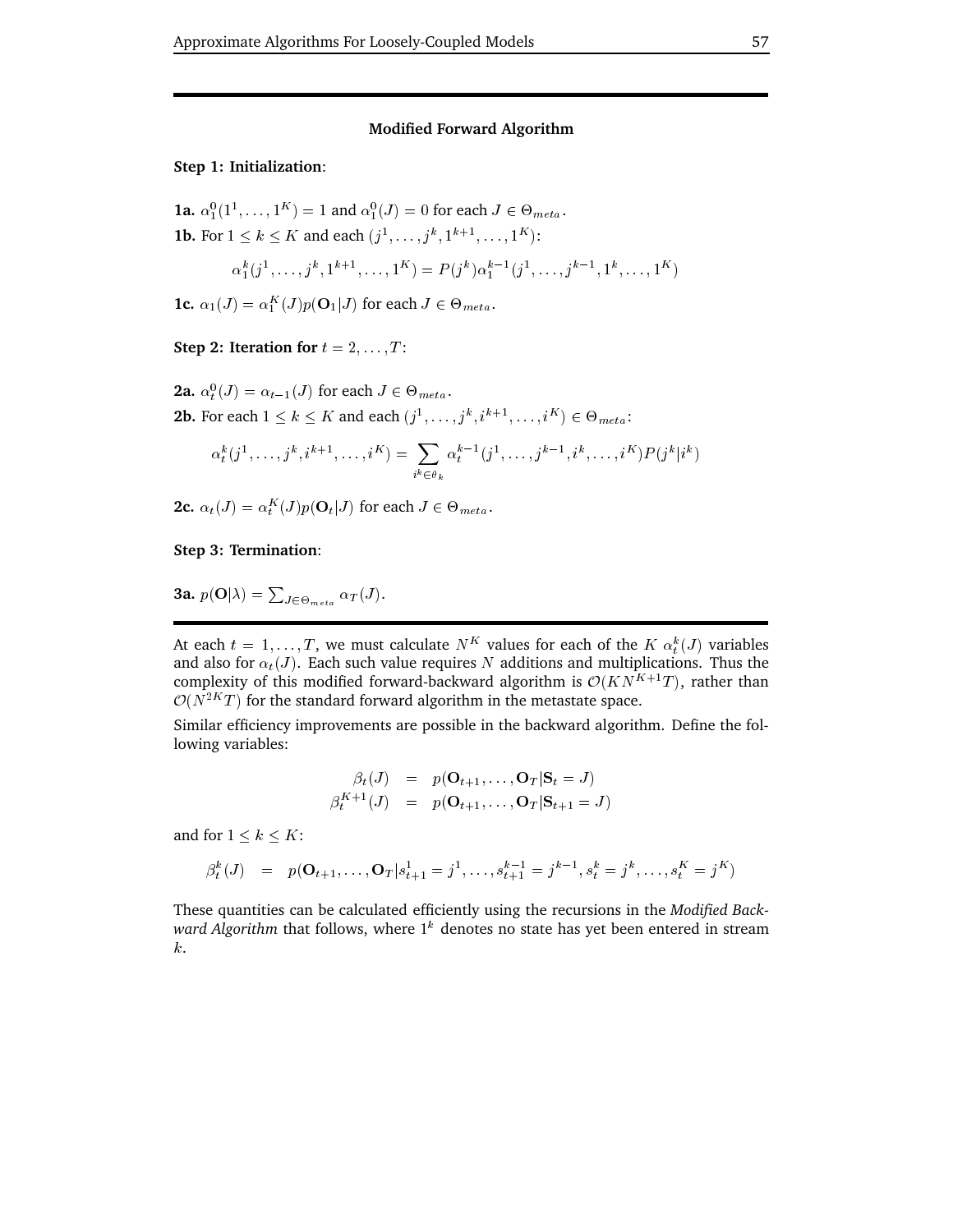---

**Modified Forward Algorithm**

**Step 1: Initialization**:

**1a.** $\alpha_1^0(1^1, \ldots, 1^K) = 1$ and $\alpha_1^0(J) = 0$ for each $J \in \Theta_{meta}$.

**1b.** For $1 \leq k \leq K$ and each $(j^1, \ldots, j^k, 1^{k+1}, \ldots, 1^K)$:

$$\alpha_1^k(j^1, \ldots, j^k, 1^{k+1}, \ldots, 1^K) = P(j^k)\alpha_1^{k-1}(j^1, \ldots, j^{k-1}, 1^k, \ldots, 1^K)$$

**1c.** $\alpha_1(J) = \alpha_1^K(J)p(\mathbf{O}_1|J)$ for each $J \in \Theta_{meta}$.

**Step 2: Iteration for** $t = 2, \ldots, T$:

**2a.** $\alpha_t^0(J) = \alpha_{t-1}(J)$ for each $J \in \Theta_{meta}$.

**2b.** For each $1 \leq k \leq K$ and each $(j^1, \ldots, j^k, i^{k+1}, \ldots, i^K) \in \Theta_{meta}$:

$$\alpha_t^k(j^1, \ldots, j^k, i^{k+1}, \ldots, i^K) = \sum_{i^k \in \theta_k} \alpha_t^{k-1}(j^1, \ldots, j^{k-1}, i^k, \ldots, i^K)P(j^k|i^k)$$

**2c.** $\alpha_t(J) = \alpha_t^K(J)p(\mathbf{O}_t|J)$ for each $J \in \Theta_{meta}$.

**Step 3: Termination**:

**3a.** $p(\mathbf{O}|\lambda) = \sum_{J \in \Theta_{meta}} \alpha_T(J)$.

---

At each $t = 1, \ldots, T$, we must calculate $N^K$ values for each of the $K$ $\alpha_t^k(J)$ variables and also for $\alpha_t(J)$. Each such value requires $N$ additions and multiplications. Thus the complexity of this modified forward-backward algorithm is $\mathcal{O}(KN^{K+1}T)$, rather than $\mathcal{O}(N^{2K}T)$ for the standard forward algorithm in the metastate space.

Similar efficiency improvements are possible in the backward algorithm. Define the following variables:

$$\begin{aligned}
\beta_t(J) &= p(\mathbf{O}_{t+1}, \ldots, \mathbf{O}_T|\mathbf{S}_t = J) \\
\beta_t^{K+1}(J) &= p(\mathbf{O}_{t+1}, \ldots, \mathbf{O}_T|\mathbf{S}_{t+1} = J)
\end{aligned}$$

and for $1 \leq k \leq K$:

$$\beta_t^k(J) = p(\mathbf{O}_{t+1}, \ldots, \mathbf{O}_T|s_{t+1}^1 = j^1, \ldots, s_{t+1}^{k-1} = j^{k-1}, s_t^k = j^k, \ldots, s_t^K = j^K)$$

These quantities can be calculated efficiently using the recursions in the *Modified Backward Algorithm* that follows, where $1^k$ denotes no state has yet been entered in stream $k$.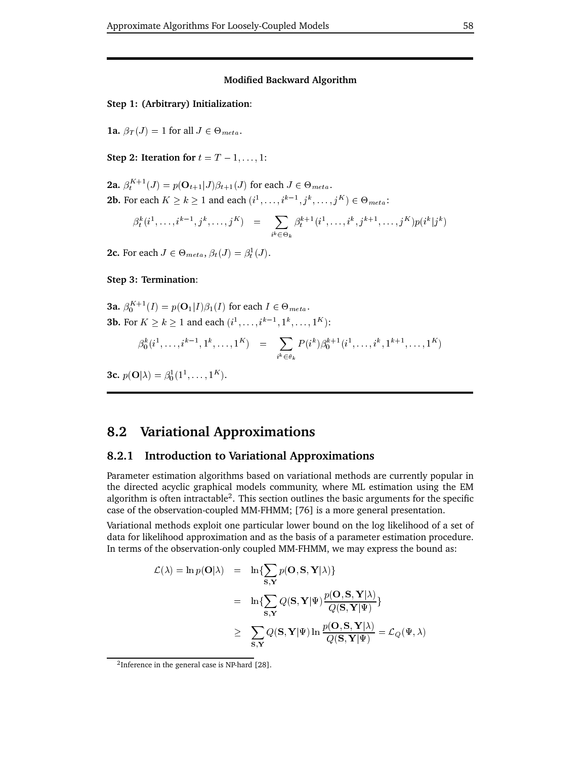**Modified Backward Algorithm**

**Step 1: (Arbitrary) Initialization**:

**1a.** $\beta_T(J) = 1$ for all $J \in \Theta_{meta}$.

**Step 2: Iteration for** $t = T-1, \ldots, 1$:

**2a.** $\beta_t^{K+1}(J) = p(\mathbf{O}_{t+1}|J)\beta_{t+1}(J)$ for each $J \in \Theta_{meta}$.

**2b.** For each $K \geq k \geq 1$ and each $(i^1, \ldots, i^{k-1}, j^k, \ldots, j^K) \in \Theta_{meta}$:

$$\beta_t^k(i^1, \ldots, i^{k-1}, j^k, \ldots, j^K) \quad = \quad \sum_{i^k \in \Theta_k} \beta_t^{k+1}(i^1, \ldots, i^k, j^{k+1}, \ldots, j^K) p(i^k|j^k)$$

**2c.** For each $J \in \Theta_{meta}$, $\beta_t(J) = \beta_t^1(J)$.

**Step 3: Termination**:

**3a.** $\beta_0^{K+1}(I) = p(\mathbf{O}_1|I)\beta_1(I)$ for each $I \in \Theta_{meta}$.

**3b.** For $K \geq k \geq 1$ and each $(i^1, \ldots, i^{k-1}, 1^k, \ldots, 1^K)$:

$$\beta_0^k(i^1, \ldots, i^{k-1}, 1^k, \ldots, 1^K) \quad = \quad \sum_{i^k \in \theta_k} P(i^k)\beta_0^{k+1}(i^1, \ldots, i^k, 1^{k+1}, \ldots, 1^K)$$

**3c.** $p(\mathbf{O}|\lambda) = \beta_0^1(1^1, \ldots, 1^K)$.

## 8.2 Variational Approximations

### 8.2.1 Introduction to Variational Approximations

Parameter estimation algorithms based on variational methods are currently popular in the directed acyclic graphical models community, where ML estimation using the EM algorithm is often intractable[2]. This section outlines the basic arguments for the specific case of the observation-coupled MM-FHMM; [76] is a more general presentation.

Variational methods exploit one particular lower bound on the log likelihood of a set of data for likelihood approximation and as the basis of a parameter estimation procedure. In terms of the observation-only coupled MM-FHMM, we may express the bound as:

$$
\begin{aligned}
\mathcal{L}(\lambda) = \ln p(\mathbf{O}|\lambda) &= \ln\{\sum_{\mathbf{S},\mathbf{Y}} p(\mathbf{O}, \mathbf{S}, \mathbf{Y}|\lambda)\} \\
&= \ln\{\sum_{\mathbf{S},\mathbf{Y}} Q(\mathbf{S}, \mathbf{Y}|\Psi) \frac{p(\mathbf{O}, \mathbf{S}, \mathbf{Y}|\lambda)}{Q(\mathbf{S}, \mathbf{Y}|\Psi)}\} \\
&\geq \sum_{\mathbf{S},\mathbf{Y}} Q(\mathbf{S}, \mathbf{Y}|\Psi) \ln \frac{p(\mathbf{O}, \mathbf{S}, \mathbf{Y}|\lambda)}{Q(\mathbf{S}, \mathbf{Y}|\Psi)} = \mathcal{L}_Q(\Psi, \lambda)
\end{aligned}
$$

[2] Inference in the general case is NP-hard [28].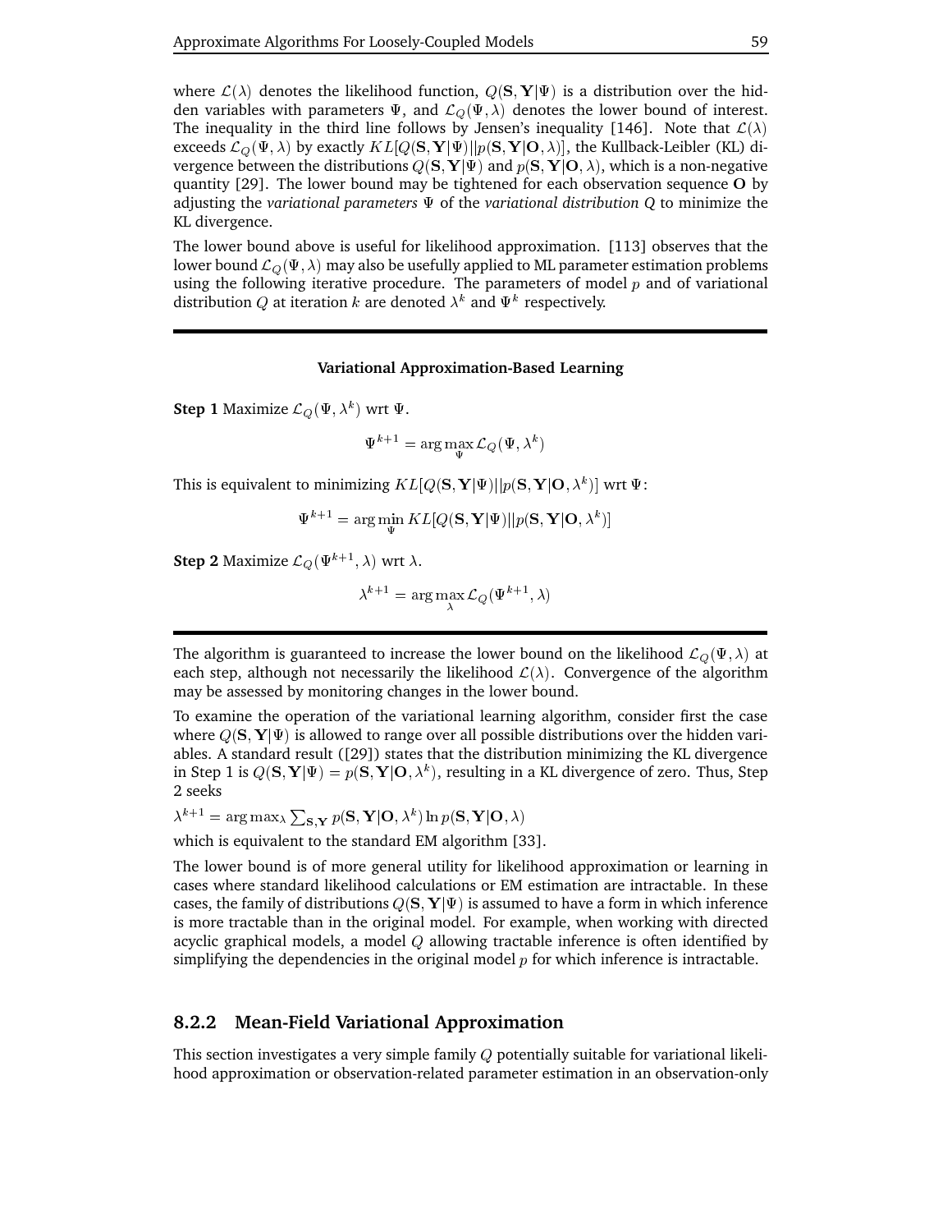where $\mathcal{L}(\lambda)$ denotes the likelihood function, $Q(\mathbf{S}, \mathbf{Y}|\Psi)$ is a distribution over the hidden variables with parameters $\Psi$, and $\mathcal{L}_Q(\Psi, \lambda)$ denotes the lower bound of interest. The inequality in the third line follows by Jensen's inequality [146]. Note that $\mathcal{L}(\lambda)$ exceeds $\mathcal{L}_Q(\Psi, \lambda)$ by exactly $KL[Q(\mathbf{S}, \mathbf{Y}|\Psi)||p(\mathbf{S}, \mathbf{Y}|\mathbf{O}, \lambda)]$, the Kullback-Leibler (KL) divergence between the distributions $Q(\mathbf{S}, \mathbf{Y}|\Psi)$ and $p(\mathbf{S}, \mathbf{Y}|\mathbf{O}, \lambda)$, which is a non-negative quantity [29]. The lower bound may be tightened for each observation sequence $\mathbf{O}$ by adjusting the *variational parameters* $\Psi$ of the *variational distribution Q* to minimize the KL divergence.

The lower bound above is useful for likelihood approximation. [113] observes that the lower bound $\mathcal{L}_Q(\Psi, \lambda)$ may also be usefully applied to ML parameter estimation problems using the following iterative procedure. The parameters of model $p$ and of variational distribution $Q$ at iteration $k$ are denoted $\lambda^k$ and $\Psi^k$ respectively.

---

**Variational Approximation-Based Learning**

**Step 1** Maximize $\mathcal{L}_Q(\Psi, \lambda^k)$ wrt $\Psi$.

$$\Psi^{k+1} = \arg\max_{\Psi} \mathcal{L}_Q(\Psi, \lambda^k)$$

This is equivalent to minimizing $KL[Q(\mathbf{S}, \mathbf{Y}|\Psi)||p(\mathbf{S}, \mathbf{Y}|\mathbf{O}, \lambda^k)]$ wrt $\Psi$:

$$\Psi^{k+1} = \arg\min_{\Psi} KL[Q(\mathbf{S}, \mathbf{Y}|\Psi)||p(\mathbf{S}, \mathbf{Y}|\mathbf{O}, \lambda^k)]$$

**Step 2** Maximize $\mathcal{L}_Q(\Psi^{k+1}, \lambda)$ wrt $\lambda$.

$$\lambda^{k+1} = \arg\max_{\lambda} \mathcal{L}_Q(\Psi^{k+1}, \lambda)$$

---

The algorithm is guaranteed to increase the lower bound on the likelihood $\mathcal{L}_Q(\Psi, \lambda)$ at each step, although not necessarily the likelihood $\mathcal{L}(\lambda)$. Convergence of the algorithm may be assessed by monitoring changes in the lower bound.

To examine the operation of the variational learning algorithm, consider first the case where $Q(\mathbf{S}, \mathbf{Y}|\Psi)$ is allowed to range over all possible distributions over the hidden variables. A standard result ([29]) states that the distribution minimizing the KL divergence in Step 1 is $Q(\mathbf{S}, \mathbf{Y}|\Psi) = p(\mathbf{S}, \mathbf{Y}|\mathbf{O}, \lambda^k)$, resulting in a KL divergence of zero. Thus, Step 2 seeks

$\lambda^{k+1} = \arg\max_\lambda \sum_{\mathbf{S},\mathbf{Y}} p(\mathbf{S}, \mathbf{Y}|\mathbf{O}, \lambda^k) \ln p(\mathbf{S}, \mathbf{Y}|\mathbf{O}, \lambda)$

which is equivalent to the standard EM algorithm [33].

The lower bound is of more general utility for likelihood approximation or learning in cases where standard likelihood calculations or EM estimation are intractable. In these cases, the family of distributions $Q(\mathbf{S}, \mathbf{Y}|\Psi)$ is assumed to have a form in which inference is more tractable than in the original model. For example, when working with directed acyclic graphical models, a model $Q$ allowing tractable inference is often identified by simplifying the dependencies in the original model $p$ for which inference is intractable.

### 8.2.2 Mean-Field Variational Approximation

This section investigates a very simple family $Q$ potentially suitable for variational likelihood approximation or observation-related parameter estimation in an observation-only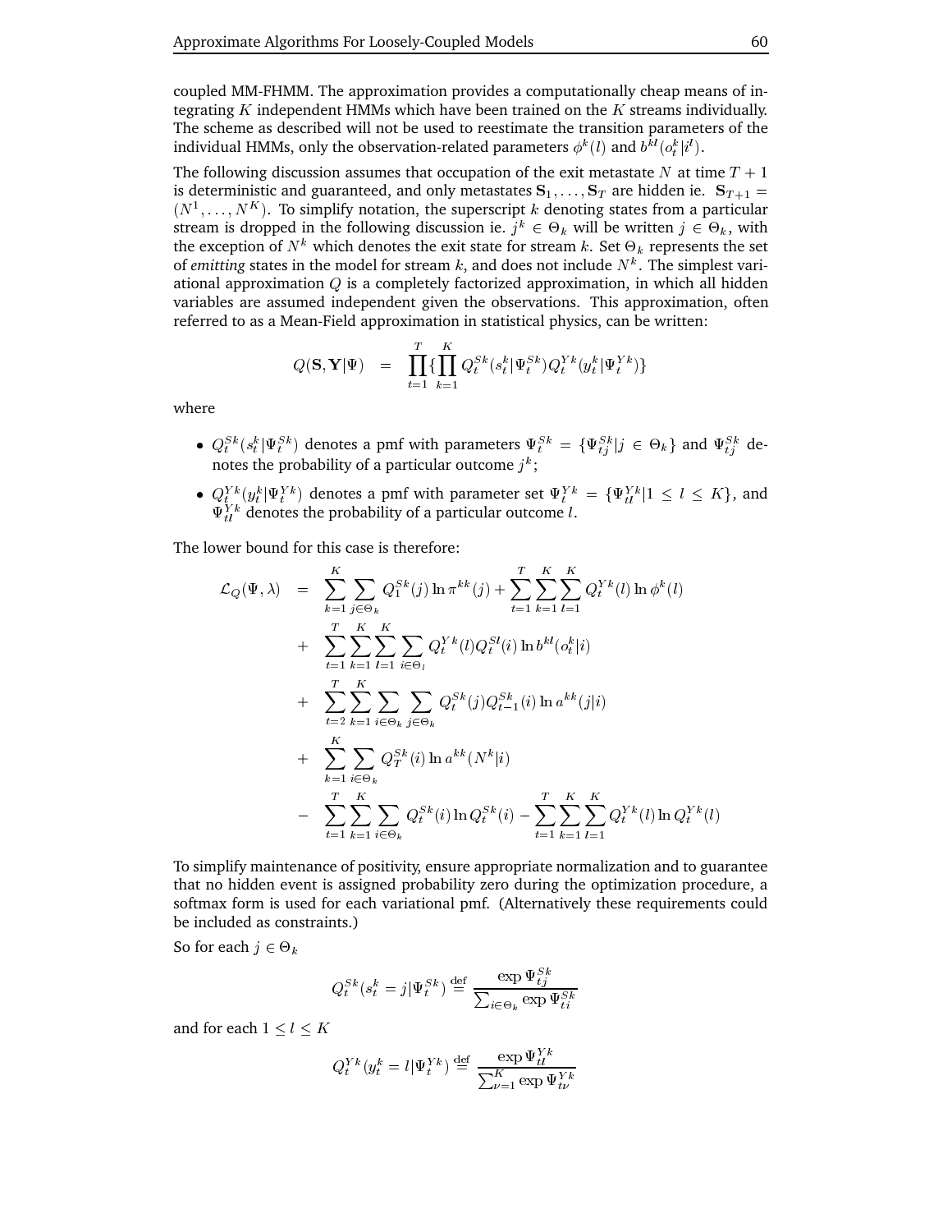coupled MM-FHMM. The approximation provides a computationally cheap means of integrating $K$ independent HMMs which have been trained on the $K$ streams individually. The scheme as described will not be used to reestimate the transition parameters of the individual HMMs, only the observation-related parameters $\phi^k(l)$ and $b^{kl}(o_t^k|i^l)$.

The following discussion assumes that occupation of the exit metastate $N$ at time $T+1$ is deterministic and guaranteed, and only metastates $\mathbf{S}_1, \ldots, \mathbf{S}_T$ are hidden ie. $\mathbf{S}_{T+1} = (N^1, \ldots, N^K)$. To simplify notation, the superscript $k$ denoting states from a particular stream is dropped in the following discussion ie. $j^k \in \Theta_k$ will be written $j \in \Theta_k$, with the exception of $N^k$ which denotes the exit state for stream $k$. Set $\Theta_k$ represents the set of *emitting* states in the model for stream $k$, and does not include $N^k$. The simplest variational approximation $Q$ is a completely factorized approximation, in which all hidden variables are assumed independent given the observations. This approximation, often referred to as a Mean-Field approximation in statistical physics, can be written:

$$Q(\mathbf{S}, \mathbf{Y}|\Psi) = \prod_{t=1}^{T} \{ \prod_{k=1}^{K} Q_t^{Sk}(s_t^k|\Psi_t^{Sk}) Q_t^{Yk}(y_t^k|\Psi_t^{Yk}) \}$$

where

- $Q_t^{Sk}(s_t^k|\Psi_t^{Sk})$ denotes a pmf with parameters $\Psi_t^{Sk} = \{\Psi_{tj}^{Sk} | j \in \Theta_k\}$ and $\Psi_{tj}^{Sk}$ denotes the probability of a particular outcome $j^k$;
- $Q_t^{Yk}(y_t^k|\Psi_t^{Yk})$ denotes a pmf with parameter set $\Psi_t^{Yk} = \{\Psi_{tl}^{Yk} | 1 \leq l \leq K\}$, and $\Psi_{tl}^{Yk}$ denotes the probability of a particular outcome $l$.

The lower bound for this case is therefore:

$$\begin{aligned}
\mathcal{L}_Q(\Psi, \lambda) &= \sum_{k=1}^{K} \sum_{j \in \Theta_k} Q_1^{Sk}(j) \ln \pi^{kk}(j) + \sum_{t=1}^{T} \sum_{k=1}^{K} \sum_{l=1}^{K} Q_t^{Yk}(l) \ln \phi^k(l) \\
&+ \sum_{t=1}^{T} \sum_{k=1}^{K} \sum_{l=1}^{K} \sum_{i \in \Theta_l} Q_t^{Yk}(l) Q_t^{Sl}(i) \ln b^{kl}(o_t^k|i) \\
&+ \sum_{t=2}^{T} \sum_{k=1}^{K} \sum_{i \in \Theta_k} \sum_{j \in \Theta_k} Q_t^{Sk}(j) Q_{t-1}^{Sk}(i) \ln a^{kk}(j|i) \\
&+ \sum_{k=1}^{K} \sum_{i \in \Theta_k} Q_T^{Sk}(i) \ln a^{kk}(N^k|i) \\
&- \sum_{t=1}^{T} \sum_{k=1}^{K} \sum_{i \in \Theta_k} Q_t^{Sk}(i) \ln Q_t^{Sk}(i) - \sum_{t=1}^{T} \sum_{k=1}^{K} \sum_{l=1}^{K} Q_t^{Yk}(l) \ln Q_t^{Yk}(l)
\end{aligned}$$

To simplify maintenance of positivity, ensure appropriate normalization and to guarantee that no hidden event is assigned probability zero during the optimization procedure, a softmax form is used for each variational pmf. (Alternatively these requirements could be included as constraints.)

So for each $j \in \Theta_k$

$$Q_t^{Sk}(s_t^k = j|\Psi_t^{Sk}) \stackrel{\text{def}}{=} \frac{\exp \Psi_{tj}^{Sk}}{\sum_{i \in \Theta_k} \exp \Psi_{ti}^{Sk}}$$

and for each $1 \leq l \leq K$

$$Q_t^{Yk}(y_t^k = l|\Psi_t^{Yk}) \stackrel{\text{def}}{=} \frac{\exp \Psi_{tl}^{Yk}}{\sum_{\nu=1}^{K} \exp \Psi_{t\nu}^{Yk}}$$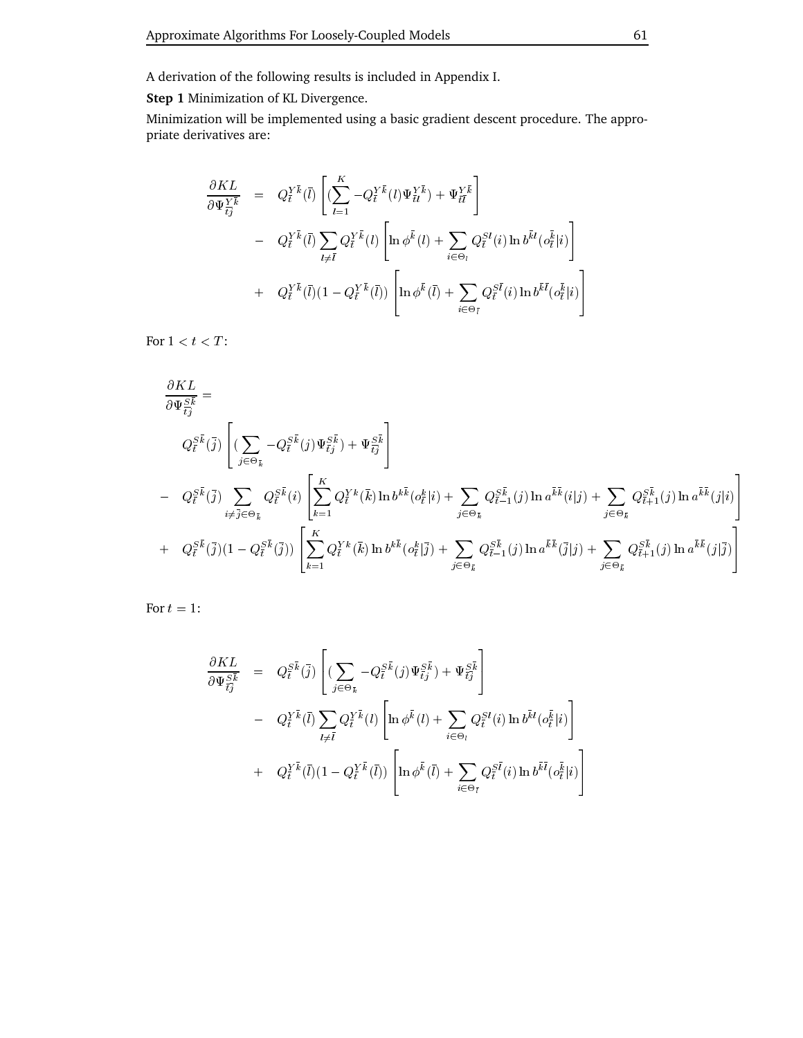A derivation of the following results is included in Appendix I.

**Step 1** Minimization of KL Divergence.

Minimization will be implemented using a basic gradient descent procedure. The appropriate derivatives are:

$$
\begin{aligned}
\frac{\partial KL}{\partial \Psi^{Y\bar{k}}_{\bar{t}j}} \;&=\; Q^{Y\bar{k}}_{\bar{t}}(\bar{l}) \left[ (\sum_{l=1}^{K} -Q^{Y\bar{k}}_{\bar{t}}(l)\Psi^{Y\bar{k}}_{\bar{t}l}) + \Psi^{Y\bar{k}}_{\bar{t}\bar{l}} \right] \\
&- \; Q^{Y\bar{k}}_{\bar{t}}(\bar{l}) \sum_{l \neq \bar{l}} Q^{Y\bar{k}}_{\bar{t}}(l) \left[ \ln \phi^{\bar{k}}(l) + \sum_{i \in \Theta_l} Q^{Sl}_{\bar{t}}(i) \ln b^{\bar{k}l}(o^{\bar{k}}_{\bar{t}}|i) \right] \\
&+ \; Q^{Y\bar{k}}_{\bar{t}}(\bar{l})(1 - Q^{Y\bar{k}}_{\bar{t}}(\bar{l})) \left[ \ln \phi^{\bar{k}}(\bar{l}) + \sum_{i \in \Theta_{\bar{l}}} Q^{S\bar{l}}_{\bar{t}}(i) \ln b^{\bar{k}\bar{l}}(o^{\bar{k}}_{\bar{t}}|i) \right]
\end{aligned}
$$

For $1 < t < T$:

$$
\begin{aligned}
&\frac{\partial KL}{\partial \Psi^{S\bar{k}}_{\bar{t}j}} = \\
&\quad Q^{S\bar{k}}_{\bar{t}}(\bar{j}) \left[ (\sum_{j \in \Theta_{\bar{k}}} -Q^{S\bar{k}}_{\bar{t}}(j)\Psi^{S\bar{k}}_{\bar{t}j}) + \Psi^{S\bar{k}}_{\bar{t}\bar{j}} \right] \\
&- \; Q^{S\bar{k}}_{\bar{t}}(\bar{j}) \sum_{i \neq \bar{j} \in \Theta_{\bar{k}}} Q^{S\bar{k}}_{\bar{t}}(i) \left[ \sum_{k=1}^{K} Q^{Yk}_{\bar{t}}(\bar{k}) \ln b^{k\bar{k}}(o^{k}_{\bar{t}}|i) + \sum_{j \in \Theta_{\bar{k}}} Q^{S\bar{k}}_{\bar{t}-1}(j) \ln a^{\bar{k}\bar{k}}(i|j) + \sum_{j \in \Theta_{\bar{k}}} Q^{S\bar{k}}_{\bar{t}+1}(j) \ln a^{\bar{k}\bar{k}}(j|i) \right] \\
&+ \; Q^{S\bar{k}}_{\bar{t}}(\bar{j})(1 - Q^{S\bar{k}}_{\bar{t}}(\bar{j})) \left[ \sum_{k=1}^{K} Q^{Yk}_{\bar{t}}(\bar{k}) \ln b^{k\bar{k}}(o^{k}_{\bar{t}}|\bar{j}) + \sum_{j \in \Theta_{\bar{k}}} Q^{S\bar{k}}_{\bar{t}-1}(j) \ln a^{\bar{k}\bar{k}}(\bar{j}|j) + \sum_{j \in \Theta_{\bar{k}}} Q^{S\bar{k}}_{\bar{t}+1}(j) \ln a^{\bar{k}\bar{k}}(j|\bar{j}) \right]
\end{aligned}
$$

For $t = 1$:

$$
\begin{aligned}
\frac{\partial KL}{\partial \Psi^{S\bar{k}}_{\bar{t}j}} \;&=\; Q^{S\bar{k}}_{\bar{t}}(\bar{j}) \left[ (\sum_{j \in \Theta_{\bar{k}}} -Q^{S\bar{k}}_{\bar{t}}(j)\Psi^{S\bar{k}}_{\bar{t}j}) + \Psi^{S\bar{k}}_{\bar{t}\bar{j}} \right] \\
&- \; Q^{Y\bar{k}}_{\bar{t}}(\bar{l}) \sum_{l \neq \bar{l}} Q^{Y\bar{k}}_{\bar{t}}(l) \left[ \ln \phi^{\bar{k}}(l) + \sum_{i \in \Theta_l} Q^{Sl}_{\bar{t}}(i) \ln b^{\bar{k}l}(o^{\bar{k}}_{\bar{t}}|i) \right] \\
&+ \; Q^{Y\bar{k}}_{\bar{t}}(\bar{l})(1 - Q^{Y\bar{k}}_{\bar{t}}(\bar{l})) \left[ \ln \phi^{\bar{k}}(\bar{l}) + \sum_{i \in \Theta_{\bar{l}}} Q^{S\bar{l}}_{\bar{t}}(i) \ln b^{\bar{k}\bar{l}}(o^{\bar{k}}_{\bar{t}}|i) \right]
\end{aligned}
$$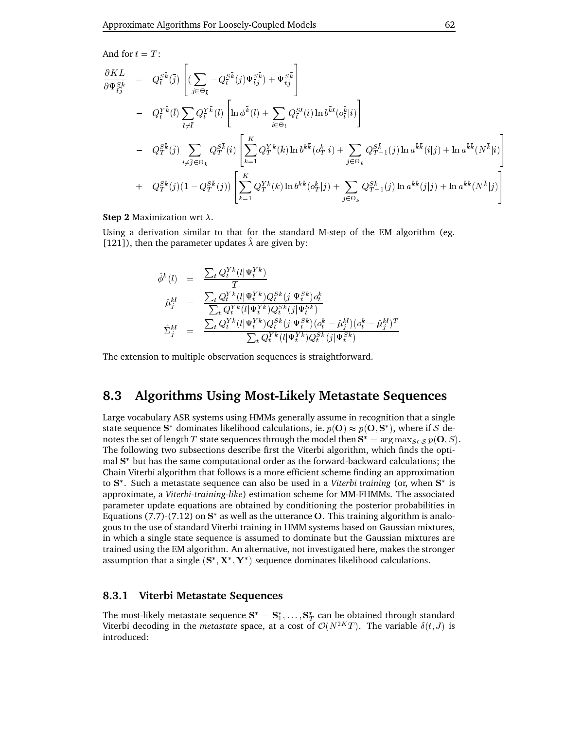And for $t = T$:

$$
\begin{aligned}
\frac{\partial KL}{\partial \Psi^{S\bar{k}}_{\bar{t}\bar{j}}} &= Q^{S\bar{k}}_{\bar{t}}(\bar{j}) \left[ \left( \sum_{j \in \Theta_{\bar{k}}} -Q^{S\bar{k}}_{\bar{t}}(j) \Psi^{S\bar{k}}_{\bar{t}j} \right) + \Psi^{S\bar{k}}_{\bar{t}\bar{j}} \right] \\
&- Q^{Y\bar{k}}_{\bar{t}}(\bar{l}) \sum_{l \neq \bar{l}} Q^{Y\bar{k}}_{\bar{t}}(l) \left[ \ln \phi^{\bar{k}}(l) + \sum_{i \in \Theta_l} Q^{Sl}_{\bar{t}}(i) \ln b^{\bar{k}l}(o^{\bar{k}}_{\bar{t}}|i) \right] \\
&- Q^{S\bar{k}}_{T}(\bar{j}) \sum_{i \neq \bar{j} \in \Theta_{\bar{k}}} Q^{S\bar{k}}_{T}(i) \left[ \sum_{k=1}^{K} Q^{Yk}_{T}(\bar{k}) \ln b^{k\bar{k}}(o^{k}_{T}|i) + \sum_{j \in \Theta_{\bar{k}}} Q^{S\bar{k}}_{T-1}(j) \ln a^{\bar{k}\bar{k}}(i|j) + \ln a^{\bar{k}\bar{k}}(N^{\bar{k}}|i) \right] \\
&+ Q^{S\bar{k}}_{T}(\bar{j})(1 - Q^{S\bar{k}}_{T}(\bar{j})) \left[ \sum_{k=1}^{K} Q^{Yk}_{T}(\bar{k}) \ln b^{k\bar{k}}(o^{k}_{T}|\bar{j}) + \sum_{j \in \Theta_{\bar{k}}} Q^{S\bar{k}}_{T-1}(j) \ln a^{\bar{k}\bar{k}}(\bar{j}|j) + \ln a^{\bar{k}\bar{k}}(N^{\bar{k}}|\bar{j}) \right]
\end{aligned}
$$

**Step 2** Maximization wrt $\lambda$.

Using a derivation similar to that for the standard M-step of the EM algorithm (eg. [121]), then the parameter updates $\hat{\lambda}$ are given by:

$$
\begin{aligned}
\hat{\phi}^{k}(l) &= \frac{\sum_t Q^{Yk}_t(l|\Psi^{Yk}_t)}{T} \\
\hat{\mu}^{kl}_{j} &= \frac{\sum_t Q^{Yk}_t(l|\Psi^{Yk}_t) Q^{Sk}_t(j|\Psi^{Sk}_t) o^k_t}{\sum_t Q^{Yk}_t(l|\Psi^{Yk}_t) Q^{Sk}_t(j|\Psi^{Sk}_t)} \\
\hat{\Sigma}^{kl}_{j} &= \frac{\sum_t Q^{Yk}_t(l|\Psi^{Yk}_t) Q^{Sk}_t(j|\Psi^{Sk}_t)(o^k_t - \hat{\mu}^{kl}_j)(o^k_t - \hat{\mu}^{kl}_j)^T}{\sum_t Q^{Yk}_t(l|\Psi^{Yk}_t) Q^{Sk}_t(j|\Psi^{Sk}_t)}
\end{aligned}
$$

The extension to multiple observation sequences is straightforward.

## 8.3 Algorithms Using Most-Likely Metastate Sequences

Large vocabulary ASR systems using HMMs generally assume in recognition that a single state sequence $\mathbf{S}^*$ dominates likelihood calculations, ie. $p(\mathbf{O}) \approx p(\mathbf{O}, \mathbf{S}^*)$, where if $\mathcal{S}$ denotes the set of length $T$ state sequences through the model then $\mathbf{S}^* = \arg\max_{S \in \mathcal{S}} p(\mathbf{O}, S)$. The following two subsections describe first the Viterbi algorithm, which finds the optimal $\mathbf{S}^*$ but has the same computational order as the forward-backward calculations; the Chain Viterbi algorithm that follows is a more efficient scheme finding an approximation to $\mathbf{S}^*$. Such a metastate sequence can also be used in a *Viterbi training* (or, when $\mathbf{S}^*$ is approximate, a *Viterbi-training-like*) estimation scheme for MM-FHMMs. The associated parameter update equations are obtained by conditioning the posterior probabilities in Equations (7.7)-(7.12) on $\mathbf{S}^*$ as well as the utterance $\mathbf{O}$. This training algorithm is analogous to the use of standard Viterbi training in HMM systems based on Gaussian mixtures, in which a single state sequence is assumed to dominate but the Gaussian mixtures are trained using the EM algorithm. An alternative, not investigated here, makes the stronger assumption that a single $(\mathbf{S}^*, \mathbf{X}^*, \mathbf{Y}^*)$ sequence dominates likelihood calculations.

### 8.3.1 Viterbi Metastate Sequences

The most-likely metastate sequence $\mathbf{S}^* = \mathbf{S}^*_1, \ldots, \mathbf{S}^*_T$ can be obtained through standard Viterbi decoding in the *metastate* space, at a cost of $\mathcal{O}(N^{2K}T)$. The variable $\delta(t, J)$ is introduced: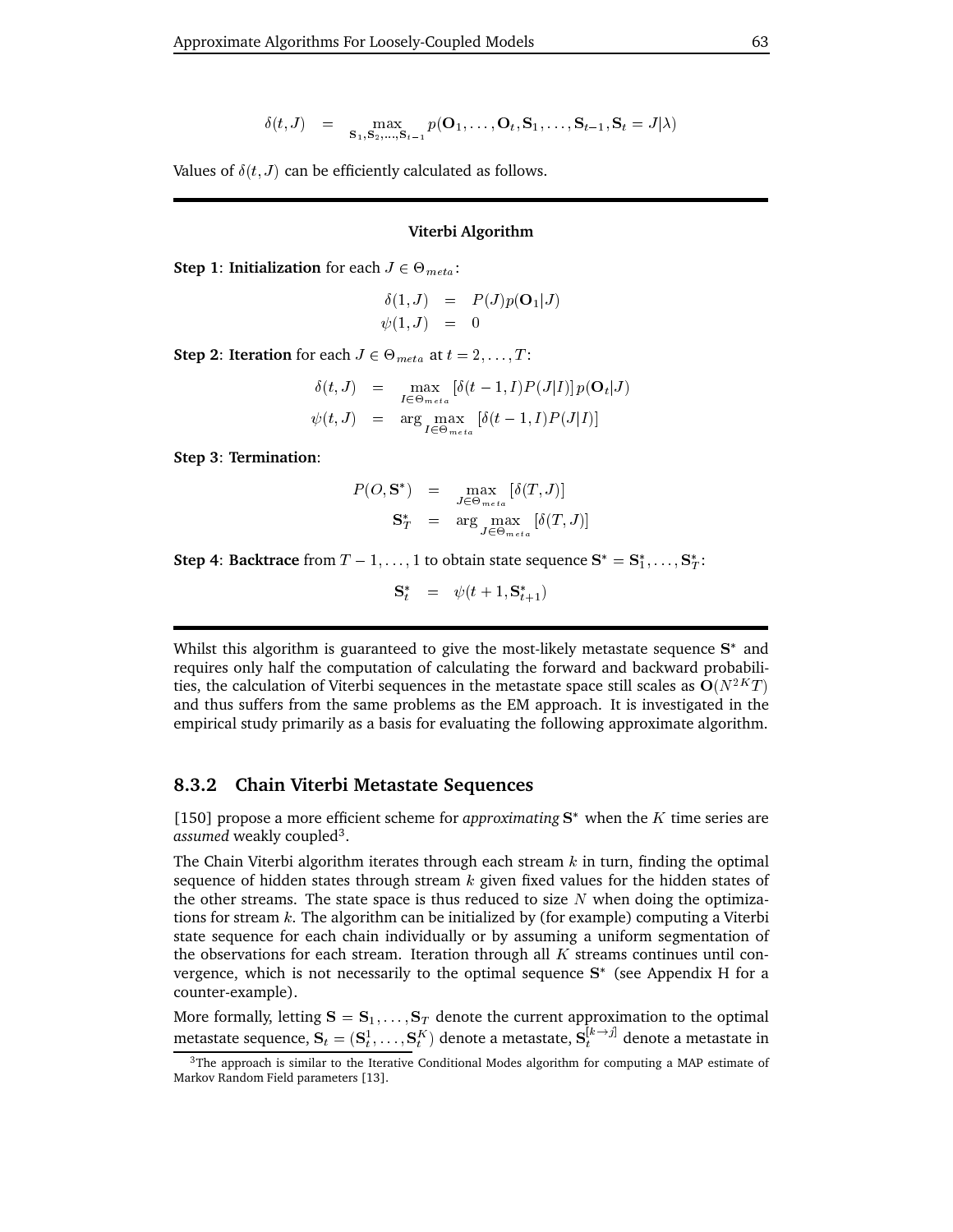$$\delta(t, J) = \max_{\mathbf{S}_1, \mathbf{S}_2, \ldots, \mathbf{S}_{t-1}} p(\mathbf{O}_1, \ldots, \mathbf{O}_t, \mathbf{S}_1, \ldots, \mathbf{S}_{t-1}, \mathbf{S}_t = J|\lambda)$$

Values of $\delta(t, J)$ can be efficiently calculated as follows.

---

**Viterbi Algorithm**

**Step 1**: **Initialization** for each $J \in \Theta_{meta}$:

$$\begin{aligned} \delta(1, J) &= P(J)p(\mathbf{O}_1|J) \\ \psi(1, J) &= 0 \end{aligned}$$

**Step 2**: **Iteration** for each $J \in \Theta_{meta}$ at $t = 2, \ldots, T$:

$$\begin{aligned} \delta(t, J) &= \max_{I \in \Theta_{meta}} [\delta(t-1, I)P(J|I)]\, p(\mathbf{O}_t|J) \\ \psi(t, J) &= \arg\max_{I \in \Theta_{meta}} [\delta(t-1, I)P(J|I)] \end{aligned}$$

**Step 3**: **Termination**:

$$\begin{aligned} P(O, \mathbf{S}^*) &= \max_{J \in \Theta_{meta}} [\delta(T, J)] \\ \mathbf{S}_T^* &= \arg\max_{J \in \Theta_{meta}} [\delta(T, J)] \end{aligned}$$

**Step 4**: **Backtrace** from $T-1, \ldots, 1$ to obtain state sequence $\mathbf{S}^* = \mathbf{S}_1^*, \ldots, \mathbf{S}_T^*$:

$$\mathbf{S}_t^* = \psi(t+1, \mathbf{S}_{t+1}^*)$$

---

Whilst this algorithm is guaranteed to give the most-likely metastate sequence $\mathbf{S}^*$ and requires only half the computation of calculating the forward and backward probabilities, the calculation of Viterbi sequences in the metastate space still scales as $\mathbf{O}(N^{2K}T)$ and thus suffers from the same problems as the EM approach. It is investigated in the empirical study primarily as a basis for evaluating the following approximate algorithm.

### 8.3.2 Chain Viterbi Metastate Sequences

[150] propose a more efficient scheme for *approximating* $\mathbf{S}^*$ when the $K$ time series are *assumed* weakly coupled[3].

The Chain Viterbi algorithm iterates through each stream $k$ in turn, finding the optimal sequence of hidden states through stream $k$ given fixed values for the hidden states of the other streams. The state space is thus reduced to size $N$ when doing the optimizations for stream $k$. The algorithm can be initialized by (for example) computing a Viterbi state sequence for each chain individually or by assuming a uniform segmentation of the observations for each stream. Iteration through all $K$ streams continues until convergence, which is not necessarily to the optimal sequence $\mathbf{S}^*$ (see Appendix H for a counter-example).

More formally, letting $\mathbf{S} = \mathbf{S}_1, \ldots, \mathbf{S}_T$ denote the current approximation to the optimal metastate sequence, $\mathbf{S}_t = (\mathbf{S}_t^1, \ldots, \mathbf{S}_t^K)$ denote a metastate, $\mathbf{S}_t^{[k \to j]}$ denote a metastate in

[3] The approach is similar to the Iterative Conditional Modes algorithm for computing a MAP estimate of Markov Random Field parameters [13].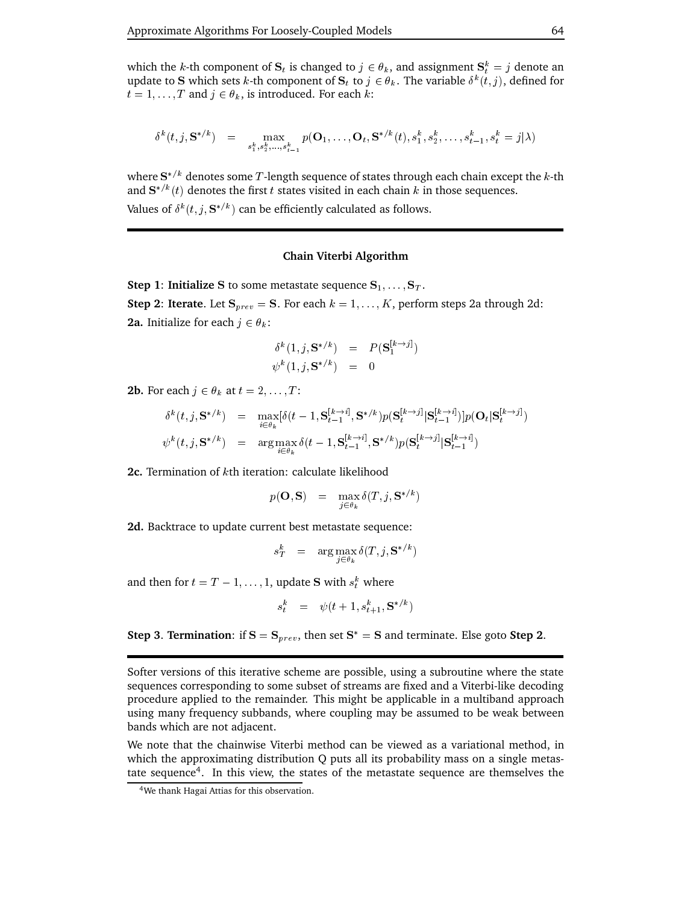which the $k$-th component of $\mathbf{S}_t$ is changed to $j \in \theta_k$, and assignment $\mathbf{S}_t^k = j$ denote an update to $\mathbf{S}$ which sets $k$-th component of $\mathbf{S}_t$ to $j \in \theta_k$. The variable $\delta^k(t,j)$, defined for $t = 1, \ldots, T$ and $j \in \theta_k$, is introduced. For each $k$:

$$\delta^k(t, j, \mathbf{S}^{*/k}) \quad = \quad \max_{s_1^k, s_2^k, \ldots, s_{t-1}^k} p(\mathbf{O}_1, \ldots, \mathbf{O}_t, \mathbf{S}^{*/k}(t), s_1^k, s_2^k, \ldots, s_{t-1}^k, s_t^k = j|\lambda)$$

where $\mathbf{S}^{*/k}$ denotes some $T$-length sequence of states through each chain except the $k$-th and $\mathbf{S}^{*/k}(t)$ denotes the first $t$ states visited in each chain $k$ in those sequences.

Values of $\delta^k(t, j, \mathbf{S}^{*/k})$ can be efficiently calculated as follows.

---

**Chain Viterbi Algorithm**

**Step 1**: **Initialize** $\mathbf{S}$ to some metastate sequence $\mathbf{S}_1, \ldots, \mathbf{S}_T$.

**Step 2**: **Iterate**. Let $\mathbf{S}_{prev} = \mathbf{S}$. For each $k = 1, \ldots, K$, perform steps 2a through 2d:

**2a.** Initialize for each $j \in \theta_k$:

$$\begin{aligned} \delta^k(1, j, \mathbf{S}^{*/k}) &= P(\mathbf{S}_1^{[k \to j]}) \\ \psi^k(1, j, \mathbf{S}^{*/k}) &= 0 \end{aligned}$$

**2b.** For each $j \in \theta_k$ at $t = 2, \ldots, T$:

$$\begin{aligned} \delta^k(t, j, \mathbf{S}^{*/k}) &= \max_{i \in \theta_k} [\delta(t-1, \mathbf{S}_{t-1}^{[k \to i]}, \mathbf{S}^{*/k}) p(\mathbf{S}_t^{[k \to j]} | \mathbf{S}_{t-1}^{[k \to i]})] p(\mathbf{O}_t | \mathbf{S}_t^{[k \to j]}) \\ \psi^k(t, j, \mathbf{S}^{*/k}) &= \arg\max_{i \in \theta_k} \delta(t-1, \mathbf{S}_{t-1}^{[k \to i]}, \mathbf{S}^{*/k}) p(\mathbf{S}_t^{[k \to j]} | \mathbf{S}_{t-1}^{[k \to i]}) \end{aligned}$$

**2c.** Termination of $k$th iteration: calculate likelihood

$$p(\mathbf{O}, \mathbf{S}) \quad = \quad \max_{j \in \theta_k} \delta(T, j, \mathbf{S}^{*/k})$$

**2d.** Backtrace to update current best metastate sequence:

$$s_T^k \quad = \quad \arg\max_{j \in \theta_k} \delta(T, j, \mathbf{S}^{*/k})$$

and then for $t = T-1, \ldots, 1$, update $\mathbf{S}$ with $s_t^k$ where

$$s_t^k \quad = \quad \psi(t+1, s_{t+1}^k, \mathbf{S}^{*/k})$$

**Step 3**. **Termination**: if $\mathbf{S} = \mathbf{S}_{prev}$, then set $\mathbf{S}^* = \mathbf{S}$ and terminate. Else goto **Step 2**.

---

Softer versions of this iterative scheme are possible, using a subroutine where the state sequences corresponding to some subset of streams are fixed and a Viterbi-like decoding procedure applied to the remainder. This might be applicable in a multiband approach using many frequency subbands, where coupling may be assumed to be weak between bands which are not adjacent.

We note that the chainwise Viterbi method can be viewed as a variational method, in which the approximating distribution Q puts all its probability mass on a single metastate sequence[4]. In this view, the states of the metastate sequence are themselves the

[4] We thank Hagai Attias for this observation.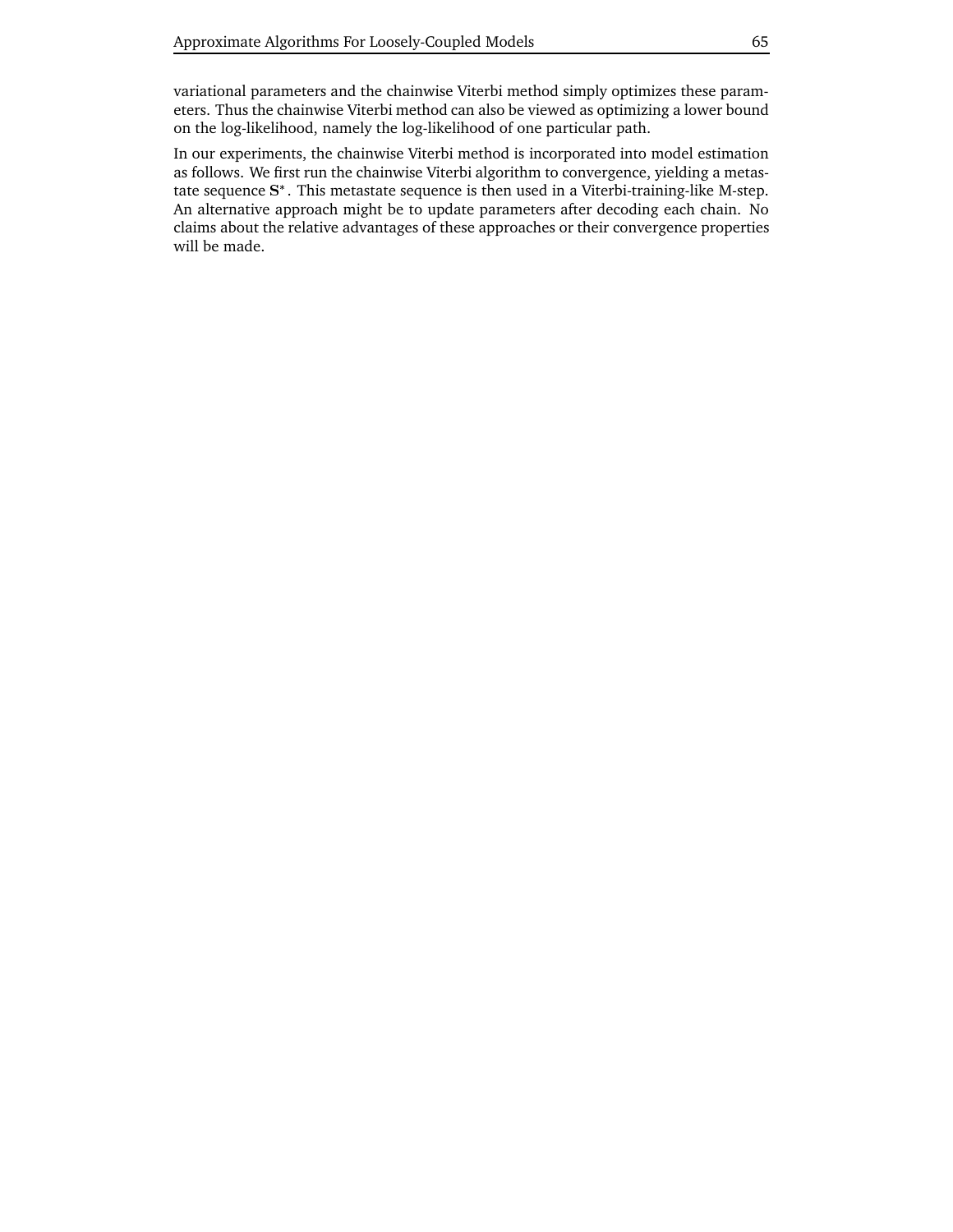variational parameters and the chainwise Viterbi method simply optimizes these parameters. Thus the chainwise Viterbi method can also be viewed as optimizing a lower bound on the log-likelihood, namely the log-likelihood of one particular path.

In our experiments, the chainwise Viterbi method is incorporated into model estimation as follows. We first run the chainwise Viterbi algorithm to convergence, yielding a metastate sequence $\mathbf{S}^*$. This metastate sequence is then used in a Viterbi-training-like M-step. An alternative approach might be to update parameters after decoding each chain. No claims about the relative advantages of these approaches or their convergence properties will be made.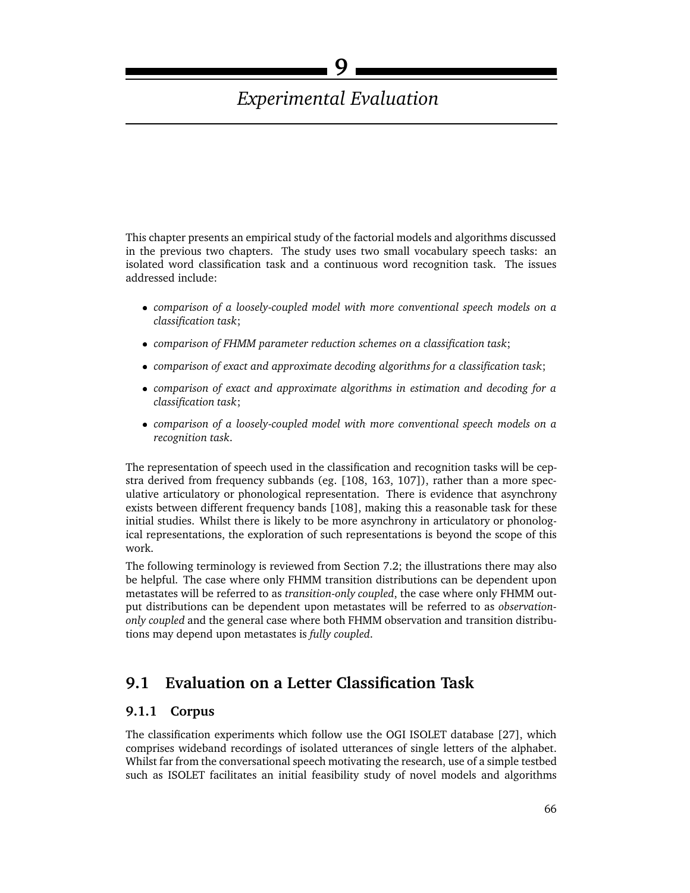# 9 Experimental Evaluation

This chapter presents an empirical study of the factorial models and algorithms discussed in the previous two chapters. The study uses two small vocabulary speech tasks: an isolated word classification task and a continuous word recognition task. The issues addressed include:

- *comparison of a loosely-coupled model with more conventional speech models on a classification task*;
- *comparison of FHMM parameter reduction schemes on a classification task*;
- *comparison of exact and approximate decoding algorithms for a classification task*;
- *comparison of exact and approximate algorithms in estimation and decoding for a classification task*;
- *comparison of a loosely-coupled model with more conventional speech models on a recognition task*.

The representation of speech used in the classification and recognition tasks will be cepstra derived from frequency subbands (eg. [108, 163, 107]), rather than a more speculative articulatory or phonological representation. There is evidence that asynchrony exists between different frequency bands [108], making this a reasonable task for these initial studies. Whilst there is likely to be more asynchrony in articulatory or phonological representations, the exploration of such representations is beyond the scope of this work.

The following terminology is reviewed from Section 7.2; the illustrations there may also be helpful. The case where only FHMM transition distributions can be dependent upon metastates will be referred to as *transition-only coupled*, the case where only FHMM output distributions can be dependent upon metastates will be referred to as *observation-only coupled* and the general case where both FHMM observation and transition distributions may depend upon metastates is *fully coupled*.

## 9.1 Evaluation on a Letter Classification Task

### 9.1.1 Corpus

The classification experiments which follow use the OGI ISOLET database [27], which comprises wideband recordings of isolated utterances of single letters of the alphabet. Whilst far from the conversational speech motivating the research, use of a simple testbed such as ISOLET facilitates an initial feasibility study of novel models and algorithms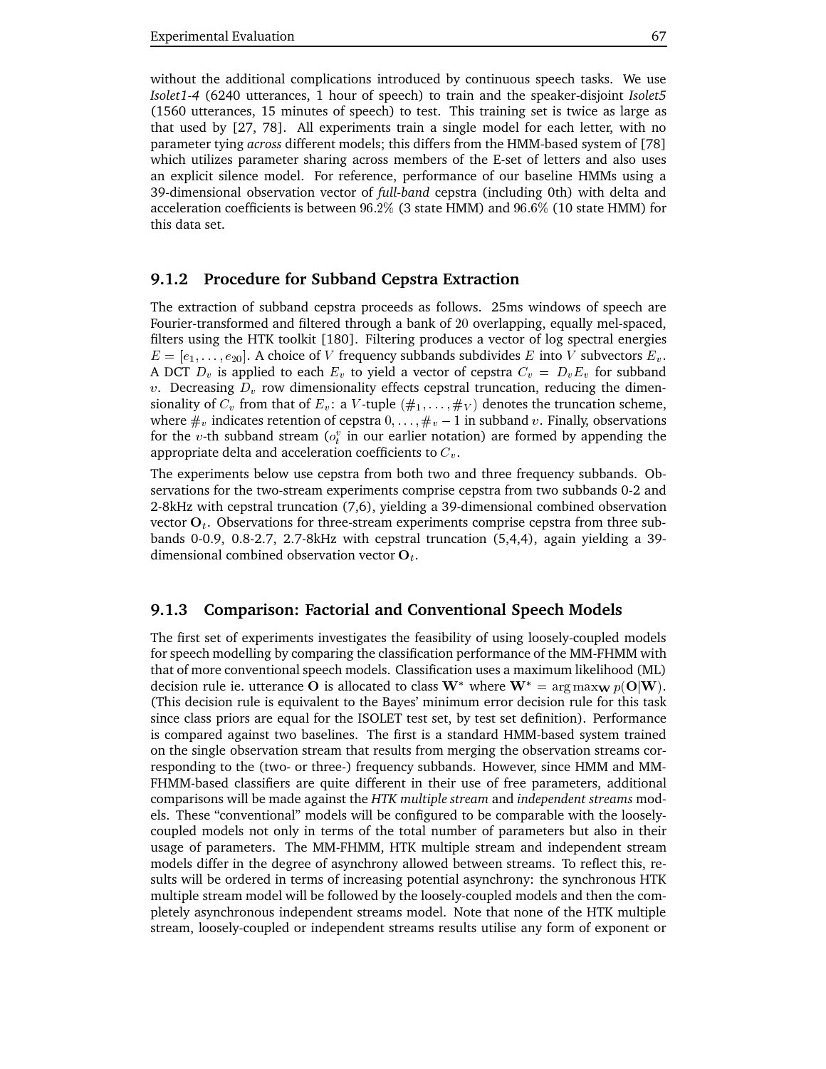without the additional complications introduced by continuous speech tasks. We use *Isolet1-4* (6240 utterances, 1 hour of speech) to train and the speaker-disjoint *Isolet5* (1560 utterances, 15 minutes of speech) to test. This training set is twice as large as that used by [27, 78]. All experiments train a single model for each letter, with no parameter tying *across* different models; this differs from the HMM-based system of [78] which utilizes parameter sharing across members of the E-set of letters and also uses an explicit silence model. For reference, performance of our baseline HMMs using a 39-dimensional observation vector of *full-band* cepstra (including 0th) with delta and acceleration coefficients is between $96.2\%$ (3 state HMM) and $96.6\%$ (10 state HMM) for this data set.

### 9.1.2 Procedure for Subband Cepstra Extraction

The extraction of subband cepstra proceeds as follows. 25ms windows of speech are Fourier-transformed and filtered through a bank of $20$ overlapping, equally mel-spaced, filters using the HTK toolkit [180]. Filtering produces a vector of log spectral energies $E = [e_1, \ldots, e_{20}]$. A choice of $V$ frequency subbands subdivides $E$ into $V$ subvectors $E_v$. A DCT $D_v$ is applied to each $E_v$ to yield a vector of cepstra $C_v = D_v E_v$ for subband $v$. Decreasing $D_v$ row dimensionality effects cepstral truncation, reducing the dimensionality of $C_v$ from that of $E_v$: a $V$-tuple $(\#_1, \ldots, \#_V)$ denotes the truncation scheme, where $\#_v$ indicates retention of cepstra $0, \ldots, \#_v - 1$ in subband $v$. Finally, observations for the $v$-th subband stream ($o_t^v$ in our earlier notation) are formed by appending the appropriate delta and acceleration coefficients to $C_v$.

The experiments below use cepstra from both two and three frequency subbands. Observations for the two-stream experiments comprise cepstra from two subbands 0-2 and 2-8kHz with cepstral truncation (7,6), yielding a 39-dimensional combined observation vector $\mathbf{O}_t$. Observations for three-stream experiments comprise cepstra from three subbands 0-0.9, 0.8-2.7, 2.7-8kHz with cepstral truncation (5,4,4), again yielding a 39-dimensional combined observation vector $\mathbf{O}_t$.

### 9.1.3 Comparison: Factorial and Conventional Speech Models

The first set of experiments investigates the feasibility of using loosely-coupled models for speech modelling by comparing the classification performance of the MM-FHMM with that of more conventional speech models. Classification uses a maximum likelihood (ML) decision rule ie. utterance $\mathbf{O}$ is allocated to class $\mathbf{W}^*$ where $\mathbf{W}^* = \arg\max_{\mathbf{W}} p(\mathbf{O}|\mathbf{W})$. (This decision rule is equivalent to the Bayes' minimum error decision rule for this task since class priors are equal for the ISOLET test set, by test set definition). Performance is compared against two baselines. The first is a standard HMM-based system trained on the single observation stream that results from merging the observation streams corresponding to the (two- or three-) frequency subbands. However, since HMM and MM-FHMM-based classifiers are quite different in their use of free parameters, additional comparisons will be made against the *HTK multiple stream* and *independent streams* models. These "conventional" models will be configured to be comparable with the loosely-coupled models not only in terms of the total number of parameters but also in their usage of parameters. The MM-FHMM, HTK multiple stream and independent stream models differ in the degree of asynchrony allowed between streams. To reflect this, results will be ordered in terms of increasing potential asynchrony: the synchronous HTK multiple stream model will be followed by the loosely-coupled models and then the completely asynchronous independent streams model. Note that none of the HTK multiple stream, loosely-coupled or independent streams results utilise any form of exponent or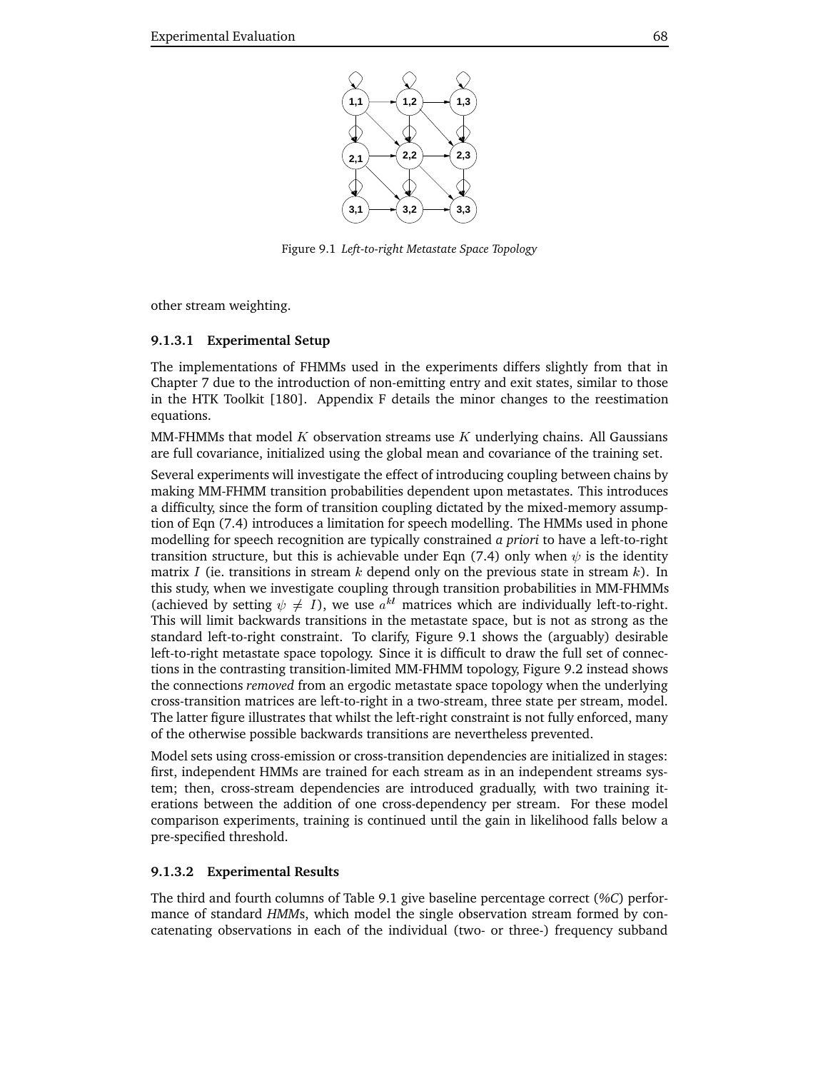Figure 9.1 *Left-to-right Metastate Space Topology*

other stream weighting.

#### 9.1.3.1 Experimental Setup

The implementations of FHMMs used in the experiments differs slightly from that in Chapter 7 due to the introduction of non-emitting entry and exit states, similar to those in the HTK Toolkit [180]. Appendix F details the minor changes to the reestimation equations.

MM-FHMMs that model $K$ observation streams use $K$ underlying chains. All Gaussians are full covariance, initialized using the global mean and covariance of the training set.

Several experiments will investigate the effect of introducing coupling between chains by making MM-FHMM transition probabilities dependent upon metastates. This introduces a difficulty, since the form of transition coupling dictated by the mixed-memory assumption of Eqn (7.4) introduces a limitation for speech modelling. The HMMs used in phone modelling for speech recognition are typically constrained *a priori* to have a left-to-right transition structure, but this is achievable under Eqn (7.4) only when $\psi$ is the identity matrix $I$ (ie. transitions in stream $k$ depend only on the previous state in stream $k$). In this study, when we investigate coupling through transition probabilities in MM-FHMMs (achieved by setting $\psi \neq I$), we use $a^{kl}$ matrices which are individually left-to-right. This will limit backwards transitions in the metastate space, but is not as strong as the standard left-to-right constraint. To clarify, Figure 9.1 shows the (arguably) desirable left-to-right metastate space topology. Since it is difficult to draw the full set of connections in the contrasting transition-limited MM-FHMM topology, Figure 9.2 instead shows the connections *removed* from an ergodic metastate space topology when the underlying cross-transition matrices are left-to-right in a two-stream, three state per stream, model. The latter figure illustrates that whilst the left-right constraint is not fully enforced, many of the otherwise possible backwards transitions are nevertheless prevented.

Model sets using cross-emission or cross-transition dependencies are initialized in stages: first, independent HMMs are trained for each stream as in an independent streams system; then, cross-stream dependencies are introduced gradually, with two training iterations between the addition of one cross-dependency per stream. For these model comparison experiments, training is continued until the gain in likelihood falls below a pre-specified threshold.

#### 9.1.3.2 Experimental Results

The third and fourth columns of Table 9.1 give baseline percentage correct (*%C*) performance of standard *HMMs*, which model the single observation stream formed by concatenating observations in each of the individual (two- or three-) frequency subband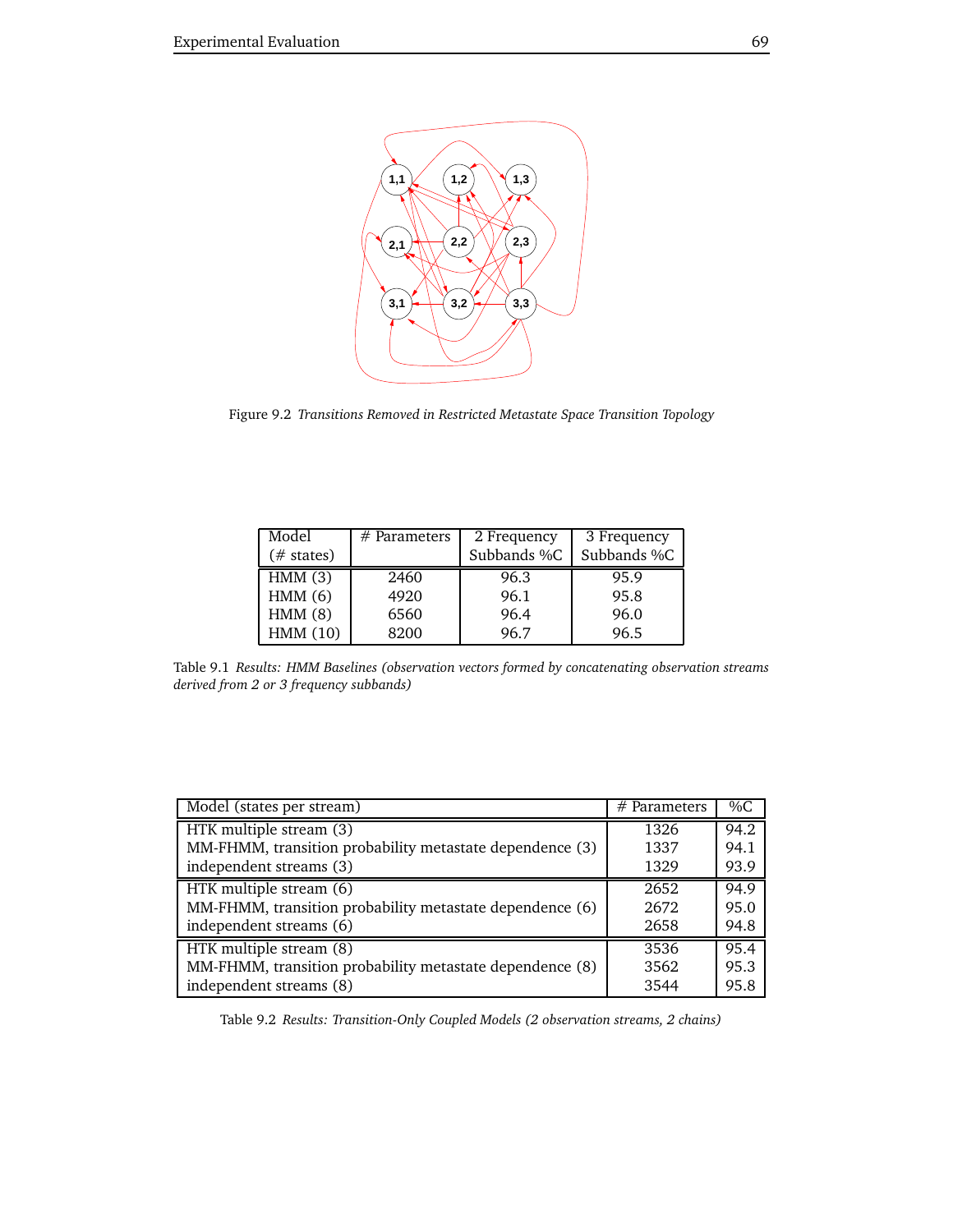Figure 9.2 *Transitions Removed in Restricted Metastate Space Transition Topology*

| Model (# states) | # Parameters | 2 Frequency Subbands %C | 3 Frequency Subbands %C |
|---|---|---|---|
| HMM (3) | 2460 | 96.3 | 95.9 |
| HMM (6) | 4920 | 96.1 | 95.8 |
| HMM (8) | 6560 | 96.4 | 96.0 |
| HMM (10) | 8200 | 96.7 | 96.5 |

Table 9.1 *Results: HMM Baselines (observation vectors formed by concatenating observation streams derived from 2 or 3 frequency subbands)*

| Model (states per stream) | # Parameters | %C |
|---|---|---|
| HTK multiple stream (3) | 1326 | 94.2 |
| MM-FHMM, transition probability metastate dependence (3) | 1337 | 94.1 |
| independent streams (3) | 1329 | 93.9 |
| HTK multiple stream (6) | 2652 | 94.9 |
| MM-FHMM, transition probability metastate dependence (6) | 2672 | 95.0 |
| independent streams (6) | 2658 | 94.8 |
| HTK multiple stream (8) | 3536 | 95.4 |
| MM-FHMM, transition probability metastate dependence (8) | 3562 | 95.3 |
| independent streams (8) | 3544 | 95.8 |

Table 9.2 *Results: Transition-Only Coupled Models (2 observation streams, 2 chains)*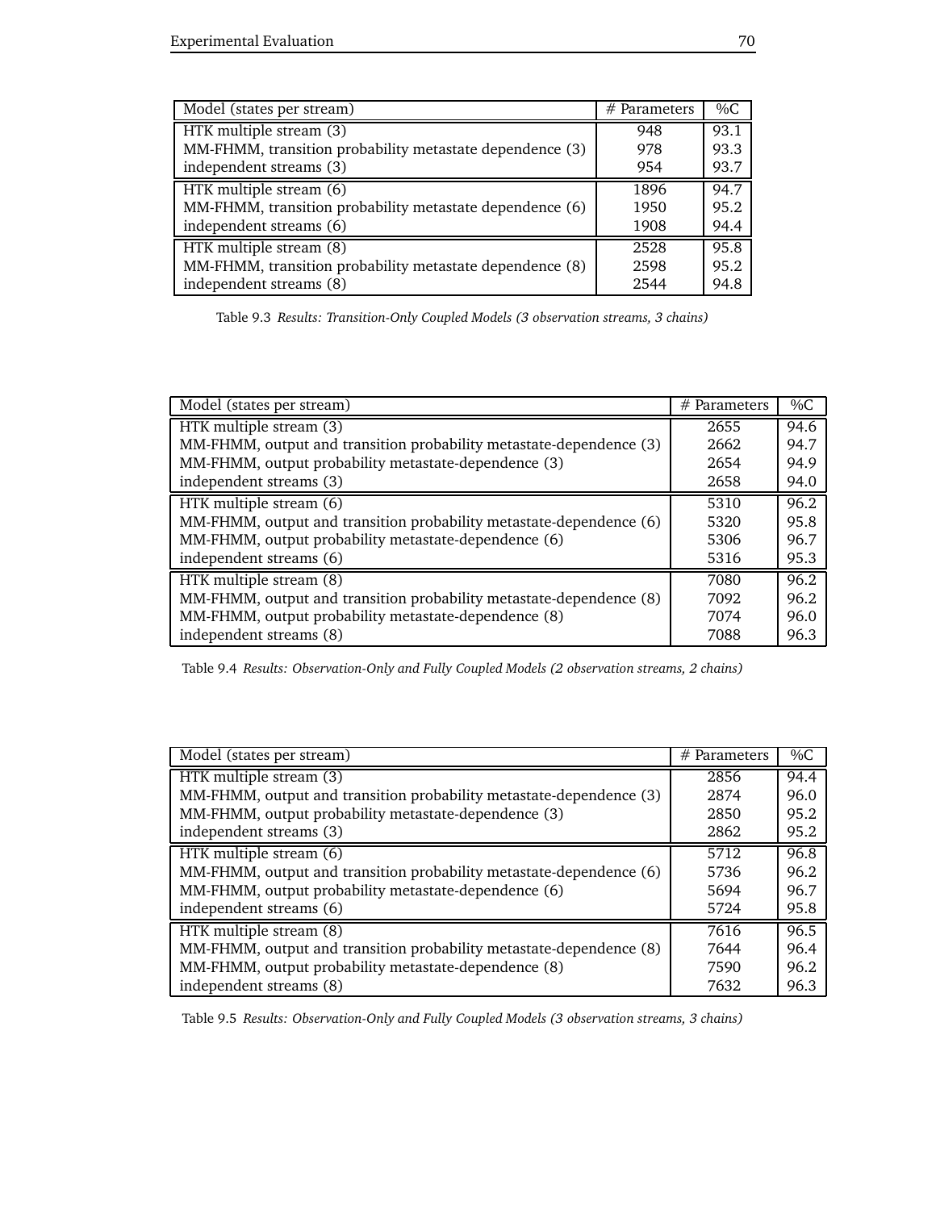| Model (states per stream) | # Parameters | %C |
|---|---|---|
| HTK multiple stream (3) | 948 | 93.1 |
| MM-FHMM, transition probability metastate dependence (3) | 978 | 93.3 |
| independent streams (3) | 954 | 93.7 |
| HTK multiple stream (6) | 1896 | 94.7 |
| MM-FHMM, transition probability metastate dependence (6) | 1950 | 95.2 |
| independent streams (6) | 1908 | 94.4 |
| HTK multiple stream (8) | 2528 | 95.8 |
| MM-FHMM, transition probability metastate dependence (8) | 2598 | 95.2 |
| independent streams (8) | 2544 | 94.8 |

Table 9.3 *Results: Transition-Only Coupled Models (3 observation streams, 3 chains)*

| Model (states per stream) | # Parameters | %C |
|---|---|---|
| HTK multiple stream (3) | 2655 | 94.6 |
| MM-FHMM, output and transition probability metastate-dependence (3) | 2662 | 94.7 |
| MM-FHMM, output probability metastate-dependence (3) | 2654 | 94.9 |
| independent streams (3) | 2658 | 94.0 |
| HTK multiple stream (6) | 5310 | 96.2 |
| MM-FHMM, output and transition probability metastate-dependence (6) | 5320 | 95.8 |
| MM-FHMM, output probability metastate-dependence (6) | 5306 | 96.7 |
| independent streams (6) | 5316 | 95.3 |
| HTK multiple stream (8) | 7080 | 96.2 |
| MM-FHMM, output and transition probability metastate-dependence (8) | 7092 | 96.2 |
| MM-FHMM, output probability metastate-dependence (8) | 7074 | 96.0 |
| independent streams (8) | 7088 | 96.3 |

Table 9.4 *Results: Observation-Only and Fully Coupled Models (2 observation streams, 2 chains)*

| Model (states per stream) | # Parameters | %C |
|---|---|---|
| HTK multiple stream (3) | 2856 | 94.4 |
| MM-FHMM, output and transition probability metastate-dependence (3) | 2874 | 96.0 |
| MM-FHMM, output probability metastate-dependence (3) | 2850 | 95.2 |
| independent streams (3) | 2862 | 95.2 |
| HTK multiple stream (6) | 5712 | 96.8 |
| MM-FHMM, output and transition probability metastate-dependence (6) | 5736 | 96.2 |
| MM-FHMM, output probability metastate-dependence (6) | 5694 | 96.7 |
| independent streams (6) | 5724 | 95.8 |
| HTK multiple stream (8) | 7616 | 96.5 |
| MM-FHMM, output and transition probability metastate-dependence (8) | 7644 | 96.4 |
| MM-FHMM, output probability metastate-dependence (8) | 7590 | 96.2 |
| independent streams (8) | 7632 | 96.3 |

Table 9.5 *Results: Observation-Only and Fully Coupled Models (3 observation streams, 3 chains)*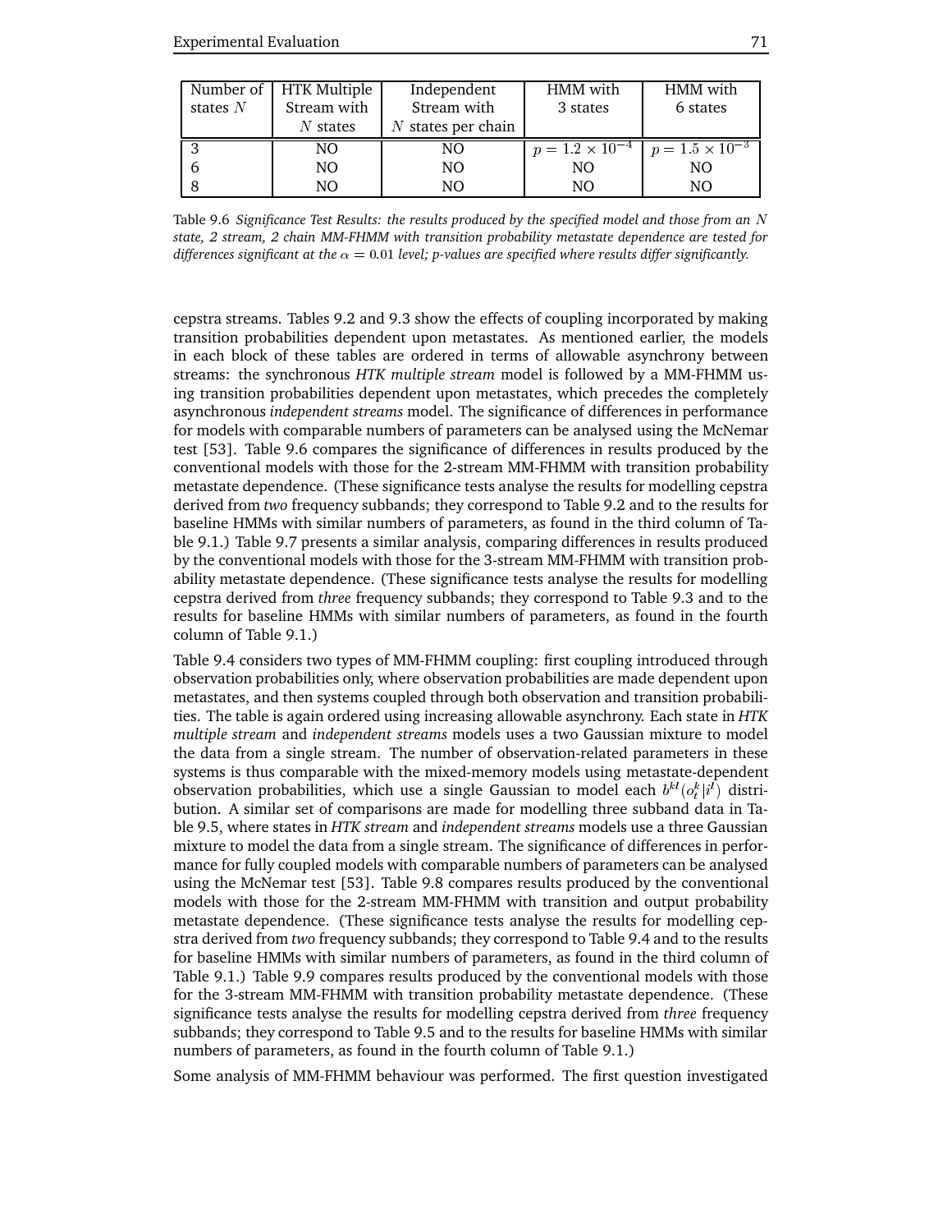| Number of states $N$ | HTK Multiple Stream with $N$ states | Independent Stream with $N$ states per chain | HMM with 3 states | HMM with 6 states |
|---|---|---|---|---|
| 3 | NO | NO | $p = 1.2 \times 10^{-4}$ | $p = 1.5 \times 10^{-3}$ |
| 6 | NO | NO | NO | NO |
| 8 | NO | NO | NO | NO |

Table 9.6 *Significance Test Results: the results produced by the specified model and those from an $N$ state, 2 stream, 2 chain MM-FHMM with transition probability metastate dependence are tested for differences significant at the $\alpha = 0.01$ level; p-values are specified where results differ significantly.*

cepstra streams. Tables 9.2 and 9.3 show the effects of coupling incorporated by making transition probabilities dependent upon metastates. As mentioned earlier, the models in each block of these tables are ordered in terms of allowable asynchrony between streams: the synchronous *HTK multiple stream* model is followed by a MM-FHMM using transition probabilities dependent upon metastates, which precedes the completely asynchronous *independent streams* model. The significance of differences in performance for models with comparable numbers of parameters can be analysed using the McNemar test [53]. Table 9.6 compares the significance of differences in results produced by the conventional models with those for the 2-stream MM-FHMM with transition probability metastate dependence. (These significance tests analyse the results for modelling cepstra derived from *two* frequency subbands; they correspond to Table 9.2 and to the results for baseline HMMs with similar numbers of parameters, as found in the third column of Table 9.1.) Table 9.7 presents a similar analysis, comparing differences in results produced by the conventional models with those for the 3-stream MM-FHMM with transition probability metastate dependence. (These significance tests analyse the results for modelling cepstra derived from *three* frequency subbands; they correspond to Table 9.3 and to the results for baseline HMMs with similar numbers of parameters, as found in the fourth column of Table 9.1.)

Table 9.4 considers two types of MM-FHMM coupling: first coupling introduced through observation probabilities only, where observation probabilities are made dependent upon metastates, and then systems coupled through both observation and transition probabilities. The table is again ordered using increasing allowable asynchrony. Each state in *HTK multiple stream* and *independent streams* models uses a two Gaussian mixture to model the data from a single stream. The number of observation-related parameters in these systems is thus comparable with the mixed-memory models using metastate-dependent observation probabilities, which use a single Gaussian to model each $b^{kl}(o_t^k|i^l)$ distribution. A similar set of comparisons are made for modelling three subband data in Table 9.5, where states in *HTK stream* and *independent streams* models use a three Gaussian mixture to model the data from a single stream. The significance of differences in performance for fully coupled models with comparable numbers of parameters can be analysed using the McNemar test [53]. Table 9.8 compares results produced by the conventional models with those for the 2-stream MM-FHMM with transition and output probability metastate dependence. (These significance tests analyse the results for modelling cepstra derived from *two* frequency subbands; they correspond to Table 9.4 and to the results for baseline HMMs with similar numbers of parameters, as found in the third column of Table 9.1.) Table 9.9 compares results produced by the conventional models with those for the 3-stream MM-FHMM with transition probability metastate dependence. (These significance tests analyse the results for modelling cepstra derived from *three* frequency subbands; they correspond to Table 9.5 and to the results for baseline HMMs with similar numbers of parameters, as found in the fourth column of Table 9.1.)

Some analysis of MM-FHMM behaviour was performed. The first question investigated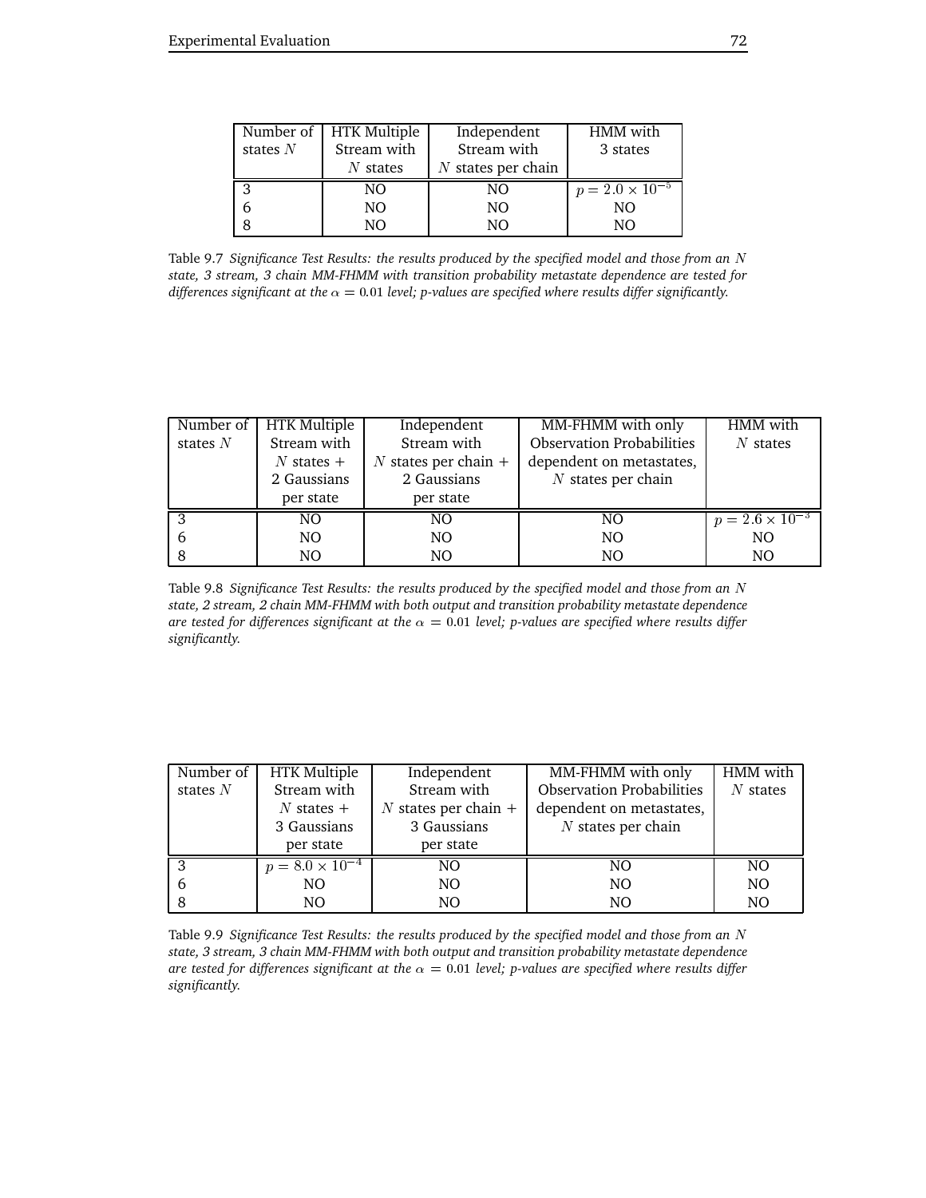| Number of states $N$ | HTK Multiple Stream with $N$ states | Independent Stream with $N$ states per chain | HMM with 3 states |
|---|---|---|---|
| 3 | NO | NO | $p = 2.0 \times 10^{-5}$ |
| 6 | NO | NO | NO |
| 8 | NO | NO | NO |

Table 9.7 *Significance Test Results: the results produced by the specified model and those from an $N$ state, 3 stream, 3 chain MM-FHMM with transition probability metastate dependence are tested for differences significant at the $\alpha = 0.01$ level; p-values are specified where results differ significantly.*

| Number of states $N$ | HTK Multiple Stream with $N$ states + 2 Gaussians per state | Independent Stream with $N$ states per chain + 2 Gaussians per state | MM-FHMM with only Observation Probabilities dependent on metastates, $N$ states per chain | HMM with $N$ states |
|---|---|---|---|---|
| 3 | NO | NO | NO | $p = 2.6 \times 10^{-3}$ |
| 6 | NO | NO | NO | NO |
| 8 | NO | NO | NO | NO |

Table 9.8 *Significance Test Results: the results produced by the specified model and those from an $N$ state, 2 stream, 2 chain MM-FHMM with both output and transition probability metastate dependence are tested for differences significant at the $\alpha = 0.01$ level; p-values are specified where results differ significantly.*

| Number of states $N$ | HTK Multiple Stream with $N$ states + 3 Gaussians per state | Independent Stream with $N$ states per chain + 3 Gaussians per state | MM-FHMM with only Observation Probabilities dependent on metastates, $N$ states per chain | HMM with $N$ states |
|---|---|---|---|---|
| 3 | $p = 8.0 \times 10^{-4}$ | NO | NO | NO |
| 6 | NO | NO | NO | NO |
| 8 | NO | NO | NO | NO |

Table 9.9 *Significance Test Results: the results produced by the specified model and those from an $N$ state, 3 stream, 3 chain MM-FHMM with both output and transition probability metastate dependence are tested for differences significant at the $\alpha = 0.01$ level; p-values are specified where results differ significantly.*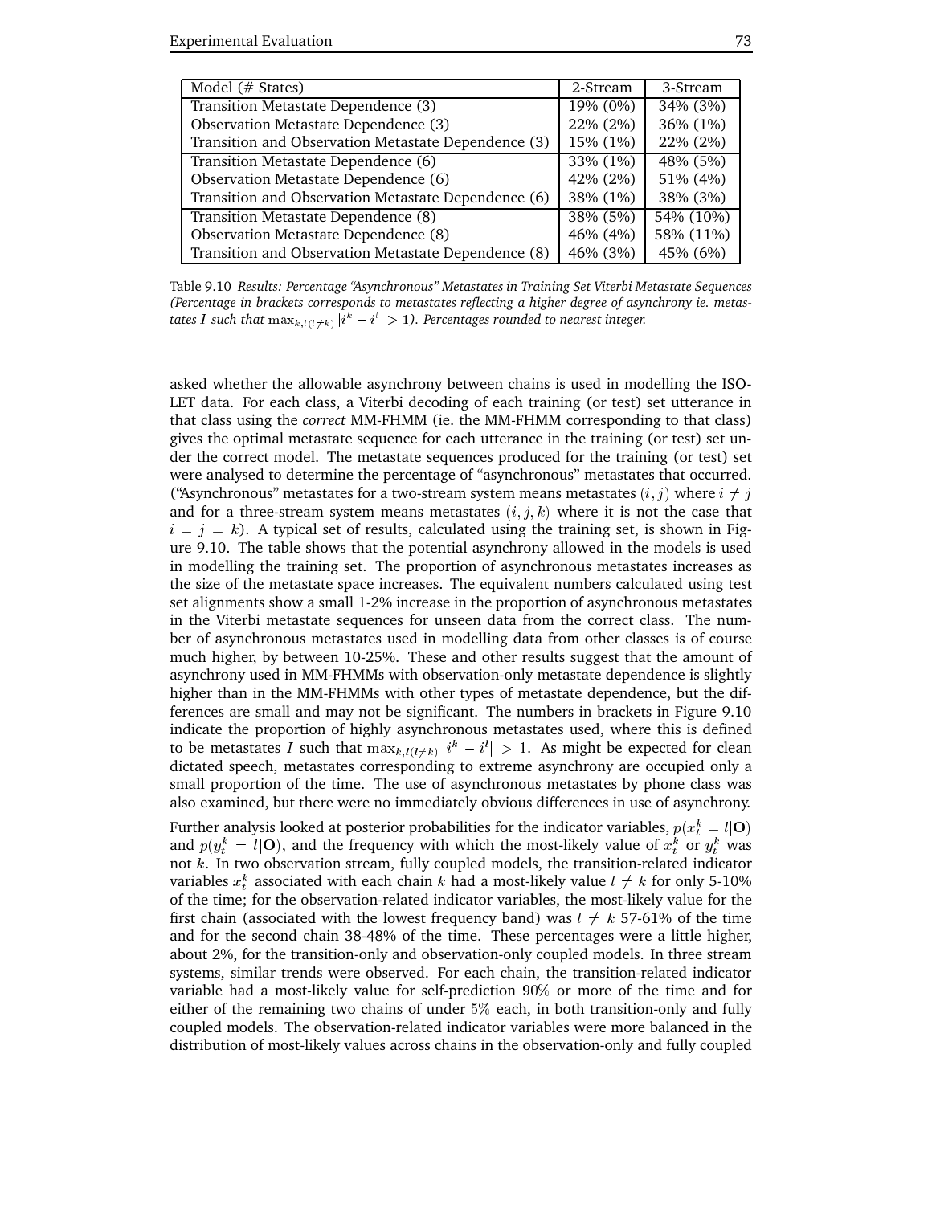| Model (# States) | 2-Stream | 3-Stream |
|---|---|---|
| Transition Metastate Dependence (3) | 19% (0%) | 34% (3%) |
| Observation Metastate Dependence (3) | 22% (2%) | 36% (1%) |
| Transition and Observation Metastate Dependence (3) | 15% (1%) | 22% (2%) |
| Transition Metastate Dependence (6) | 33% (1%) | 48% (5%) |
| Observation Metastate Dependence (6) | 42% (2%) | 51% (4%) |
| Transition and Observation Metastate Dependence (6) | 38% (1%) | 38% (3%) |
| Transition Metastate Dependence (8) | 38% (5%) | 54% (10%) |
| Observation Metastate Dependence (8) | 46% (4%) | 58% (11%) |
| Transition and Observation Metastate Dependence (8) | 46% (3%) | 45% (6%) |

Table 9.10 *Results: Percentage "Asynchronous" Metastates in Training Set Viterbi Metastate Sequences (Percentage in brackets corresponds to metastates reflecting a higher degree of asynchrony ie. metastates $I$ such that $\max_{k,l(l\neq k)} |i^k - i^l| > 1$). Percentages rounded to nearest integer.*

asked whether the allowable asynchrony between chains is used in modelling the ISOLET data. For each class, a Viterbi decoding of each training (or test) set utterance in that class using the *correct* MM-FHMM (ie. the MM-FHMM corresponding to that class) gives the optimal metastate sequence for each utterance in the training (or test) set under the correct model. The metastate sequences produced for the training (or test) set were analysed to determine the percentage of "asynchronous" metastates that occurred. ("Asynchronous" metastates for a two-stream system means metastates $(i, j)$ where $i \neq j$ and for a three-stream system means metastates $(i, j, k)$ where it is not the case that $i = j = k$). A typical set of results, calculated using the training set, is shown in Figure 9.10. The table shows that the potential asynchrony allowed in the models is used in modelling the training set. The proportion of asynchronous metastates increases as the size of the metastate space increases. The equivalent numbers calculated using test set alignments show a small 1-2% increase in the proportion of asynchronous metastates in the Viterbi metastate sequences for unseen data from the correct class. The number of asynchronous metastates used in modelling data from other classes is of course much higher, by between 10-25%. These and other results suggest that the amount of asynchrony used in MM-FHMMs with observation-only metastate dependence is slightly higher than in the MM-FHMMs with other types of metastate dependence, but the differences are small and may not be significant. The numbers in brackets in Figure 9.10 indicate the proportion of highly asynchronous metastates used, where this is defined to be metastates $I$ such that $\max_{k,l(l\neq k)} |i^k - i^l| > 1$. As might be expected for clean dictated speech, metastates corresponding to extreme asynchrony are occupied only a small proportion of the time. The use of asynchronous metastates by phone class was also examined, but there were no immediately obvious differences in use of asynchrony.

Further analysis looked at posterior probabilities for the indicator variables, $p(x_t^k = l|\mathbf{O})$ and $p(y_t^k = l|\mathbf{O})$, and the frequency with which the most-likely value of $x_t^k$ or $y_t^k$ was not $k$. In two observation stream, fully coupled models, the transition-related indicator variables $x_t^k$ associated with each chain $k$ had a most-likely value $l \neq k$ for only 5-10% of the time; for the observation-related indicator variables, the most-likely value for the first chain (associated with the lowest frequency band) was $l \neq k$ 57-61% of the time and for the second chain 38-48% of the time. These percentages were a little higher, about 2%, for the transition-only and observation-only coupled models. In three stream systems, similar trends were observed. For each chain, the transition-related indicator variable had a most-likely value for self-prediction $90\%$ or more of the time and for either of the remaining two chains of under $5\%$ each, in both transition-only and fully coupled models. The observation-related indicator variables were more balanced in the distribution of most-likely values across chains in the observation-only and fully coupled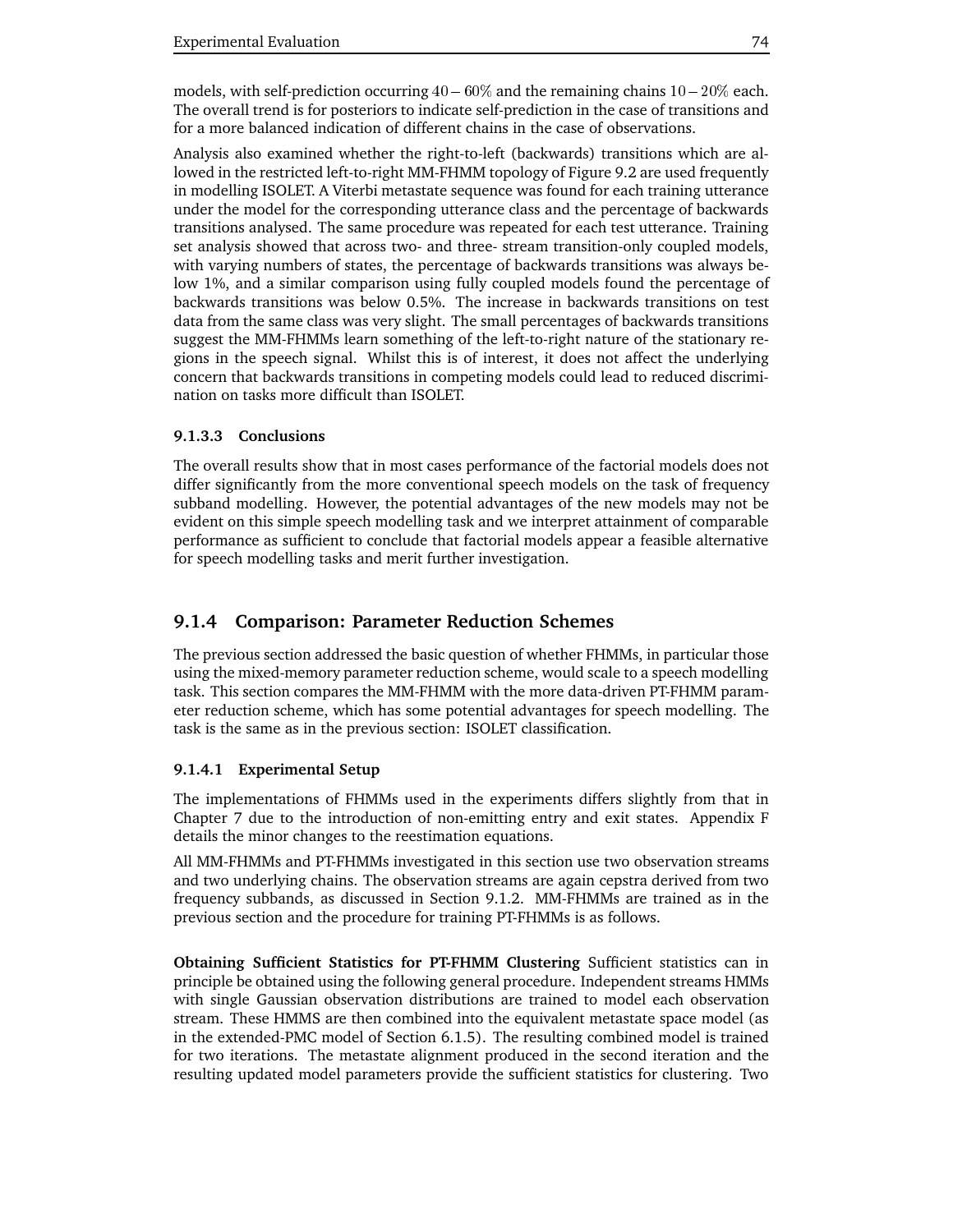models, with self-prediction occurring $40-60\%$ and the remaining chains $10-20\%$ each. The overall trend is for posteriors to indicate self-prediction in the case of transitions and for a more balanced indication of different chains in the case of observations.

Analysis also examined whether the right-to-left (backwards) transitions which are allowed in the restricted left-to-right MM-FHMM topology of Figure 9.2 are used frequently in modelling ISOLET. A Viterbi metastate sequence was found for each training utterance under the model for the corresponding utterance class and the percentage of backwards transitions analysed. The same procedure was repeated for each test utterance. Training set analysis showed that across two- and three- stream transition-only coupled models, with varying numbers of states, the percentage of backwards transitions was always below 1%, and a similar comparison using fully coupled models found the percentage of backwards transitions was below 0.5%. The increase in backwards transitions on test data from the same class was very slight. The small percentages of backwards transitions suggest the MM-FHMMs learn something of the left-to-right nature of the stationary regions in the speech signal. Whilst this is of interest, it does not affect the underlying concern that backwards transitions in competing models could lead to reduced discrimination on tasks more difficult than ISOLET.

#### 9.1.3.3 Conclusions

The overall results show that in most cases performance of the factorial models does not differ significantly from the more conventional speech models on the task of frequency subband modelling. However, the potential advantages of the new models may not be evident on this simple speech modelling task and we interpret attainment of comparable performance as sufficient to conclude that factorial models appear a feasible alternative for speech modelling tasks and merit further investigation.

### 9.1.4 Comparison: Parameter Reduction Schemes

The previous section addressed the basic question of whether FHMMs, in particular those using the mixed-memory parameter reduction scheme, would scale to a speech modelling task. This section compares the MM-FHMM with the more data-driven PT-FHMM parameter reduction scheme, which has some potential advantages for speech modelling. The task is the same as in the previous section: ISOLET classification.

#### 9.1.4.1 Experimental Setup

The implementations of FHMMs used in the experiments differs slightly from that in Chapter 7 due to the introduction of non-emitting entry and exit states. Appendix F details the minor changes to the reestimation equations.

All MM-FHMMs and PT-FHMMs investigated in this section use two observation streams and two underlying chains. The observation streams are again cepstra derived from two frequency subbands, as discussed in Section 9.1.2. MM-FHMMs are trained as in the previous section and the procedure for training PT-FHMMs is as follows.

**Obtaining Sufficient Statistics for PT-FHMM Clustering** Sufficient statistics can in principle be obtained using the following general procedure. Independent streams HMMs with single Gaussian observation distributions are trained to model each observation stream. These HMMS are then combined into the equivalent metastate space model (as in the extended-PMC model of Section 6.1.5). The resulting combined model is trained for two iterations. The metastate alignment produced in the second iteration and the resulting updated model parameters provide the sufficient statistics for clustering. Two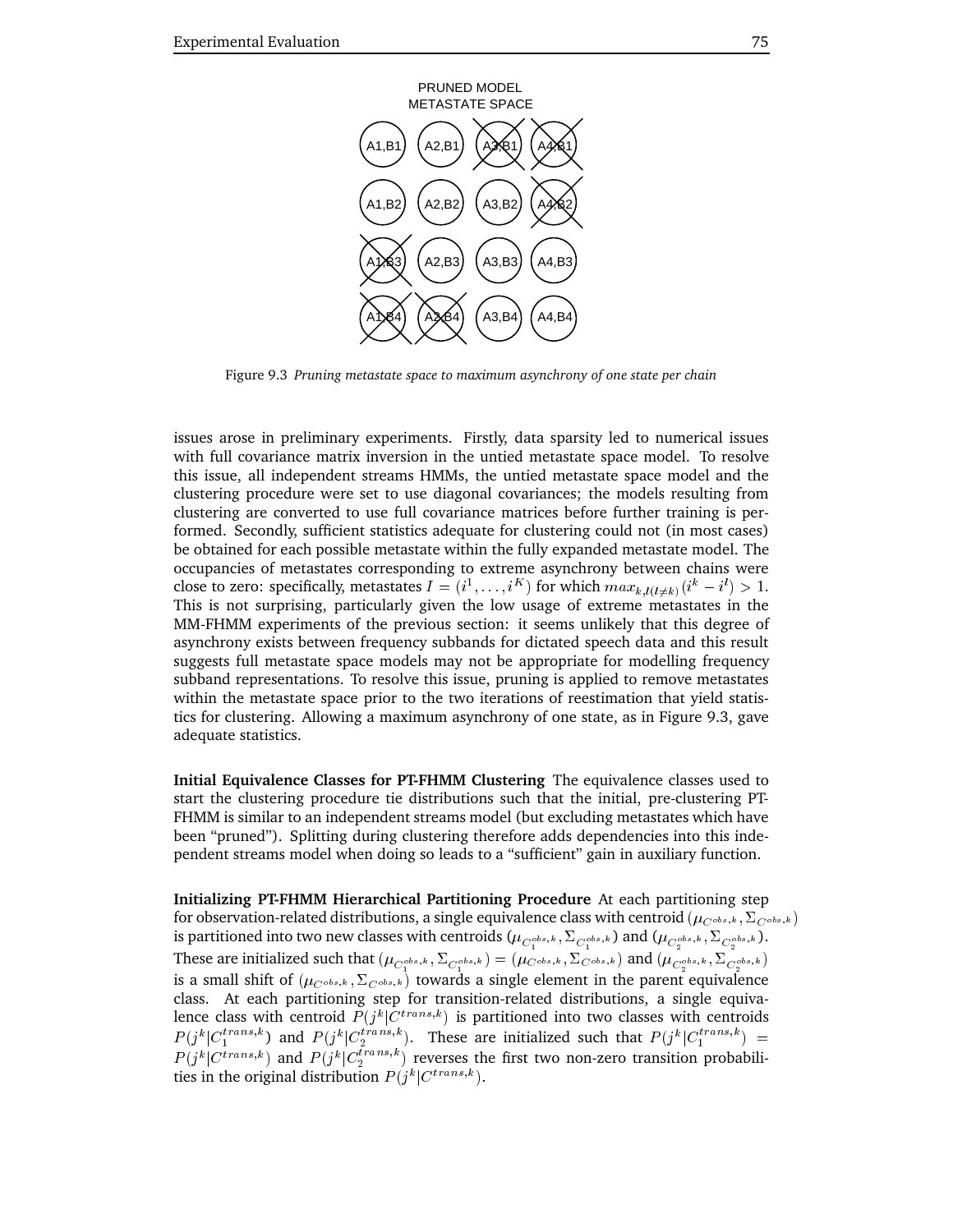PRUNED MODEL
METASTATE SPACE

| A1,B1 | A2,B1 | ~~A3,B1~~ | ~~A4,B1~~ |
|---|---|---|---|
| A1,B2 | A2,B2 | A3,B2 | ~~A4,B2~~ |
| ~~A1,B3~~ | A2,B3 | A3,B3 | A4,B3 |
| ~~A1,B4~~ | ~~A2,B4~~ | A3,B4 | A4,B4 |

Figure 9.3 *Pruning metastate space to maximum asynchrony of one state per chain*

issues arose in preliminary experiments. Firstly, data sparsity led to numerical issues with full covariance matrix inversion in the untied metastate space model. To resolve this issue, all independent streams HMMs, the untied metastate space model and the clustering procedure were set to use diagonal covariances; the models resulting from clustering are converted to use full covariance matrices before further training is performed. Secondly, sufficient statistics adequate for clustering could not (in most cases) be obtained for each possible metastate within the fully expanded metastate model. The occupancies of metastates corresponding to extreme asynchrony between chains were close to zero: specifically, metastates $I = (i^1, \ldots, i^K)$ for which $max_{k,l(l \neq k)}(i^k - i^l) > 1$. This is not surprising, particularly given the low usage of extreme metastates in the MM-FHMM experiments of the previous section: it seems unlikely that this degree of asynchrony exists between frequency subbands for dictated speech data and this result suggests full metastate space models may not be appropriate for modelling frequency subband representations. To resolve this issue, pruning is applied to remove metastates within the metastate space prior to the two iterations of reestimation that yield statistics for clustering. Allowing a maximum asynchrony of one state, as in Figure 9.3, gave adequate statistics.

**Initial Equivalence Classes for PT-FHMM Clustering** The equivalence classes used to start the clustering procedure tie distributions such that the initial, pre-clustering PT-FHMM is similar to an independent streams model (but excluding metastates which have been "pruned"). Splitting during clustering therefore adds dependencies into this independent streams model when doing so leads to a "sufficient" gain in auxiliary function.

**Initializing PT-FHMM Hierarchical Partitioning Procedure** At each partitioning step for observation-related distributions, a single equivalence class with centroid $(\mu_{C^{obs,k}}, \Sigma_{C^{obs,k}})$ is partitioned into two new classes with centroids $(\mu_{C_1^{obs,k}}, \Sigma_{C_1^{obs,k}})$ and $(\mu_{C_2^{obs,k}}, \Sigma_{C_2^{obs,k}})$. These are initialized such that $(\mu_{C_1^{obs,k}}, \Sigma_{C_1^{obs,k}}) = (\mu_{C^{obs,k}}, \Sigma_{C^{obs,k}})$ and $(\mu_{C_2^{obs,k}}, \Sigma_{C_2^{obs,k}})$ is a small shift of $(\mu_{C^{obs,k}}, \Sigma_{C^{obs,k}})$ towards a single element in the parent equivalence class. At each partitioning step for transition-related distributions, a single equivalence class with centroid $P(j^k|C^{trans,k})$ is partitioned into two classes with centroids $P(j^k|C_1^{trans,k})$ and $P(j^k|C_2^{trans,k})$. These are initialized such that $P(j^k|C_1^{trans,k}) = P(j^k|C^{trans,k})$ and $P(j^k|C_2^{trans,k})$ reverses the first two non-zero transition probabilities in the original distribution $P(j^k|C^{trans,k})$.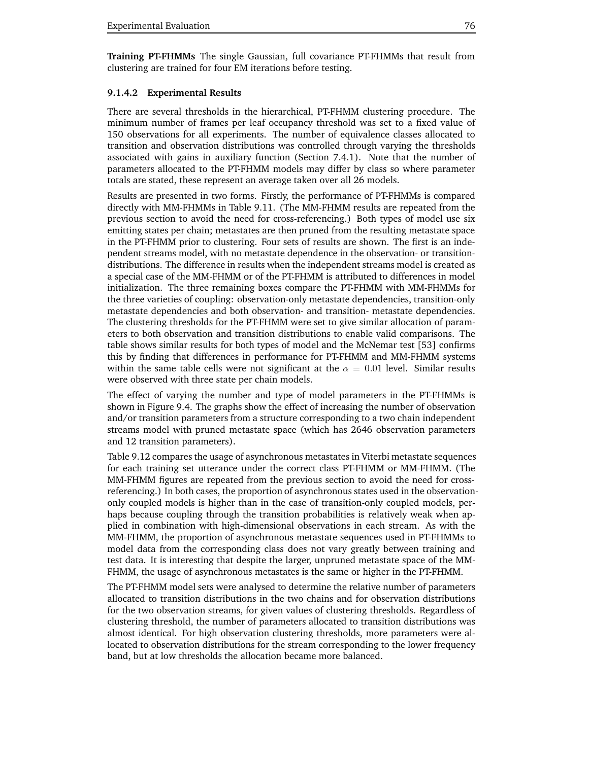**Training PT-FHMMs** The single Gaussian, full covariance PT-FHMMs that result from clustering are trained for four EM iterations before testing.

#### 9.1.4.2 Experimental Results

There are several thresholds in the hierarchical, PT-FHMM clustering procedure. The minimum number of frames per leaf occupancy threshold was set to a fixed value of 150 observations for all experiments. The number of equivalence classes allocated to transition and observation distributions was controlled through varying the thresholds associated with gains in auxiliary function (Section 7.4.1). Note that the number of parameters allocated to the PT-FHMM models may differ by class so where parameter totals are stated, these represent an average taken over all 26 models.

Results are presented in two forms. Firstly, the performance of PT-FHMMs is compared directly with MM-FHMMs in Table 9.11. (The MM-FHMM results are repeated from the previous section to avoid the need for cross-referencing.) Both types of model use six emitting states per chain; metastates are then pruned from the resulting metastate space in the PT-FHMM prior to clustering. Four sets of results are shown. The first is an independent streams model, with no metastate dependence in the observation- or transition-distributions. The difference in results when the independent streams model is created as a special case of the MM-FHMM or of the PT-FHMM is attributed to differences in model initialization. The three remaining boxes compare the PT-FHMM with MM-FHMMs for the three varieties of coupling: observation-only metastate dependencies, transition-only metastate dependencies and both observation- and transition- metastate dependencies. The clustering thresholds for the PT-FHMM were set to give similar allocation of parameters to both observation and transition distributions to enable valid comparisons. The table shows similar results for both types of model and the McNemar test [53] confirms this by finding that differences in performance for PT-FHMM and MM-FHMM systems within the same table cells were not significant at the $\alpha = 0.01$ level. Similar results were observed with three state per chain models.

The effect of varying the number and type of model parameters in the PT-FHMMs is shown in Figure 9.4. The graphs show the effect of increasing the number of observation and/or transition parameters from a structure corresponding to a two chain independent streams model with pruned metastate space (which has 2646 observation parameters and 12 transition parameters).

Table 9.12 compares the usage of asynchronous metastates in Viterbi metastate sequences for each training set utterance under the correct class PT-FHMM or MM-FHMM. (The MM-FHMM figures are repeated from the previous section to avoid the need for cross-referencing.) In both cases, the proportion of asynchronous states used in the observation-only coupled models is higher than in the case of transition-only coupled models, perhaps because coupling through the transition probabilities is relatively weak when applied in combination with high-dimensional observations in each stream. As with the MM-FHMM, the proportion of asynchronous metastate sequences used in PT-FHMMs to model data from the corresponding class does not vary greatly between training and test data. It is interesting that despite the larger, unpruned metastate space of the MM-FHMM, the usage of asynchronous metastates is the same or higher in the PT-FHMM.

The PT-FHMM model sets were analysed to determine the relative number of parameters allocated to transition distributions in the two chains and for observation distributions for the two observation streams, for given values of clustering thresholds. Regardless of clustering threshold, the number of parameters allocated to transition distributions was almost identical. For high observation clustering thresholds, more parameters were allocated to observation distributions for the stream corresponding to the lower frequency band, but at low thresholds the allocation became more balanced.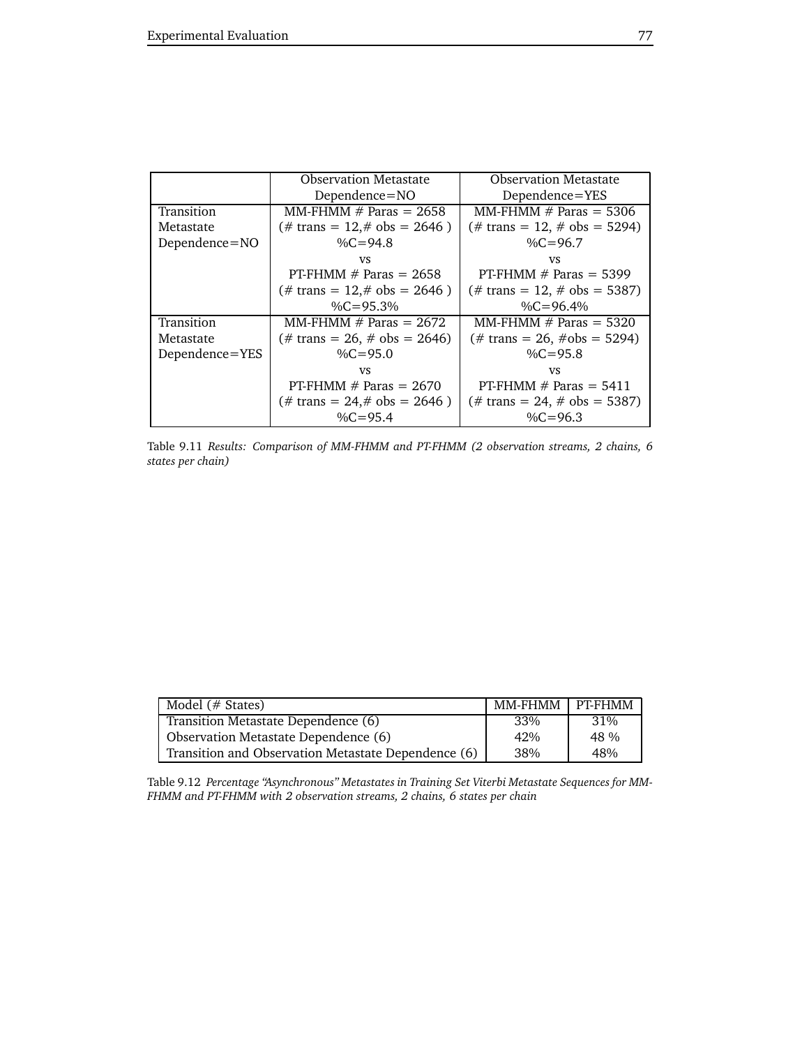| | Observation Metastate Dependence=NO | Observation Metastate Dependence=YES |
|---|---|---|
| Transition Metastate Dependence=NO | MM-FHMM # Paras = 2658<br>(# trans = 12,# obs = 2646 )<br>%C=94.8<br>vs<br>PT-FHMM # Paras = 2658<br>(# trans = 12,# obs = 2646 )<br>%C=95.3% | MM-FHMM # Paras = 5306<br>(# trans = 12, # obs = 5294)<br>%C=96.7<br>vs<br>PT-FHMM # Paras = 5399<br>(# trans = 12, # obs = 5387)<br>%C=96.4% |
| Transition Metastate Dependence=YES | MM-FHMM # Paras = 2672<br>(# trans = 26, # obs = 2646)<br>%C=95.0<br>vs<br>PT-FHMM # Paras = 2670<br>(# trans = 24,# obs = 2646 )<br>%C=95.4 | MM-FHMM # Paras = 5320<br>(# trans = 26, #obs = 5294)<br>%C=95.8<br>vs<br>PT-FHMM # Paras = 5411<br>(# trans = 24, # obs = 5387)<br>%C=96.3 |

Table 9.11 *Results: Comparison of MM-FHMM and PT-FHMM (2 observation streams, 2 chains, 6 states per chain)*

| Model (# States) | MM-FHMM | PT-FHMM |
|---|---|---|
| Transition Metastate Dependence (6) | 33% | 31% |
| Observation Metastate Dependence (6) | 42% | 48 % |
| Transition and Observation Metastate Dependence (6) | 38% | 48% |

Table 9.12 *Percentage "Asynchronous" Metastates in Training Set Viterbi Metastate Sequences for MM-FHMM and PT-FHMM with 2 observation streams, 2 chains, 6 states per chain*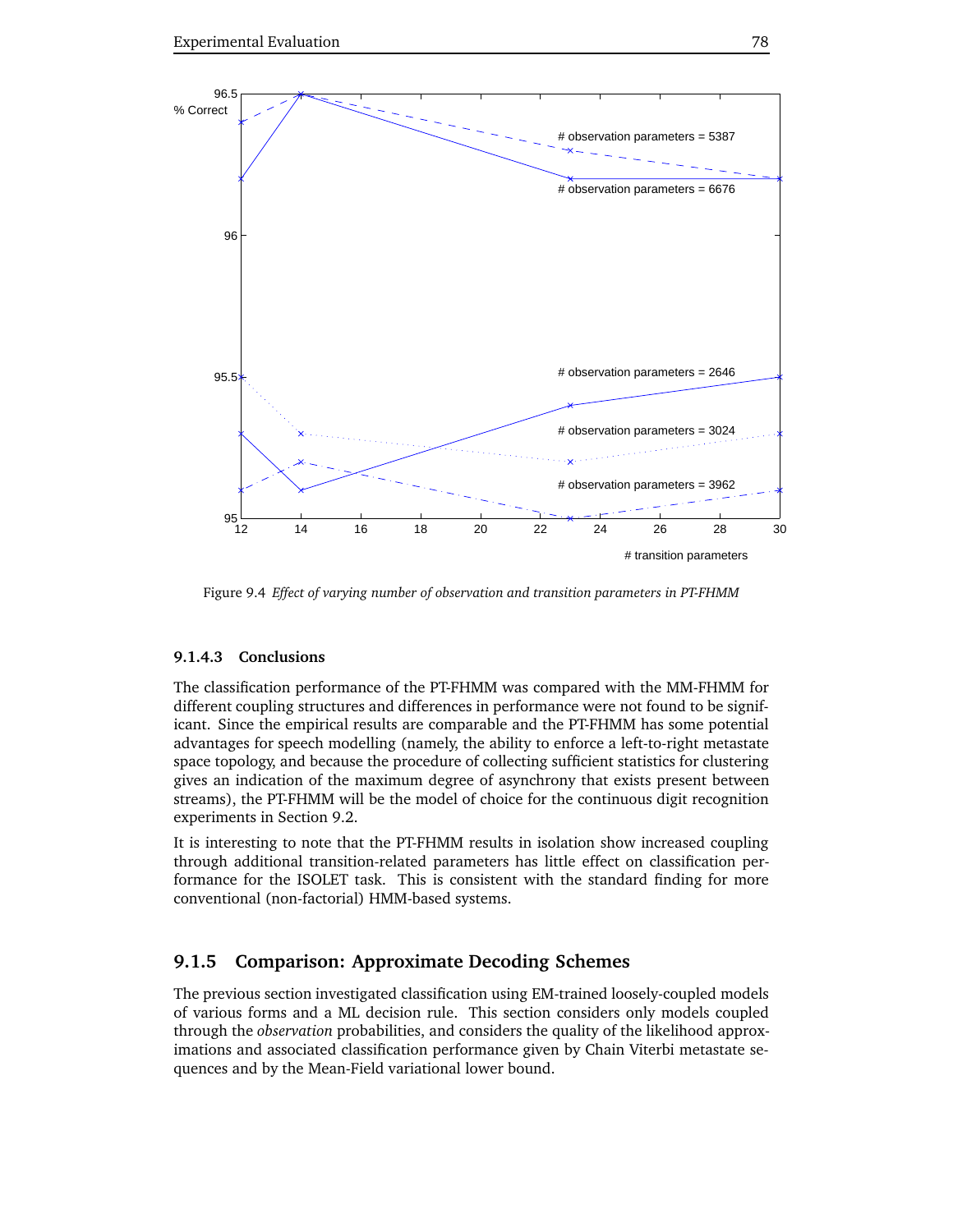Figure 9.4 *Effect of varying number of observation and transition parameters in PT-FHMM*

### 9.1.4.3 Conclusions

The classification performance of the PT-FHMM was compared with the MM-FHMM for different coupling structures and differences in performance were not found to be significant. Since the empirical results are comparable and the PT-FHMM has some potential advantages for speech modelling (namely, the ability to enforce a left-to-right metastate space topology, and because the procedure of collecting sufficient statistics for clustering gives an indication of the maximum degree of asynchrony that exists present between streams), the PT-FHMM will be the model of choice for the continuous digit recognition experiments in Section 9.2.

It is interesting to note that the PT-FHMM results in isolation show increased coupling through additional transition-related parameters has little effect on classification performance for the ISOLET task. This is consistent with the standard finding for more conventional (non-factorial) HMM-based systems.

## 9.1.5 Comparison: Approximate Decoding Schemes

The previous section investigated classification using EM-trained loosely-coupled models of various forms and a ML decision rule. This section considers only models coupled through the *observation* probabilities, and considers the quality of the likelihood approximations and associated classification performance given by Chain Viterbi metastate sequences and by the Mean-Field variational lower bound.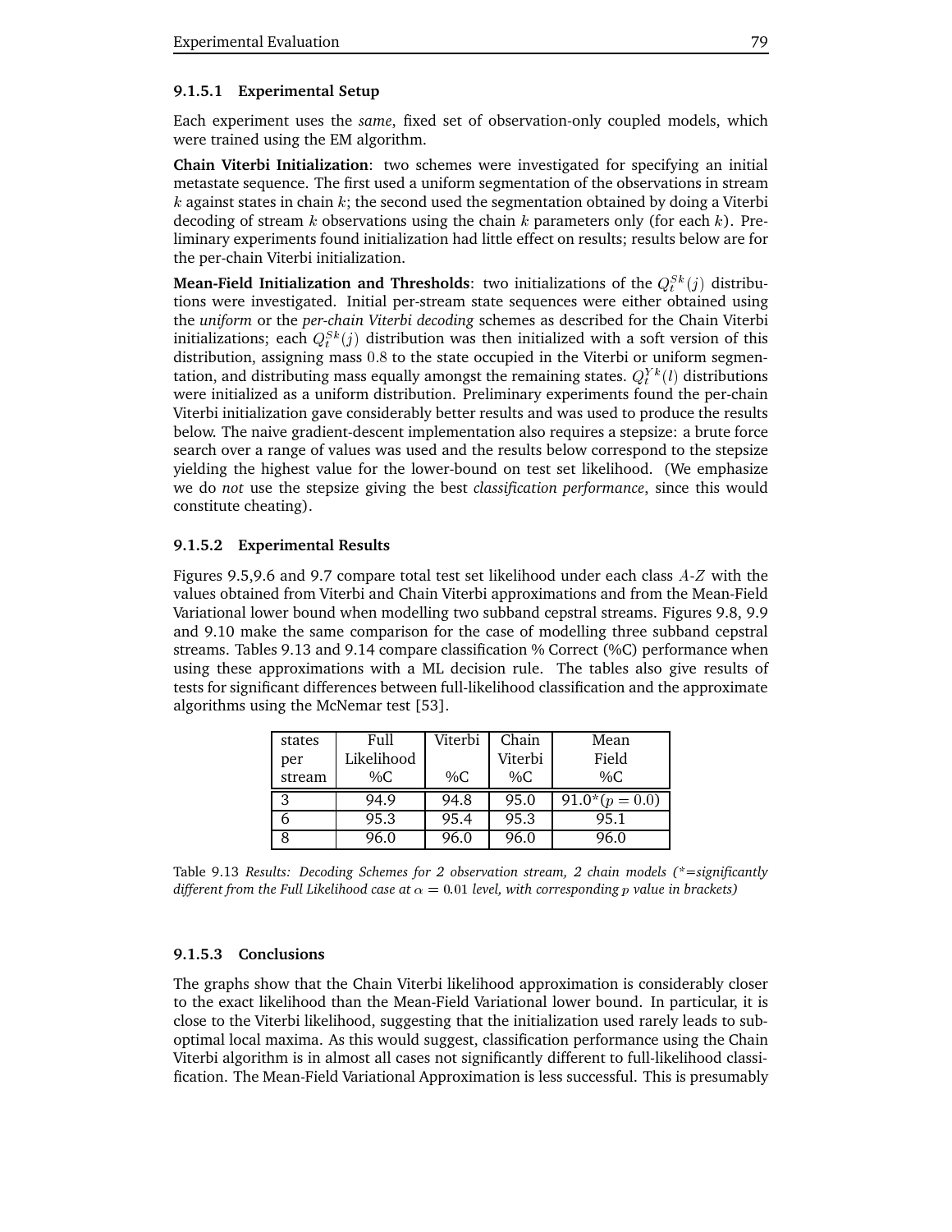#### 9.1.5.1 Experimental Setup

Each experiment uses the *same*, fixed set of observation-only coupled models, which were trained using the EM algorithm.

**Chain Viterbi Initialization**: two schemes were investigated for specifying an initial metastate sequence. The first used a uniform segmentation of the observations in stream $k$ against states in chain $k$; the second used the segmentation obtained by doing a Viterbi decoding of stream $k$ observations using the chain $k$ parameters only (for each $k$). Preliminary experiments found initialization had little effect on results; results below are for the per-chain Viterbi initialization.

**Mean-Field Initialization and Thresholds**: two initializations of the $Q_t^{Sk}(j)$ distributions were investigated. Initial per-stream state sequences were either obtained using the *uniform* or the *per-chain Viterbi decoding* schemes as described for the Chain Viterbi initializations; each $Q_t^{Sk}(j)$ distribution was then initialized with a soft version of this distribution, assigning mass $0.8$ to the state occupied in the Viterbi or uniform segmentation, and distributing mass equally amongst the remaining states. $Q_t^{Yk}(l)$ distributions were initialized as a uniform distribution. Preliminary experiments found the per-chain Viterbi initialization gave considerably better results and was used to produce the results below. The naive gradient-descent implementation also requires a stepsize: a brute force search over a range of values was used and the results below correspond to the stepsize yielding the highest value for the lower-bound on test set likelihood. (We emphasize we do *not* use the stepsize giving the best *classification performance*, since this would constitute cheating).

#### 9.1.5.2 Experimental Results

Figures 9.5,9.6 and 9.7 compare total test set likelihood under each class $A$-$Z$ with the values obtained from Viterbi and Chain Viterbi approximations and from the Mean-Field Variational lower bound when modelling two subband cepstral streams. Figures 9.8, 9.9 and 9.10 make the same comparison for the case of modelling three subband cepstral streams. Tables 9.13 and 9.14 compare classification % Correct (%C) performance when using these approximations with a ML decision rule. The tables also give results of tests for significant differences between full-likelihood classification and the approximate algorithms using the McNemar test [53].

| states per stream | Full Likelihood %C | Viterbi %C | Chain Viterbi %C | Mean Field %C |
|---|---|---|---|---|
| 3 | 94.9 | 94.8 | 95.0 | 91.0*($p = 0.0$) |
| 6 | 95.3 | 95.4 | 95.3 | 95.1 |
| 8 | 96.0 | 96.0 | 96.0 | 96.0 |

Table 9.13 *Results: Decoding Schemes for 2 observation stream, 2 chain models (*=significantly different from the Full Likelihood case at $\alpha = 0.01$ level, with corresponding $p$ value in brackets)*

#### 9.1.5.3 Conclusions

The graphs show that the Chain Viterbi likelihood approximation is considerably closer to the exact likelihood than the Mean-Field Variational lower bound. In particular, it is close to the Viterbi likelihood, suggesting that the initialization used rarely leads to sub-optimal local maxima. As this would suggest, classification performance using the Chain Viterbi algorithm is in almost all cases not significantly different to full-likelihood classification. The Mean-Field Variational Approximation is less successful. This is presumably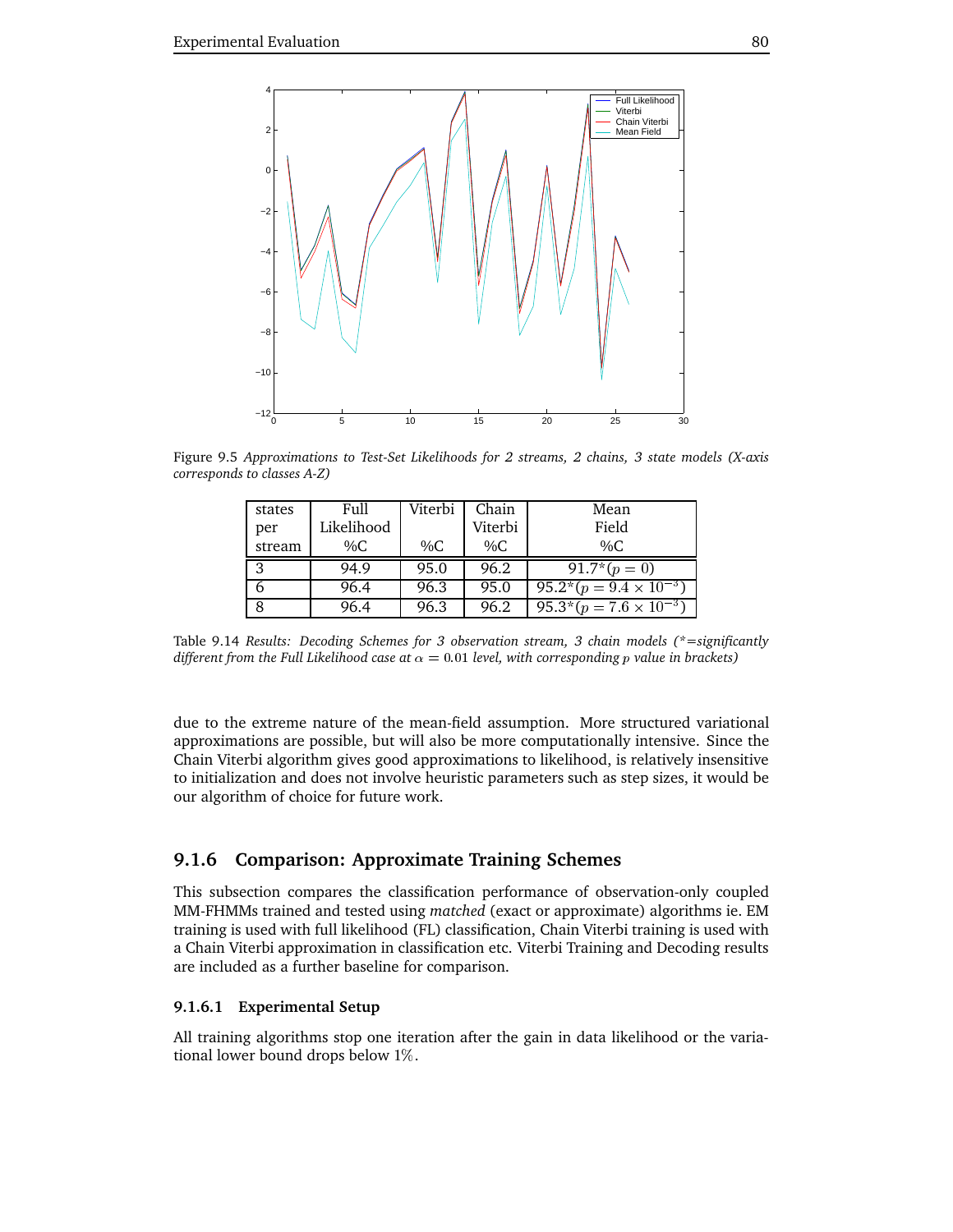Figure 9.5 *Approximations to Test-Set Likelihoods for 2 streams, 2 chains, 3 state models (X-axis corresponds to classes A-Z)*

| states per stream | Full Likelihood %C | Viterbi %C | Chain Viterbi %C | Mean Field %C |
|---|---|---|---|---|
| 3 | 94.9 | 95.0 | 96.2 | 91.7* $(p = 0)$ |
| 6 | 96.4 | 96.3 | 95.0 | 95.2* $(p = 9.4 \times 10^{-3})$ |
| 8 | 96.4 | 96.3 | 96.2 | 95.3* $(p = 7.6 \times 10^{-3})$ |

Table 9.14 *Results: Decoding Schemes for 3 observation stream, 3 chain models (*=significantly different from the Full Likelihood case at $\alpha = 0.01$ level, with corresponding $p$ value in brackets)*

due to the extreme nature of the mean-field assumption. More structured variational approximations are possible, but will also be more computationally intensive. Since the Chain Viterbi algorithm gives good approximations to likelihood, is relatively insensitive to initialization and does not involve heuristic parameters such as step sizes, it would be our algorithm of choice for future work.

### 9.1.6 Comparison: Approximate Training Schemes

This subsection compares the classification performance of observation-only coupled MM-FHMMs trained and tested using *matched* (exact or approximate) algorithms ie. EM training is used with full likelihood (FL) classification, Chain Viterbi training is used with a Chain Viterbi approximation in classification etc. Viterbi Training and Decoding results are included as a further baseline for comparison.

#### 9.1.6.1 Experimental Setup

All training algorithms stop one iteration after the gain in data likelihood or the variational lower bound drops below $1\%$.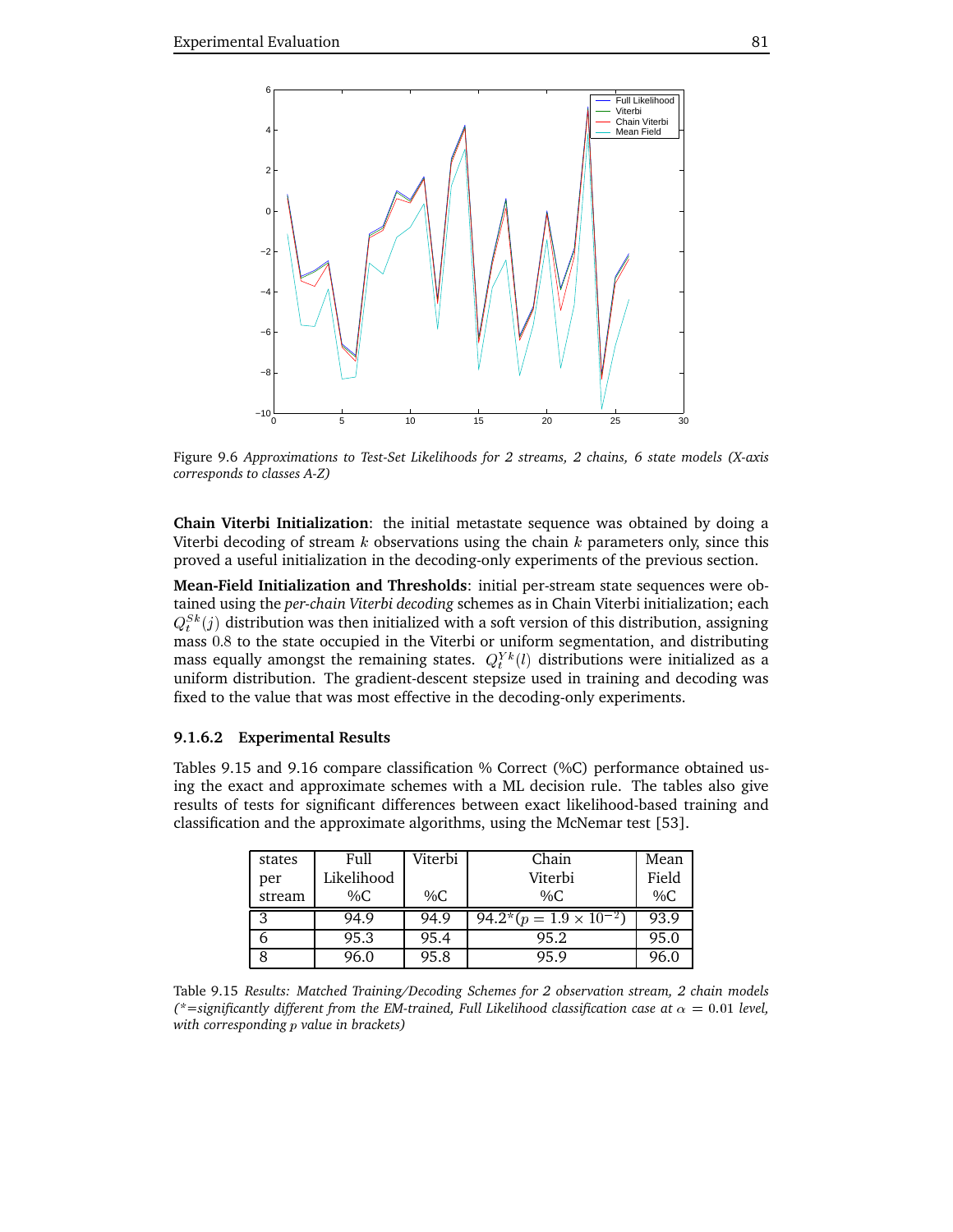Figure 9.6 *Approximations to Test-Set Likelihoods for 2 streams, 2 chains, 6 state models (X-axis corresponds to classes A-Z)*

**Chain Viterbi Initialization**: the initial metastate sequence was obtained by doing a Viterbi decoding of stream $k$ observations using the chain $k$ parameters only, since this proved a useful initialization in the decoding-only experiments of the previous section.

**Mean-Field Initialization and Thresholds**: initial per-stream state sequences were obtained using the *per-chain Viterbi decoding* schemes as in Chain Viterbi initialization; each $Q_t^{Sk}(j)$ distribution was then initialized with a soft version of this distribution, assigning mass $0.8$ to the state occupied in the Viterbi or uniform segmentation, and distributing mass equally amongst the remaining states. $Q_t^{Yk}(l)$ distributions were initialized as a uniform distribution. The gradient-descent stepsize used in training and decoding was fixed to the value that was most effective in the decoding-only experiments.

#### 9.1.6.2 Experimental Results

Tables 9.15 and 9.16 compare classification % Correct (%C) performance obtained using the exact and approximate schemes with a ML decision rule. The tables also give results of tests for significant differences between exact likelihood-based training and classification and the approximate algorithms, using the McNemar test [53].

| states per stream | Full Likelihood %C | Viterbi %C | Chain Viterbi %C | Mean Field %C |
|---|---|---|---|---|
| 3 | 94.9 | 94.9 | 94.2* ($p = 1.9 \times 10^{-2}$) | 93.9 |
| 6 | 95.3 | 95.4 | 95.2 | 95.0 |
| 8 | 96.0 | 95.8 | 95.9 | 96.0 |

Table 9.15 *Results: Matched Training/Decoding Schemes for 2 observation stream, 2 chain models (*=significantly different from the EM-trained, Full Likelihood classification case at $\alpha = 0.01$ level, with corresponding $p$ value in brackets)*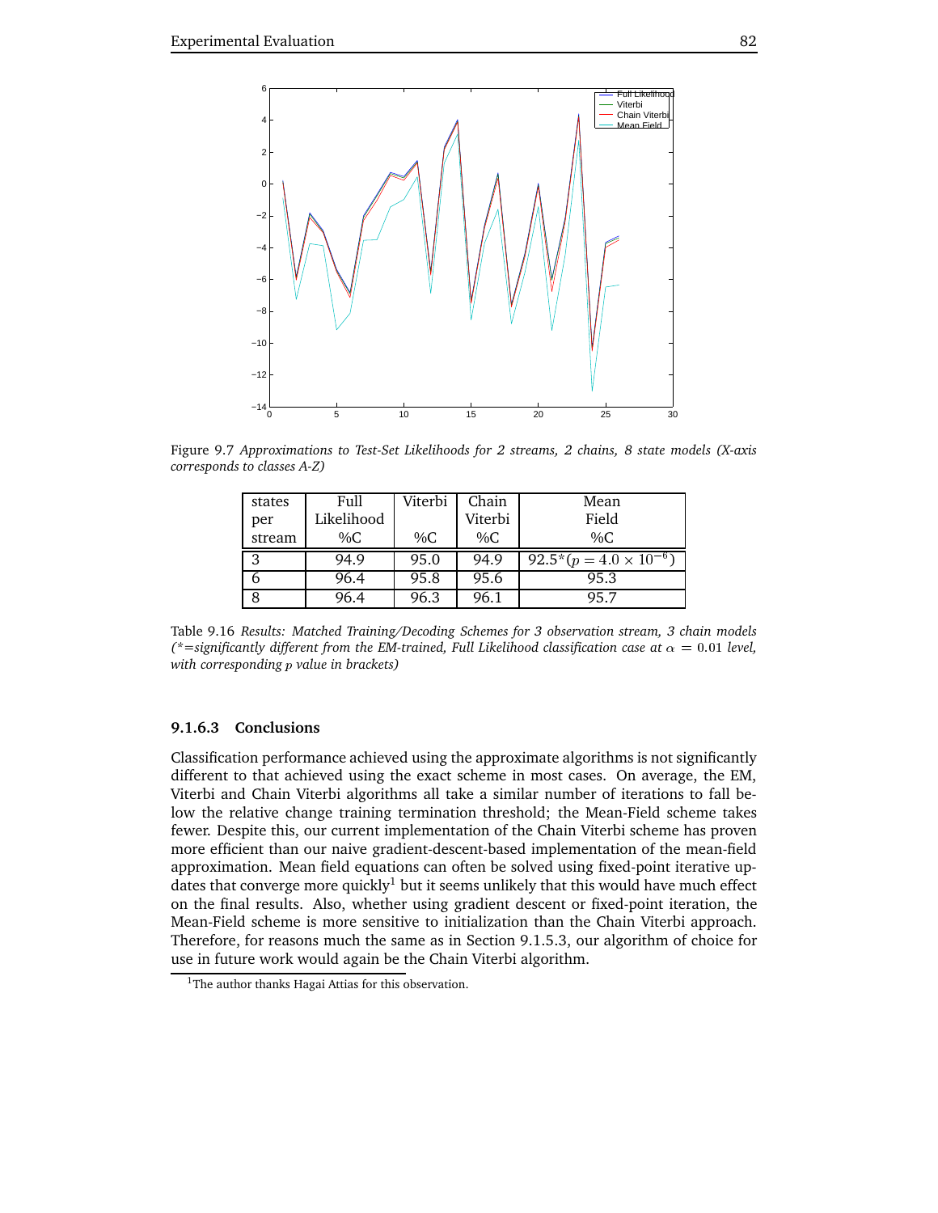Figure 9.7 *Approximations to Test-Set Likelihoods for 2 streams, 2 chains, 8 state models (X-axis corresponds to classes A-Z)*

| states per stream | Full Likelihood %C | Viterbi %C | Chain Viterbi %C | Mean Field %C |
|---|---|---|---|---|
| 3 | 94.9 | 95.0 | 94.9 | 92.5*($p = 4.0 \times 10^{-6}$) |
| 6 | 96.4 | 95.8 | 95.6 | 95.3 |
| 8 | 96.4 | 96.3 | 96.1 | 95.7 |

Table 9.16 *Results: Matched Training/Decoding Schemes for 3 observation stream, 3 chain models (*=significantly different from the EM-trained, Full Likelihood classification case at $\alpha = 0.01$ level, with corresponding $p$ value in brackets)*

#### 9.1.6.3 Conclusions

Classification performance achieved using the approximate algorithms is not significantly different to that achieved using the exact scheme in most cases. On average, the EM, Viterbi and Chain Viterbi algorithms all take a similar number of iterations to fall below the relative change training termination threshold; the Mean-Field scheme takes fewer. Despite this, our current implementation of the Chain Viterbi scheme has proven more efficient than our naive gradient-descent-based implementation of the mean-field approximation. Mean field equations can often be solved using fixed-point iterative updates that converge more quickly[1] but it seems unlikely that this would have much effect on the final results. Also, whether using gradient descent or fixed-point iteration, the Mean-Field scheme is more sensitive to initialization than the Chain Viterbi approach. Therefore, for reasons much the same as in Section 9.1.5.3, our algorithm of choice for use in future work would again be the Chain Viterbi algorithm.

[1] The author thanks Hagai Attias for this observation.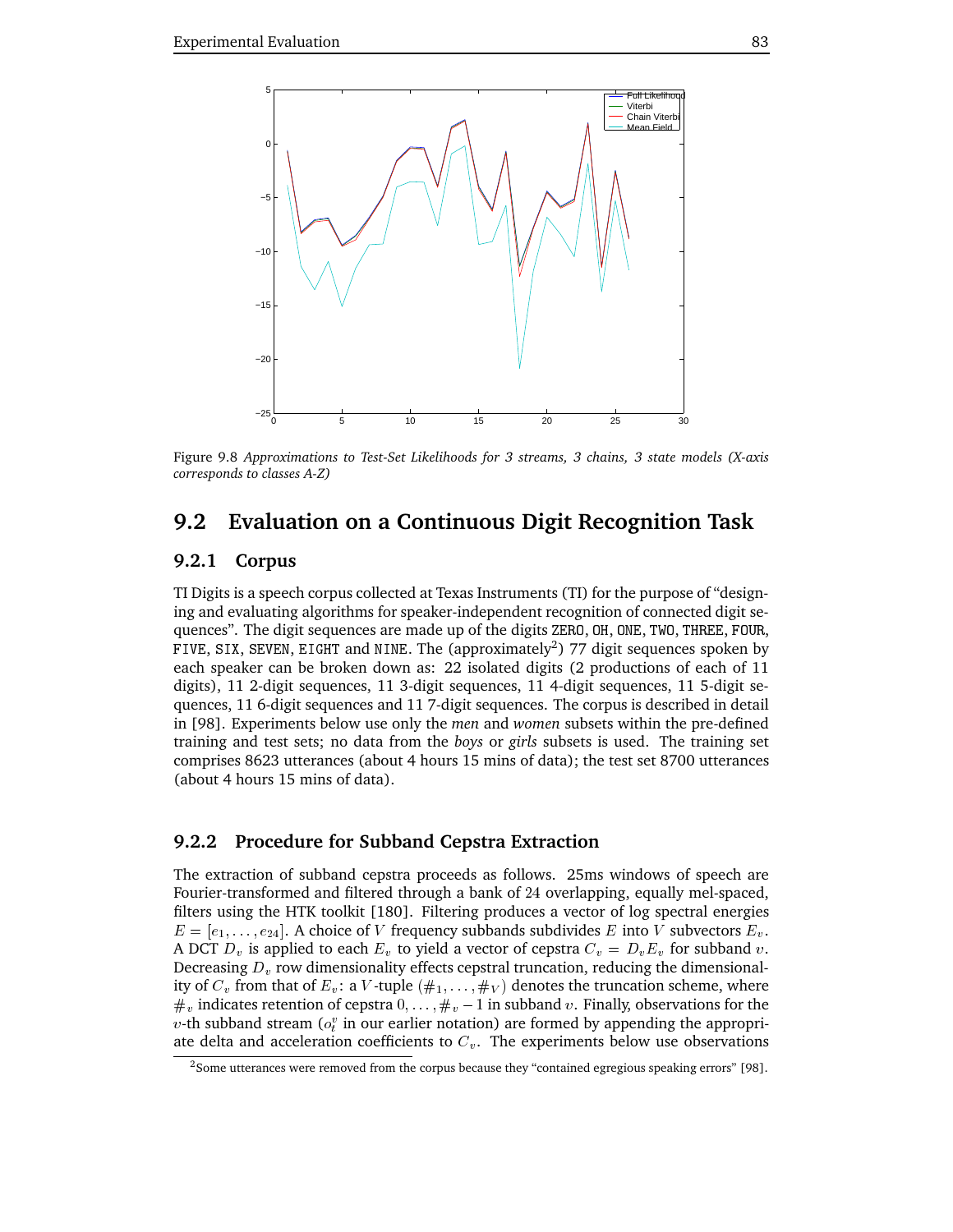Figure 9.8 *Approximations to Test-Set Likelihoods for 3 streams, 3 chains, 3 state models (X-axis corresponds to classes A-Z)*

## 9.2 Evaluation on a Continuous Digit Recognition Task

### 9.2.1 Corpus

TI Digits is a speech corpus collected at Texas Instruments (TI) for the purpose of "designing and evaluating algorithms for speaker-independent recognition of connected digit sequences". The digit sequences are made up of the digits ZERO, OH, ONE, TWO, THREE, FOUR, FIVE, SIX, SEVEN, EIGHT and NINE. The (approximately[2]) 77 digit sequences spoken by each speaker can be broken down as: 22 isolated digits (2 productions of each of 11 digits), 11 2-digit sequences, 11 3-digit sequences, 11 4-digit sequences, 11 5-digit sequences, 11 6-digit sequences and 11 7-digit sequences. The corpus is described in detail in [98]. Experiments below use only the *men* and *women* subsets within the pre-defined training and test sets; no data from the *boys* or *girls* subsets is used. The training set comprises 8623 utterances (about 4 hours 15 mins of data); the test set 8700 utterances (about 4 hours 15 mins of data).

### 9.2.2 Procedure for Subband Cepstra Extraction

The extraction of subband cepstra proceeds as follows. 25ms windows of speech are Fourier-transformed and filtered through a bank of 24 overlapping, equally mel-spaced, filters using the HTK toolkit [180]. Filtering produces a vector of log spectral energies $E = [e_1, \ldots, e_{24}]$. A choice of $V$ frequency subbands subdivides $E$ into $V$ subvectors $E_v$. A DCT $D_v$ is applied to each $E_v$ to yield a vector of cepstra $C_v = D_v E_v$ for subband $v$. Decreasing $D_v$ row dimensionality effects cepstral truncation, reducing the dimensionality of $C_v$ from that of $E_v$: a $V$-tuple $(\#_1, \ldots, \#_V)$ denotes the truncation scheme, where $\#_v$ indicates retention of cepstra $0, \ldots, \#_v - 1$ in subband $v$. Finally, observations for the $v$-th subband stream ($o_t^v$ in our earlier notation) are formed by appending the appropriate delta and acceleration coefficients to $C_v$. The experiments below use observations

[2] Some utterances were removed from the corpus because they "contained egregious speaking errors" [98].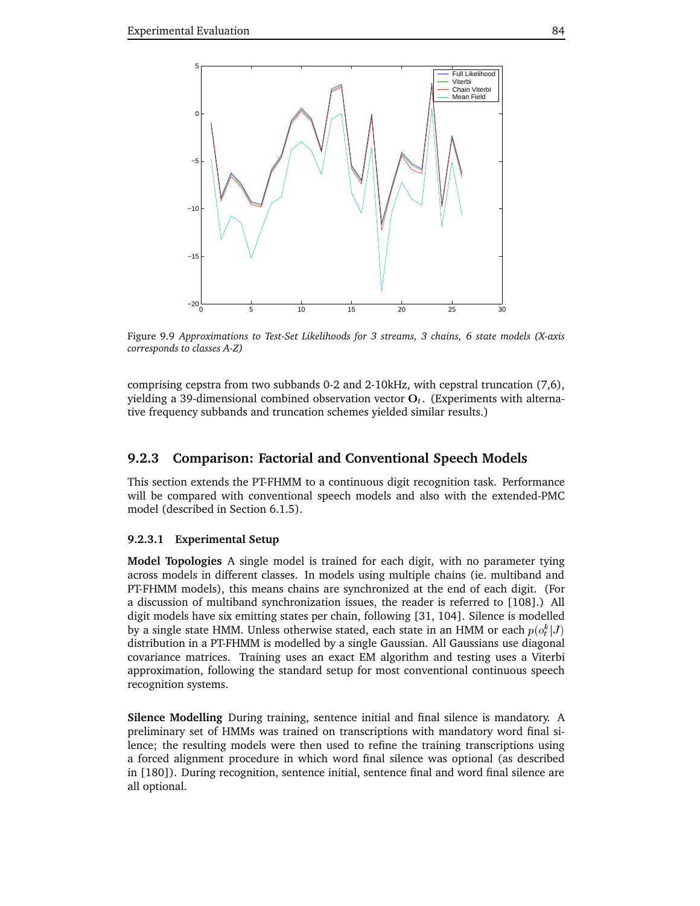Figure 9.9 *Approximations to Test-Set Likelihoods for 3 streams, 3 chains, 6 state models (X-axis corresponds to classes A-Z)*

comprising cepstra from two subbands 0-2 and 2-10kHz, with cepstral truncation (7,6), yielding a 39-dimensional combined observation vector $\mathbf{O}_t$. (Experiments with alternative frequency subbands and truncation schemes yielded similar results.)

### 9.2.3 Comparison: Factorial and Conventional Speech Models

This section extends the PT-FHMM to a continuous digit recognition task. Performance will be compared with conventional speech models and also with the extended-PMC model (described in Section 6.1.5).

#### 9.2.3.1 Experimental Setup

**Model Topologies** A single model is trained for each digit, with no parameter tying across models in different classes. In models using multiple chains (ie. multiband and PT-FHMM models), this means chains are synchronized at the end of each digit. (For a discussion of multiband synchronization issues, the reader is referred to [108].) All digit models have six emitting states per chain, following [31, 104]. Silence is modelled by a single state HMM. Unless otherwise stated, each state in an HMM or each $p(o_t^k|J)$ distribution in a PT-FHMM is modelled by a single Gaussian. All Gaussians use diagonal covariance matrices. Training uses an exact EM algorithm and testing uses a Viterbi approximation, following the standard setup for most conventional continuous speech recognition systems.

**Silence Modelling** During training, sentence initial and final silence is mandatory. A preliminary set of HMMs was trained on transcriptions with mandatory word final silence; the resulting models were then used to refine the training transcriptions using a forced alignment procedure in which word final silence was optional (as described in [180]). During recognition, sentence initial, sentence final and word final silence are all optional.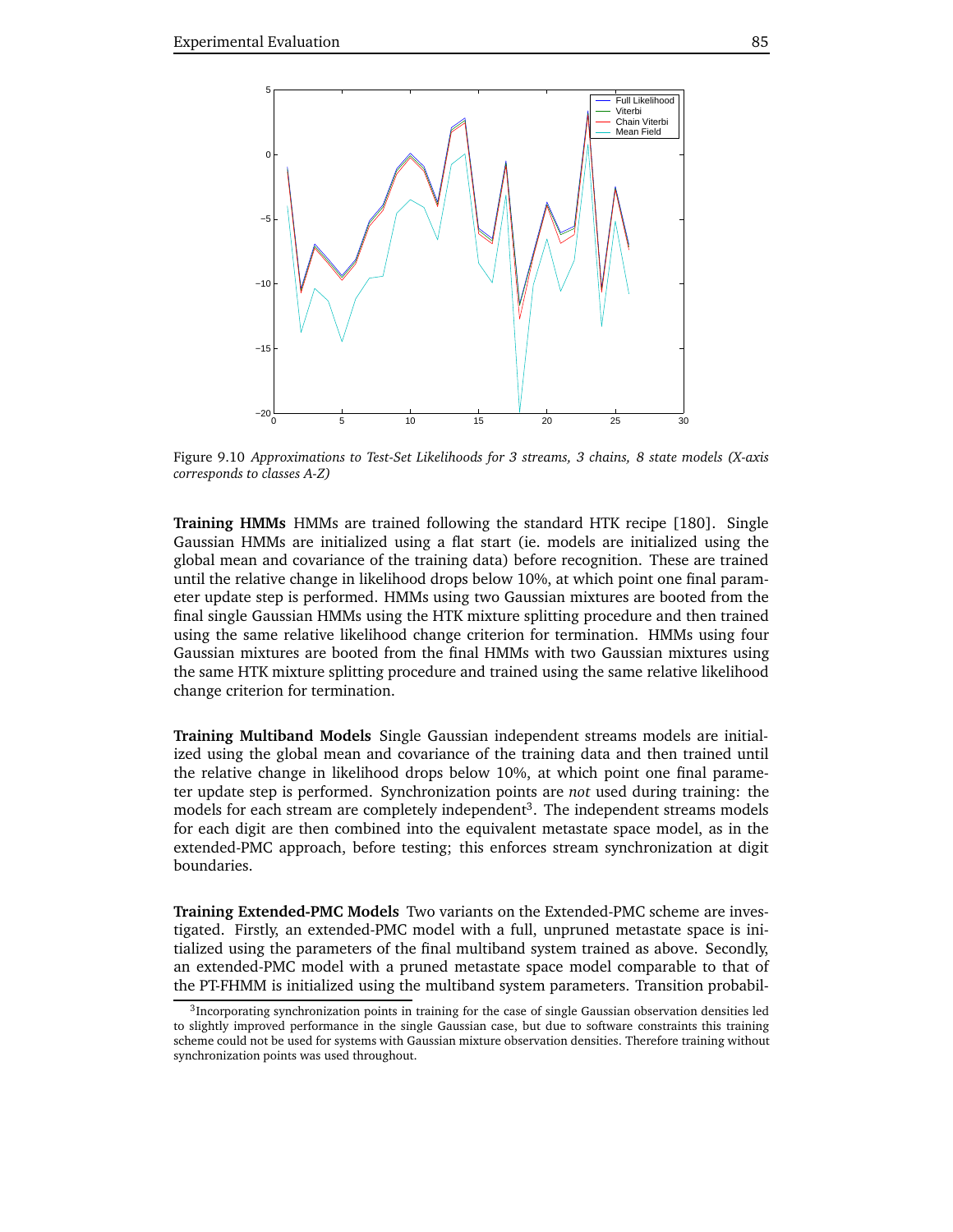Figure 9.10 *Approximations to Test-Set Likelihoods for 3 streams, 3 chains, 8 state models (X-axis corresponds to classes A-Z)*

**Training HMMs** HMMs are trained following the standard HTK recipe [180]. Single Gaussian HMMs are initialized using a flat start (ie. models are initialized using the global mean and covariance of the training data) before recognition. These are trained until the relative change in likelihood drops below 10%, at which point one final parameter update step is performed. HMMs using two Gaussian mixtures are booted from the final single Gaussian HMMs using the HTK mixture splitting procedure and then trained using the same relative likelihood change criterion for termination. HMMs using four Gaussian mixtures are booted from the final HMMs with two Gaussian mixtures using the same HTK mixture splitting procedure and trained using the same relative likelihood change criterion for termination.

**Training Multiband Models** Single Gaussian independent streams models are initialized using the global mean and covariance of the training data and then trained until the relative change in likelihood drops below 10%, at which point one final parameter update step is performed. Synchronization points are *not* used during training: the models for each stream are completely independent[3]. The independent streams models for each digit are then combined into the equivalent metastate space model, as in the extended-PMC approach, before testing; this enforces stream synchronization at digit boundaries.

**Training Extended-PMC Models** Two variants on the Extended-PMC scheme are investigated. Firstly, an extended-PMC model with a full, unpruned metastate space is initialized using the parameters of the final multiband system trained as above. Secondly, an extended-PMC model with a pruned metastate space model comparable to that of the PT-FHMM is initialized using the multiband system parameters. Transition probabil-

[3] Incorporating synchronization points in training for the case of single Gaussian observation densities led to slightly improved performance in the single Gaussian case, but due to software constraints this training scheme could not be used for systems with Gaussian mixture observation densities. Therefore training without synchronization points was used throughout.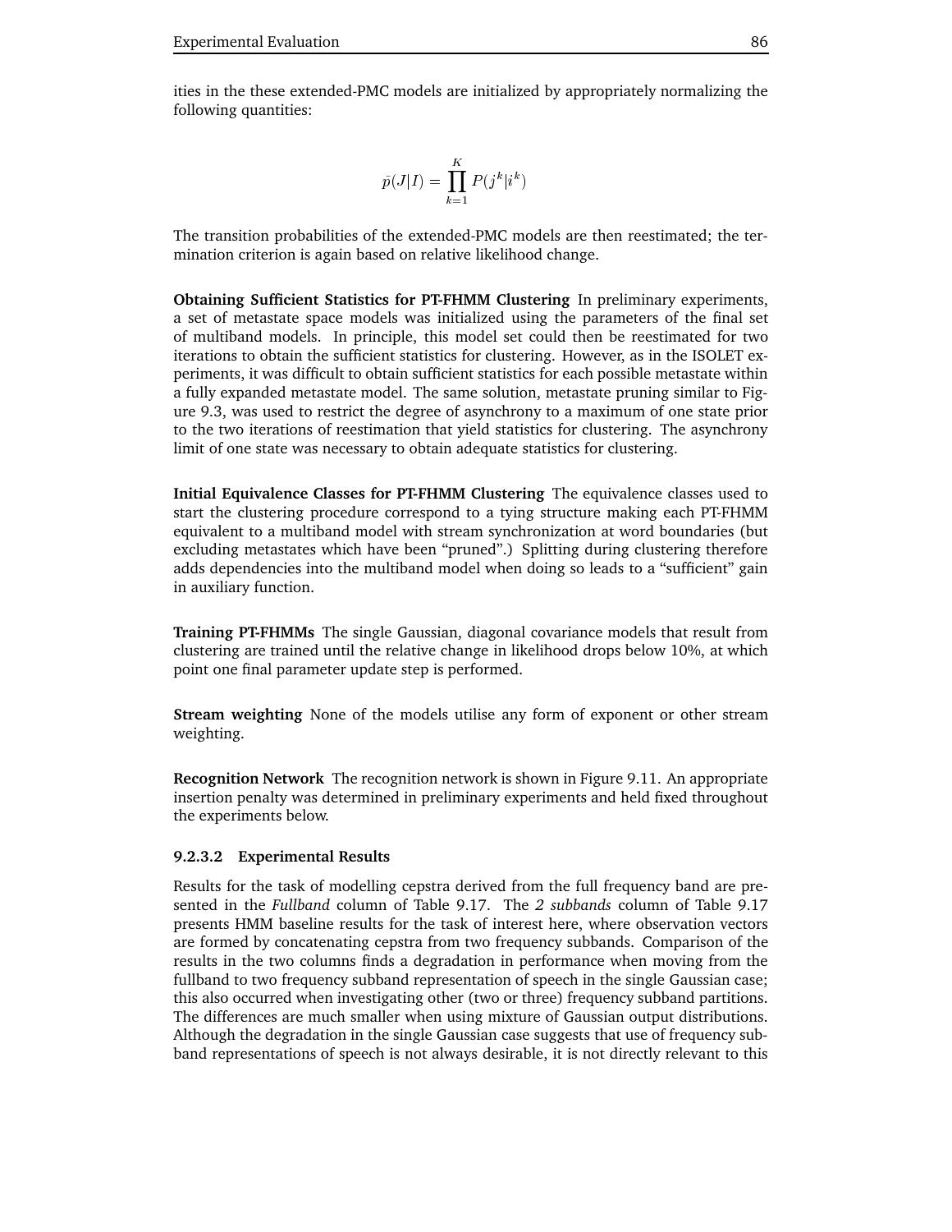ities in the these extended-PMC models are initialized by appropriately normalizing the following quantities:

$$\bar{p}(J|I) = \prod_{k=1}^{K} P(j^k|i^k)$$

The transition probabilities of the extended-PMC models are then reestimated; the termination criterion is again based on relative likelihood change.

**Obtaining Sufficient Statistics for PT-FHMM Clustering** In preliminary experiments, a set of metastate space models was initialized using the parameters of the final set of multiband models. In principle, this model set could then be reestimated for two iterations to obtain the sufficient statistics for clustering. However, as in the ISOLET experiments, it was difficult to obtain sufficient statistics for each possible metastate within a fully expanded metastate model. The same solution, metastate pruning similar to Figure 9.3, was used to restrict the degree of asynchrony to a maximum of one state prior to the two iterations of reestimation that yield statistics for clustering. The asynchrony limit of one state was necessary to obtain adequate statistics for clustering.

**Initial Equivalence Classes for PT-FHMM Clustering** The equivalence classes used to start the clustering procedure correspond to a tying structure making each PT-FHMM equivalent to a multiband model with stream synchronization at word boundaries (but excluding metastates which have been "pruned".) Splitting during clustering therefore adds dependencies into the multiband model when doing so leads to a "sufficient" gain in auxiliary function.

**Training PT-FHMMs** The single Gaussian, diagonal covariance models that result from clustering are trained until the relative change in likelihood drops below 10%, at which point one final parameter update step is performed.

**Stream weighting** None of the models utilise any form of exponent or other stream weighting.

**Recognition Network** The recognition network is shown in Figure 9.11. An appropriate insertion penalty was determined in preliminary experiments and held fixed throughout the experiments below.

#### 9.2.3.2 Experimental Results

Results for the task of modelling cepstra derived from the full frequency band are presented in the *Fullband* column of Table 9.17. The *2 subbands* column of Table 9.17 presents HMM baseline results for the task of interest here, where observation vectors are formed by concatenating cepstra from two frequency subbands. Comparison of the results in the two columns finds a degradation in performance when moving from the fullband to two frequency subband representation of speech in the single Gaussian case; this also occurred when investigating other (two or three) frequency subband partitions. The differences are much smaller when using mixture of Gaussian output distributions. Although the degradation in the single Gaussian case suggests that use of frequency subband representations of speech is not always desirable, it is not directly relevant to this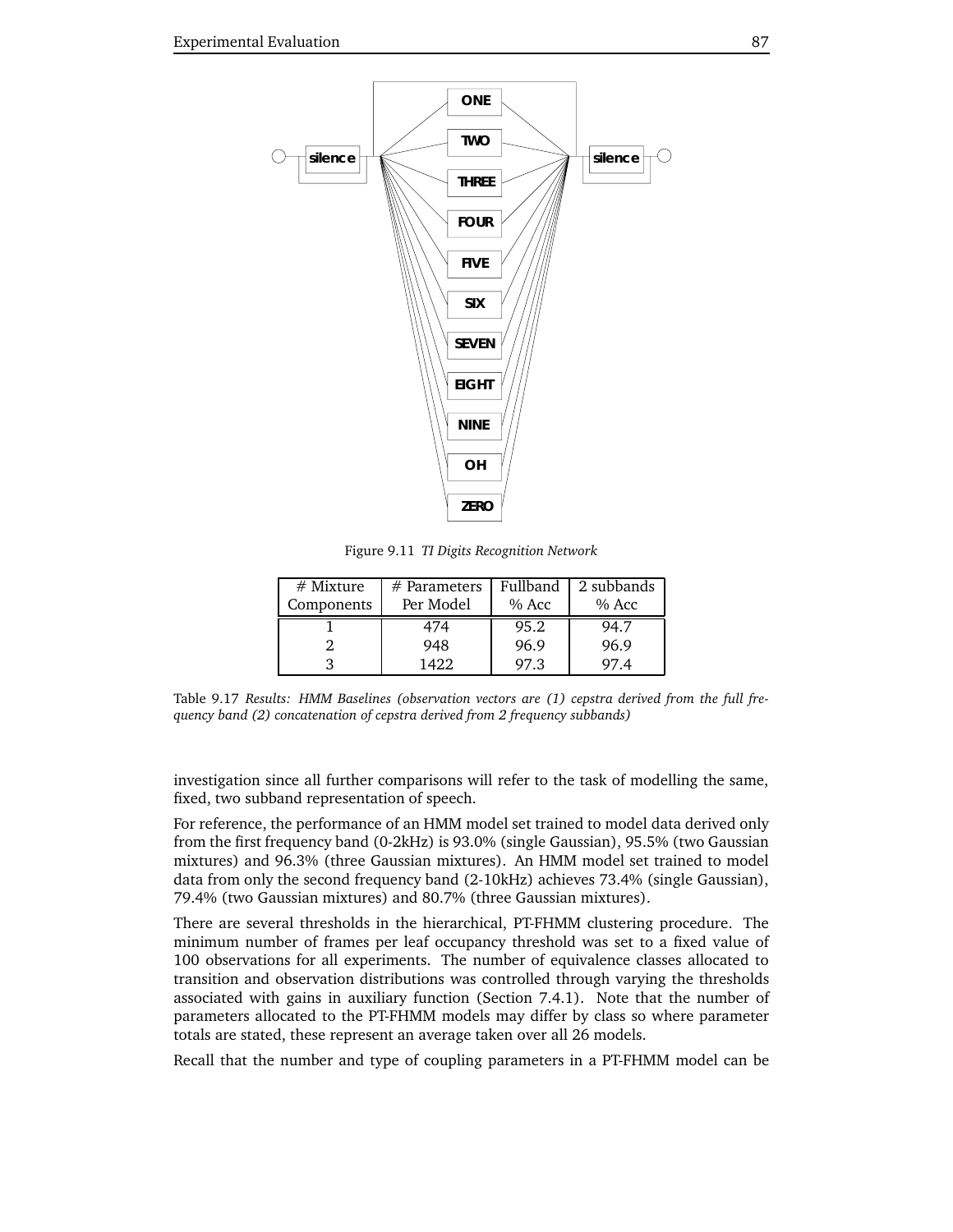Figure 9.11 *TI Digits Recognition Network*

| # Mixture Components | # Parameters Per Model | Fullband % Acc | 2 subbands % Acc |
|---|---|---|---|
| 1 | 474 | 95.2 | 94.7 |
| 2 | 948 | 96.9 | 96.9 |
| 3 | 1422 | 97.3 | 97.4 |

Table 9.17 *Results: HMM Baselines (observation vectors are (1) cepstra derived from the full frequency band (2) concatenation of cepstra derived from 2 frequency subbands)*

investigation since all further comparisons will refer to the task of modelling the same, fixed, two subband representation of speech.

For reference, the performance of an HMM model set trained to model data derived only from the first frequency band (0-2kHz) is 93.0% (single Gaussian), 95.5% (two Gaussian mixtures) and 96.3% (three Gaussian mixtures). An HMM model set trained to model data from only the second frequency band (2-10kHz) achieves 73.4% (single Gaussian), 79.4% (two Gaussian mixtures) and 80.7% (three Gaussian mixtures).

There are several thresholds in the hierarchical, PT-FHMM clustering procedure. The minimum number of frames per leaf occupancy threshold was set to a fixed value of 100 observations for all experiments. The number of equivalence classes allocated to transition and observation distributions was controlled through varying the thresholds associated with gains in auxiliary function (Section 7.4.1). Note that the number of parameters allocated to the PT-FHMM models may differ by class so where parameter totals are stated, these represent an average taken over all 26 models.

Recall that the number and type of coupling parameters in a PT-FHMM model can be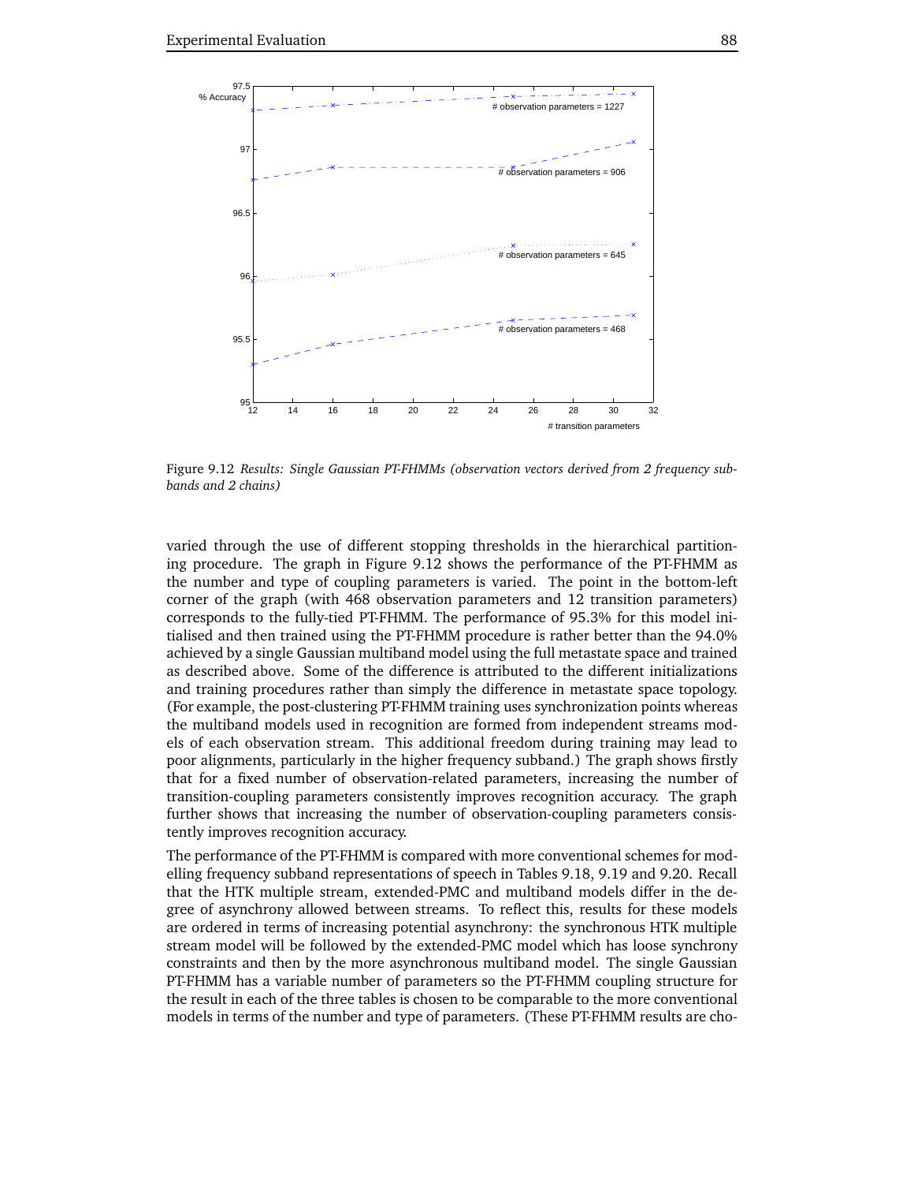Figure 9.12 *Results: Single Gaussian PT-FHMMs (observation vectors derived from 2 frequency subbands and 2 chains)*

varied through the use of different stopping thresholds in the hierarchical partitioning procedure. The graph in Figure 9.12 shows the performance of the PT-FHMM as the number and type of coupling parameters is varied. The point in the bottom-left corner of the graph (with 468 observation parameters and 12 transition parameters) corresponds to the fully-tied PT-FHMM. The performance of 95.3% for this model initialised and then trained using the PT-FHMM procedure is rather better than the 94.0% achieved by a single Gaussian multiband model using the full metastate space and trained as described above. Some of the difference is attributed to the different initializations and training procedures rather than simply the difference in metastate space topology. (For example, the post-clustering PT-FHMM training uses synchronization points whereas the multiband models used in recognition are formed from independent streams models of each observation stream. This additional freedom during training may lead to poor alignments, particularly in the higher frequency subband.) The graph shows firstly that for a fixed number of observation-related parameters, increasing the number of transition-coupling parameters consistently improves recognition accuracy. The graph further shows that increasing the number of observation-coupling parameters consistently improves recognition accuracy.

The performance of the PT-FHMM is compared with more conventional schemes for modelling frequency subband representations of speech in Tables 9.18, 9.19 and 9.20. Recall that the HTK multiple stream, extended-PMC and multiband models differ in the degree of asynchrony allowed between streams. To reflect this, results for these models are ordered in terms of increasing potential asynchrony: the synchronous HTK multiple stream model will be followed by the extended-PMC model which has loose synchrony constraints and then by the more asynchronous multiband model. The single Gaussian PT-FHMM has a variable number of parameters so the PT-FHMM coupling structure for the result in each of the three tables is chosen to be comparable to the more conventional models in terms of the number and type of parameters. (These PT-FHMM results are cho-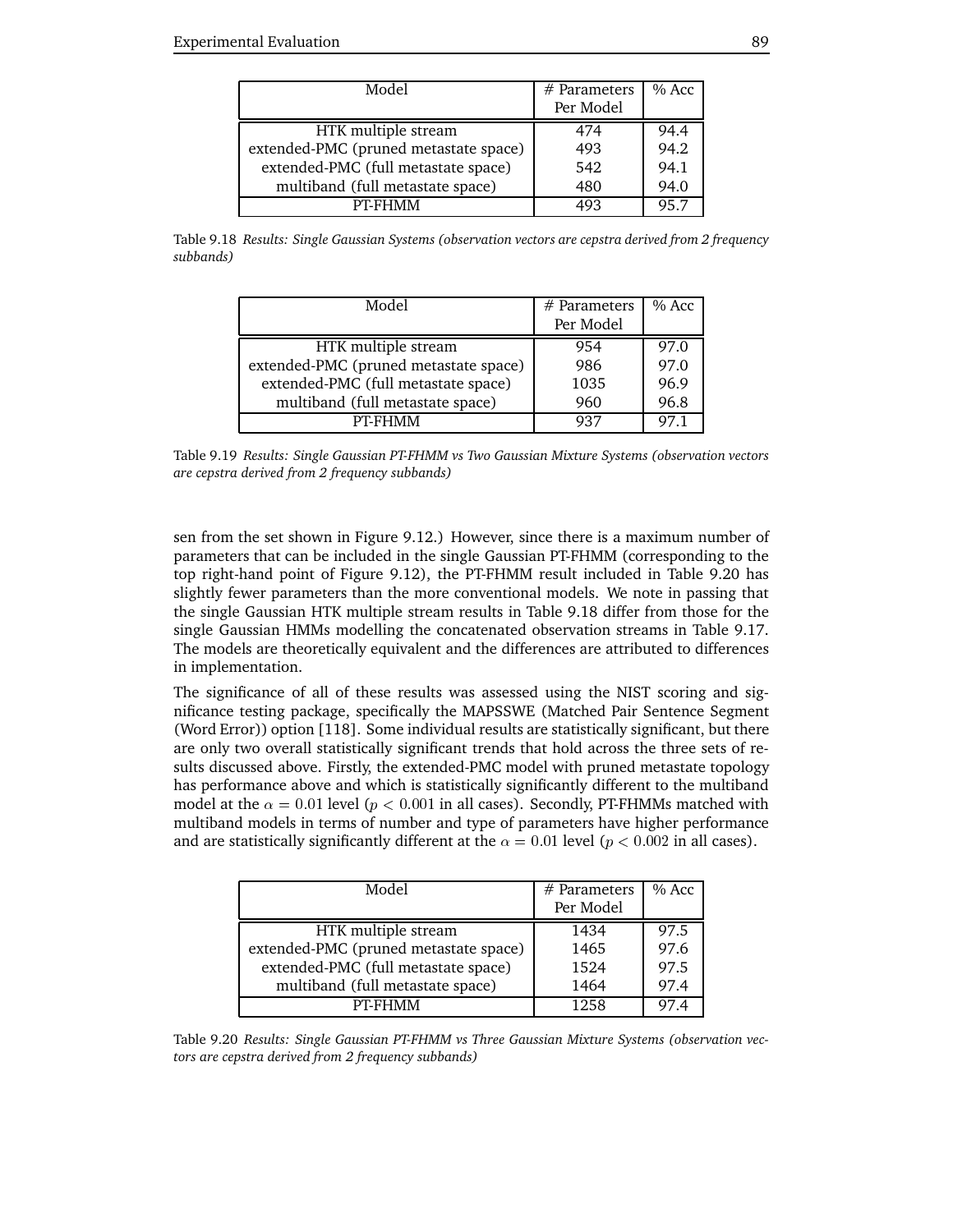| Model | # Parameters Per Model | % Acc |
|---|---|---|
| HTK multiple stream | 474 | 94.4 |
| extended-PMC (pruned metastate space) | 493 | 94.2 |
| extended-PMC (full metastate space) | 542 | 94.1 |
| multiband (full metastate space) | 480 | 94.0 |
| PT-FHMM | 493 | 95.7 |

Table 9.18 *Results: Single Gaussian Systems (observation vectors are cepstra derived from 2 frequency subbands)*

| Model | # Parameters Per Model | % Acc |
|---|---|---|
| HTK multiple stream | 954 | 97.0 |
| extended-PMC (pruned metastate space) | 986 | 97.0 |
| extended-PMC (full metastate space) | 1035 | 96.9 |
| multiband (full metastate space) | 960 | 96.8 |
| PT-FHMM | 937 | 97.1 |

Table 9.19 *Results: Single Gaussian PT-FHMM vs Two Gaussian Mixture Systems (observation vectors are cepstra derived from 2 frequency subbands)*

sen from the set shown in Figure 9.12.) However, since there is a maximum number of parameters that can be included in the single Gaussian PT-FHMM (corresponding to the top right-hand point of Figure 9.12), the PT-FHMM result included in Table 9.20 has slightly fewer parameters than the more conventional models. We note in passing that the single Gaussian HTK multiple stream results in Table 9.18 differ from those for the single Gaussian HMMs modelling the concatenated observation streams in Table 9.17. The models are theoretically equivalent and the differences are attributed to differences in implementation.

The significance of all of these results was assessed using the NIST scoring and significance testing package, specifically the MAPSSWE (Matched Pair Sentence Segment (Word Error)) option [118]. Some individual results are statistically significant, but there are only two overall statistically significant trends that hold across the three sets of results discussed above. Firstly, the extended-PMC model with pruned metastate topology has performance above and which is statistically significantly different to the multiband model at the $\alpha = 0.01$ level ($p < 0.001$ in all cases). Secondly, PT-FHMMs matched with multiband models in terms of number and type of parameters have higher performance and are statistically significantly different at the $\alpha = 0.01$ level ($p < 0.002$ in all cases).

| Model | # Parameters Per Model | % Acc |
|---|---|---|
| HTK multiple stream | 1434 | 97.5 |
| extended-PMC (pruned metastate space) | 1465 | 97.6 |
| extended-PMC (full metastate space) | 1524 | 97.5 |
| multiband (full metastate space) | 1464 | 97.4 |
| PT-FHMM | 1258 | 97.4 |

Table 9.20 *Results: Single Gaussian PT-FHMM vs Three Gaussian Mixture Systems (observation vectors are cepstra derived from 2 frequency subbands)*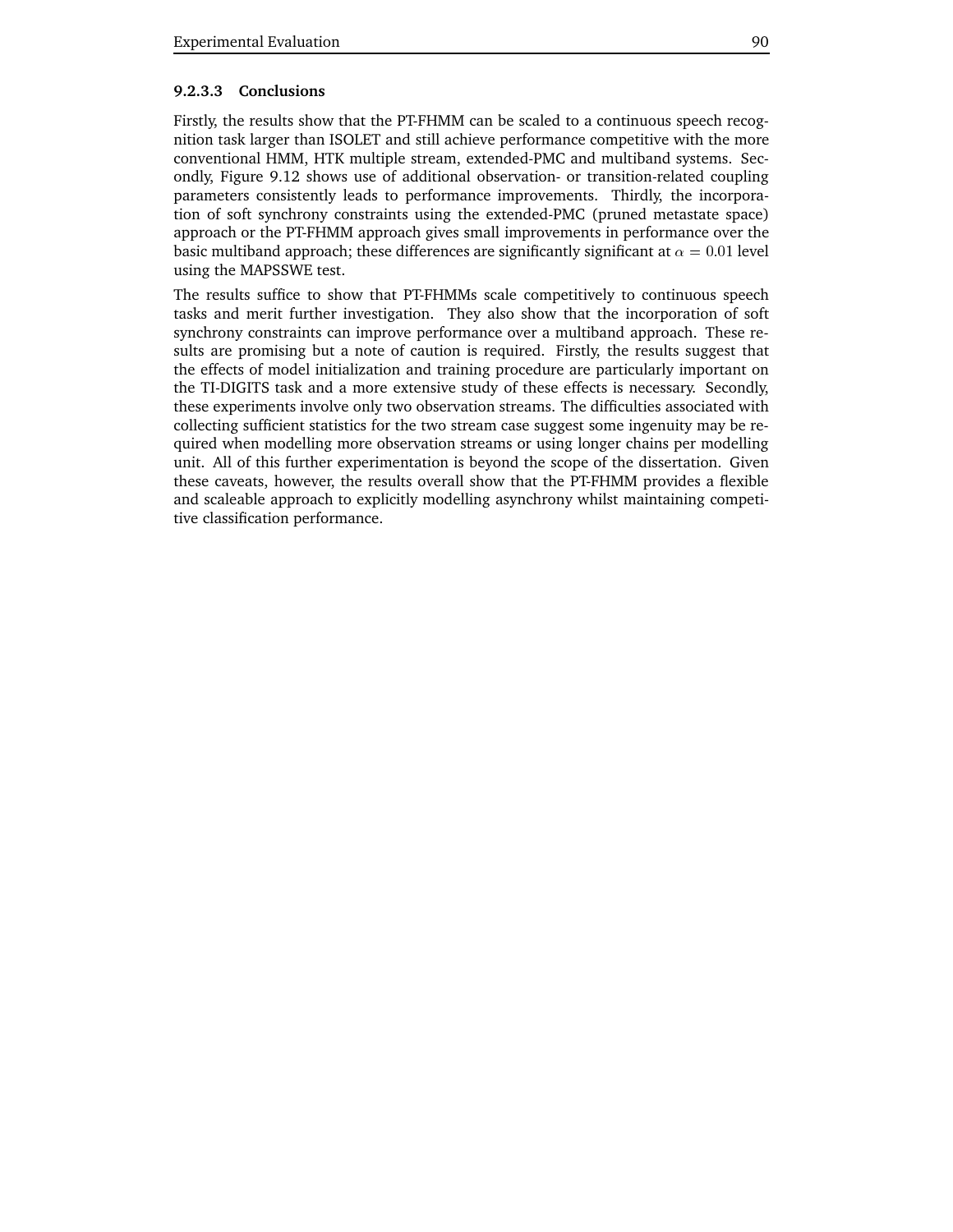#### 9.2.3.3 Conclusions

Firstly, the results show that the PT-FHMM can be scaled to a continuous speech recognition task larger than ISOLET and still achieve performance competitive with the more conventional HMM, HTK multiple stream, extended-PMC and multiband systems. Secondly, Figure 9.12 shows use of additional observation- or transition-related coupling parameters consistently leads to performance improvements. Thirdly, the incorporation of soft synchrony constraints using the extended-PMC (pruned metastate space) approach or the PT-FHMM approach gives small improvements in performance over the basic multiband approach; these differences are significantly significant at $\alpha = 0.01$ level using the MAPSSWE test.

The results suffice to show that PT-FHMMs scale competitively to continuous speech tasks and merit further investigation. They also show that the incorporation of soft synchrony constraints can improve performance over a multiband approach. These results are promising but a note of caution is required. Firstly, the results suggest that the effects of model initialization and training procedure are particularly important on the TI-DIGITS task and a more extensive study of these effects is necessary. Secondly, these experiments involve only two observation streams. The difficulties associated with collecting sufficient statistics for the two stream case suggest some ingenuity may be required when modelling more observation streams or using longer chains per modelling unit. All of this further experimentation is beyond the scope of the dissertation. Given these caveats, however, the results overall show that the PT-FHMM provides a flexible and scaleable approach to explicitly modelling asynchrony whilst maintaining competitive classification performance.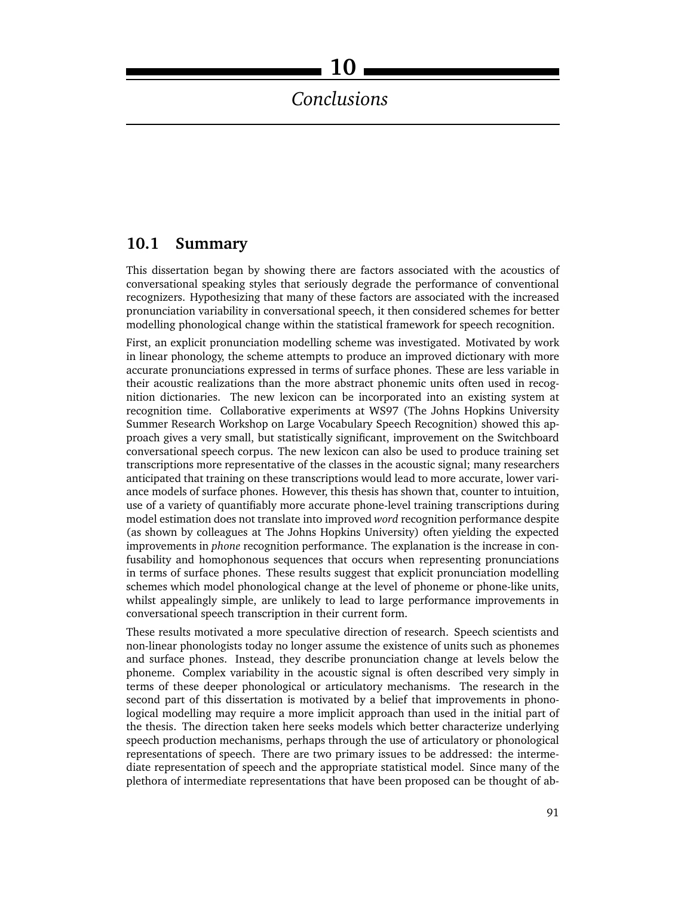# 10 Conclusions

## 10.1 Summary

This dissertation began by showing there are factors associated with the acoustics of conversational speaking styles that seriously degrade the performance of conventional recognizers. Hypothesizing that many of these factors are associated with the increased pronunciation variability in conversational speech, it then considered schemes for better modelling phonological change within the statistical framework for speech recognition.

First, an explicit pronunciation modelling scheme was investigated. Motivated by work in linear phonology, the scheme attempts to produce an improved dictionary with more accurate pronunciations expressed in terms of surface phones. These are less variable in their acoustic realizations than the more abstract phonemic units often used in recognition dictionaries. The new lexicon can be incorporated into an existing system at recognition time. Collaborative experiments at WS97 (The Johns Hopkins University Summer Research Workshop on Large Vocabulary Speech Recognition) showed this approach gives a very small, but statistically significant, improvement on the Switchboard conversational speech corpus. The new lexicon can also be used to produce training set transcriptions more representative of the classes in the acoustic signal; many researchers anticipated that training on these transcriptions would lead to more accurate, lower variance models of surface phones. However, this thesis has shown that, counter to intuition, use of a variety of quantifiably more accurate phone-level training transcriptions during model estimation does not translate into improved *word* recognition performance despite (as shown by colleagues at The Johns Hopkins University) often yielding the expected improvements in *phone* recognition performance. The explanation is the increase in confusability and homophonous sequences that occurs when representing pronunciations in terms of surface phones. These results suggest that explicit pronunciation modelling schemes which model phonological change at the level of phoneme or phone-like units, whilst appealingly simple, are unlikely to lead to large performance improvements in conversational speech transcription in their current form.

These results motivated a more speculative direction of research. Speech scientists and non-linear phonologists today no longer assume the existence of units such as phonemes and surface phones. Instead, they describe pronunciation change at levels below the phoneme. Complex variability in the acoustic signal is often described very simply in terms of these deeper phonological or articulatory mechanisms. The research in the second part of this dissertation is motivated by a belief that improvements in phonological modelling may require a more implicit approach than used in the initial part of the thesis. The direction taken here seeks models which better characterize underlying speech production mechanisms, perhaps through the use of articulatory or phonological representations of speech. There are two primary issues to be addressed: the intermediate representation of speech and the appropriate statistical model. Since many of the plethora of intermediate representations that have been proposed can be thought of ab-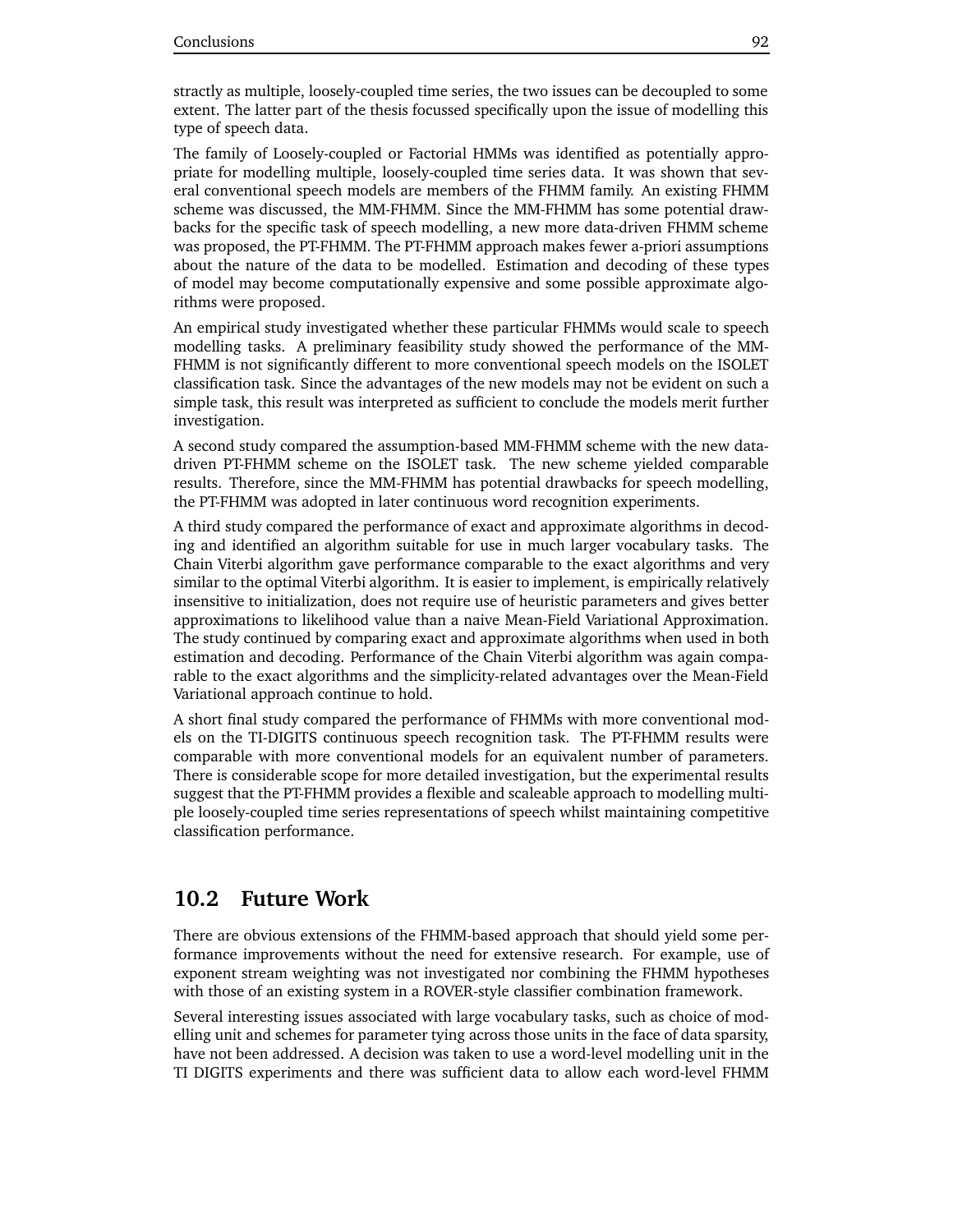stractly as multiple, loosely-coupled time series, the two issues can be decoupled to some extent. The latter part of the thesis focussed specifically upon the issue of modelling this type of speech data.

The family of Loosely-coupled or Factorial HMMs was identified as potentially appropriate for modelling multiple, loosely-coupled time series data. It was shown that several conventional speech models are members of the FHMM family. An existing FHMM scheme was discussed, the MM-FHMM. Since the MM-FHMM has some potential drawbacks for the specific task of speech modelling, a new more data-driven FHMM scheme was proposed, the PT-FHMM. The PT-FHMM approach makes fewer a-priori assumptions about the nature of the data to be modelled. Estimation and decoding of these types of model may become computationally expensive and some possible approximate algorithms were proposed.

An empirical study investigated whether these particular FHMMs would scale to speech modelling tasks. A preliminary feasibility study showed the performance of the MM-FHMM is not significantly different to more conventional speech models on the ISOLET classification task. Since the advantages of the new models may not be evident on such a simple task, this result was interpreted as sufficient to conclude the models merit further investigation.

A second study compared the assumption-based MM-FHMM scheme with the new data-driven PT-FHMM scheme on the ISOLET task. The new scheme yielded comparable results. Therefore, since the MM-FHMM has potential drawbacks for speech modelling, the PT-FHMM was adopted in later continuous word recognition experiments.

A third study compared the performance of exact and approximate algorithms in decoding and identified an algorithm suitable for use in much larger vocabulary tasks. The Chain Viterbi algorithm gave performance comparable to the exact algorithms and very similar to the optimal Viterbi algorithm. It is easier to implement, is empirically relatively insensitive to initialization, does not require use of heuristic parameters and gives better approximations to likelihood value than a naive Mean-Field Variational Approximation. The study continued by comparing exact and approximate algorithms when used in both estimation and decoding. Performance of the Chain Viterbi algorithm was again comparable to the exact algorithms and the simplicity-related advantages over the Mean-Field Variational approach continue to hold.

A short final study compared the performance of FHMMs with more conventional models on the TI-DIGITS continuous speech recognition task. The PT-FHMM results were comparable with more conventional models for an equivalent number of parameters. There is considerable scope for more detailed investigation, but the experimental results suggest that the PT-FHMM provides a flexible and scaleable approach to modelling multiple loosely-coupled time series representations of speech whilst maintaining competitive classification performance.

## 10.2 Future Work

There are obvious extensions of the FHMM-based approach that should yield some performance improvements without the need for extensive research. For example, use of exponent stream weighting was not investigated nor combining the FHMM hypotheses with those of an existing system in a ROVER-style classifier combination framework.

Several interesting issues associated with large vocabulary tasks, such as choice of modelling unit and schemes for parameter tying across those units in the face of data sparsity, have not been addressed. A decision was taken to use a word-level modelling unit in the TI DIGITS experiments and there was sufficient data to allow each word-level FHMM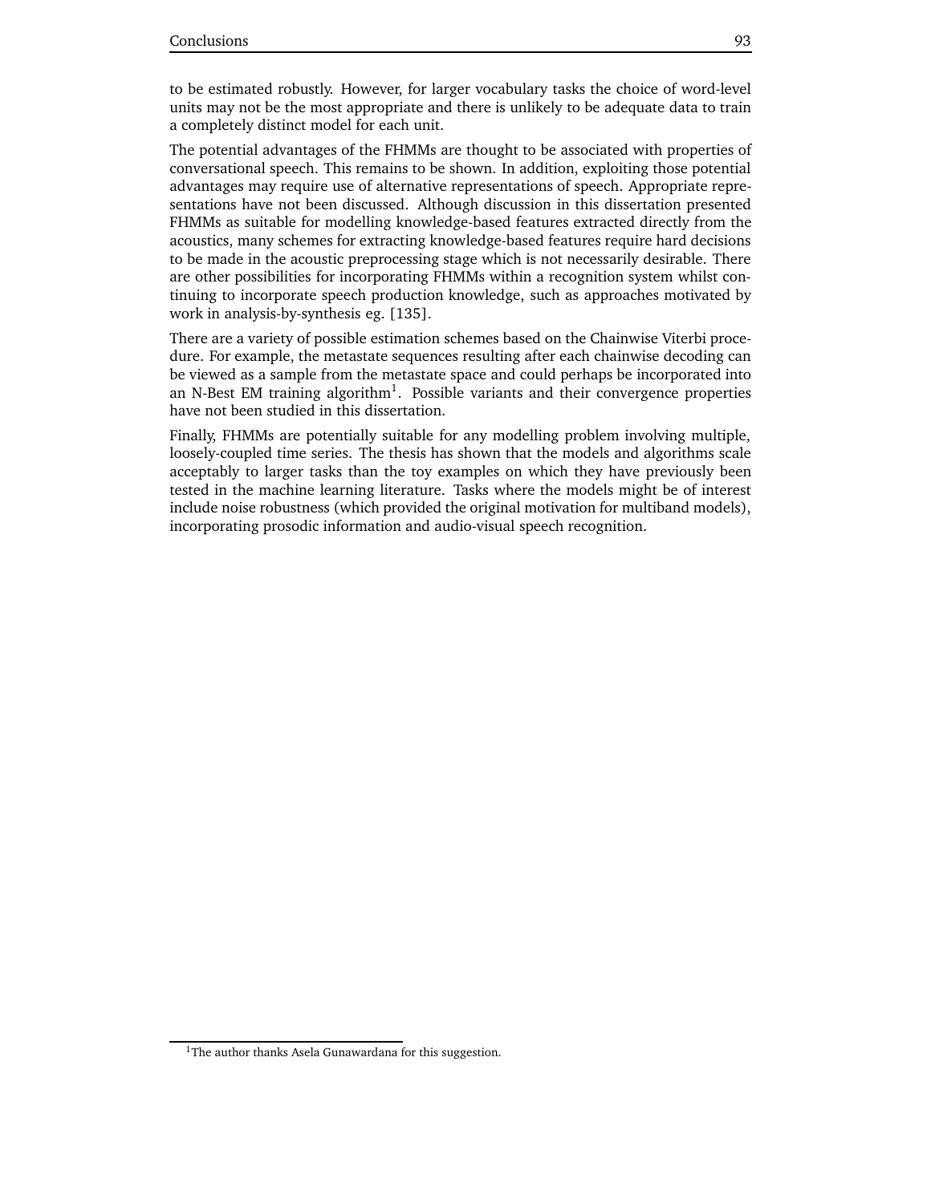to be estimated robustly. However, for larger vocabulary tasks the choice of word-level units may not be the most appropriate and there is unlikely to be adequate data to train a completely distinct model for each unit.

The potential advantages of the FHMMs are thought to be associated with properties of conversational speech. This remains to be shown. In addition, exploiting those potential advantages may require use of alternative representations of speech. Appropriate representations have not been discussed. Although discussion in this dissertation presented FHMMs as suitable for modelling knowledge-based features extracted directly from the acoustics, many schemes for extracting knowledge-based features require hard decisions to be made in the acoustic preprocessing stage which is not necessarily desirable. There are other possibilities for incorporating FHMMs within a recognition system whilst continuing to incorporate speech production knowledge, such as approaches motivated by work in analysis-by-synthesis eg. [135].

There are a variety of possible estimation schemes based on the Chainwise Viterbi procedure. For example, the metastate sequences resulting after each chainwise decoding can be viewed as a sample from the metastate space and could perhaps be incorporated into an N-Best EM training algorithm[1]. Possible variants and their convergence properties have not been studied in this dissertation.

Finally, FHMMs are potentially suitable for any modelling problem involving multiple, loosely-coupled time series. The thesis has shown that the models and algorithms scale acceptably to larger tasks than the toy examples on which they have previously been tested in the machine learning literature. Tasks where the models might be of interest include noise robustness (which provided the original motivation for multiband models), incorporating prosodic information and audio-visual speech recognition.

[1] The author thanks Asela Gunawardana for this suggestion.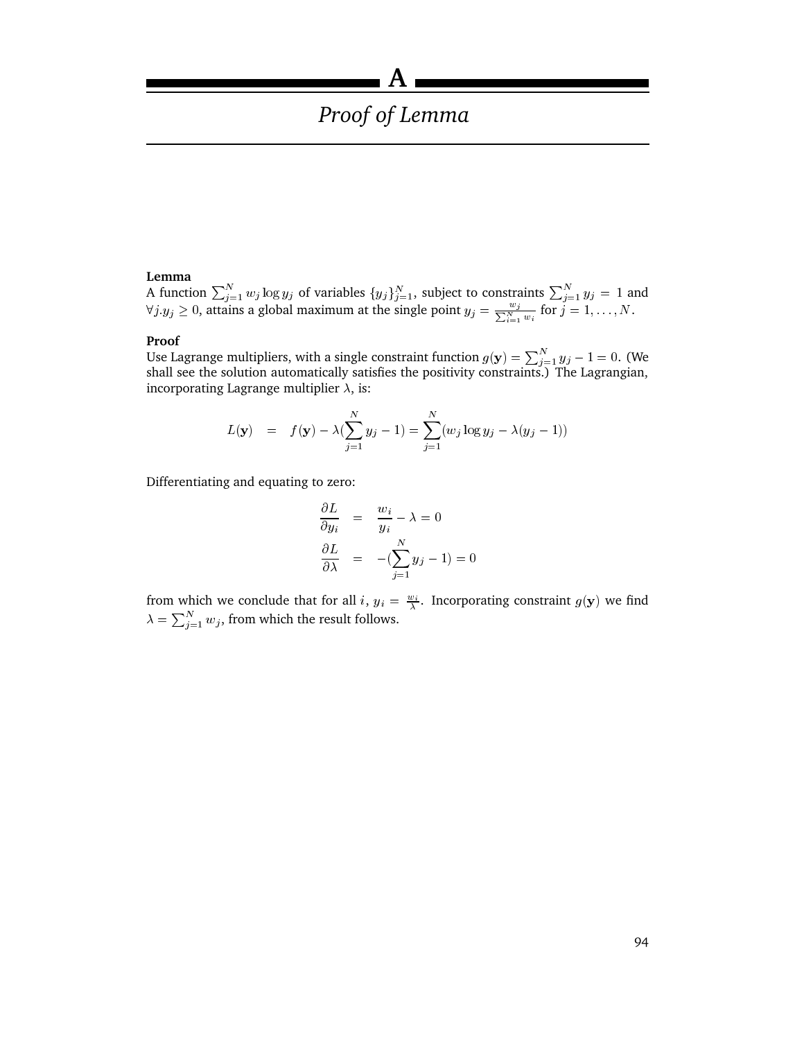# A

# *Proof of Lemma*

**Lemma**

A function $\sum_{j=1}^{N} w_j \log y_j$ of variables $\{y_j\}_{j=1}^{N}$, subject to constraints $\sum_{j=1}^{N} y_j = 1$ and $\forall j . y_j \geq 0$, attains a global maximum at the single point $y_j = \frac{w_j}{\sum_{i=1}^{N} w_i}$ for $j = 1, \ldots, N$.

**Proof**

Use Lagrange multipliers, with a single constraint function $g(\mathbf{y}) = \sum_{j=1}^{N} y_j - 1 = 0$. (We shall see the solution automatically satisfies the positivity constraints.) The Lagrangian, incorporating Lagrange multiplier $\lambda$, is:

$$L(\mathbf{y}) = f(\mathbf{y}) - \lambda(\sum_{j=1}^{N} y_j - 1) = \sum_{j=1}^{N} (w_j \log y_j - \lambda(y_j - 1))$$

Differentiating and equating to zero:

$$\begin{aligned} \frac{\partial L}{\partial y_i} &= \frac{w_i}{y_i} - \lambda = 0 \\ \frac{\partial L}{\partial \lambda} &= -(\sum_{j=1}^{N} y_j - 1) = 0 \end{aligned}$$

from which we conclude that for all $i$, $y_i = \frac{w_i}{\lambda}$. Incorporating constraint $g(\mathbf{y})$ we find $\lambda = \sum_{j=1}^{N} w_j$, from which the result follows.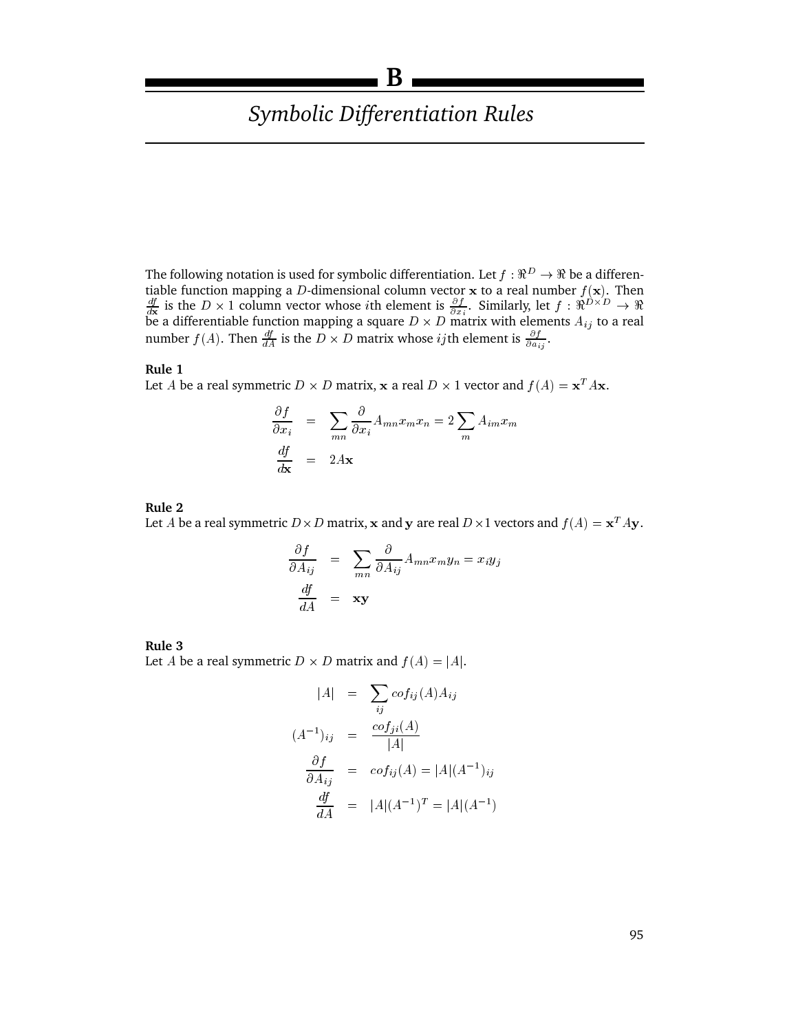# B

## *Symbolic Differentiation Rules*

The following notation is used for symbolic differentiation. Let $f : \Re^D \rightarrow \Re$ be a differentiable function mapping a $D$-dimensional column vector $\mathbf{x}$ to a real number $f(\mathbf{x})$. Then $\frac{df}{d\mathbf{x}}$ is the $D \times 1$ column vector whose $i$th element is $\frac{\partial f}{\partial x_i}$. Similarly, let $f : \Re^{D \times D} \rightarrow \Re$ be a differentiable function mapping a square $D \times D$ matrix with elements $A_{ij}$ to a real number $f(A)$. Then $\frac{df}{dA}$ is the $D \times D$ matrix whose $ij$th element is $\frac{\partial f}{\partial a_{ij}}$.

**Rule 1**
Let $A$ be a real symmetric $D \times D$ matrix, $\mathbf{x}$ a real $D \times 1$ vector and $f(A) = \mathbf{x}^T A \mathbf{x}$.

$$
\begin{aligned}
\frac{\partial f}{\partial x_i} &= \sum_{mn} \frac{\partial}{\partial x_i} A_{mn} x_m x_n = 2 \sum_m A_{im} x_m \\
\frac{df}{d\mathbf{x}} &= 2A\mathbf{x}
\end{aligned}
$$

**Rule 2**
Let $A$ be a real symmetric $D \times D$ matrix, $\mathbf{x}$ and $\mathbf{y}$ are real $D \times 1$ vectors and $f(A) = \mathbf{x}^T A \mathbf{y}$.

$$
\begin{aligned}
\frac{\partial f}{\partial A_{ij}} &= \sum_{mn} \frac{\partial}{\partial A_{ij}} A_{mn} x_m y_n = x_i y_j \\
\frac{df}{dA} &= \mathbf{xy}
\end{aligned}
$$

**Rule 3**
Let $A$ be a real symmetric $D \times D$ matrix and $f(A) = |A|$.

$$
\begin{aligned}
|A| &= \sum_{ij} cof_{ij}(A) A_{ij} \\
(A^{-1})_{ij} &= \frac{cof_{ji}(A)}{|A|} \\
\frac{\partial f}{\partial A_{ij}} &= cof_{ij}(A) = |A|(A^{-1})_{ij} \\
\frac{df}{dA} &= |A|(A^{-1})^T = |A|(A^{-1})
\end{aligned}
$$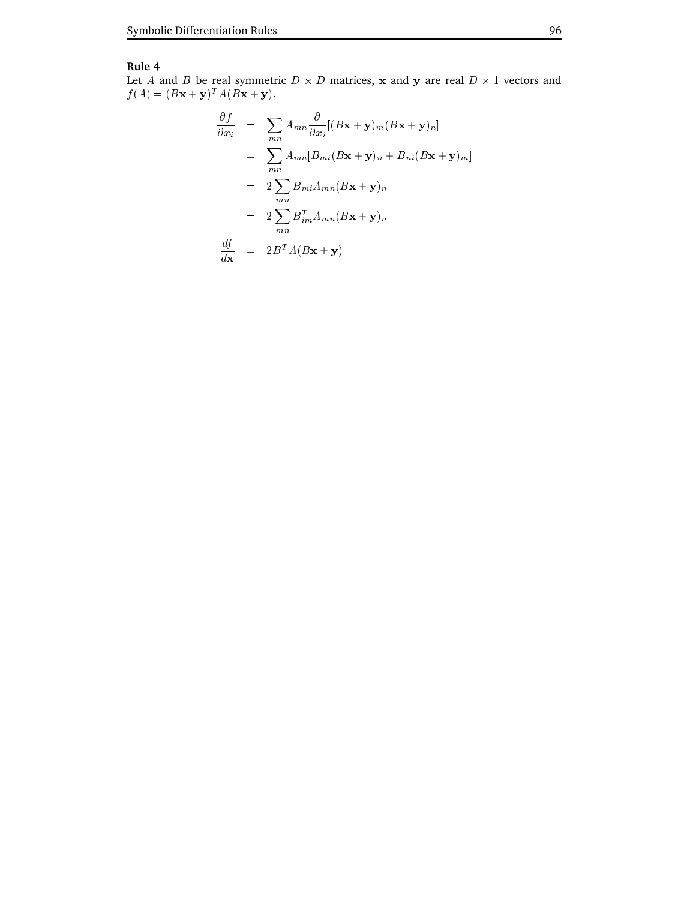**Rule 4**

Let $A$ and $B$ be real symmetric $D \times D$ matrices, $\mathbf{x}$ and $\mathbf{y}$ are real $D \times 1$ vectors and $f(A) = (B\mathbf{x} + \mathbf{y})^T A (B\mathbf{x} + \mathbf{y})$.

$$
\begin{aligned}
\frac{\partial f}{\partial x_i} &= \sum_{mn} A_{mn} \frac{\partial}{\partial x_i} [(B\mathbf{x} + \mathbf{y})_m (B\mathbf{x} + \mathbf{y})_n] \\
&= \sum_{mn} A_{mn} [B_{mi} (B\mathbf{x} + \mathbf{y})_n + B_{ni} (B\mathbf{x} + \mathbf{y})_m] \\
&= 2 \sum_{mn} B_{mi} A_{mn} (B\mathbf{x} + \mathbf{y})_n \\
&= 2 \sum_{mn} B^T_{im} A_{mn} (B\mathbf{x} + \mathbf{y})_n \\
\frac{df}{d\mathbf{x}} &= 2 B^T A (B\mathbf{x} + \mathbf{y})
\end{aligned}
$$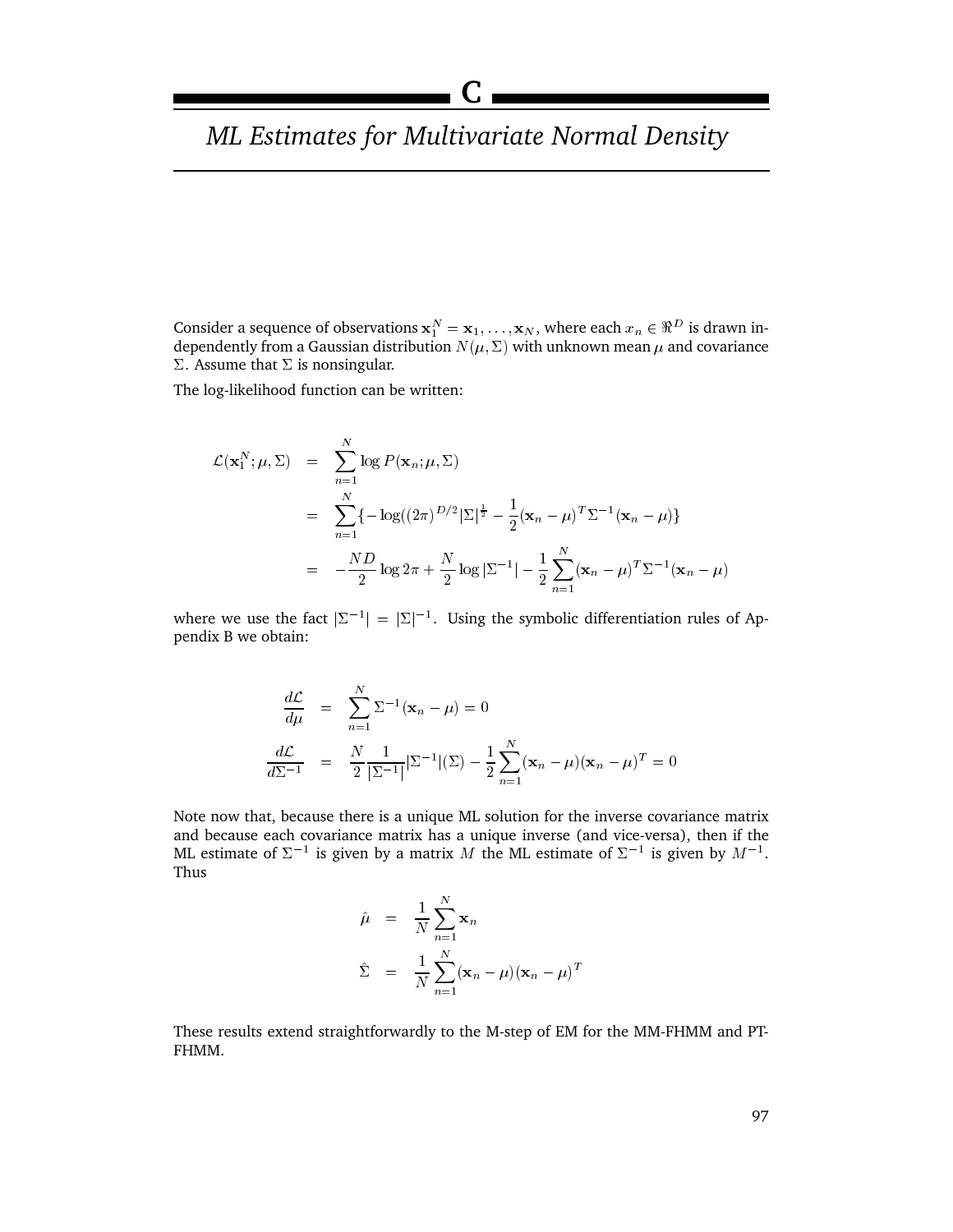# C

## *ML Estimates for Multivariate Normal Density*

Consider a sequence of observations $\mathbf{x}_1^N = \mathbf{x}_1, \ldots, \mathbf{x}_N$, where each $x_n \in \Re^D$ is drawn independently from a Gaussian distribution $N(\mu, \Sigma)$ with unknown mean $\mu$ and covariance $\Sigma$. Assume that $\Sigma$ is nonsingular.

The log-likelihood function can be written:

$$
\begin{aligned}
\mathcal{L}(\mathbf{x}_1^N; \mu, \Sigma) &= \sum_{n=1}^{N} \log P(\mathbf{x}_n; \mu, \Sigma) \\
&= \sum_{n=1}^{N} \{ -\log((2\pi)^{D/2} |\Sigma|^{\frac{1}{2}} - \frac{1}{2}(\mathbf{x}_n - \mu)^T \Sigma^{-1} (\mathbf{x}_n - \mu) \} \\
&= -\frac{ND}{2} \log 2\pi + \frac{N}{2} \log |\Sigma^{-1}| - \frac{1}{2} \sum_{n=1}^{N} (\mathbf{x}_n - \mu)^T \Sigma^{-1} (\mathbf{x}_n - \mu)
\end{aligned}
$$

where we use the fact $|\Sigma^{-1}| = |\Sigma|^{-1}$. Using the symbolic differentiation rules of Appendix B we obtain:

$$
\begin{aligned}
\frac{d\mathcal{L}}{d\mu} &= \sum_{n=1}^{N} \Sigma^{-1} (\mathbf{x}_n - \mu) = 0 \\
\frac{d\mathcal{L}}{d\Sigma^{-1}} &= \frac{N}{2} \frac{1}{|\Sigma^{-1}|} |\Sigma^{-1}| (\Sigma) - \frac{1}{2} \sum_{n=1}^{N} (\mathbf{x}_n - \mu)(\mathbf{x}_n - \mu)^T = 0
\end{aligned}
$$

Note now that, because there is a unique ML solution for the inverse covariance matrix and because each covariance matrix has a unique inverse (and vice-versa), then if the ML estimate of $\Sigma^{-1}$ is given by a matrix $M$ the ML estimate of $\Sigma^{-1}$ is given by $M^{-1}$. Thus

$$
\begin{aligned}
\hat{\mu} &= \frac{1}{N} \sum_{n=1}^{N} \mathbf{x}_n \\
\hat{\Sigma} &= \frac{1}{N} \sum_{n=1}^{N} (\mathbf{x}_n - \mu)(\mathbf{x}_n - \mu)^T
\end{aligned}
$$

These results extend straightforwardly to the M-step of EM for the MM-FHMM and PT-FHMM.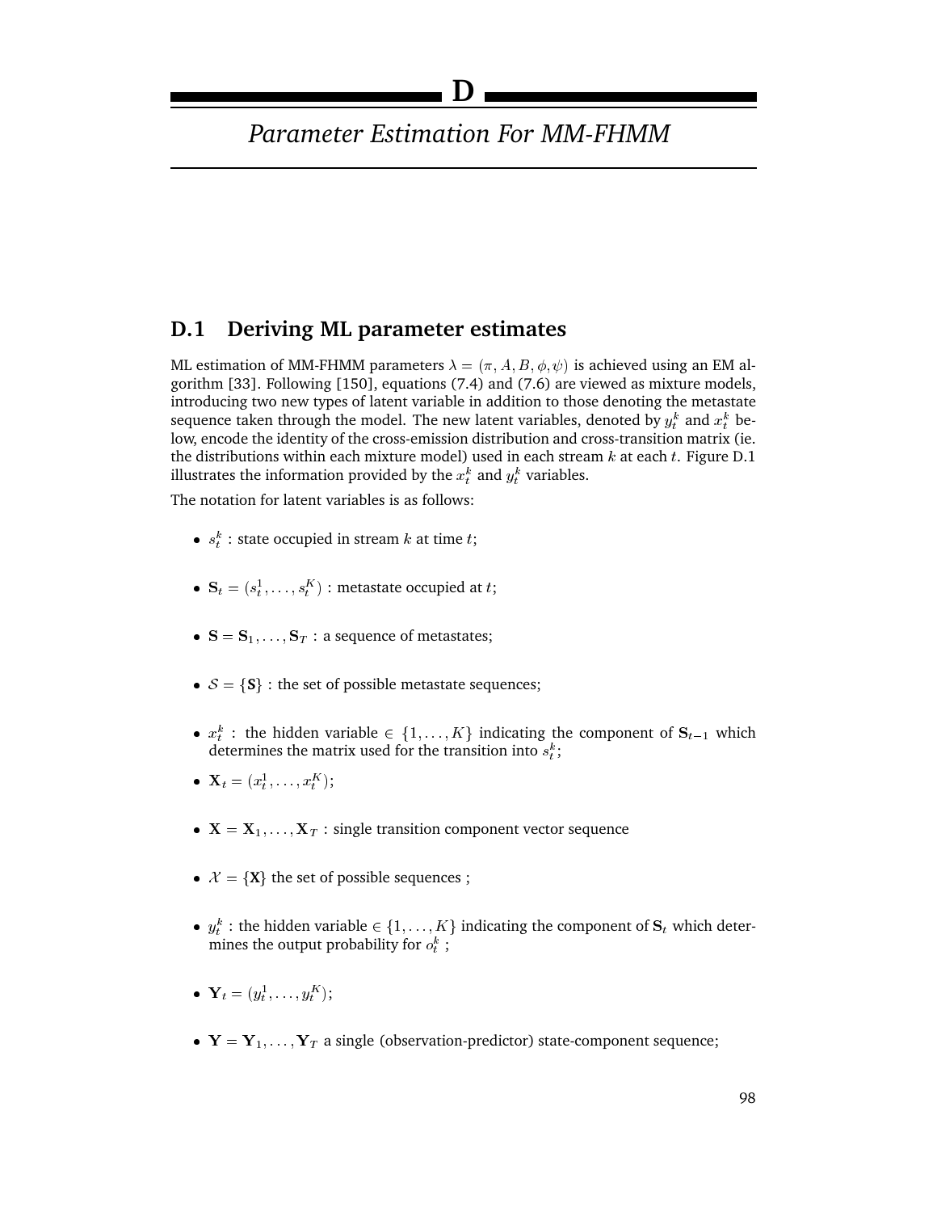# D

# *Parameter Estimation For MM-FHMM*

## D.1 Deriving ML parameter estimates

ML estimation of MM-FHMM parameters $\lambda = (\pi, A, B, \phi, \psi)$ is achieved using an EM algorithm [33]. Following [150], equations (7.4) and (7.6) are viewed as mixture models, introducing two new types of latent variable in addition to those denoting the metastate sequence taken through the model. The new latent variables, denoted by $y_t^k$ and $x_t^k$ below, encode the identity of the cross-emission distribution and cross-transition matrix (ie. the distributions within each mixture model) used in each stream $k$ at each $t$. Figure D.1 illustrates the information provided by the $x_t^k$ and $y_t^k$ variables.

The notation for latent variables is as follows:

- $s_t^k$ : state occupied in stream $k$ at time $t$;
- $\mathbf{S}_t = (s_t^1, \ldots, s_t^K)$ : metastate occupied at $t$;
- $\mathbf{S} = \mathbf{S}_1, \ldots, \mathbf{S}_T$ : a sequence of metastates;
- $\mathcal{S} = \{\mathbf{S}\}$ : the set of possible metastate sequences;
- $x_t^k$ : the hidden variable $\in \{1, \ldots, K\}$ indicating the component of $\mathbf{S}_{t-1}$ which determines the matrix used for the transition into $s_t^k$;
- $\mathbf{X}_t = (x_t^1, \ldots, x_t^K)$;
- $\mathbf{X} = \mathbf{X}_1, \ldots, \mathbf{X}_T$ : single transition component vector sequence
- $\mathcal{X} = \{\mathbf{X}\}$ the set of possible sequences ;
- $y_t^k$ : the hidden variable $\in \{1, \ldots, K\}$ indicating the component of $\mathbf{S}_t$ which determines the output probability for $o_t^k$ ;
- $\mathbf{Y}_t = (y_t^1, \ldots, y_t^K)$;
- $\mathbf{Y} = \mathbf{Y}_1, \ldots, \mathbf{Y}_T$ a single (observation-predictor) state-component sequence;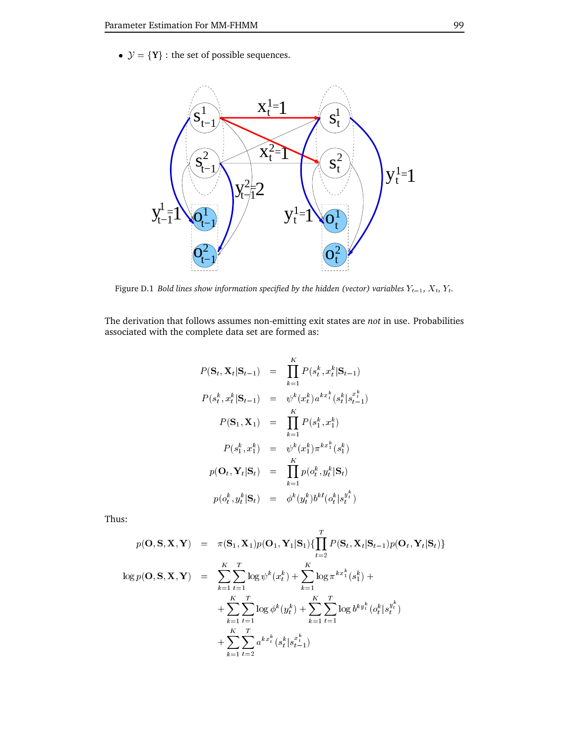- $\mathcal{Y} = \{\mathbf{Y}\}$ : the set of possible sequences.

Figure D.1 *Bold lines show information specified by the hidden (vector) variables $Y_{t-1}$, $X_t$, $Y_t$.*

The derivation that follows assumes non-emitting exit states are *not* in use. Probabilities associated with the complete data set are formed as:

$$
\begin{aligned}
P(\mathbf{S}_t, \mathbf{X}_t | \mathbf{S}_{t-1}) &= \prod_{k=1}^{K} P(s_t^k, x_t^k | \mathbf{S}_{t-1}) \\
P(s_t^k, x_t^k | \mathbf{S}_{t-1}) &= \psi^k(x_t^k) a^{k x_t^k}(s_t^k | s_{t-1}^{x_t^k}) \\
P(\mathbf{S}_1, \mathbf{X}_1) &= \prod_{k=1}^{K} P(s_1^k, x_1^k) \\
P(s_1^k, x_1^k) &= \psi^k(x_1^k) \pi^{k x_1^k}(s_1^k) \\
p(\mathbf{O}_t, \mathbf{Y}_t | \mathbf{S}_t) &= \prod_{k=1}^{K} p(o_t^k, y_t^k | \mathbf{S}_t) \\
p(o_t^k, y_t^k | \mathbf{S}_t) &= \phi^k(y_t^k) b^{kl}(o_t^k | s_t^{y_t^k})
\end{aligned}
$$

Thus:

$$
\begin{aligned}
p(\mathbf{O}, \mathbf{S}, \mathbf{X}, \mathbf{Y}) &= \pi(\mathbf{S}_1, \mathbf{X}_1) p(\mathbf{O}_1, \mathbf{Y}_1 | \mathbf{S}_1) \{ \prod_{t=2}^{T} P(\mathbf{S}_t, \mathbf{X}_t | \mathbf{S}_{t-1}) p(\mathbf{O}_t, \mathbf{Y}_t | \mathbf{S}_t) \} \\
\log p(\mathbf{O}, \mathbf{S}, \mathbf{X}, \mathbf{Y}) &= \sum_{k=1}^{K} \sum_{t=1}^{T} \log \psi^k(x_t^k) + \sum_{k=1}^{K} \log \pi^{k x_1^k}(s_1^k) + \\
&+ \sum_{k=1}^{K} \sum_{t=1}^{T} \log \phi^k(y_t^k) + \sum_{k=1}^{K} \sum_{t=1}^{T} \log b^{k y_t^k}(o_t^k | s_t^{y_t^k}) \\
&+ \sum_{k=1}^{K} \sum_{t=2}^{T} a^{k x_t^k}(s_t^k | s_{t-1}^{x_t^k})
\end{aligned}
$$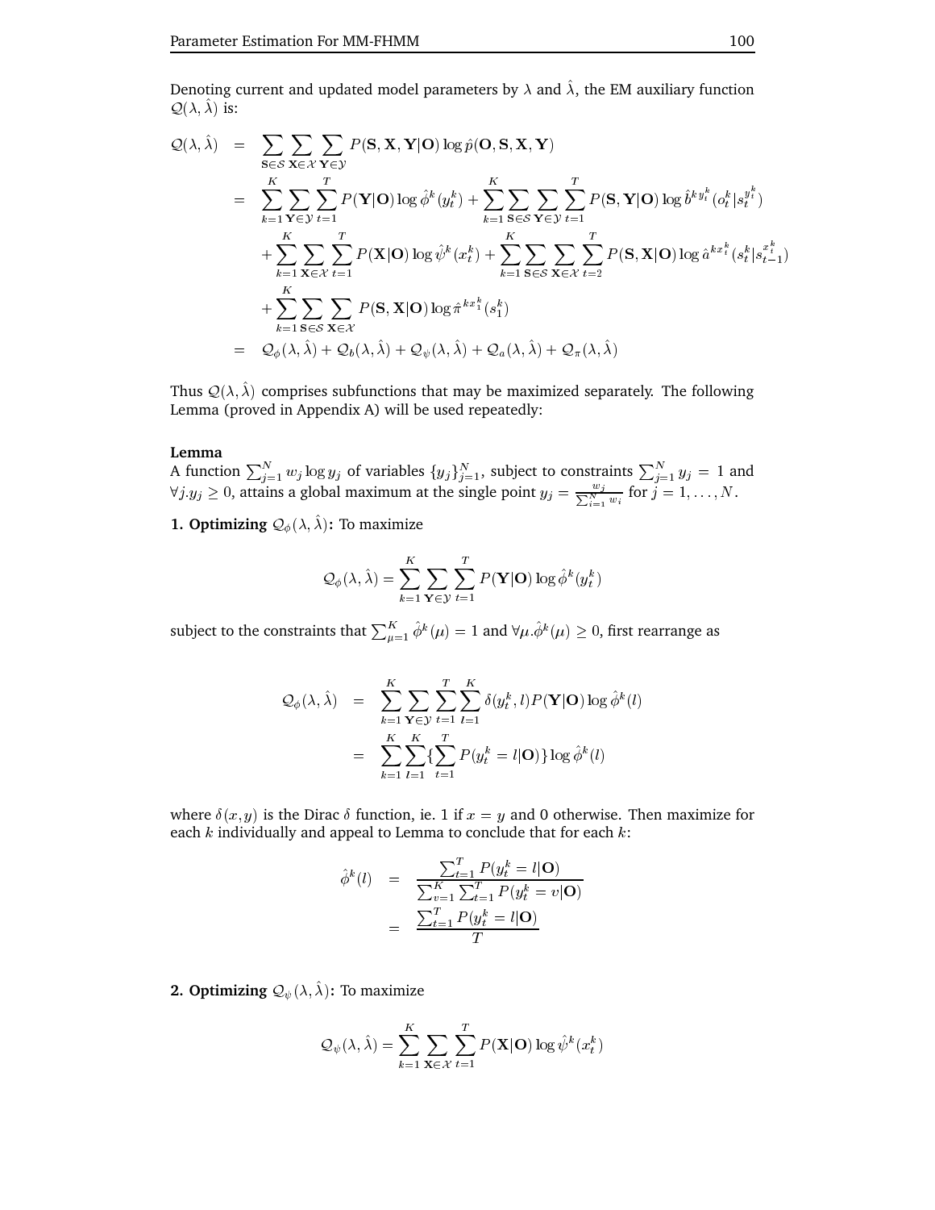Denoting current and updated model parameters by $\lambda$ and $\hat{\lambda}$, the EM auxiliary function $\mathcal{Q}(\lambda, \hat{\lambda})$ is:

$$
\begin{aligned}
\mathcal{Q}(\lambda, \hat{\lambda}) &= \sum_{\mathbf{S}\in\mathcal{S}} \sum_{\mathbf{X}\in\mathcal{X}} \sum_{\mathbf{Y}\in\mathcal{Y}} P(\mathbf{S},\mathbf{X},\mathbf{Y}|\mathbf{O}) \log \hat{p}(\mathbf{O},\mathbf{S},\mathbf{X},\mathbf{Y}) \\
&= \sum_{k=1}^{K} \sum_{\mathbf{Y}\in\mathcal{Y}} \sum_{t=1}^{T} P(\mathbf{Y}|\mathbf{O}) \log \hat{\phi}^k(y_t^k) + \sum_{k=1}^{K} \sum_{\mathbf{S}\in\mathcal{S}} \sum_{\mathbf{Y}\in\mathcal{Y}} \sum_{t=1}^{T} P(\mathbf{S},\mathbf{Y}|\mathbf{O}) \log \hat{b}^{k\,y_t^k}(o_t^k|s_t^{y_t^k}) \\
&\quad + \sum_{k=1}^{K} \sum_{\mathbf{X}\in\mathcal{X}} \sum_{t=1}^{T} P(\mathbf{X}|\mathbf{O}) \log \hat{\psi}^k(x_t^k) + \sum_{k=1}^{K} \sum_{\mathbf{S}\in\mathcal{S}} \sum_{\mathbf{X}\in\mathcal{X}} \sum_{t=2}^{T} P(\mathbf{S},\mathbf{X}|\mathbf{O}) \log \hat{a}^{k x_t^k}(s_t^k|s_{t-1}^{x_t^k}) \\
&\quad + \sum_{k=1}^{K} \sum_{\mathbf{S}\in\mathcal{S}} \sum_{\mathbf{X}\in\mathcal{X}} P(\mathbf{S},\mathbf{X}|\mathbf{O}) \log \hat{\pi}^{k x_1^k}(s_1^k) \\
&= \mathcal{Q}_\phi(\lambda,\hat{\lambda}) + \mathcal{Q}_b(\lambda,\hat{\lambda}) + \mathcal{Q}_\psi(\lambda,\hat{\lambda}) + \mathcal{Q}_a(\lambda,\hat{\lambda}) + \mathcal{Q}_\pi(\lambda,\hat{\lambda})
\end{aligned}
$$

Thus $\mathcal{Q}(\lambda, \hat{\lambda})$ comprises subfunctions that may be maximized separately. The following Lemma (proved in Appendix A) will be used repeatedly:

**Lemma**

A function $\sum_{j=1}^{N} w_j \log y_j$ of variables $\{y_j\}_{j=1}^{N}$, subject to constraints $\sum_{j=1}^{N} y_j = 1$ and $\forall j. y_j \geq 0$, attains a global maximum at the single point $y_j = \frac{w_j}{\sum_{i=1}^{N} w_i}$ for $j = 1, \ldots, N$.

**1. Optimizing $\mathcal{Q}_\phi(\lambda, \hat{\lambda})$:** To maximize

$$
\mathcal{Q}_\phi(\lambda,\hat{\lambda}) = \sum_{k=1}^{K} \sum_{\mathbf{Y}\in\mathcal{Y}} \sum_{t=1}^{T} P(\mathbf{Y}|\mathbf{O}) \log \hat{\phi}^k(y_t^k)
$$

subject to the constraints that $\sum_{\mu=1}^{K} \hat{\phi}^k(\mu) = 1$ and $\forall \mu. \hat{\phi}^k(\mu) \geq 0$, first rearrange as

$$
\begin{aligned}
\mathcal{Q}_\phi(\lambda,\hat{\lambda}) &= \sum_{k=1}^{K} \sum_{\mathbf{Y}\in\mathcal{Y}} \sum_{t=1}^{T} \sum_{l=1}^{K} \delta(y_t^k, l) P(\mathbf{Y}|\mathbf{O}) \log \hat{\phi}^k(l) \\
&= \sum_{k=1}^{K} \sum_{l=1}^{K} \{ \sum_{t=1}^{T} P(y_t^k = l|\mathbf{O}) \} \log \hat{\phi}^k(l)
\end{aligned}
$$

where $\delta(x,y)$ is the Dirac $\delta$ function, ie. 1 if $x = y$ and 0 otherwise. Then maximize for each $k$ individually and appeal to Lemma to conclude that for each $k$:

$$
\begin{aligned}
\hat{\phi}^k(l) &= \frac{\sum_{t=1}^{T} P(y_t^k = l|\mathbf{O})}{\sum_{v=1}^{K} \sum_{t=1}^{T} P(y_t^k = v|\mathbf{O})} \\
&= \frac{\sum_{t=1}^{T} P(y_t^k = l|\mathbf{O})}{T}
\end{aligned}
$$

**2. Optimizing $\mathcal{Q}_\psi(\lambda, \hat{\lambda})$:** To maximize

$$
\mathcal{Q}_\psi(\lambda,\hat{\lambda}) = \sum_{k=1}^{K} \sum_{\mathbf{X}\in\mathcal{X}} \sum_{t=1}^{T} P(\mathbf{X}|\mathbf{O}) \log \hat{\psi}^k(x_t^k)
$$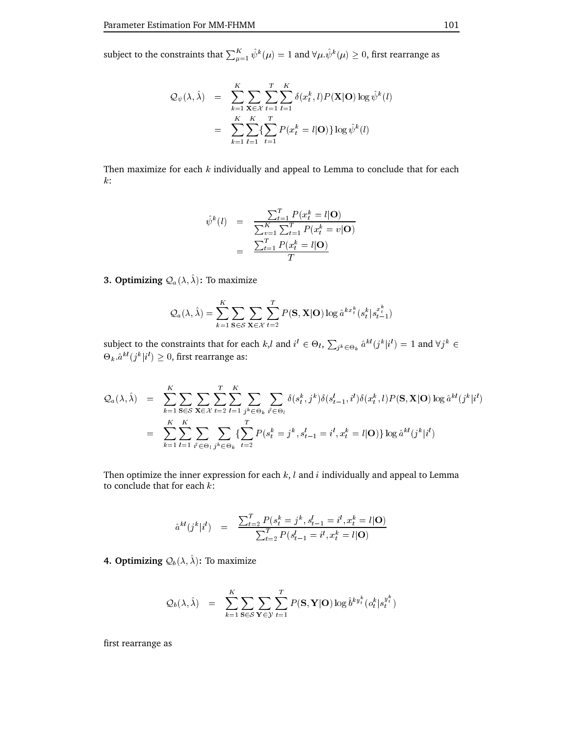subject to the constraints that $\sum_{\mu=1}^{K} \hat{\psi}^k(\mu) = 1$ and $\forall \mu . \hat{\psi}^k(\mu) \geq 0$, first rearrange as

$$
\begin{aligned}
\mathcal{Q}_\psi(\lambda, \hat{\lambda}) &= \sum_{k=1}^{K} \sum_{\mathbf{X} \in \mathcal{X}} \sum_{t=1}^{T} \sum_{l=1}^{K} \delta(x_t^k, l) P(\mathbf{X}|\mathbf{O}) \log \hat{\psi}^k(l) \\
&= \sum_{k=1}^{K} \sum_{l=1}^{K} \{ \sum_{t=1}^{T} P(x_t^k = l|\mathbf{O}) \} \log \hat{\psi}^k(l)
\end{aligned}
$$

Then maximize for each $k$ individually and appeal to Lemma to conclude that for each $k$:

$$
\begin{aligned}
\hat{\psi}^k(l) &= \frac{\sum_{t=1}^{T} P(x_t^k = l|\mathbf{O})}{\sum_{v=1}^{K} \sum_{t=1}^{T} P(x_t^k = v|\mathbf{O})} \\
&= \frac{\sum_{t=1}^{T} P(x_t^k = l|\mathbf{O})}{T}
\end{aligned}
$$

**3. Optimizing $\mathcal{Q}_a(\lambda, \hat{\lambda})$:** To maximize

$$
\mathcal{Q}_a(\lambda, \hat{\lambda}) = \sum_{k=1}^{K} \sum_{\mathbf{S} \in \mathcal{S}} \sum_{\mathbf{X} \in \mathcal{X}} \sum_{t=2}^{T} P(\mathbf{S}, \mathbf{X}|\mathbf{O}) \log \hat{a}^{k x_t^k}(s_t^k | s_{t-1}^{x_t^k})
$$

subject to the constraints that for each $k$,$l$ and $i^l \in \Theta_l$, $\sum_{j^k \in \Theta_k} \hat{a}^{kl}(j^k|i^l) = 1$ and $\forall j^k \in \Theta_k . \hat{a}^{kl}(j^k|i^l) \geq 0$, first rearrange as:

$$
\begin{aligned}
\mathcal{Q}_a(\lambda, \hat{\lambda}) &= \sum_{k=1}^{K} \sum_{\mathbf{S} \in \mathcal{S}} \sum_{\mathbf{X} \in \mathcal{X}} \sum_{t=2}^{T} \sum_{l=1}^{K} \sum_{j^k \in \Theta_k} \sum_{i^l \in \Theta_l} \delta(s_t^k, j^k) \delta(s_{t-1}^l, i^l) \delta(x_t^k, l) P(\mathbf{S}, \mathbf{X}|\mathbf{O}) \log \hat{a}^{kl}(j^k|i^l) \\
&= \sum_{k=1}^{K} \sum_{l=1}^{K} \sum_{i^l \in \Theta_l} \sum_{j^k \in \Theta_k} \{ \sum_{t=2}^{T} P(s_t^k = j^k, s_{t-1}^l = i^l, x_t^k = l|\mathbf{O}) \} \log \hat{a}^{kl}(j^k|i^l)
\end{aligned}
$$

Then optimize the inner expression for each $k$, $l$ and $i$ individually and appeal to Lemma to conclude that for each $k$:

$$
\hat{a}^{kl}(j^k|i^l) = \frac{\sum_{t=2}^{T} P(s_t^k = j^k, s_{t-1}^l = i^l, x_t^k = l|\mathbf{O})}{\sum_{t=2}^{T} P(s_{t-1}^l = i^l, x_t^k = l|\mathbf{O})}
$$

**4. Optimizing $\mathcal{Q}_b(\lambda, \hat{\lambda})$:** To maximize

$$
\mathcal{Q}_b(\lambda, \hat{\lambda}) = \sum_{k=1}^{K} \sum_{\mathbf{S} \in \mathcal{S}} \sum_{\mathbf{Y} \in \mathcal{Y}} \sum_{t=1}^{T} P(\mathbf{S}, \mathbf{Y}|\mathbf{O}) \log \hat{b}^{k y_t^k}(o_t^k | s_t^{y_t^k})
$$

first rearrange as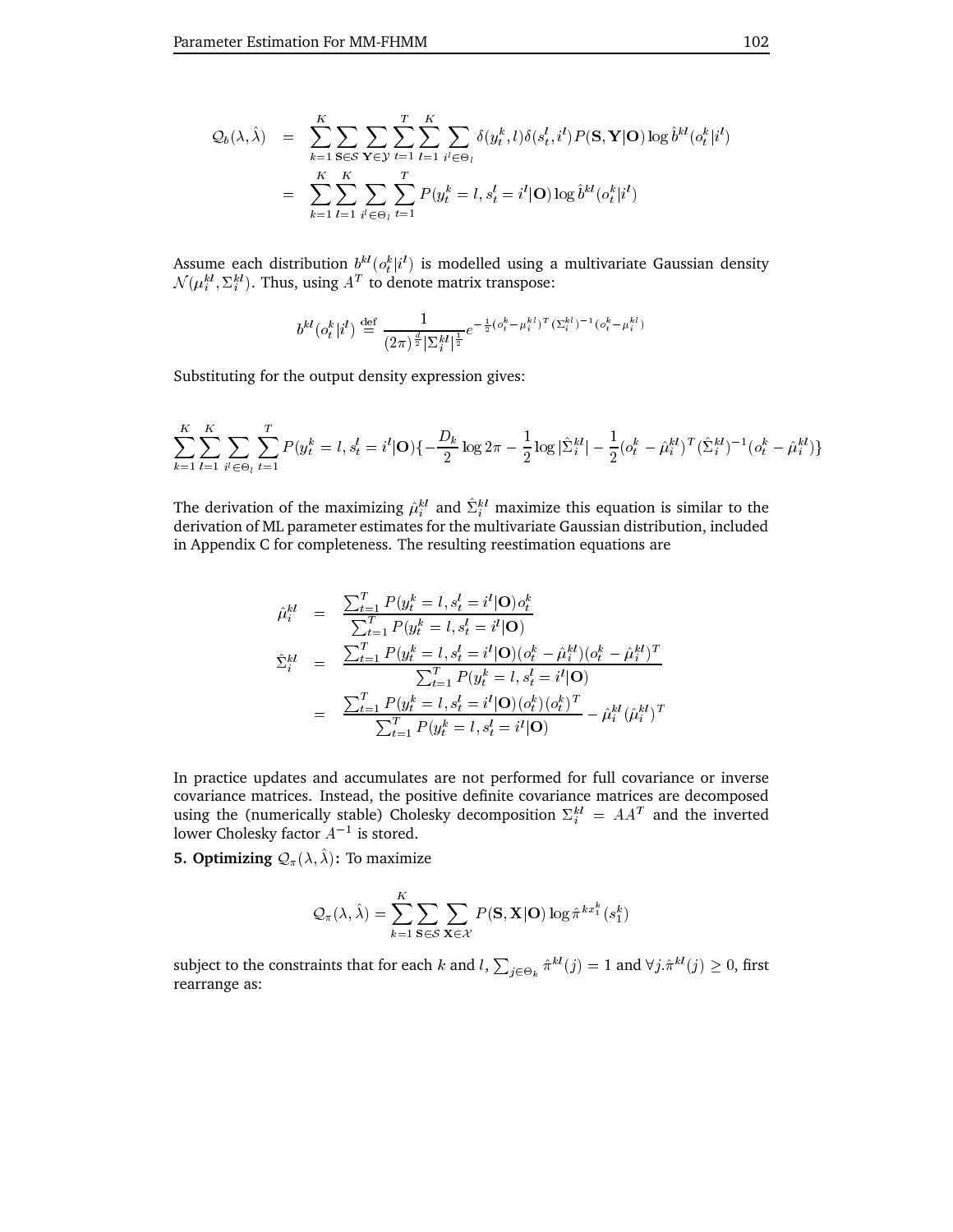$$
\begin{aligned}
\mathcal{Q}_b(\lambda, \hat{\lambda}) &= \sum_{k=1}^{K} \sum_{\mathbf{S} \in \mathcal{S}} \sum_{\mathbf{Y} \in \mathcal{Y}} \sum_{t=1}^{T} \sum_{l=1}^{K} \sum_{i^l \in \Theta_l} \delta(y_t^k, l)\delta(s_t^l, i^l) P(\mathbf{S}, \mathbf{Y}|\mathbf{O}) \log \hat{b}^{kl}(o_t^k|i^l) \\
&= \sum_{k=1}^{K} \sum_{l=1}^{K} \sum_{i^l \in \Theta_l} \sum_{t=1}^{T} P(y_t^k = l, s_t^l = i^l|\mathbf{O}) \log \hat{b}^{kl}(o_t^k|i^l)
\end{aligned}
$$

Assume each distribution $b^{kl}(o_t^k|i^l)$ is modelled using a multivariate Gaussian density $\mathcal{N}(\mu_i^{kl}, \Sigma_i^{kl})$. Thus, using $A^T$ to denote matrix transpose:

$$
b^{kl}(o_t^k|i^l) \stackrel{\text{def}}{=} \frac{1}{(2\pi)^{\frac{d}{2}}|\Sigma_i^{kl}|^{\frac{1}{2}}} e^{-\frac{1}{2}(o_t^k - \mu_i^{kl})^T (\Sigma_i^{kl})^{-1} (o_t^k - \mu_i^{kl})}
$$

Substituting for the output density expression gives:

$$
\sum_{k=1}^{K} \sum_{l=1}^{K} \sum_{i^l \in \Theta_l} \sum_{t=1}^{T} P(y_t^k = l, s_t^l = i^l|\mathbf{O}) \{ -\frac{D_k}{2} \log 2\pi - \frac{1}{2} \log |\hat{\Sigma}_i^{kl}| - \frac{1}{2}(o_t^k - \hat{\mu}_i^{kl})^T (\hat{\Sigma}_i^{kl})^{-1} (o_t^k - \hat{\mu}_i^{kl}) \}
$$

The derivation of the maximizing $\hat{\mu}_i^{kl}$ and $\hat{\Sigma}_i^{kl}$ maximize this equation is similar to the derivation of ML parameter estimates for the multivariate Gaussian distribution, included in Appendix C for completeness. The resulting reestimation equations are

$$
\begin{aligned}
\hat{\mu}_i^{kl} &= \frac{\sum_{t=1}^{T} P(y_t^k = l, s_t^l = i^l|\mathbf{O}) o_t^k}{\sum_{t=1}^{T} P(y_t^k = l, s_t^l = i^l|\mathbf{O})} \\
\hat{\Sigma}_i^{kl} &= \frac{\sum_{t=1}^{T} P(y_t^k = l, s_t^l = i^l|\mathbf{O})(o_t^k - \hat{\mu}_i^{kl})(o_t^k - \hat{\mu}_i^{kl})^T}{\sum_{t=1}^{T} P(y_t^k = l, s_t^l = i^l|\mathbf{O})} \\
&= \frac{\sum_{t=1}^{T} P(y_t^k = l, s_t^l = i^l|\mathbf{O})(o_t^k)(o_t^k)^T}{\sum_{t=1}^{T} P(y_t^k = l, s_t^l = i^l|\mathbf{O})} - \hat{\mu}_i^{kl}(\hat{\mu}_i^{kl})^T
\end{aligned}
$$

In practice updates and accumulates are not performed for full covariance or inverse covariance matrices. Instead, the positive definite covariance matrices are decomposed using the (numerically stable) Cholesky decomposition $\Sigma_i^{kl} = AA^T$ and the inverted lower Cholesky factor $A^{-1}$ is stored.

**5. Optimizing $\mathcal{Q}_\pi(\lambda, \hat{\lambda})$:** To maximize

$$
\mathcal{Q}_\pi(\lambda, \hat{\lambda}) = \sum_{k=1}^{K} \sum_{\mathbf{S} \in \mathcal{S}} \sum_{\mathbf{X} \in \mathcal{X}} P(\mathbf{S}, \mathbf{X}|\mathbf{O}) \log \hat{\pi}^{kx_1^k}(s_1^k)
$$

subject to the constraints that for each $k$ and $l$, $\sum_{j \in \Theta_k} \hat{\pi}^{kl}(j) = 1$ and $\forall j. \hat{\pi}^{kl}(j) \geq 0$, first rearrange as: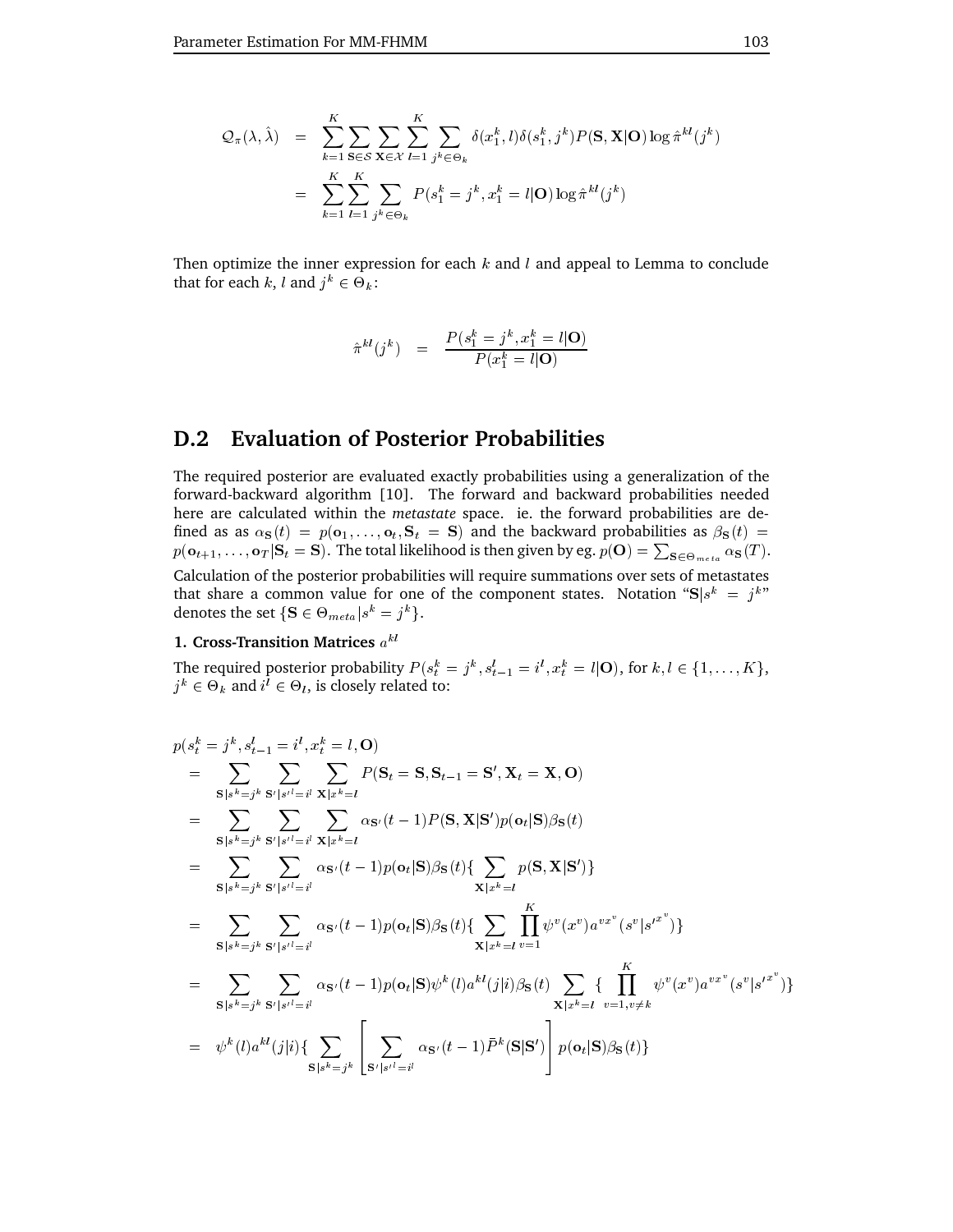$$
\begin{aligned}
\mathcal{Q}_{\pi}(\lambda, \hat{\lambda}) &= \sum_{k=1}^{K} \sum_{\mathbf{S} \in \mathcal{S}} \sum_{\mathbf{X} \in \mathcal{X}} \sum_{l=1}^{K} \sum_{j^k \in \Theta_k} \delta(x_1^k, l) \delta(s_1^k, j^k) P(\mathbf{S}, \mathbf{X} | \mathbf{O}) \log \hat{\pi}^{kl}(j^k) \\
&= \sum_{k=1}^{K} \sum_{l=1}^{K} \sum_{j^k \in \Theta_k} P(s_1^k = j^k, x_1^k = l | \mathbf{O}) \log \hat{\pi}^{kl}(j^k)
\end{aligned}
$$

Then optimize the inner expression for each $k$ and $l$ and appeal to Lemma to conclude that for each $k$, $l$ and $j^k \in \Theta_k$:

$$
\hat{\pi}^{kl}(j^k) = \frac{P(s_1^k = j^k, x_1^k = l | \mathbf{O})}{P(x_1^k = l | \mathbf{O})}
$$

## D.2 Evaluation of Posterior Probabilities

The required posterior are evaluated exactly probabilities using a generalization of the forward-backward algorithm [10]. The forward and backward probabilities needed here are calculated within the *metastate* space. ie. the forward probabilities are defined as as $\alpha_{\mathbf{S}}(t) = p(\mathbf{o}_1, \ldots, \mathbf{o}_t, \mathbf{S}_t = \mathbf{S})$ and the backward probabilities as $\beta_{\mathbf{S}}(t) = p(\mathbf{o}_{t+1}, \ldots, \mathbf{o}_T | \mathbf{S}_t = \mathbf{S})$. The total likelihood is then given by eg. $p(\mathbf{O}) = \sum_{\mathbf{S} \in \Theta_{meta}} \alpha_{\mathbf{S}}(T)$.

Calculation of the posterior probabilities will require summations over sets of metastates that share a common value for one of the component states. Notation "$\mathbf{S}|s^k = j^k$" denotes the set $\{\mathbf{S} \in \Theta_{meta} | s^k = j^k\}$.

**1. Cross-Transition Matrices $a^{kl}$**

The required posterior probability $P(s_t^k = j^k, s_{t-1}^l = i^l, x_t^k = l | \mathbf{O})$, for $k, l \in \{1, \ldots, K\}$, $j^k \in \Theta_k$ and $i^l \in \Theta_l$, is closely related to:

$$
\begin{aligned}
& p(s_t^k = j^k, s_{t-1}^l = i^l, x_t^k = l, \mathbf{O}) \\
&= \sum_{\mathbf{S}|s^k=j^k} \sum_{\mathbf{S}'|s'^l=i^l} \sum_{\mathbf{X}|x^k=l} P(\mathbf{S}_t = \mathbf{S}, \mathbf{S}_{t-1} = \mathbf{S}', \mathbf{X}_t = \mathbf{X}, \mathbf{O}) \\
&= \sum_{\mathbf{S}|s^k=j^k} \sum_{\mathbf{S}'|s'^l=i^l} \sum_{\mathbf{X}|x^k=l} \alpha_{\mathbf{S}'}(t-1) P(\mathbf{S}, \mathbf{X} | \mathbf{S}') p(\mathbf{o}_t | \mathbf{S}) \beta_{\mathbf{S}}(t) \\
&= \sum_{\mathbf{S}|s^k=j^k} \sum_{\mathbf{S}'|s'^l=i^l} \alpha_{\mathbf{S}'}(t-1) p(\mathbf{o}_t | \mathbf{S}) \beta_{\mathbf{S}}(t) \{ \sum_{\mathbf{X}|x^k=l} p(\mathbf{S}, \mathbf{X} | \mathbf{S}') \} \\
&= \sum_{\mathbf{S}|s^k=j^k} \sum_{\mathbf{S}'|s'^l=i^l} \alpha_{\mathbf{S}'}(t-1) p(\mathbf{o}_t | \mathbf{S}) \beta_{\mathbf{S}}(t) \{ \sum_{\mathbf{X}|x^k=l} \prod_{v=1}^{K} \psi^v(x^v) a^{vx^v}(s^v | {s'}^{x^v}) \} \\
&= \sum_{\mathbf{S}|s^k=j^k} \sum_{\mathbf{S}'|s'^l=i^l} \alpha_{\mathbf{S}'}(t-1) p(\mathbf{o}_t | \mathbf{S}) \psi^k(l) a^{kl}(j|i) \beta_{\mathbf{S}}(t) \sum_{\mathbf{X}|x^k=l} \{ \prod_{v=1, v \neq k}^{K} \psi^v(x^v) a^{vx^v}(s^v | {s'}^{x^v}) \} \\
&= \psi^k(l) a^{kl}(j|i) \{ \sum_{\mathbf{S}|s^k=j^k} \left[ \sum_{\mathbf{S}'|s'^l=i^l} \alpha_{\mathbf{S}'}(t-1) \bar{P}^k(\mathbf{S}|\mathbf{S}') \right] p(\mathbf{o}_t | \mathbf{S}) \beta_{\mathbf{S}}(t) \}
\end{aligned}
$$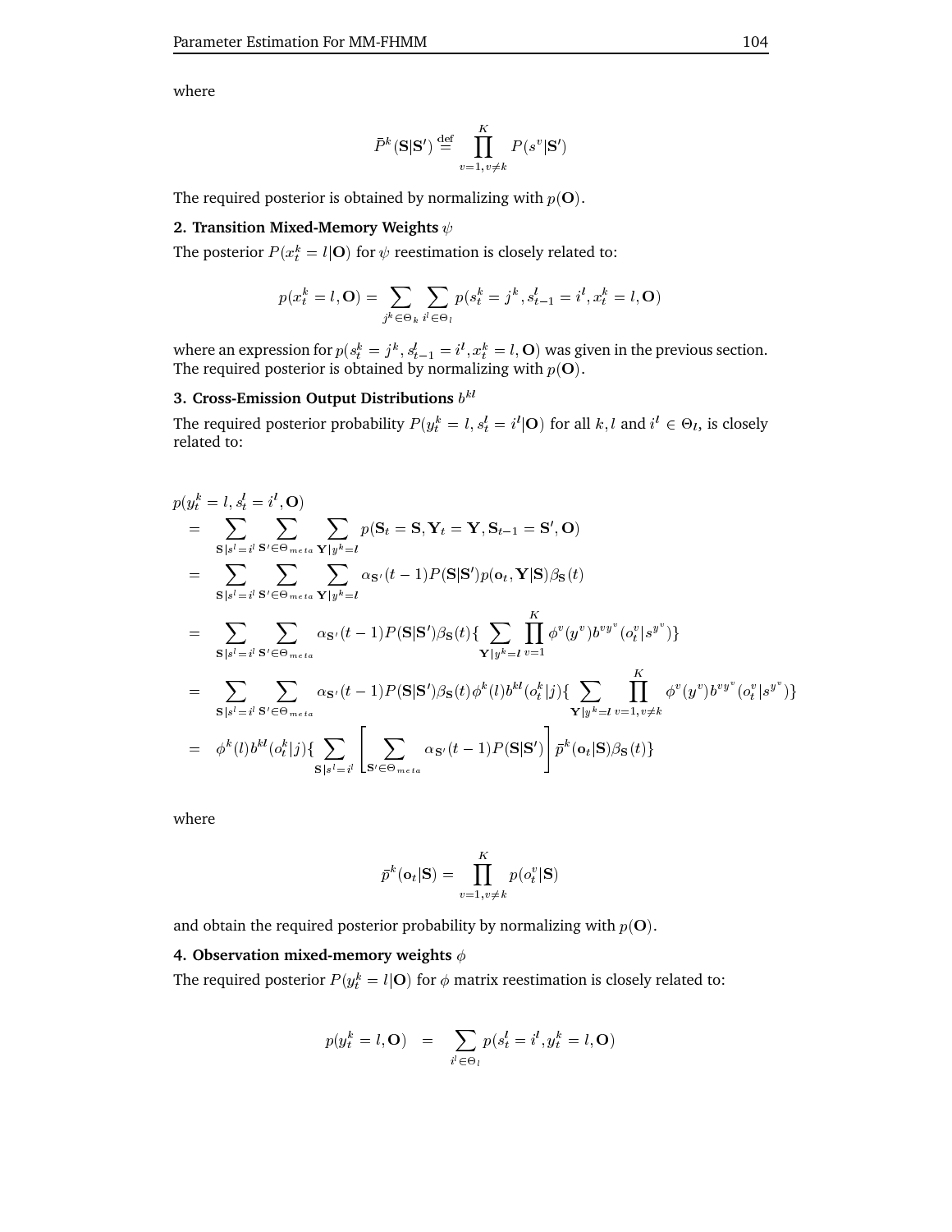where

$$\bar{P}^k(\mathbf{S}|\mathbf{S}') \stackrel{\text{def}}{=} \prod_{v=1, v\neq k}^{K} P(s^v|\mathbf{S}')$$

The required posterior is obtained by normalizing with $p(\mathbf{O})$.

**2. Transition Mixed-Memory Weights** $\psi$

The posterior $P(x_t^k = l|\mathbf{O})$ for $\psi$ reestimation is closely related to:

$$p(x_t^k = l, \mathbf{O}) = \sum_{j^k \in \Theta_k} \sum_{i^l \in \Theta_l} p(s_t^k = j^k, s_{t-1}^l = i^l, x_t^k = l, \mathbf{O})$$

where an expression for $p(s_t^k = j^k, s_{t-1}^l = i^l, x_t^k = l, \mathbf{O})$ was given in the previous section. The required posterior is obtained by normalizing with $p(\mathbf{O})$.

**3. Cross-Emission Output Distributions** $b^{kl}$

The required posterior probability $P(y_t^k = l, s_t^l = i^l|\mathbf{O})$ for all $k, l$ and $i^l \in \Theta_l$, is closely related to:

$$\begin{aligned}
& p(y_t^k = l, s_t^l = i^l, \mathbf{O}) \\
&= \sum_{\mathbf{S}|s^l = i^l} \sum_{\mathbf{S}' \in \Theta_{meta}} \sum_{\mathbf{Y}|y^k = l} p(\mathbf{S}_t = \mathbf{S}, \mathbf{Y}_t = \mathbf{Y}, \mathbf{S}_{t-1} = \mathbf{S}', \mathbf{O}) \\
&= \sum_{\mathbf{S}|s^l = i^l} \sum_{\mathbf{S}' \in \Theta_{meta}} \sum_{\mathbf{Y}|y^k = l} \alpha_{\mathbf{S}'}(t-1) P(\mathbf{S}|\mathbf{S}') p(\mathbf{o}_t, \mathbf{Y}|\mathbf{S}) \beta_{\mathbf{S}}(t) \\
&= \sum_{\mathbf{S}|s^l = i^l} \sum_{\mathbf{S}' \in \Theta_{meta}} \alpha_{\mathbf{S}'}(t-1) P(\mathbf{S}|\mathbf{S}') \beta_{\mathbf{S}}(t) \{ \sum_{\mathbf{Y}|y^k = l} \prod_{v=1}^{K} \phi^v(y^v) b^{v y^v}(o_t^v|s^{y^v}) \} \\
&= \sum_{\mathbf{S}|s^l = i^l} \sum_{\mathbf{S}' \in \Theta_{meta}} \alpha_{\mathbf{S}'}(t-1) P(\mathbf{S}|\mathbf{S}') \beta_{\mathbf{S}}(t) \phi^k(l) b^{kl}(o_t^k|j) \{ \sum_{\mathbf{Y}|y^k = l} \prod_{v=1, v\neq k}^{K} \phi^v(y^v) b^{v y^v}(o_t^v|s^{y^v}) \} \\
&= \phi^k(l) b^{kl}(o_t^k|j) \{ \sum_{\mathbf{S}|s^l = i^l} \left[ \sum_{\mathbf{S}' \in \Theta_{meta}} \alpha_{\mathbf{S}'}(t-1) P(\mathbf{S}|\mathbf{S}') \right] \bar{p}^k(\mathbf{o}_t|\mathbf{S}) \beta_{\mathbf{S}}(t) \}
\end{aligned}$$

where

$$\bar{p}^k(\mathbf{o}_t|\mathbf{S}) = \prod_{v=1, v\neq k}^{K} p(o_t^v|\mathbf{S})$$

and obtain the required posterior probability by normalizing with $p(\mathbf{O})$.

**4. Observation mixed-memory weights** $\phi$

The required posterior $P(y_t^k = l|\mathbf{O})$ for $\phi$ matrix reestimation is closely related to:

$$p(y_t^k = l, \mathbf{O}) \quad = \quad \sum_{i^l \in \Theta_l} p(s_t^l = i^l, y_t^k = l, \mathbf{O})$$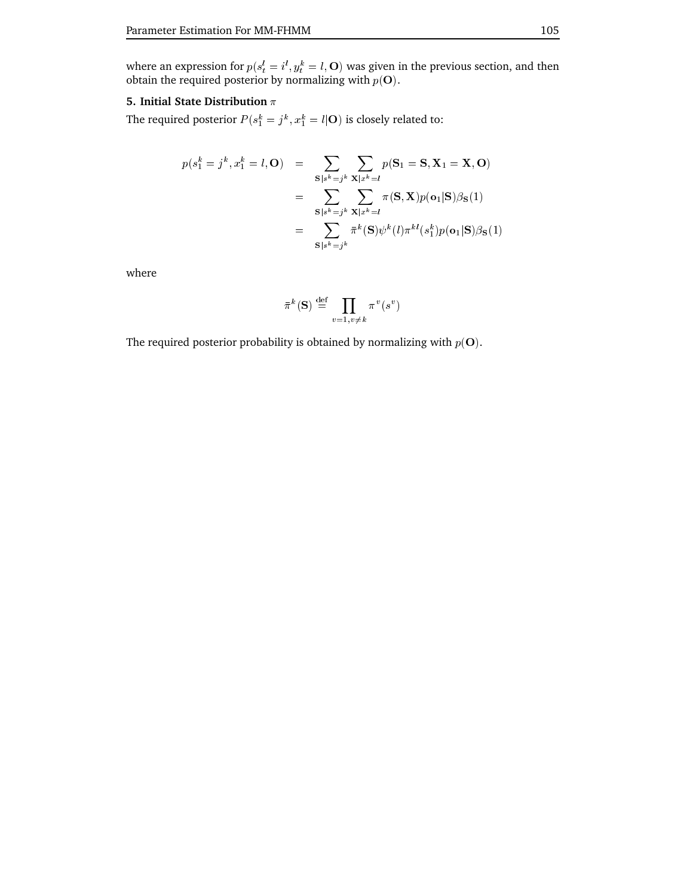where an expression for $p(s_t^l = i^l, y_t^k = l, \mathbf{O})$ was given in the previous section, and then obtain the required posterior by normalizing with $p(\mathbf{O})$.

**5. Initial State Distribution** $\pi$

The required posterior $P(s_1^k = j^k, x_1^k = l|\mathbf{O})$ is closely related to:

$$
\begin{aligned}
p(s_1^k = j^k, x_1^k = l, \mathbf{O}) &= \sum_{\mathbf{S}|s^k = j^k} \sum_{\mathbf{X}|x^k = l} p(\mathbf{S}_1 = \mathbf{S}, \mathbf{X}_1 = \mathbf{X}, \mathbf{O}) \\
&= \sum_{\mathbf{S}|s^k = j^k} \sum_{\mathbf{X}|x^k = l} \pi(\mathbf{S}, \mathbf{X}) p(\mathbf{o}_1|\mathbf{S}) \beta_{\mathbf{S}}(1) \\
&= \sum_{\mathbf{S}|s^k = j^k} \bar{\pi}^k(\mathbf{S}) \psi^k(l) \pi^{kl}(s_1^k) p(\mathbf{o}_1|\mathbf{S}) \beta_{\mathbf{S}}(1)
\end{aligned}
$$

where

$$
\bar{\pi}^k(\mathbf{S}) \stackrel{\text{def}}{=} \prod_{v=1, v \neq k} \pi^v(s^v)
$$

The required posterior probability is obtained by normalizing with $p(\mathbf{O})$.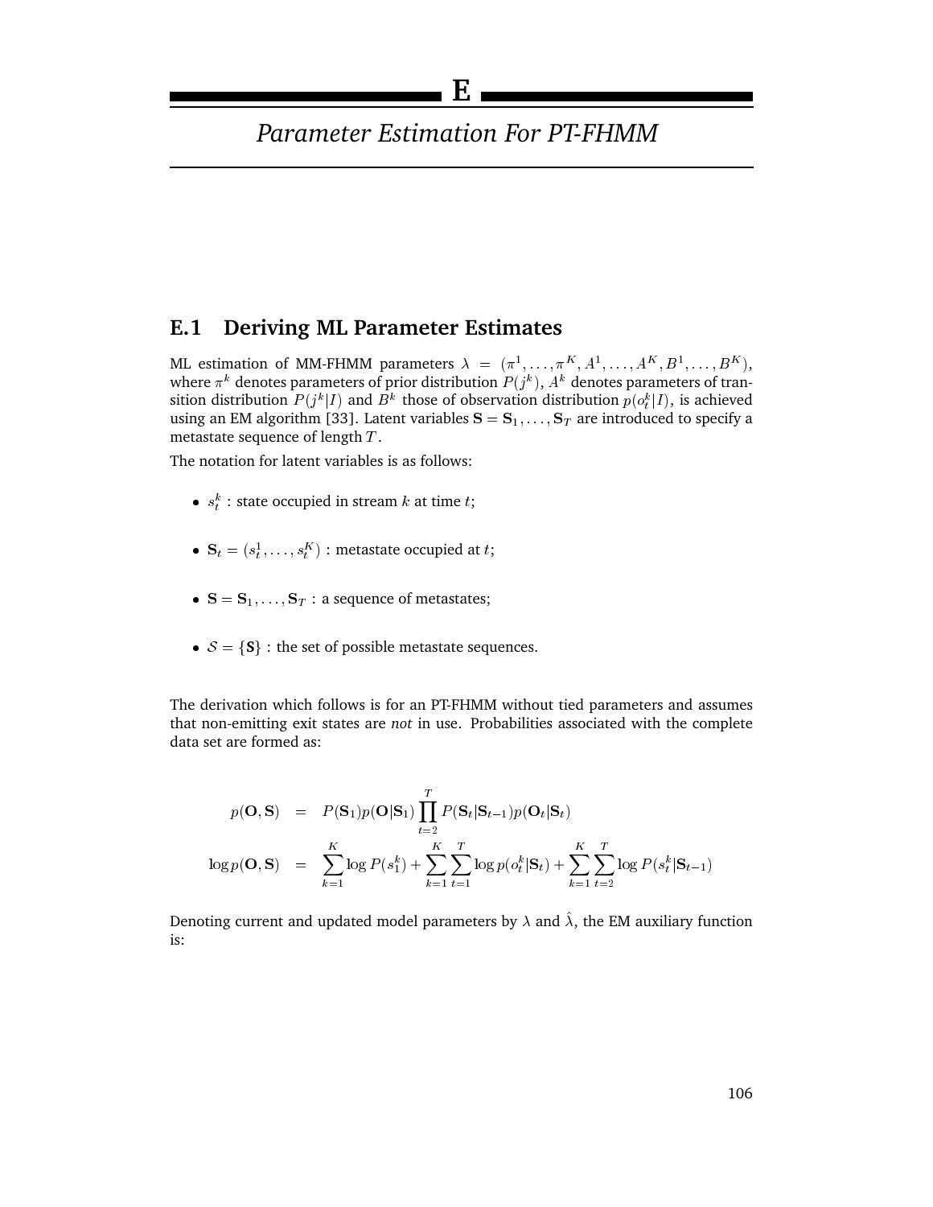# E

# Parameter Estimation For PT-FHMM

## E.1 Deriving ML Parameter Estimates

ML estimation of MM-FHMM parameters $\lambda = (\pi^1, \ldots, \pi^K, A^1, \ldots, A^K, B^1, \ldots, B^K)$, where $\pi^k$ denotes parameters of prior distribution $P(j^k)$, $A^k$ denotes parameters of transition distribution $P(j^k|I)$ and $B^k$ those of observation distribution $p(o_t^k|I)$, is achieved using an EM algorithm [33]. Latent variables $\mathbf{S} = \mathbf{S}_1, \ldots, \mathbf{S}_T$ are introduced to specify a metastate sequence of length $T$.

The notation for latent variables is as follows:

- $s_t^k$ : state occupied in stream $k$ at time $t$;
- $\mathbf{S}_t = (s_t^1, \ldots, s_t^K)$ : metastate occupied at $t$;
- $\mathbf{S} = \mathbf{S}_1, \ldots, \mathbf{S}_T$ : a sequence of metastates;
- $\mathcal{S} = \{\mathbf{S}\}$ : the set of possible metastate sequences.

The derivation which follows is for an PT-FHMM without tied parameters and assumes that non-emitting exit states are *not* in use. Probabilities associated with the complete data set are formed as:

$$
\begin{aligned}
p(\mathbf{O}, \mathbf{S}) &= P(\mathbf{S}_1) p(\mathbf{O}|\mathbf{S}_1) \prod_{t=2}^{T} P(\mathbf{S}_t|\mathbf{S}_{t-1}) p(\mathbf{O}_t|\mathbf{S}_t) \\
\log p(\mathbf{O}, \mathbf{S}) &= \sum_{k=1}^{K} \log P(s_1^k) + \sum_{k=1}^{K} \sum_{t=1}^{T} \log p(o_t^k|\mathbf{S}_t) + \sum_{k=1}^{K} \sum_{t=2}^{T} \log P(s_t^k|\mathbf{S}_{t-1})
\end{aligned}
$$

Denoting current and updated model parameters by $\lambda$ and $\hat{\lambda}$, the EM auxiliary function is: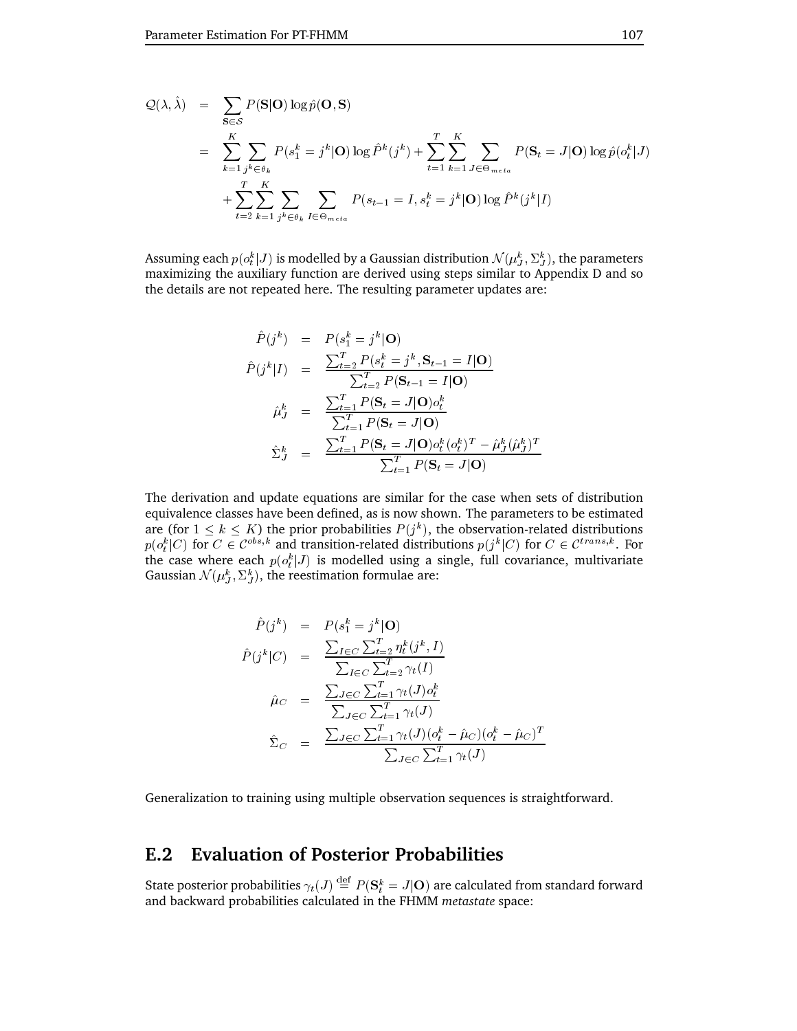$$
\begin{aligned}
\mathcal{Q}(\lambda, \hat{\lambda}) &= \sum_{\mathbf{S} \in \mathcal{S}} P(\mathbf{S}|\mathbf{O}) \log \hat{p}(\mathbf{O}, \mathbf{S}) \\
&= \sum_{k=1}^{K} \sum_{j^k \in \theta_k} P(s_1^k = j^k|\mathbf{O}) \log \hat{P}^k(j^k) + \sum_{t=1}^{T} \sum_{k=1}^{K} \sum_{J \in \Theta_{meta}} P(\mathbf{S}_t = J|\mathbf{O}) \log \hat{p}(o_t^k|J) \\
&\quad + \sum_{t=2}^{T} \sum_{k=1}^{K} \sum_{j^k \in \theta_k} \sum_{I \in \Theta_{meta}} P(s_{t-1} = I, s_t^k = j^k|\mathbf{O}) \log \hat{P}^k(j^k|I)
\end{aligned}
$$

Assuming each $p(o_t^k|J)$ is modelled by a Gaussian distribution $\mathcal{N}(\mu_J^k, \Sigma_J^k)$, the parameters maximizing the auxiliary function are derived using steps similar to Appendix D and so the details are not repeated here. The resulting parameter updates are:

$$
\begin{aligned}
\hat{P}(j^k) &= P(s_1^k = j^k|\mathbf{O}) \\
\hat{P}(j^k|I) &= \frac{\sum_{t=2}^{T} P(s_t^k = j^k, \mathbf{S}_{t-1} = I|\mathbf{O})}{\sum_{t=2}^{T} P(\mathbf{S}_{t-1} = I|\mathbf{O})} \\
\hat{\mu}_J^k &= \frac{\sum_{t=1}^{T} P(\mathbf{S}_t = J|\mathbf{O}) o_t^k}{\sum_{t=1}^{T} P(\mathbf{S}_t = J|\mathbf{O})} \\
\hat{\Sigma}_J^k &= \frac{\sum_{t=1}^{T} P(\mathbf{S}_t = J|\mathbf{O}) o_t^k (o_t^k)^T - \hat{\mu}_J^k (\hat{\mu}_J^k)^T}{\sum_{t=1}^{T} P(\mathbf{S}_t = J|\mathbf{O})}
\end{aligned}
$$

The derivation and update equations are similar for the case when sets of distribution equivalence classes have been defined, as is now shown. The parameters to be estimated are (for $1 \leq k \leq K$) the prior probabilities $P(j^k)$, the observation-related distributions $p(o_t^k|C)$ for $C \in \mathcal{C}^{obs,k}$ and transition-related distributions $p(j^k|C)$ for $C \in \mathcal{C}^{trans,k}$. For the case where each $p(o_t^k|J)$ is modelled using a single, full covariance, multivariate Gaussian $\mathcal{N}(\mu_J^k, \Sigma_J^k)$, the reestimation formulae are:

$$
\begin{aligned}
\hat{P}(j^k) &= P(s_1^k = j^k|\mathbf{O}) \\
\hat{P}(j^k|C) &= \frac{\sum_{I \in C} \sum_{t=2}^{T} \eta_t^k(j^k, I)}{\sum_{I \in C} \sum_{t=2}^{T} \gamma_t(I)} \\
\hat{\mu}_C &= \frac{\sum_{J \in C} \sum_{t=1}^{T} \gamma_t(J) o_t^k}{\sum_{J \in C} \sum_{t=1}^{T} \gamma_t(J)} \\
\hat{\Sigma}_C &= \frac{\sum_{J \in C} \sum_{t=1}^{T} \gamma_t(J)(o_t^k - \hat{\mu}_C)(o_t^k - \hat{\mu}_C)^T}{\sum_{J \in C} \sum_{t=1}^{T} \gamma_t(J)}
\end{aligned}
$$

Generalization to training using multiple observation sequences is straightforward.

## E.2 Evaluation of Posterior Probabilities

State posterior probabilities $\gamma_t(J) \stackrel{\text{def}}{=} P(\mathbf{S}_t^k = J|\mathbf{O})$ are calculated from standard forward and backward probabilities calculated in the FHMM *metastate* space: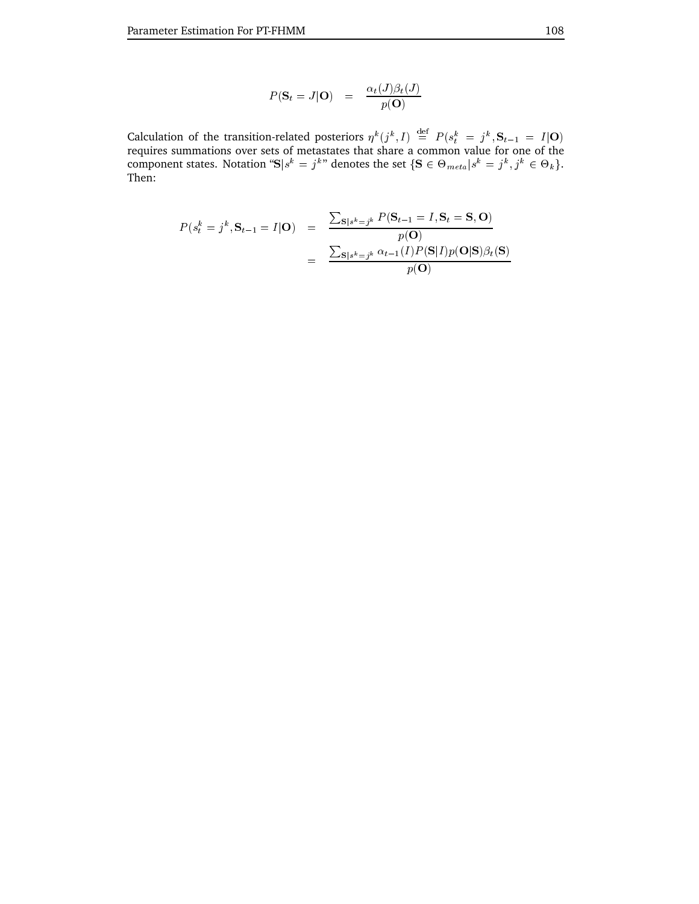$$P(\mathbf{S}_t = J|\mathbf{O}) = \frac{\alpha_t(J)\beta_t(J)}{p(\mathbf{O})}$$

Calculation of the transition-related posteriors $\eta^k(j^k, I) \stackrel{\text{def}}{=} P(s_t^k = j^k, \mathbf{S}_{t-1} = I|\mathbf{O})$ requires summations over sets of metastates that share a common value for one of the component states. Notation "$\mathbf{S}|s^k = j^k$" denotes the set $\{\mathbf{S} \in \Theta_{meta}|s^k = j^k, j^k \in \Theta_k\}$. Then:

$$\begin{aligned}
P(s_t^k = j^k, \mathbf{S}_{t-1} = I|\mathbf{O}) &= \frac{\sum_{\mathbf{S}|s^k=j^k} P(\mathbf{S}_{t-1} = I, \mathbf{S}_t = \mathbf{S}, \mathbf{O})}{p(\mathbf{O})} \\
&= \frac{\sum_{\mathbf{S}|s^k=j^k} \alpha_{t-1}(I)P(\mathbf{S}|I)p(\mathbf{O}|\mathbf{S})\beta_t(\mathbf{S})}{p(\mathbf{O})}
\end{aligned}$$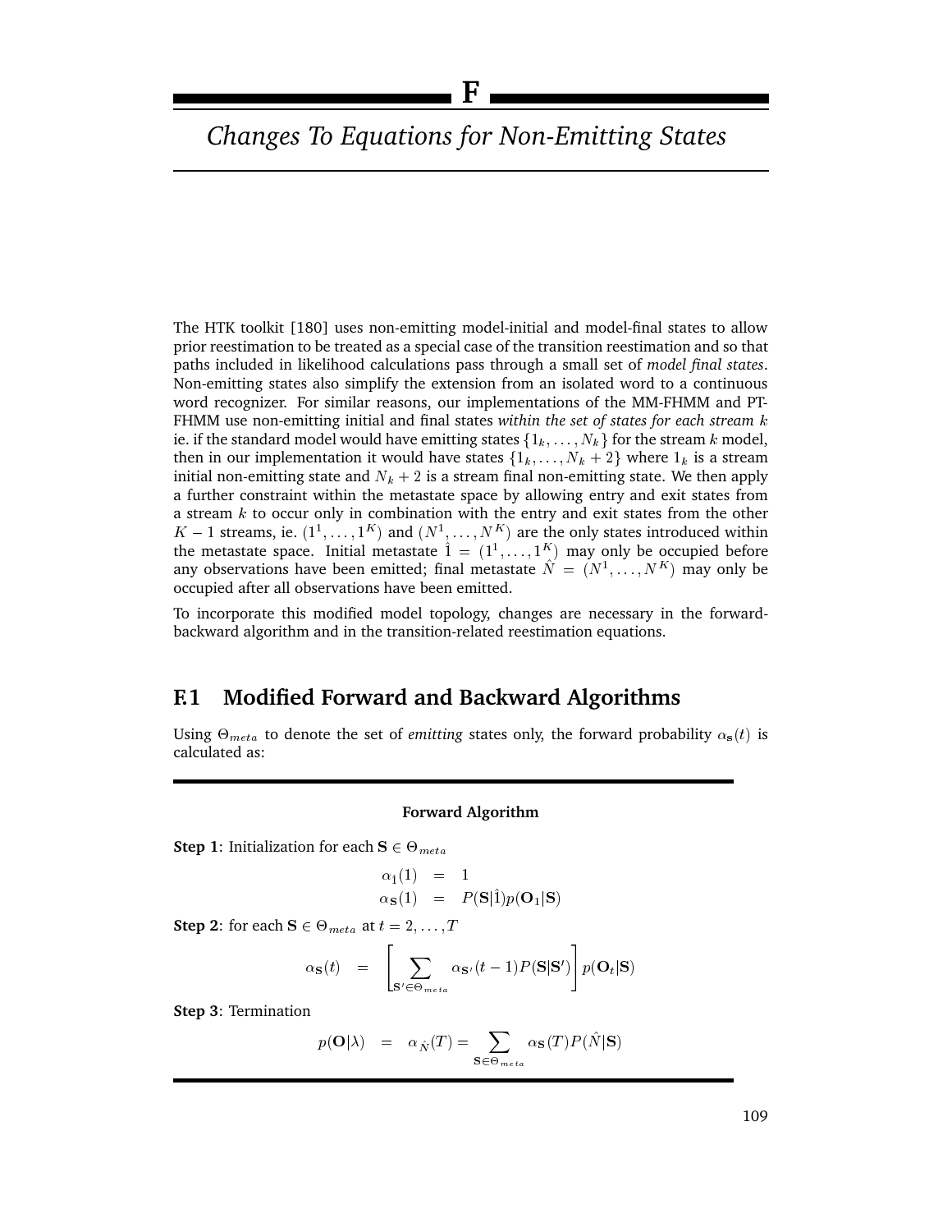// F

# *Changes To Equations for Non-Emitting States*

The HTK toolkit [180] uses non-emitting model-initial and model-final states to allow prior reestimation to be treated as a special case of the transition reestimation and so that paths included in likelihood calculations pass through a small set of *model final states*. Non-emitting states also simplify the extension from an isolated word to a continuous word recognizer. For similar reasons, our implementations of the MM-FHMM and PT-FHMM use non-emitting initial and final states *within the set of states for each stream* $k$ ie. if the standard model would have emitting states $\{1_k, \ldots, N_k\}$ for the stream $k$ model, then in our implementation it would have states $\{1_k, \ldots, N_k + 2\}$ where $1_k$ is a stream initial non-emitting state and $N_k + 2$ is a stream final non-emitting state. We then apply a further constraint within the metastate space by allowing entry and exit states from a stream $k$ to occur only in combination with the entry and exit states from the other $K-1$ streams, ie. $(1^1, \ldots, 1^K)$ and $(N^1, \ldots, N^K)$ are the only states introduced within the metastate space. Initial metastate $\hat{1} = (1^1, \ldots, 1^K)$ may only be occupied before any observations have been emitted; final metastate $\hat{N} = (N^1, \ldots, N^K)$ may only be occupied after all observations have been emitted.

To incorporate this modified model topology, changes are necessary in the forward-backward algorithm and in the transition-related reestimation equations.

## F.1 Modified Forward and Backward Algorithms

Using $\Theta_{meta}$ to denote the set of *emitting* states only, the forward probability $\alpha_{\mathbf{S}}(t)$ is calculated as:

**Forward Algorithm**

**Step 1**: Initialization for each $\mathbf{S} \in \Theta_{meta}$

$$\begin{aligned} \alpha_{\hat{1}}(1) &= 1 \\ \alpha_{\mathbf{S}}(1) &= P(\mathbf{S}|\hat{1})p(\mathbf{O}_1|\mathbf{S}) \end{aligned}$$

**Step 2**: for each $\mathbf{S} \in \Theta_{meta}$ at $t = 2, \ldots, T$

$$\alpha_{\mathbf{S}}(t) = \left[ \sum_{\mathbf{S}' \in \Theta_{meta}} \alpha_{\mathbf{S}'}(t-1)P(\mathbf{S}|\mathbf{S}') \right] p(\mathbf{O}_t|\mathbf{S})$$

**Step 3**: Termination

$$p(\mathbf{O}|\lambda) = \alpha_{\hat{N}}(T) = \sum_{\mathbf{S} \in \Theta_{meta}} \alpha_{\mathbf{S}}(T)P(\hat{N}|\mathbf{S})$$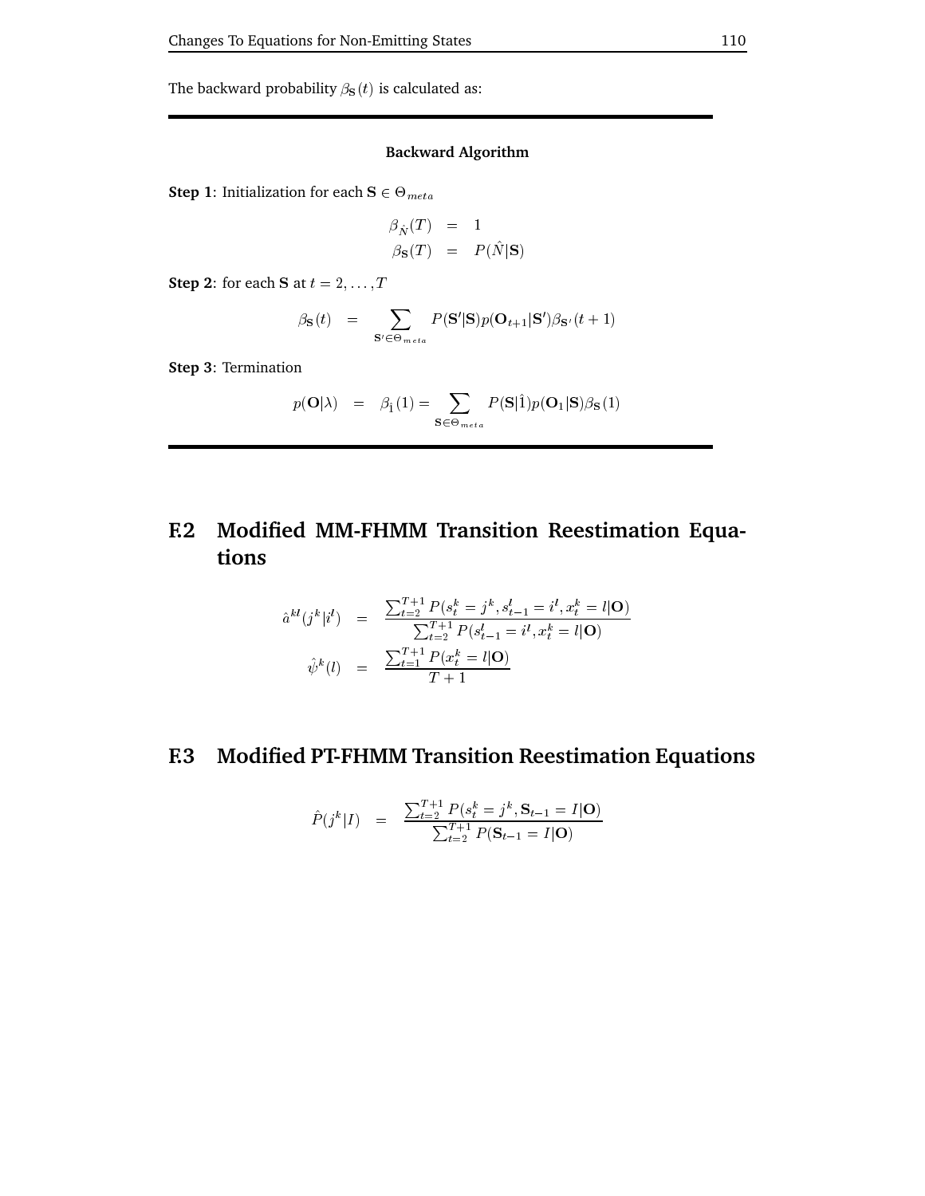The backward probability $\beta_{\mathbf{S}}(t)$ is calculated as:

---

**Backward Algorithm**

**Step 1**: Initialization for each $\mathbf{S} \in \Theta_{meta}$

$$
\begin{aligned}
\beta_{\hat{N}}(T) &= 1 \\
\beta_{\mathbf{S}}(T) &= P(\hat{N}|\mathbf{S})
\end{aligned}
$$

**Step 2**: for each $\mathbf{S}$ at $t = 2, \ldots, T$

$$
\beta_{\mathbf{S}}(t) = \sum_{\mathbf{S}' \in \Theta_{meta}} P(\mathbf{S}'|\mathbf{S}) p(\mathbf{O}_{t+1}|\mathbf{S}') \beta_{\mathbf{S}'}(t+1)
$$

**Step 3**: Termination

$$
p(\mathbf{O}|\lambda) = \beta_{\hat{1}}(1) = \sum_{\mathbf{S} \in \Theta_{meta}} P(\mathbf{S}|\hat{1}) p(\mathbf{O}_1|\mathbf{S}) \beta_{\mathbf{S}}(1)
$$

---

## F.2 Modified MM-FHMM Transition Reestimation Equations

$$
\begin{aligned}
\hat{a}^{kl}(j^k|i^l) &= \frac{\sum_{t=2}^{T+1} P(s_t^k = j^k, s_{t-1}^l = i^l, x_t^k = l|\mathbf{O})}{\sum_{t=2}^{T+1} P(s_{t-1}^l = i^l, x_t^k = l|\mathbf{O})} \\
\hat{\psi}^k(l) &= \frac{\sum_{t=1}^{T+1} P(x_t^k = l|\mathbf{O})}{T+1}
\end{aligned}
$$

## F.3 Modified PT-FHMM Transition Reestimation Equations

$$
\hat{P}(j^k|I) = \frac{\sum_{t=2}^{T+1} P(s_t^k = j^k, \mathbf{S}_{t-1} = I|\mathbf{O})}{\sum_{t=2}^{T+1} P(\mathbf{S}_{t-1} = I|\mathbf{O})}
$$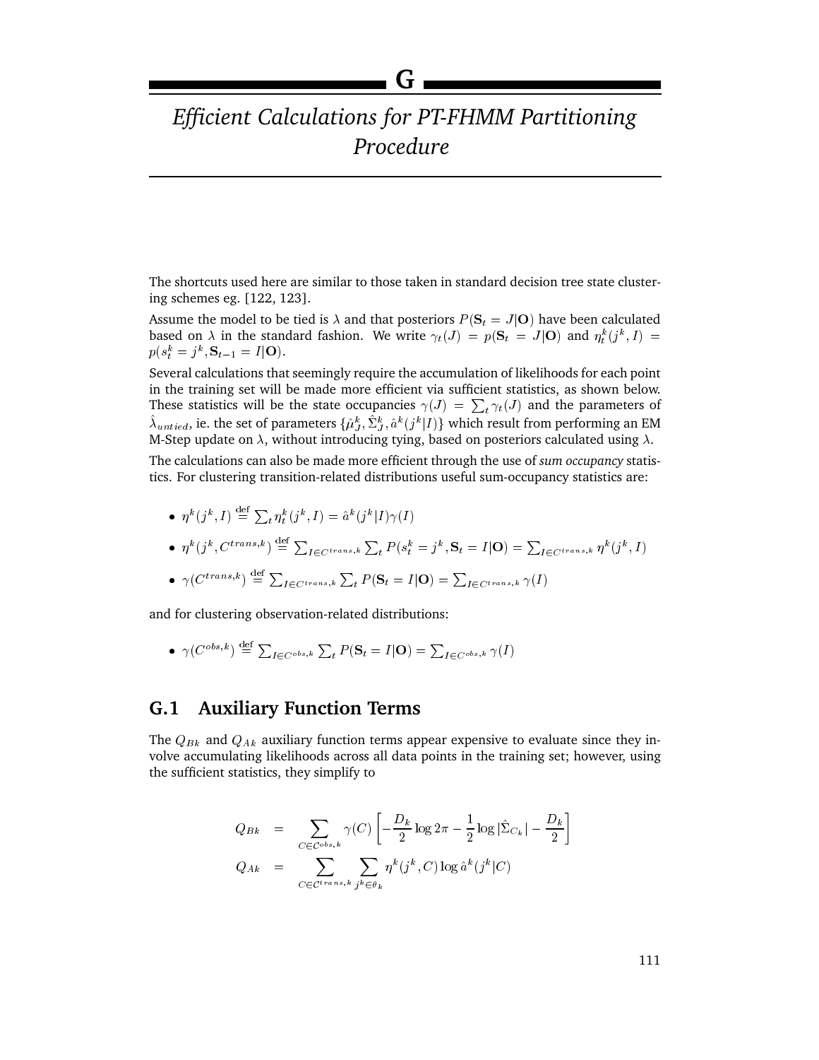# G

# Efficient Calculations for PT-FHMM Partitioning Procedure

The shortcuts used here are similar to those taken in standard decision tree state clustering schemes eg. [122, 123].

Assume the model to be tied is $\lambda$ and that posteriors $P(\mathbf{S}_t = J|\mathbf{O})$ have been calculated based on $\lambda$ in the standard fashion. We write $\gamma_t(J) = p(\mathbf{S}_t = J|\mathbf{O})$ and $\eta_t^k(j^k, I) = p(s_t^k = j^k, \mathbf{S}_{t-1} = I|\mathbf{O})$.

Several calculations that seemingly require the accumulation of likelihoods for each point in the training set will be made more efficient via sufficient statistics, as shown below. These statistics will be the state occupancies $\gamma(J) = \sum_t \gamma_t(J)$ and the parameters of $\hat{\lambda}_{untied}$, ie. the set of parameters $\{\hat{\mu}_J^k, \hat{\Sigma}_J^k, \hat{a}^k(j^k|I)\}$ which result from performing an EM M-Step update on $\lambda$, without introducing tying, based on posteriors calculated using $\lambda$.

The calculations can also be made more efficient through the use of *sum occupancy* statistics. For clustering transition-related distributions useful sum-occupancy statistics are:

- $\eta^k(j^k, I) \stackrel{\text{def}}{=} \sum_t \eta_t^k(j^k, I) = \hat{a}^k(j^k|I)\gamma(I)$
- $\eta^k(j^k, C^{trans,k}) \stackrel{\text{def}}{=} \sum_{I \in C^{trans,k}} \sum_t P(s_t^k = j^k, \mathbf{S}_t = I|\mathbf{O}) = \sum_{I \in C^{trans,k}} \eta^k(j^k, I)$
- $\gamma(C^{trans,k}) \stackrel{\text{def}}{=} \sum_{I \in C^{trans,k}} \sum_t P(\mathbf{S}_t = I|\mathbf{O}) = \sum_{I \in C^{trans,k}} \gamma(I)$

and for clustering observation-related distributions:

- $\gamma(C^{obs,k}) \stackrel{\text{def}}{=} \sum_{I \in C^{obs,k}} \sum_t P(\mathbf{S}_t = I|\mathbf{O}) = \sum_{I \in C^{obs,k}} \gamma(I)$

## G.1 Auxiliary Function Terms

The $Q_{Bk}$ and $Q_{Ak}$ auxiliary function terms appear expensive to evaluate since they involve accumulating likelihoods across all data points in the training set; however, using the sufficient statistics, they simplify to

$$
\begin{aligned}
Q_{Bk} &= \sum_{C \in \mathcal{C}^{obs,k}} \gamma(C) \left[ -\frac{D_k}{2} \log 2\pi - \frac{1}{2} \log |\hat{\Sigma}_{C_k}| - \frac{D_k}{2} \right] \\
Q_{Ak} &= \sum_{C \in \mathcal{C}^{trans,k}} \sum_{j^k \in \theta_k} \eta^k(j^k, C) \log \hat{a}^k(j^k|C)
\end{aligned}
$$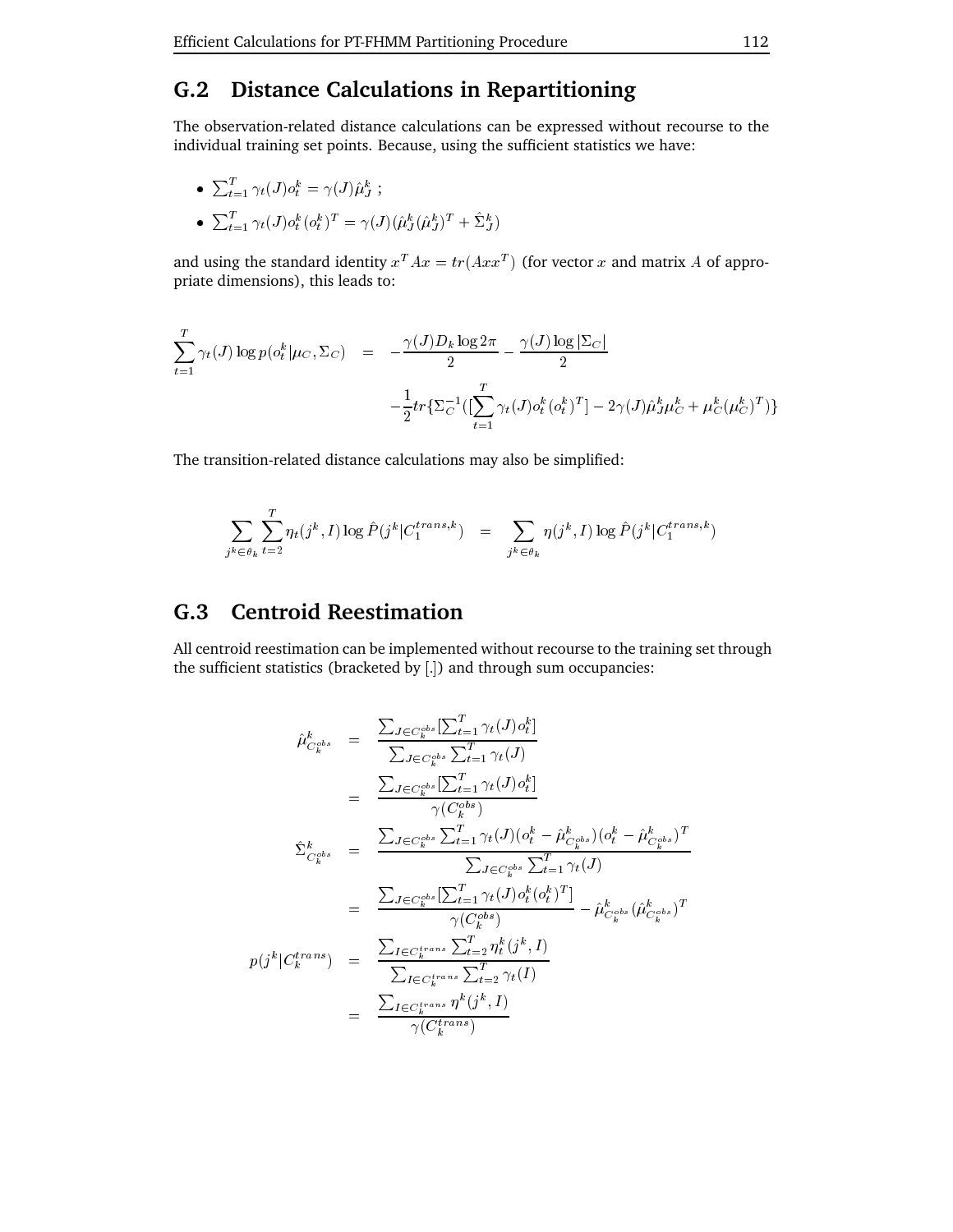## G.2 Distance Calculations in Repartitioning

The observation-related distance calculations can be expressed without recourse to the individual training set points. Because, using the sufficient statistics we have:

- $\sum_{t=1}^{T} \gamma_t(J) o_t^k = \gamma(J) \hat{\mu}_J^k$ ;
- $\sum_{t=1}^{T} \gamma_t(J) o_t^k (o_t^k)^T = \gamma(J)(\hat{\mu}_J^k (\hat{\mu}_J^k)^T + \hat{\Sigma}_J^k)$

and using the standard identity $x^T A x = tr(A x x^T)$ (for vector $x$ and matrix $A$ of appropriate dimensions), this leads to:

$$\begin{aligned}
\sum_{t=1}^{T} \gamma_t(J) \log p(o_t^k | \mu_C, \Sigma_C) &= -\frac{\gamma(J) D_k \log 2\pi}{2} - \frac{\gamma(J) \log |\Sigma_C|}{2} \\
&\quad -\frac{1}{2} tr\{\Sigma_C^{-1}([\sum_{t=1}^{T} \gamma_t(J) o_t^k (o_t^k)^T] - 2\gamma(J) \hat{\mu}_J^k \mu_C^k + \mu_C^k (\mu_C^k)^T)\}
\end{aligned}$$

The transition-related distance calculations may also be simplified:

$$\sum_{j^k \in \theta_k} \sum_{t=2}^{T} \eta_t(j^k, I) \log \hat{P}(j^k | C_1^{trans,k}) = \sum_{j^k \in \theta_k} \eta(j^k, I) \log \hat{P}(j^k | C_1^{trans,k})$$

## G.3 Centroid Reestimation

All centroid reestimation can be implemented without recourse to the training set through the sufficient statistics (bracketed by [.]) and through sum occupancies:

$$\begin{aligned}
\hat{\mu}_{C_k^{obs}}^k &= \frac{\sum_{J \in C_k^{obs}} [\sum_{t=1}^{T} \gamma_t(J) o_t^k]}{\sum_{J \in C_k^{obs}} \sum_{t=1}^{T} \gamma_t(J)} \\
&= \frac{\sum_{J \in C_k^{obs}} [\sum_{t=1}^{T} \gamma_t(J) o_t^k]}{\gamma(C_k^{obs})} \\
\hat{\Sigma}_{C_k^{obs}}^k &= \frac{\sum_{J \in C_k^{obs}} \sum_{t=1}^{T} \gamma_t(J)(o_t^k - \hat{\mu}_{C_k^{obs}}^k)(o_t^k - \hat{\mu}_{C_k^{obs}}^k)^T}{\sum_{J \in C_k^{obs}} \sum_{t=1}^{T} \gamma_t(J)} \\
&= \frac{\sum_{J \in C_k^{obs}} [\sum_{t=1}^{T} \gamma_t(J) o_t^k (o_t^k)^T]}{\gamma(C_k^{obs})} - \hat{\mu}_{C_k^{obs}}^k (\hat{\mu}_{C_k^{obs}}^k)^T \\
p(j^k | C_k^{trans}) &= \frac{\sum_{I \in C_k^{trans}} \sum_{t=2}^{T} \eta_t^k(j^k, I)}{\sum_{I \in C_k^{trans}} \sum_{t=2}^{T} \gamma_t(I)} \\
&= \frac{\sum_{I \in C_k^{trans}} \eta^k(j^k, I)}{\gamma(C_k^{trans})}
\end{aligned}$$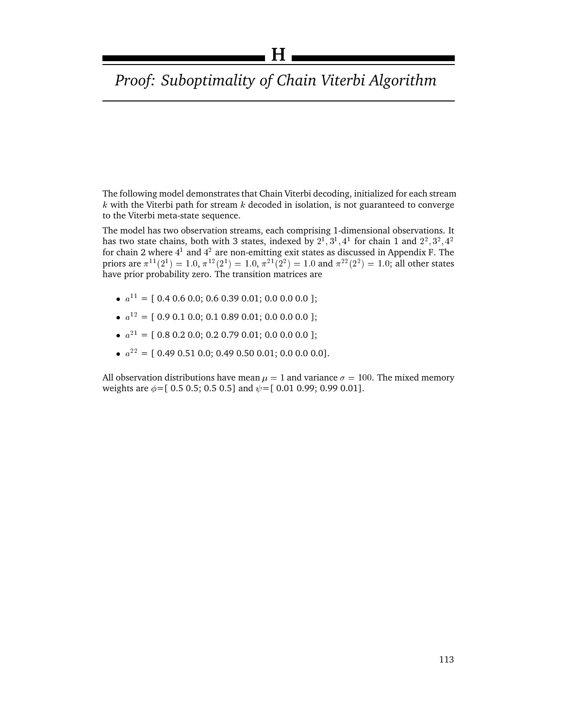# H

# *Proof: Suboptimality of Chain Viterbi Algorithm*

The following model demonstrates that Chain Viterbi decoding, initialized for each stream $k$ with the Viterbi path for stream $k$ decoded in isolation, is not guaranteed to converge to the Viterbi meta-state sequence.

The model has two observation streams, each comprising 1-dimensional observations. It has two state chains, both with 3 states, indexed by $2^1, 3^1, 4^1$ for chain 1 and $2^2, 3^2, 4^2$ for chain 2 where $4^1$ and $4^2$ are non-emitting exit states as discussed in Appendix F. The priors are $\pi^{11}(2^1) = 1.0$, $\pi^{12}(2^1) = 1.0$, $\pi^{21}(2^2) = 1.0$ and $\pi^{22}(2^2) = 1.0$; all other states have prior probability zero. The transition matrices are

- $a^{11}$ = [ 0.4 0.6 0.0; 0.6 0.39 0.01; 0.0 0.0 0.0 ];
- $a^{12}$ = [ 0.9 0.1 0.0; 0.1 0.89 0.01; 0.0 0.0 0.0 ];
- $a^{21}$ = [ 0.8 0.2 0.0; 0.2 0.79 0.01; 0.0 0.0 0.0 ];
- $a^{22}$ = [ 0.49 0.51 0.0; 0.49 0.50 0.01; 0.0 0.0 0.0].

All observation distributions have mean $\mu = 1$ and variance $\sigma = 100$. The mixed memory weights are $\phi$=[ 0.5 0.5; 0.5 0.5] and $\psi$=[ 0.01 0.99; 0.99 0.01].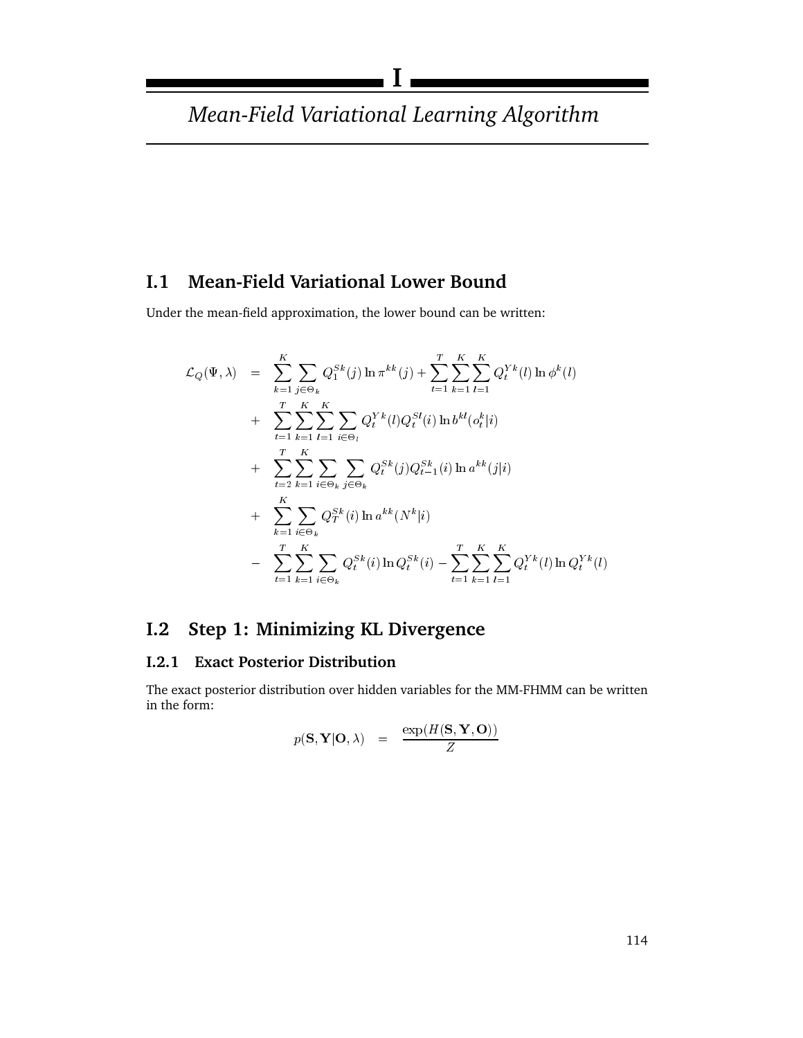# I Mean-Field Variational Learning Algorithm

## I.1 Mean-Field Variational Lower Bound

Under the mean-field approximation, the lower bound can be written:

$$
\begin{aligned}
\mathcal{L}_Q(\Psi, \lambda) \quad = \quad & \sum_{k=1}^{K} \sum_{j \in \Theta_k} Q_1^{Sk}(j) \ln \pi^{kk}(j) + \sum_{t=1}^{T} \sum_{k=1}^{K} \sum_{l=1}^{K} Q_t^{Yk}(l) \ln \phi^k(l) \\
+ \quad & \sum_{t=1}^{T} \sum_{k=1}^{K} \sum_{l=1}^{K} \sum_{i \in \Theta_l} Q_t^{Yk}(l) Q_t^{Sl}(i) \ln b^{kl}(o_t^k | i) \\
+ \quad & \sum_{t=2}^{T} \sum_{k=1}^{K} \sum_{i \in \Theta_k} \sum_{j \in \Theta_k} Q_t^{Sk}(j) Q_{t-1}^{Sk}(i) \ln a^{kk}(j|i) \\
+ \quad & \sum_{k=1}^{K} \sum_{i \in \Theta_k} Q_T^{Sk}(i) \ln a^{kk}(N^k|i) \\
- \quad & \sum_{t=1}^{T} \sum_{k=1}^{K} \sum_{i \in \Theta_k} Q_t^{Sk}(i) \ln Q_t^{Sk}(i) - \sum_{t=1}^{T} \sum_{k=1}^{K} \sum_{l=1}^{K} Q_t^{Yk}(l) \ln Q_t^{Yk}(l)
\end{aligned}
$$

## I.2 Step 1: Minimizing KL Divergence

### I.2.1 Exact Posterior Distribution

The exact posterior distribution over hidden variables for the MM-FHMM can be written in the form:

$$
p(\mathbf{S}, \mathbf{Y} | \mathbf{O}, \lambda) \quad = \quad \frac{\exp(H(\mathbf{S}, \mathbf{Y}, \mathbf{O}))}{Z}
$$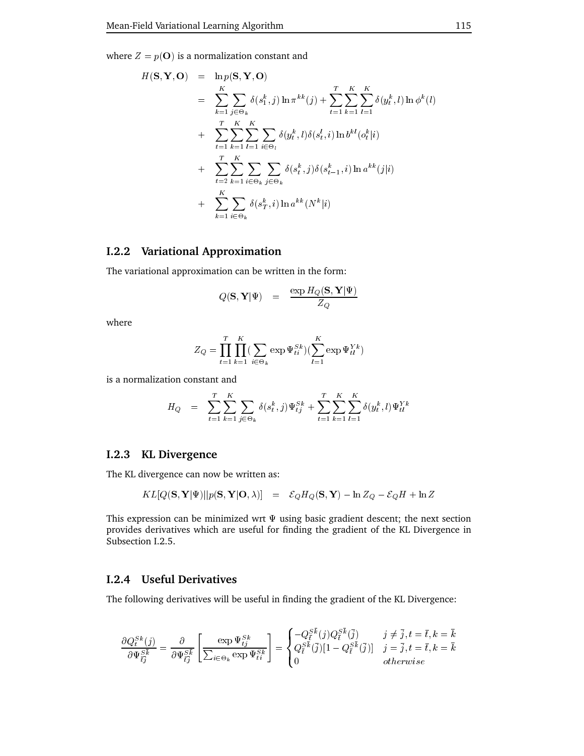where $Z = p(\mathbf{O})$ is a normalization constant and

$$
\begin{aligned}
H(\mathbf{S}, \mathbf{Y}, \mathbf{O}) &= \ln p(\mathbf{S}, \mathbf{Y}, \mathbf{O}) \\
&= \sum_{k=1}^{K} \sum_{j \in \Theta_k} \delta(s_1^k, j) \ln \pi^{kk}(j) + \sum_{t=1}^{T} \sum_{k=1}^{K} \sum_{l=1}^{K} \delta(y_t^k, l) \ln \phi^k(l) \\
&+ \sum_{t=1}^{T} \sum_{k=1}^{K} \sum_{l=1}^{K} \sum_{i \in \Theta_l} \delta(y_t^k, l) \delta(s_t^l, i) \ln b^{kl}(o_t^k | i) \\
&+ \sum_{t=2}^{T} \sum_{k=1}^{K} \sum_{i \in \Theta_k} \sum_{j \in \Theta_k} \delta(s_t^k, j) \delta(s_{t-1}^k, i) \ln a^{kk}(j|i) \\
&+ \sum_{k=1}^{K} \sum_{i \in \Theta_k} \delta(s_T^k, i) \ln a^{kk}(N^k | i)
\end{aligned}
$$

### I.2.2 Variational Approximation

The variational approximation can be written in the form:

$$
Q(\mathbf{S}, \mathbf{Y} | \Psi) = \frac{\exp H_Q(\mathbf{S}, \mathbf{Y} | \Psi)}{Z_Q}
$$

where

$$
Z_Q = \prod_{t=1}^{T} \prod_{k=1}^{K} (\sum_{i \in \Theta_k} \exp \Psi_{ti}^{Sk})(\sum_{l=1}^{K} \exp \Psi_{tl}^{Yk})
$$

is a normalization constant and

$$
H_Q = \sum_{t=1}^{T} \sum_{k=1}^{K} \sum_{j \in \Theta_k} \delta(s_t^k, j) \Psi_{tj}^{Sk} + \sum_{t=1}^{T} \sum_{k=1}^{K} \sum_{l=1}^{K} \delta(y_t^k, l) \Psi_{tl}^{Yk}
$$

### I.2.3 KL Divergence

The KL divergence can now be written as:

$$
KL[Q(\mathbf{S}, \mathbf{Y} | \Psi) || p(\mathbf{S}, \mathbf{Y} | \mathbf{O}, \lambda)] = \mathcal{E}_Q H_Q(\mathbf{S}, \mathbf{Y}) - \ln Z_Q - \mathcal{E}_Q H + \ln Z
$$

This expression can be minimized wrt $\Psi$ using basic gradient descent; the next section provides derivatives which are useful for finding the gradient of the KL Divergence in Subsection I.2.5.

### I.2.4 Useful Derivatives

The following derivatives will be useful in finding the gradient of the KL Divergence:

$$
\frac{\partial Q_t^{Sk}(j)}{\partial \Psi_{\bar{t}\bar{j}}^{S\bar{k}}} = \frac{\partial}{\partial \Psi_{\bar{t}\bar{j}}^{S\bar{k}}} \left[ \frac{\exp \Psi_{tj}^{Sk}}{\sum_{i \in \Theta_k} \exp \Psi_{ti}^{Sk}} \right] = \begin{cases} -Q_{\bar{t}}^{S\bar{k}}(j) Q_{\bar{t}}^{S\bar{k}}(\bar{j}) & j \neq \bar{j}, t = \bar{t}, k = \bar{k} \\ Q_{\bar{t}}^{S\bar{k}}(\bar{j})[1 - Q_{\bar{t}}^{S\bar{k}}(\bar{j})] & j = \bar{j}, t = \bar{t}, k = \bar{k} \\ 0 & otherwise \end{cases}
$$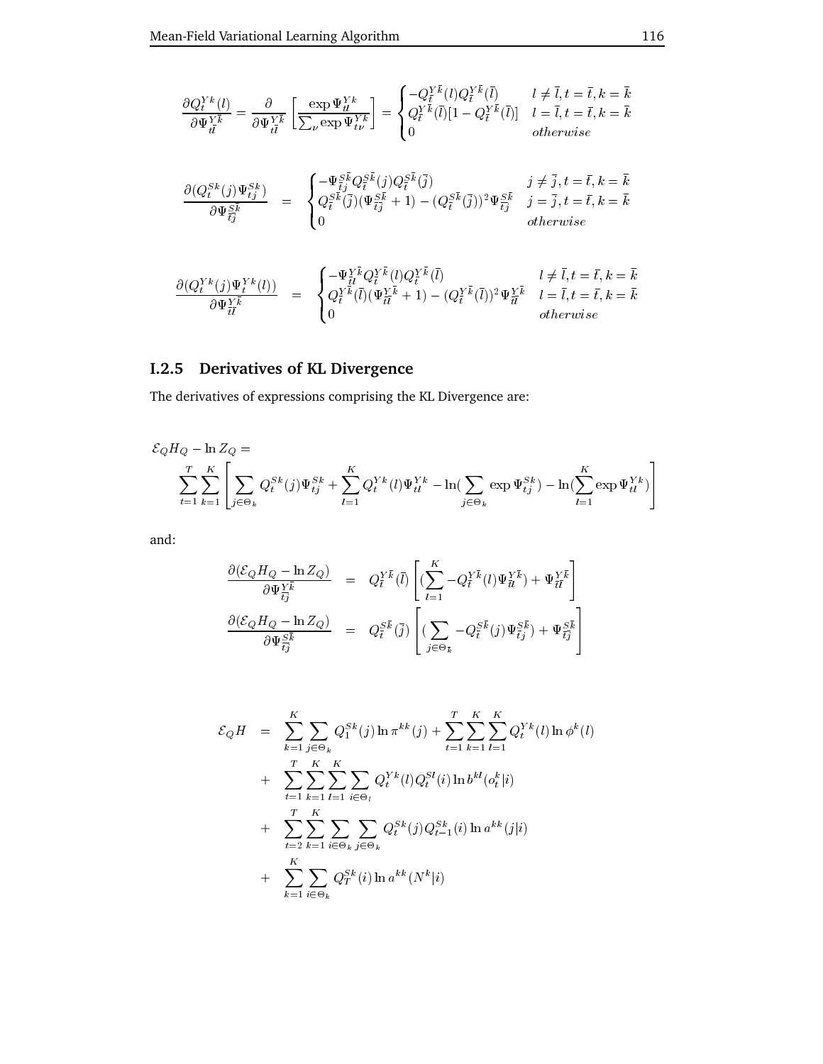$$\frac{\partial Q_t^{Yk}(l)}{\partial \Psi_{\bar{t}\bar{l}}^{Y\bar{k}}} = \frac{\partial}{\partial \Psi_{\bar{t}\bar{l}}^{Y\bar{k}}} \left[ \frac{\exp \Psi_{tl}^{Yk}}{\sum_\nu \exp \Psi_{t\nu}^{Yk}} \right] = \begin{cases} -Q_{\bar{t}}^{Y\bar{k}}(l) Q_{\bar{t}}^{Y\bar{k}}(\bar{l}) & l \neq \bar{l}, t = \bar{t}, k = \bar{k} \\ Q_{\bar{t}}^{Y\bar{k}}(\bar{l})[1 - Q_{\bar{t}}^{Y\bar{k}}(\bar{l})] & l = \bar{l}, t = \bar{t}, k = \bar{k} \\ 0 & otherwise \end{cases}$$

$$\frac{\partial (Q_t^{Sk}(j) \Psi_{tj}^{Sk})}{\partial \Psi_{\bar{t}\bar{j}}^{S\bar{k}}} = \begin{cases} -\Psi_{\bar{t}j}^{S\bar{k}} Q_{\bar{t}}^{S\bar{k}}(j) Q_{\bar{t}}^{S\bar{k}}(\bar{j}) & j \neq \bar{j}, t = \bar{t}, k = \bar{k} \\ Q_{\bar{t}}^{S\bar{k}}(\bar{j})(\Psi_{\bar{t}\bar{j}}^{S\bar{k}} + 1) - (Q_{\bar{t}}^{S\bar{k}}(\bar{j}))^2 \Psi_{\bar{t}\bar{j}}^{S\bar{k}} & j = \bar{j}, t = \bar{t}, k = \bar{k} \\ 0 & otherwise \end{cases}$$

$$\frac{\partial (Q_t^{Yk}(j) \Psi_t^{Yk}(l))}{\partial \Psi_{\bar{t}\bar{l}}^{Y\bar{k}}} = \begin{cases} -\Psi_{\bar{t}l}^{Y\bar{k}} Q_{\bar{t}}^{Y\bar{k}}(l) Q_{\bar{t}}^{Y\bar{k}}(\bar{l}) & l \neq \bar{l}, t = \bar{t}, k = \bar{k} \\ Q_{\bar{t}}^{Y\bar{k}}(\bar{l})(\Psi_{\bar{t}\bar{l}}^{Y\bar{k}} + 1) - (Q_{\bar{t}}^{Y\bar{k}}(\bar{l}))^2 \Psi_{\bar{t}\bar{l}}^{Y\bar{k}} & l = \bar{l}, t = \bar{t}, k = \bar{k} \\ 0 & otherwise \end{cases}$$

### I.2.5 Derivatives of KL Divergence

The derivatives of expressions comprising the KL Divergence are:

$$\mathcal{E}_Q H_Q - \ln Z_Q =$$
$$\sum_{t=1}^{T} \sum_{k=1}^{K} \left[ \sum_{j \in \Theta_k} Q_t^{Sk}(j) \Psi_{tj}^{Sk} + \sum_{l=1}^{K} Q_t^{Yk}(l) \Psi_{tl}^{Yk} - \ln\left(\sum_{j \in \Theta_k} \exp \Psi_{tj}^{Sk}\right) - \ln\left(\sum_{l=1}^{K} \exp \Psi_{tl}^{Yk}\right) \right]$$

and:

$$\frac{\partial (\mathcal{E}_Q H_Q - \ln Z_Q)}{\partial \Psi_{\bar{t}\bar{j}}^{Y\bar{k}}} = Q_{\bar{t}}^{Y\bar{k}}(\bar{l}) \left[ \left(\sum_{l=1}^{K} -Q_{\bar{t}}^{Y\bar{k}}(l) \Psi_{\bar{t}l}^{Y\bar{k}}\right) + \Psi_{\bar{t}\bar{l}}^{Y\bar{k}} \right]$$

$$\frac{\partial (\mathcal{E}_Q H_Q - \ln Z_Q)}{\partial \Psi_{\bar{t}\bar{j}}^{S\bar{k}}} = Q_{\bar{t}}^{S\bar{k}}(\bar{j}) \left[ \left(\sum_{j \in \Theta_{\bar{k}}} -Q_{\bar{t}}^{S\bar{k}}(j) \Psi_{\bar{t}j}^{S\bar{k}}\right) + \Psi_{\bar{t}\bar{j}}^{S\bar{k}} \right]$$

$$\begin{aligned}
\mathcal{E}_Q H &= \sum_{k=1}^{K} \sum_{j \in \Theta_k} Q_1^{Sk}(j) \ln \pi^{kk}(j) + \sum_{t=1}^{T} \sum_{k=1}^{K} \sum_{l=1}^{K} Q_t^{Yk}(l) \ln \phi^k(l) \\
&+ \sum_{t=1}^{T} \sum_{k=1}^{K} \sum_{l=1}^{K} \sum_{i \in \Theta_l} Q_t^{Yk}(l) Q_t^{Sl}(i) \ln b^{kl}(o_t^k | i) \\
&+ \sum_{t=2}^{T} \sum_{k=1}^{K} \sum_{i \in \Theta_k} \sum_{j \in \Theta_k} Q_t^{Sk}(j) Q_{t-1}^{Sk}(i) \ln a^{kk}(j|i) \\
&+ \sum_{k=1}^{K} \sum_{i \in \Theta_k} Q_T^{Sk}(i) \ln a^{kk}(N^k | i)
\end{aligned}$$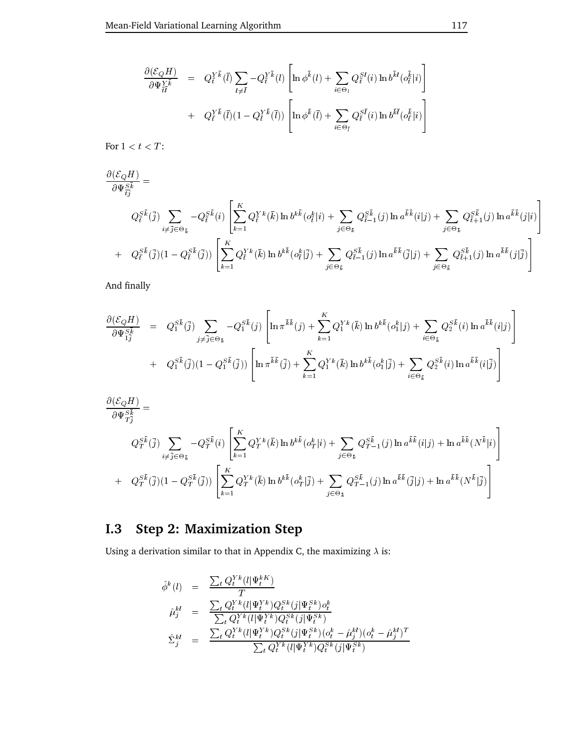$$
\begin{aligned}
\frac{\partial(\mathcal{E}_Q H)}{\partial \Psi^{Y\bar{k}}_{\bar{t}\bar{l}}} &= Q^{Y\bar{k}}_{\bar{t}}(\bar{l}) \sum_{l \neq \bar{l}} -Q^{Y\bar{k}}_{\bar{t}}(l) \left[ \ln \phi^{\bar{k}}(l) + \sum_{i \in \Theta_l} Q^{Sl}_{\bar{t}}(i) \ln b^{\bar{k}l}(o^{\bar{k}}_{\bar{t}}|i) \right] \\
&+ Q^{Y\bar{k}}_{\bar{t}}(\bar{l})(1 - Q^{Y\bar{k}}_{\bar{t}}(\bar{l})) \left[ \ln \phi^{\bar{k}}(\bar{l}) + \sum_{i \in \Theta_{\bar{l}}} Q^{S\bar{l}}_{\bar{t}}(i) \ln b^{\bar{k}\bar{l}}(o^{\bar{k}}_{\bar{t}}|i) \right]
\end{aligned}
$$

For $1 < t < T$:

$$
\begin{aligned}
&\frac{\partial(\mathcal{E}_Q H)}{\partial \Psi^{S\bar{k}}_{\bar{t}\bar{j}}} = \\
&Q^{S\bar{k}}_{\bar{t}}(\bar{j}) \sum_{i \neq \bar{j} \in \Theta_{\bar{k}}} -Q^{S\bar{k}}_{\bar{t}}(i) \left[ \sum_{k=1}^{K} Q^{Yk}_{\bar{t}}(\bar{k}) \ln b^{k\bar{k}}(o^{k}_{\bar{t}}|i) + \sum_{j \in \Theta_{\bar{k}}} Q^{S\bar{k}}_{\bar{t}-1}(j) \ln a^{\bar{k}\bar{k}}(i|j) + \sum_{j \in \Theta_{\bar{k}}} Q^{S\bar{k}}_{\bar{t}+1}(j) \ln a^{\bar{k}\bar{k}}(j|i) \right] \\
&+ Q^{S\bar{k}}_{\bar{t}}(\bar{j})(1 - Q^{S\bar{k}}_{\bar{t}}(\bar{j})) \left[ \sum_{k=1}^{K} Q^{Yk}_{\bar{t}}(\bar{k}) \ln b^{k\bar{k}}(o^{k}_{\bar{t}}|\bar{j}) + \sum_{j \in \Theta_{\bar{k}}} Q^{S\bar{k}}_{\bar{t}-1}(j) \ln a^{\bar{k}\bar{k}}(\bar{j}|j) + \sum_{j \in \Theta_{\bar{k}}} Q^{S\bar{k}}_{\bar{t}+1}(j) \ln a^{\bar{k}\bar{k}}(j|\bar{j}) \right]
\end{aligned}
$$

And finally

$$
\begin{aligned}
\frac{\partial(\mathcal{E}_Q H)}{\partial \Psi^{S\bar{k}}_{1\bar{j}}} &= Q^{S\bar{k}}_{1}(\bar{j}) \sum_{j \neq \bar{j} \in \Theta_{\bar{k}}} -Q^{S\bar{k}}_{1}(j) \left[ \ln \pi^{\bar{k}\bar{k}}(j) + \sum_{k=1}^{K} Q^{Yk}_{1}(\bar{k}) \ln b^{k\bar{k}}(o^{k}_{1}|j) + \sum_{i \in \Theta_{\bar{k}}} Q^{S\bar{k}}_{2}(i) \ln a^{\bar{k}\bar{k}}(i|j) \right] \\
&+ Q^{S\bar{k}}_{1}(\bar{j})(1 - Q^{S\bar{k}}_{1}(\bar{j})) \left[ \ln \pi^{\bar{k}\bar{k}}(\bar{j}) + \sum_{k=1}^{K} Q^{Yk}_{1}(\bar{k}) \ln b^{k\bar{k}}(o^{k}_{1}|\bar{j}) + \sum_{i \in \Theta_{\bar{k}}} Q^{S\bar{k}}_{2}(i) \ln a^{\bar{k}\bar{k}}(i|\bar{j}) \right]
\end{aligned}
$$

$$
\begin{aligned}
&\frac{\partial(\mathcal{E}_Q H)}{\partial \Psi^{S\bar{k}}_{T\bar{j}}} = \\
&Q^{S\bar{k}}_{T}(\bar{j}) \sum_{i \neq \bar{j} \in \Theta_{\bar{k}}} -Q^{S\bar{k}}_{T}(i) \left[ \sum_{k=1}^{K} Q^{Yk}_{T}(\bar{k}) \ln b^{k\bar{k}}(o^{k}_{T}|i) + \sum_{j \in \Theta_{\bar{k}}} Q^{S\bar{k}}_{T-1}(j) \ln a^{\bar{k}\bar{k}}(i|j) + \ln a^{\bar{k}\bar{k}}(N^{\bar{k}}|i) \right] \\
&+ Q^{S\bar{k}}_{T}(\bar{j})(1 - Q^{S\bar{k}}_{T}(\bar{j})) \left[ \sum_{k=1}^{K} Q^{Yk}_{T}(\bar{k}) \ln b^{k\bar{k}}(o^{k}_{T}|\bar{j}) + \sum_{j \in \Theta_{\bar{k}}} Q^{S\bar{k}}_{T-1}(j) \ln a^{\bar{k}\bar{k}}(\bar{j}|j) + \ln a^{\bar{k}\bar{k}}(N^{\bar{k}}|\bar{j}) \right]
\end{aligned}
$$

## I.3 Step 2: Maximization Step

Using a derivation similar to that in Appendix C, the maximizing $\lambda$ is:

$$
\begin{aligned}
\hat{\phi}^{k}(l) &= \frac{\sum_t Q^{Yk}_t(l|\Psi^{kK}_t)}{T} \\
\hat{\mu}^{kl}_j &= \frac{\sum_t Q^{Yk}_t(l|\Psi^{Yk}_t) Q^{Sk}_t(j|\Psi^{Sk}_t) o^k_t}{\sum_t Q^{Yk}_t(l|\Psi^{Yk}_t) Q^{Sk}_t(j|\Psi^{Sk}_t)} \\
\hat{\Sigma}^{kl}_j &= \frac{\sum_t Q^{Yk}_t(l|\Psi^{Yk}_t) Q^{Sk}_t(j|\Psi^{Sk}_t)(o^k_t - \hat{\mu}^{kl}_j)(o^k_t - \hat{\mu}^{kl}_j)^T}{\sum_t Q^{Yk}_t(l|\Psi^{Yk}_t) Q^{Sk}_t(j|\Psi^{Sk}_t)}
\end{aligned}
$$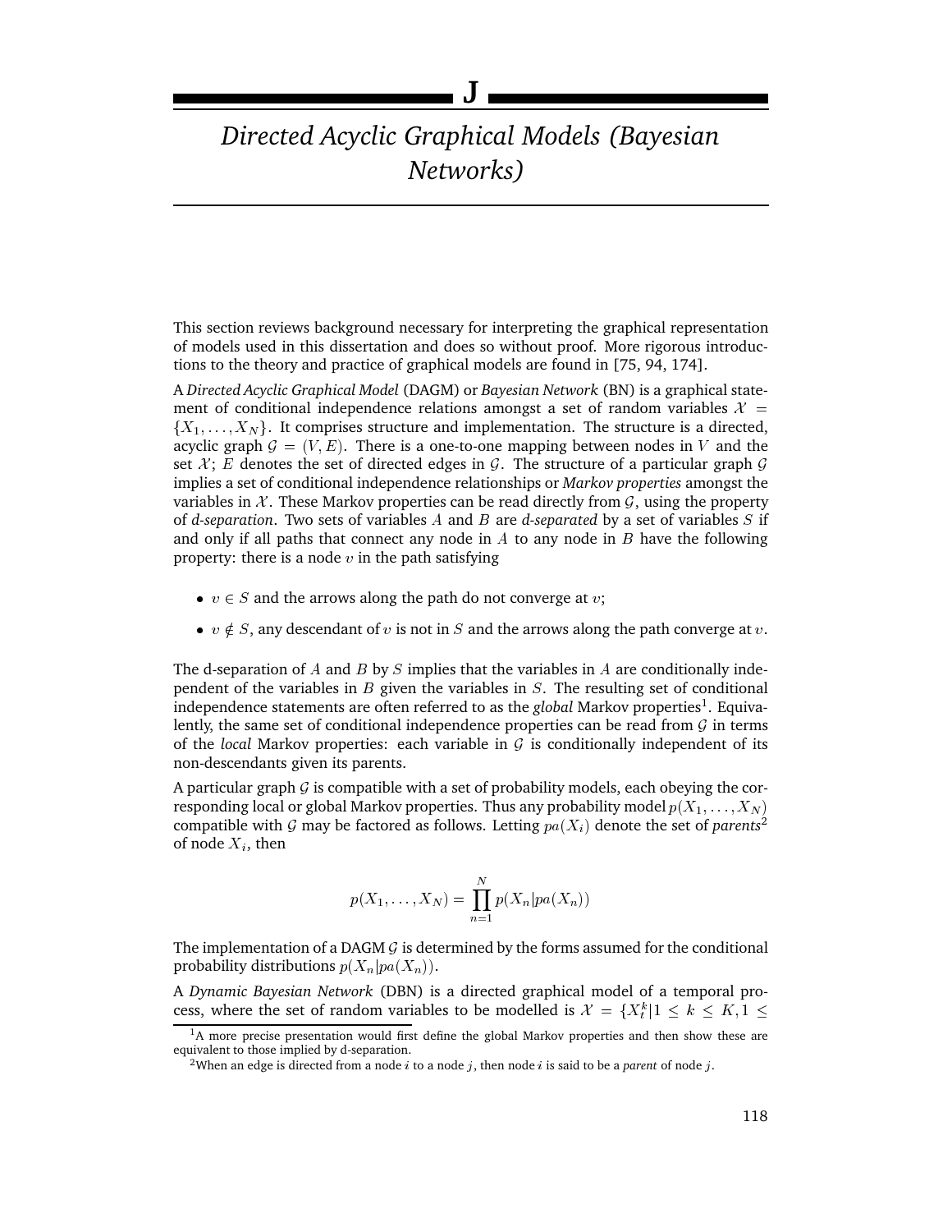# J

# *Directed Acyclic Graphical Models (Bayesian Networks)*

This section reviews background necessary for interpreting the graphical representation of models used in this dissertation and does so without proof. More rigorous introductions to the theory and practice of graphical models are found in [75, 94, 174].

A *Directed Acyclic Graphical Model* (DAGM) or *Bayesian Network* (BN) is a graphical statement of conditional independence relations amongst a set of random variables $\mathcal{X} = \{X_1, \ldots, X_N\}$. It comprises structure and implementation. The structure is a directed, acyclic graph $\mathcal{G} = (V, E)$. There is a one-to-one mapping between nodes in $V$ and the set $\mathcal{X}$; $E$ denotes the set of directed edges in $\mathcal{G}$. The structure of a particular graph $\mathcal{G}$ implies a set of conditional independence relationships or *Markov properties* amongst the variables in $\mathcal{X}$. These Markov properties can be read directly from $\mathcal{G}$, using the property of *d-separation*. Two sets of variables $A$ and $B$ are *d-separated* by a set of variables $S$ if and only if all paths that connect any node in $A$ to any node in $B$ have the following property: there is a node $v$ in the path satisfying

- $v \in S$ and the arrows along the path do not converge at $v$;
- $v \notin S$, any descendant of $v$ is not in $S$ and the arrows along the path converge at $v$.

The d-separation of $A$ and $B$ by $S$ implies that the variables in $A$ are conditionally independent of the variables in $B$ given the variables in $S$. The resulting set of conditional independence statements are often referred to as the *global* Markov properties[1]. Equivalently, the same set of conditional independence properties can be read from $\mathcal{G}$ in terms of the *local* Markov properties: each variable in $\mathcal{G}$ is conditionally independent of its non-descendants given its parents.

A particular graph $\mathcal{G}$ is compatible with a set of probability models, each obeying the corresponding local or global Markov properties. Thus any probability model $p(X_1, \ldots, X_N)$ compatible with $\mathcal{G}$ may be factored as follows. Letting $pa(X_i)$ denote the set of *parents*[2] of node $X_i$, then

$$p(X_1, \ldots, X_N) = \prod_{n=1}^{N} p(X_n | pa(X_n))$$

The implementation of a DAGM $\mathcal{G}$ is determined by the forms assumed for the conditional probability distributions $p(X_n|pa(X_n))$.

A *Dynamic Bayesian Network* (DBN) is a directed graphical model of a temporal process, where the set of random variables to be modelled is $\mathcal{X} = \{X_t^k | 1 \leq k \leq K, 1 \leq$

[1] A more precise presentation would first define the global Markov properties and then show these are equivalent to those implied by d-separation.

[2] When an edge is directed from a node $i$ to a node $j$, then node $i$ is said to be a *parent* of node $j$.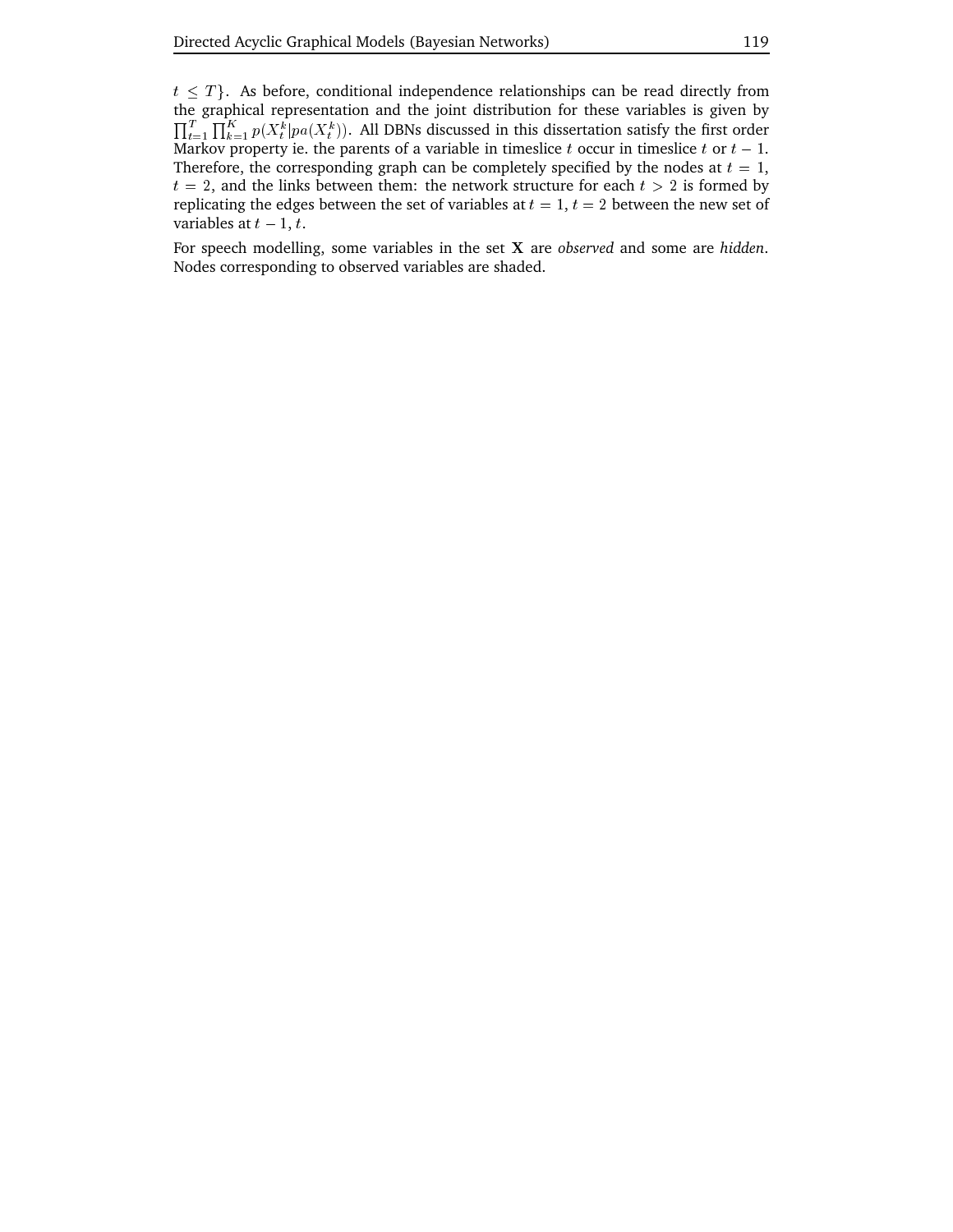$t \leq T\}$. As before, conditional independence relationships can be read directly from the graphical representation and the joint distribution for these variables is given by $\prod_{t=1}^{T}\prod_{k=1}^{K} p(X_t^k|pa(X_t^k))$. All DBNs discussed in this dissertation satisfy the first order Markov property ie. the parents of a variable in timeslice $t$ occur in timeslice $t$ or $t-1$. Therefore, the corresponding graph can be completely specified by the nodes at $t = 1$, $t = 2$, and the links between them: the network structure for each $t > 2$ is formed by replicating the edges between the set of variables at $t = 1$, $t = 2$ between the new set of variables at $t-1$, $t$.

For speech modelling, some variables in the set $\mathbf{X}$ are *observed* and some are *hidden*. Nodes corresponding to observed variables are shaded.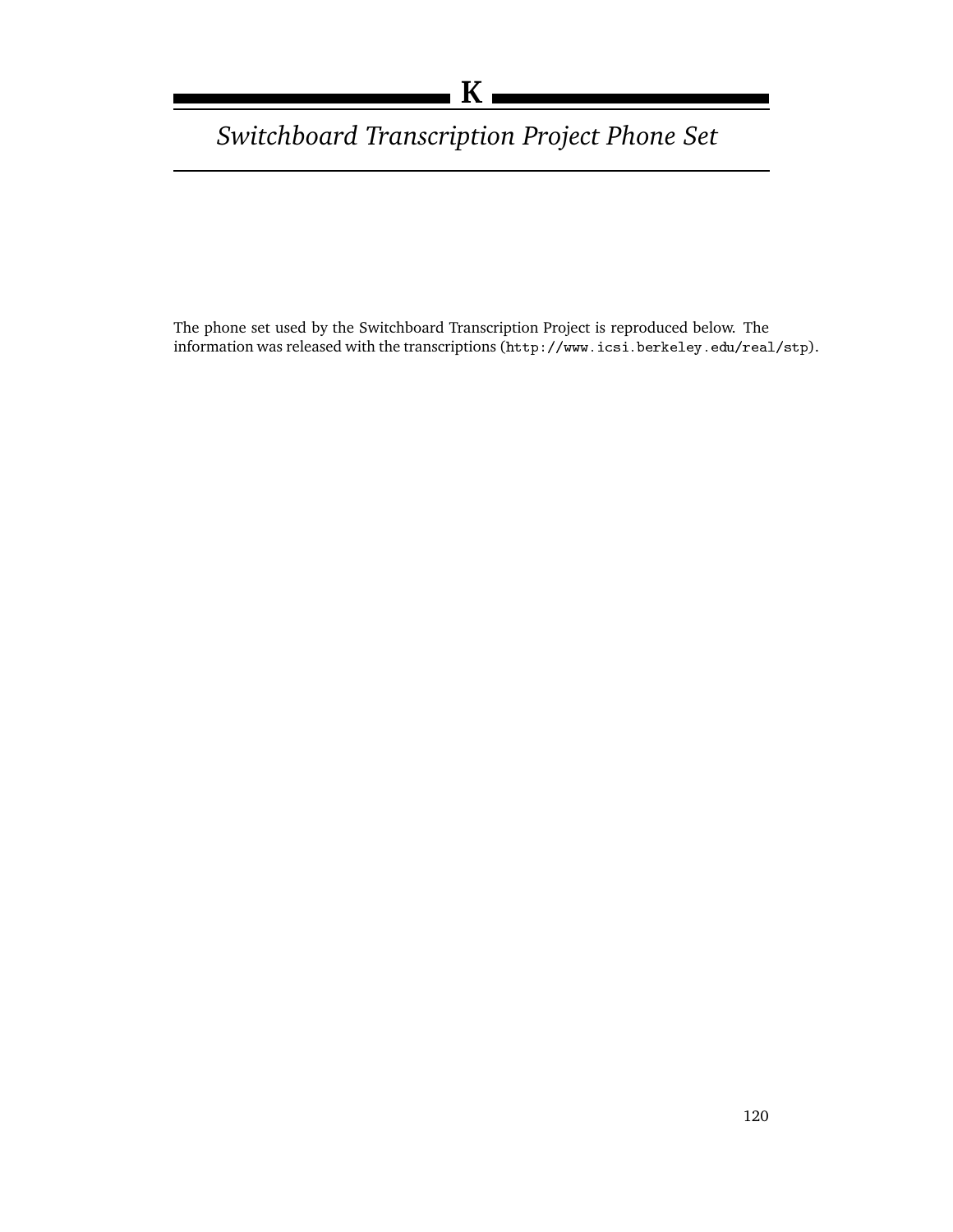# K

## *Switchboard Transcription Project Phone Set*

The phone set used by the Switchboard Transcription Project is reproduced below. The information was released with the transcriptions (`http://www.icsi.berkeley.edu/real/stp`).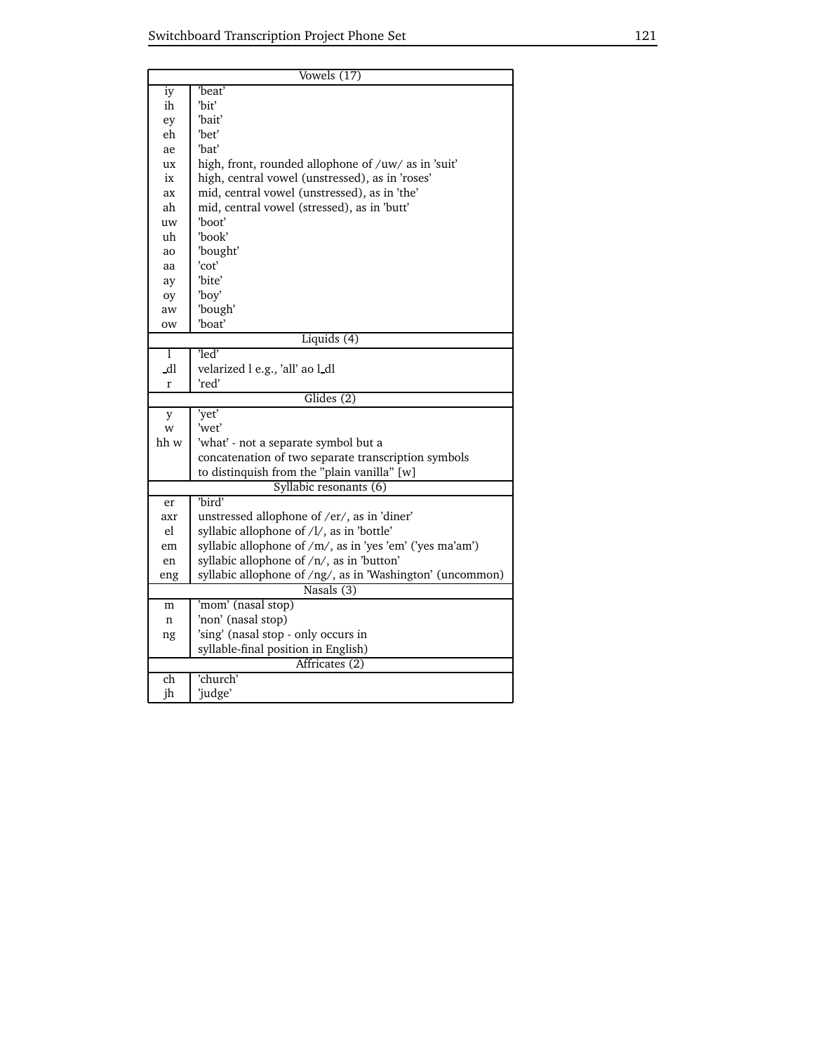| Vowels (17) | |
|---|---|
| iy | 'beat' |
| ih | 'bit' |
| ey | 'bait' |
| eh | 'bet' |
| ae | 'bat' |
| ux | high, front, rounded allophone of /uw/ as in 'suit' |
| ix | high, central vowel (unstressed), as in 'roses' |
| ax | mid, central vowel (unstressed), as in 'the' |
| ah | mid, central vowel (stressed), as in 'butt' |
| uw | 'boot' |
| uh | 'book' |
| ao | 'bought' |
| aa | 'cot' |
| ay | 'bite' |
| oy | 'boy' |
| aw | 'bough' |
| ow | 'boat' |
| **Liquids (4)** | |
| l | 'led' |
| _dl | velarized l e.g., 'all' ao l_dl |
| r | 'red' |
| **Glides (2)** | |
| y | 'yet' |
| w | 'wet' |
| hh w | 'what' - not a separate symbol but a concatenation of two separate transcription symbols to distinquish from the "plain vanilla" [w] |
| **Syllabic resonants (6)** | |
| er | 'bird' |
| axr | unstressed allophone of /er/, as in 'diner' |
| el | syllabic allophone of /l/, as in 'bottle' |
| em | syllabic allophone of /m/, as in 'yes 'em' ('yes ma'am') |
| en | syllabic allophone of /n/, as in 'button' |
| eng | syllabic allophone of /ng/, as in 'Washington' (uncommon) |
| **Nasals (3)** | |
| m | 'mom' (nasal stop) |
| n | 'non' (nasal stop) |
| ng | 'sing' (nasal stop - only occurs in syllable-final position in English) |
| **Affricates (2)** | |
| ch | 'church' |
| jh | 'judge' |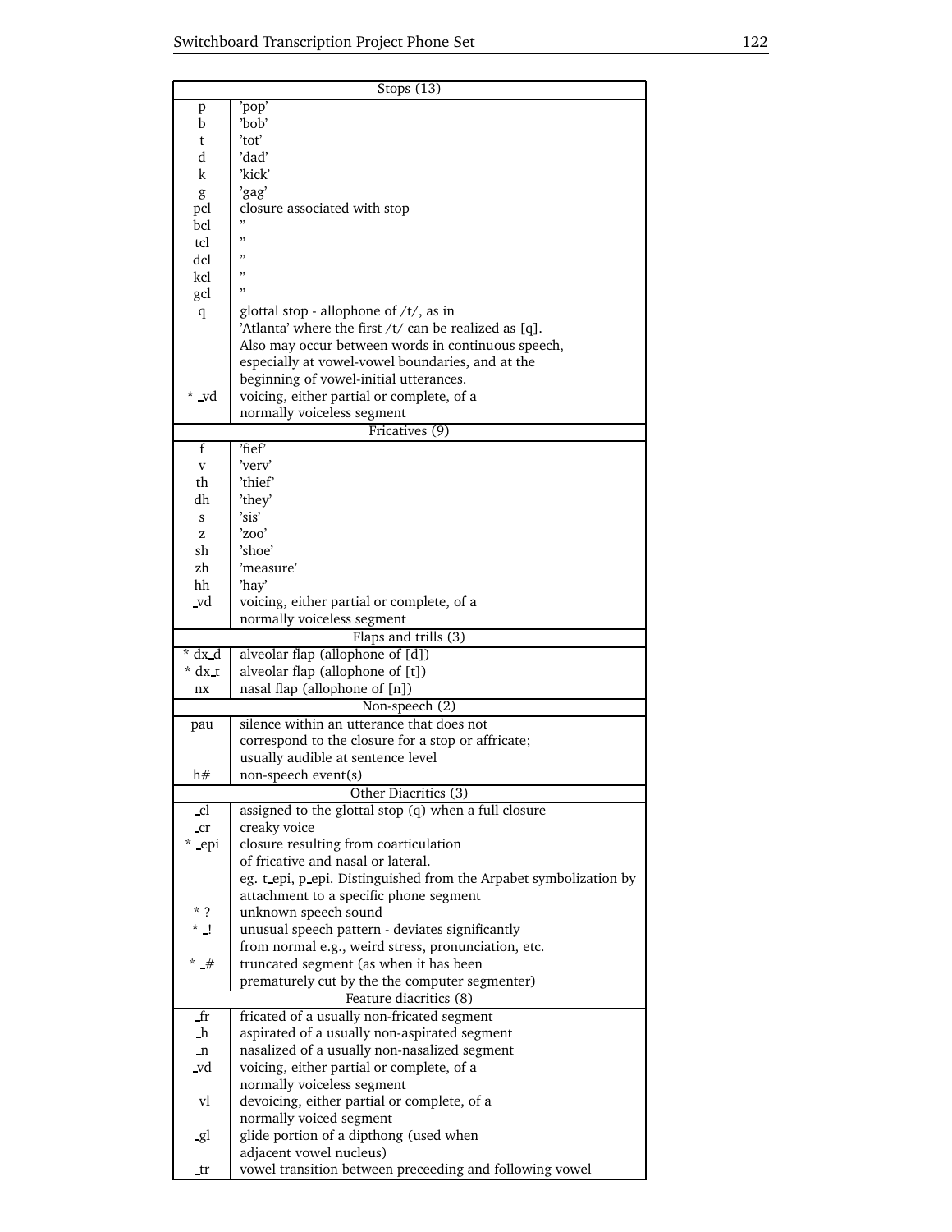| Stops (13) | |
|---|---|
| p | 'pop' |
| b | 'bob' |
| t | 'tot' |
| d | 'dad' |
| k | 'kick' |
| g | 'gag' |
| pcl | closure associated with stop |
| bcl | " |
| tcl | " |
| dcl | " |
| kcl | " |
| gcl | " |
| q | glottal stop - allophone of /t/, as in 'Atlanta' where the first /t/ can be realized as [q]. Also may occur between words in continuous speech, especially at vowel-vowel boundaries, and at the beginning of vowel-initial utterances. |
| * _vd | voicing, either partial or complete, of a normally voiceless segment |
| **Fricatives (9)** | |
| f | 'fief' |
| v | 'verv' |
| th | 'thief' |
| dh | 'they' |
| s | 'sis' |
| z | 'zoo' |
| sh | 'shoe' |
| zh | 'measure' |
| hh | 'hay' |
| _vd | voicing, either partial or complete, of a normally voiceless segment |
| **Flaps and trills (3)** | |
| * dx_d | alveolar flap (allophone of [d]) |
| * dx_t | alveolar flap (allophone of [t]) |
| nx | nasal flap (allophone of [n]) |
| **Non-speech (2)** | |
| pau | silence within an utterance that does not correspond to the closure for a stop or affricate; usually audible at sentence level |
| h# | non-speech event(s) |
| **Other Diacritics (3)** | |
| _cl | assigned to the glottal stop (q) when a full closure |
| _cr | creaky voice |
| * _epi | closure resulting from coarticulation of fricative and nasal or lateral. eg. t_epi, p_epi. Distinguished from the Arpabet symbolization by attachment to a specific phone segment |
| * ? | unknown speech sound |
| * _! | unusual speech pattern - deviates significantly from normal e.g., weird stress, pronunciation, etc. |
| * _# | truncated segment (as when it has been prematurely cut by the the computer segmenter) |
| **Feature diacritics (8)** | |
| _fr | fricated of a usually non-fricated segment |
| _h | aspirated of a usually non-aspirated segment |
| _n | nasalized of a usually non-nasalized segment |
| _vd | voicing, either partial or complete, of a normally voiceless segment |
| _vl | devoicing, either partial or complete, of a normally voiced segment |
| _gl | glide portion of a dipthong (used when adjacent vowel nucleus) |
| _tr | vowel transition between preceeding and following vowel |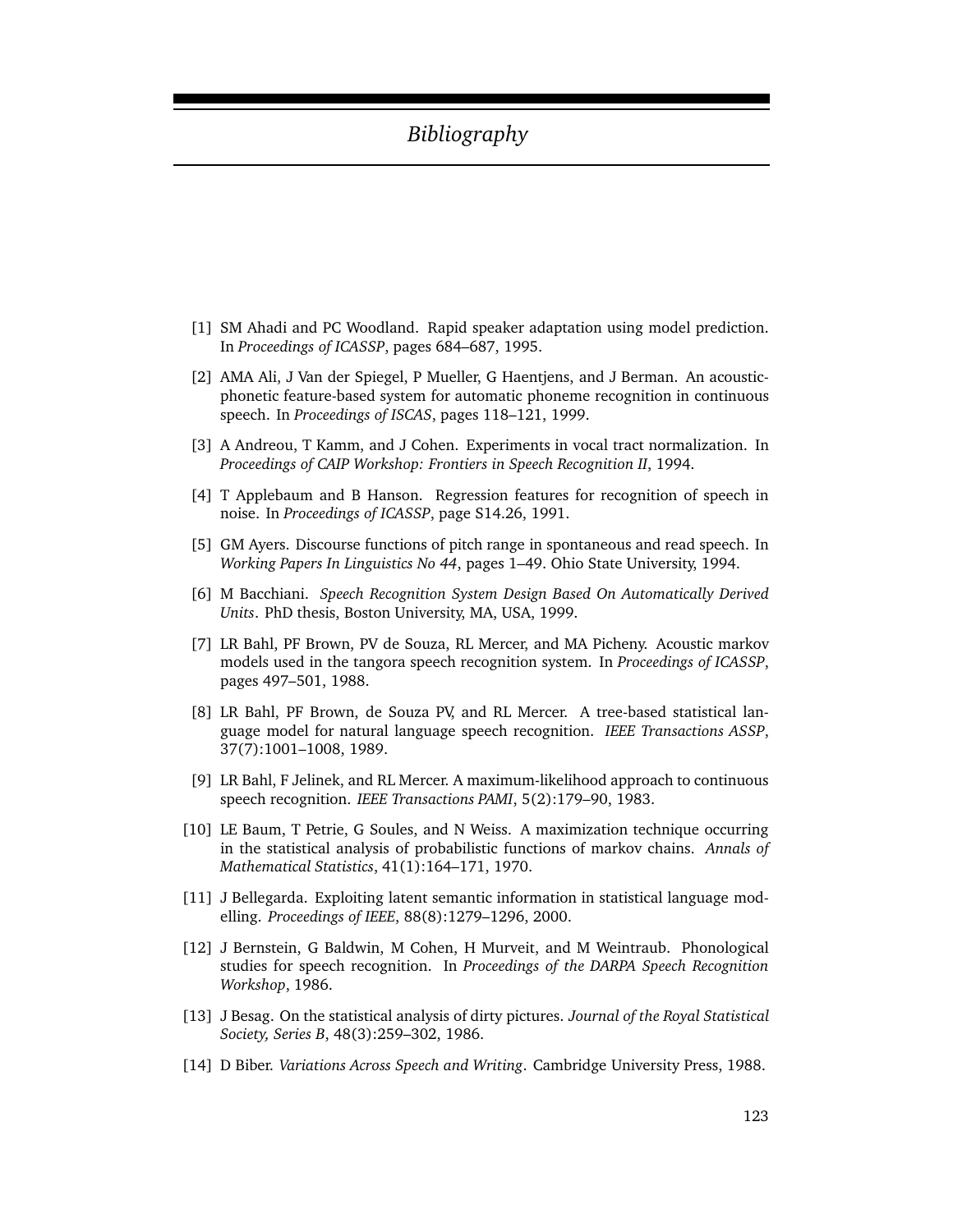# *Bibliography*

[1] SM Ahadi and PC Woodland. Rapid speaker adaptation using model prediction. In *Proceedings of ICASSP*, pages 684–687, 1995.

[2] AMA Ali, J Van der Spiegel, P Mueller, G Haentjens, and J Berman. An acoustic-phonetic feature-based system for automatic phoneme recognition in continuous speech. In *Proceedings of ISCAS*, pages 118–121, 1999.

[3] A Andreou, T Kamm, and J Cohen. Experiments in vocal tract normalization. In *Proceedings of CAIP Workshop: Frontiers in Speech Recognition II*, 1994.

[4] T Applebaum and B Hanson. Regression features for recognition of speech in noise. In *Proceedings of ICASSP*, page S14.26, 1991.

[5] GM Ayers. Discourse functions of pitch range in spontaneous and read speech. In *Working Papers In Linguistics No 44*, pages 1–49. Ohio State University, 1994.

[6] M Bacchiani. *Speech Recognition System Design Based On Automatically Derived Units*. PhD thesis, Boston University, MA, USA, 1999.

[7] LR Bahl, PF Brown, PV de Souza, RL Mercer, and MA Picheny. Acoustic markov models used in the tangora speech recognition system. In *Proceedings of ICASSP*, pages 497–501, 1988.

[8] LR Bahl, PF Brown, de Souza PV, and RL Mercer. A tree-based statistical language model for natural language speech recognition. *IEEE Transactions ASSP*, 37(7):1001–1008, 1989.

[9] LR Bahl, F Jelinek, and RL Mercer. A maximum-likelihood approach to continuous speech recognition. *IEEE Transactions PAMI*, 5(2):179–90, 1983.

[10] LE Baum, T Petrie, G Soules, and N Weiss. A maximization technique occurring in the statistical analysis of probabilistic functions of markov chains. *Annals of Mathematical Statistics*, 41(1):164–171, 1970.

[11] J Bellegarda. Exploiting latent semantic information in statistical language modelling. *Proceedings of IEEE*, 88(8):1279–1296, 2000.

[12] J Bernstein, G Baldwin, M Cohen, H Murveit, and M Weintraub. Phonological studies for speech recognition. In *Proceedings of the DARPA Speech Recognition Workshop*, 1986.

[13] J Besag. On the statistical analysis of dirty pictures. *Journal of the Royal Statistical Society, Series B*, 48(3):259–302, 1986.

[14] D Biber. *Variations Across Speech and Writing*. Cambridge University Press, 1988.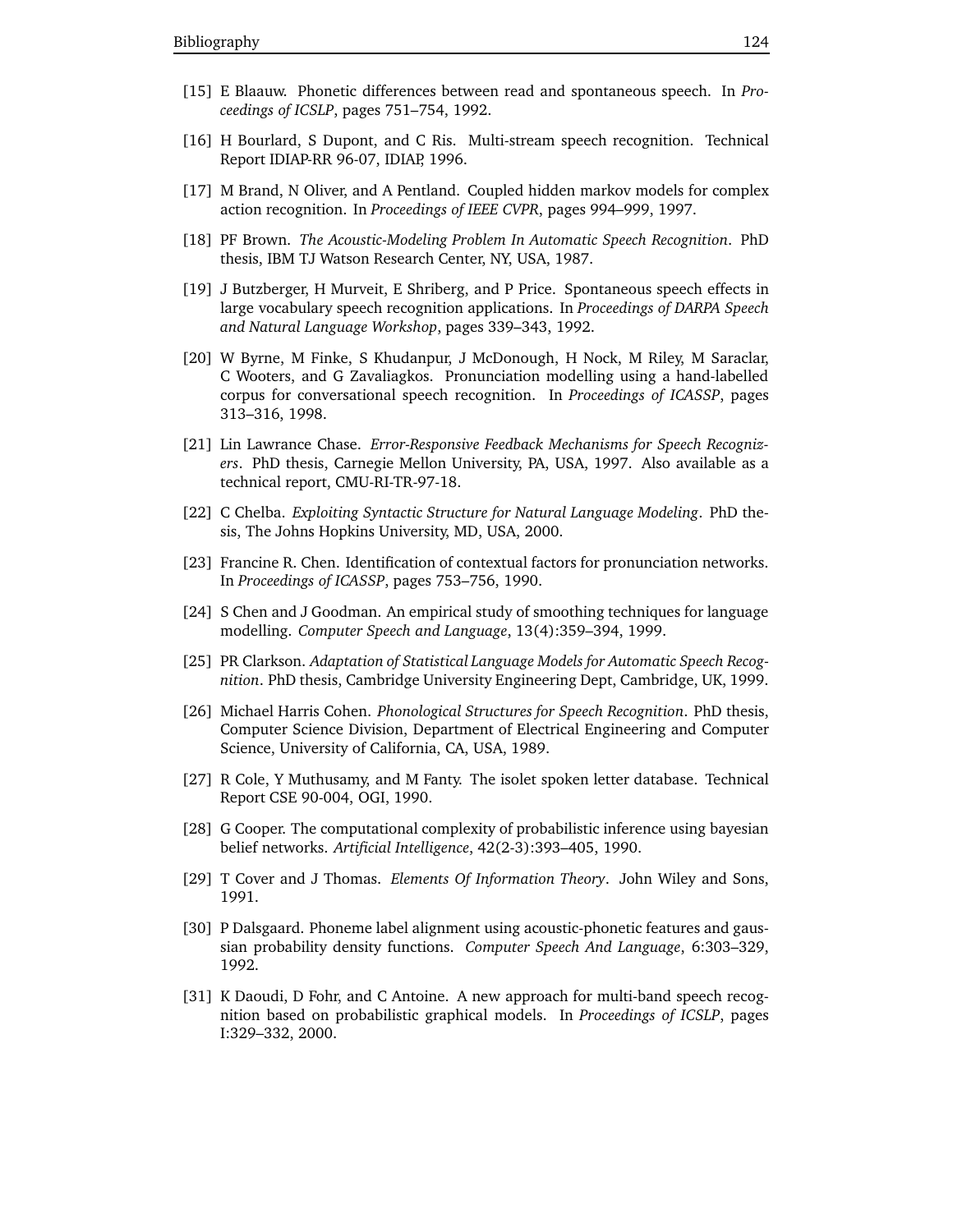[15] E Blaauw. Phonetic differences between read and spontaneous speech. In *Proceedings of ICSLP*, pages 751–754, 1992.

[16] H Bourlard, S Dupont, and C Ris. Multi-stream speech recognition. Technical Report IDIAP-RR 96-07, IDIAP, 1996.

[17] M Brand, N Oliver, and A Pentland. Coupled hidden markov models for complex action recognition. In *Proceedings of IEEE CVPR*, pages 994–999, 1997.

[18] PF Brown. *The Acoustic-Modeling Problem In Automatic Speech Recognition*. PhD thesis, IBM TJ Watson Research Center, NY, USA, 1987.

[19] J Butzberger, H Murveit, E Shriberg, and P Price. Spontaneous speech effects in large vocabulary speech recognition applications. In *Proceedings of DARPA Speech and Natural Language Workshop*, pages 339–343, 1992.

[20] W Byrne, M Finke, S Khudanpur, J McDonough, H Nock, M Riley, M Saraclar, C Wooters, and G Zavaliagkos. Pronunciation modelling using a hand-labelled corpus for conversational speech recognition. In *Proceedings of ICASSP*, pages 313–316, 1998.

[21] Lin Lawrance Chase. *Error-Responsive Feedback Mechanisms for Speech Recognizers*. PhD thesis, Carnegie Mellon University, PA, USA, 1997. Also available as a technical report, CMU-RI-TR-97-18.

[22] C Chelba. *Exploiting Syntactic Structure for Natural Language Modeling*. PhD thesis, The Johns Hopkins University, MD, USA, 2000.

[23] Francine R. Chen. Identification of contextual factors for pronunciation networks. In *Proceedings of ICASSP*, pages 753–756, 1990.

[24] S Chen and J Goodman. An empirical study of smoothing techniques for language modelling. *Computer Speech and Language*, 13(4):359–394, 1999.

[25] PR Clarkson. *Adaptation of Statistical Language Models for Automatic Speech Recognition*. PhD thesis, Cambridge University Engineering Dept, Cambridge, UK, 1999.

[26] Michael Harris Cohen. *Phonological Structures for Speech Recognition*. PhD thesis, Computer Science Division, Department of Electrical Engineering and Computer Science, University of California, CA, USA, 1989.

[27] R Cole, Y Muthusamy, and M Fanty. The isolet spoken letter database. Technical Report CSE 90-004, OGI, 1990.

[28] G Cooper. The computational complexity of probabilistic inference using bayesian belief networks. *Artificial Intelligence*, 42(2-3):393–405, 1990.

[29] T Cover and J Thomas. *Elements Of Information Theory*. John Wiley and Sons, 1991.

[30] P Dalsgaard. Phoneme label alignment using acoustic-phonetic features and gaussian probability density functions. *Computer Speech And Language*, 6:303–329, 1992.

[31] K Daoudi, D Fohr, and C Antoine. A new approach for multi-band speech recognition based on probabilistic graphical models. In *Proceedings of ICSLP*, pages I:329–332, 2000.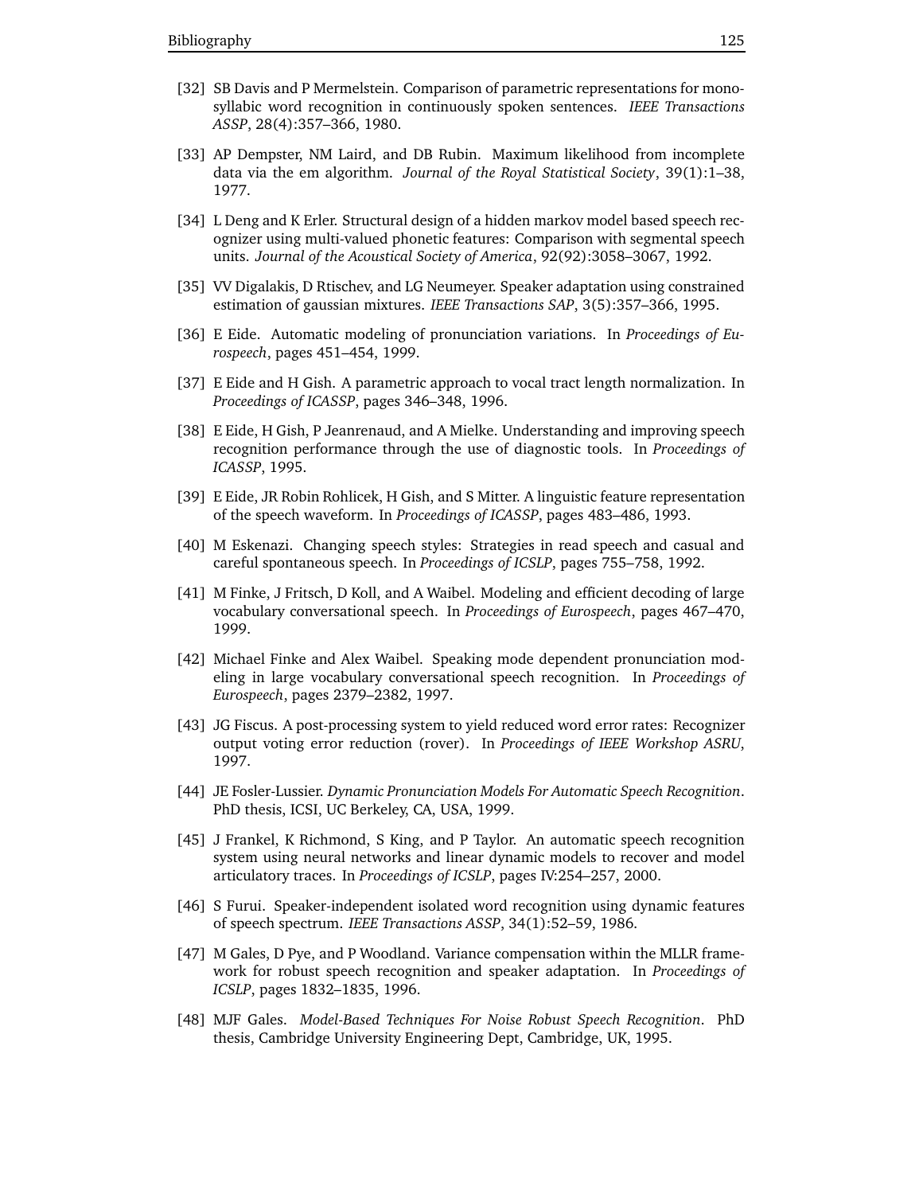[32] SB Davis and P Mermelstein. Comparison of parametric representations for monosyllabic word recognition in continuously spoken sentences. *IEEE Transactions ASSP*, 28(4):357–366, 1980.

[33] AP Dempster, NM Laird, and DB Rubin. Maximum likelihood from incomplete data via the em algorithm. *Journal of the Royal Statistical Society*, 39(1):1–38, 1977.

[34] L Deng and K Erler. Structural design of a hidden markov model based speech recognizer using multi-valued phonetic features: Comparison with segmental speech units. *Journal of the Acoustical Society of America*, 92(92):3058–3067, 1992.

[35] VV Digalakis, D Rtischev, and LG Neumeyer. Speaker adaptation using constrained estimation of gaussian mixtures. *IEEE Transactions SAP*, 3(5):357–366, 1995.

[36] E Eide. Automatic modeling of pronunciation variations. In *Proceedings of Eurospeech*, pages 451–454, 1999.

[37] E Eide and H Gish. A parametric approach to vocal tract length normalization. In *Proceedings of ICASSP*, pages 346–348, 1996.

[38] E Eide, H Gish, P Jeanrenaud, and A Mielke. Understanding and improving speech recognition performance through the use of diagnostic tools. In *Proceedings of ICASSP*, 1995.

[39] E Eide, JR Robin Rohlicek, H Gish, and S Mitter. A linguistic feature representation of the speech waveform. In *Proceedings of ICASSP*, pages 483–486, 1993.

[40] M Eskenazi. Changing speech styles: Strategies in read speech and casual and careful spontaneous speech. In *Proceedings of ICSLP*, pages 755–758, 1992.

[41] M Finke, J Fritsch, D Koll, and A Waibel. Modeling and efficient decoding of large vocabulary conversational speech. In *Proceedings of Eurospeech*, pages 467–470, 1999.

[42] Michael Finke and Alex Waibel. Speaking mode dependent pronunciation modeling in large vocabulary conversational speech recognition. In *Proceedings of Eurospeech*, pages 2379–2382, 1997.

[43] JG Fiscus. A post-processing system to yield reduced word error rates: Recognizer output voting error reduction (rover). In *Proceedings of IEEE Workshop ASRU*, 1997.

[44] JE Fosler-Lussier. *Dynamic Pronunciation Models For Automatic Speech Recognition*. PhD thesis, ICSI, UC Berkeley, CA, USA, 1999.

[45] J Frankel, K Richmond, S King, and P Taylor. An automatic speech recognition system using neural networks and linear dynamic models to recover and model articulatory traces. In *Proceedings of ICSLP*, pages IV:254–257, 2000.

[46] S Furui. Speaker-independent isolated word recognition using dynamic features of speech spectrum. *IEEE Transactions ASSP*, 34(1):52–59, 1986.

[47] M Gales, D Pye, and P Woodland. Variance compensation within the MLLR framework for robust speech recognition and speaker adaptation. In *Proceedings of ICSLP*, pages 1832–1835, 1996.

[48] MJF Gales. *Model-Based Techniques For Noise Robust Speech Recognition*. PhD thesis, Cambridge University Engineering Dept, Cambridge, UK, 1995.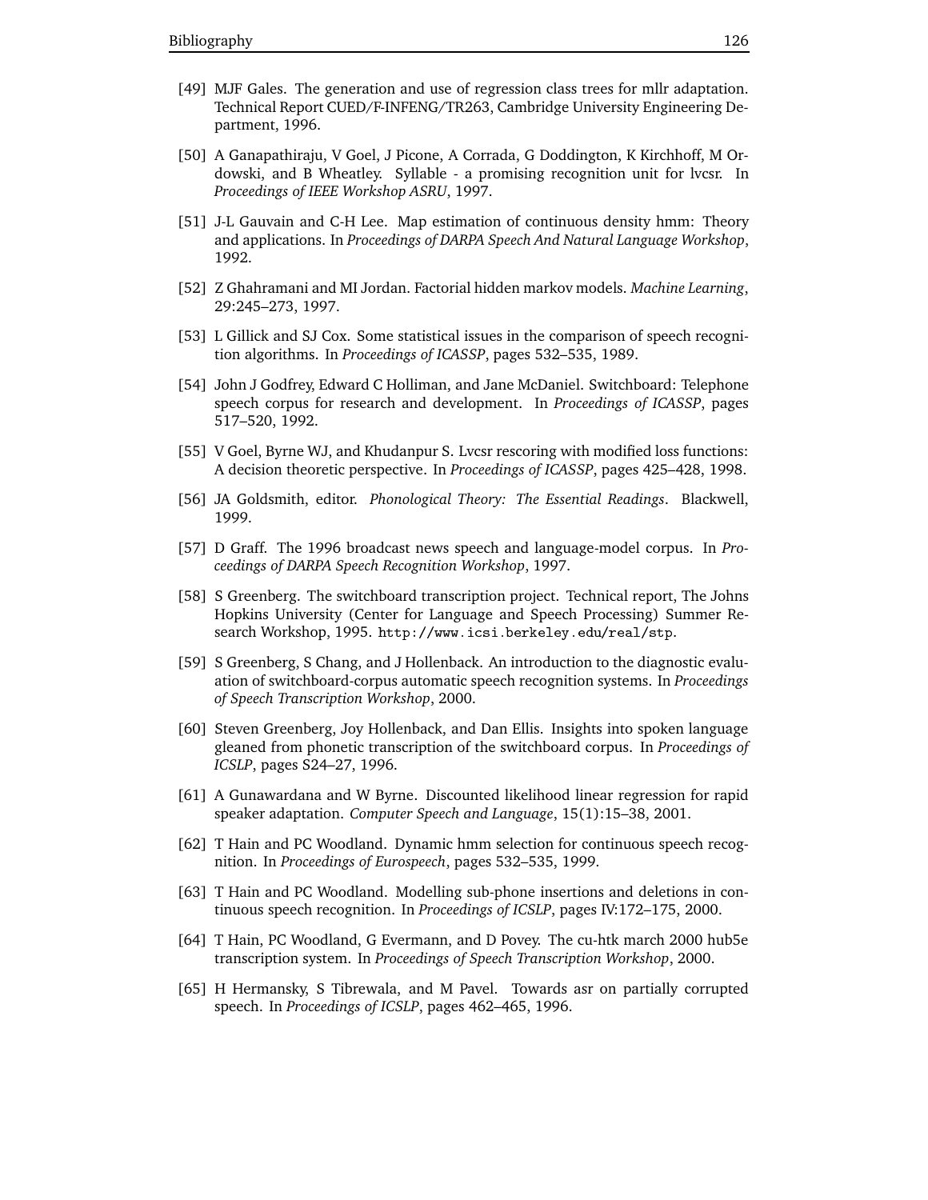[49] MJF Gales. The generation and use of regression class trees for mllr adaptation. Technical Report CUED/F-INFENG/TR263, Cambridge University Engineering Department, 1996.

[50] A Ganapathiraju, V Goel, J Picone, A Corrada, G Doddington, K Kirchhoff, M Ordowski, and B Wheatley. Syllable - a promising recognition unit for lvcsr. In *Proceedings of IEEE Workshop ASRU*, 1997.

[51] J-L Gauvain and C-H Lee. Map estimation of continuous density hmm: Theory and applications. In *Proceedings of DARPA Speech And Natural Language Workshop*, 1992.

[52] Z Ghahramani and MI Jordan. Factorial hidden markov models. *Machine Learning*, 29:245–273, 1997.

[53] L Gillick and SJ Cox. Some statistical issues in the comparison of speech recognition algorithms. In *Proceedings of ICASSP*, pages 532–535, 1989.

[54] John J Godfrey, Edward C Holliman, and Jane McDaniel. Switchboard: Telephone speech corpus for research and development. In *Proceedings of ICASSP*, pages 517–520, 1992.

[55] V Goel, Byrne WJ, and Khudanpur S. Lvcsr rescoring with modified loss functions: A decision theoretic perspective. In *Proceedings of ICASSP*, pages 425–428, 1998.

[56] JA Goldsmith, editor. *Phonological Theory: The Essential Readings*. Blackwell, 1999.

[57] D Graff. The 1996 broadcast news speech and language-model corpus. In *Proceedings of DARPA Speech Recognition Workshop*, 1997.

[58] S Greenberg. The switchboard transcription project. Technical report, The Johns Hopkins University (Center for Language and Speech Processing) Summer Research Workshop, 1995. `http://www.icsi.berkeley.edu/real/stp`.

[59] S Greenberg, S Chang, and J Hollenback. An introduction to the diagnostic evaluation of switchboard-corpus automatic speech recognition systems. In *Proceedings of Speech Transcription Workshop*, 2000.

[60] Steven Greenberg, Joy Hollenback, and Dan Ellis. Insights into spoken language gleaned from phonetic transcription of the switchboard corpus. In *Proceedings of ICSLP*, pages S24–27, 1996.

[61] A Gunawardana and W Byrne. Discounted likelihood linear regression for rapid speaker adaptation. *Computer Speech and Language*, 15(1):15–38, 2001.

[62] T Hain and PC Woodland. Dynamic hmm selection for continuous speech recognition. In *Proceedings of Eurospeech*, pages 532–535, 1999.

[63] T Hain and PC Woodland. Modelling sub-phone insertions and deletions in continuous speech recognition. In *Proceedings of ICSLP*, pages IV:172–175, 2000.

[64] T Hain, PC Woodland, G Evermann, and D Povey. The cu-htk march 2000 hub5e transcription system. In *Proceedings of Speech Transcription Workshop*, 2000.

[65] H Hermansky, S Tibrewala, and M Pavel. Towards asr on partially corrupted speech. In *Proceedings of ICSLP*, pages 462–465, 1996.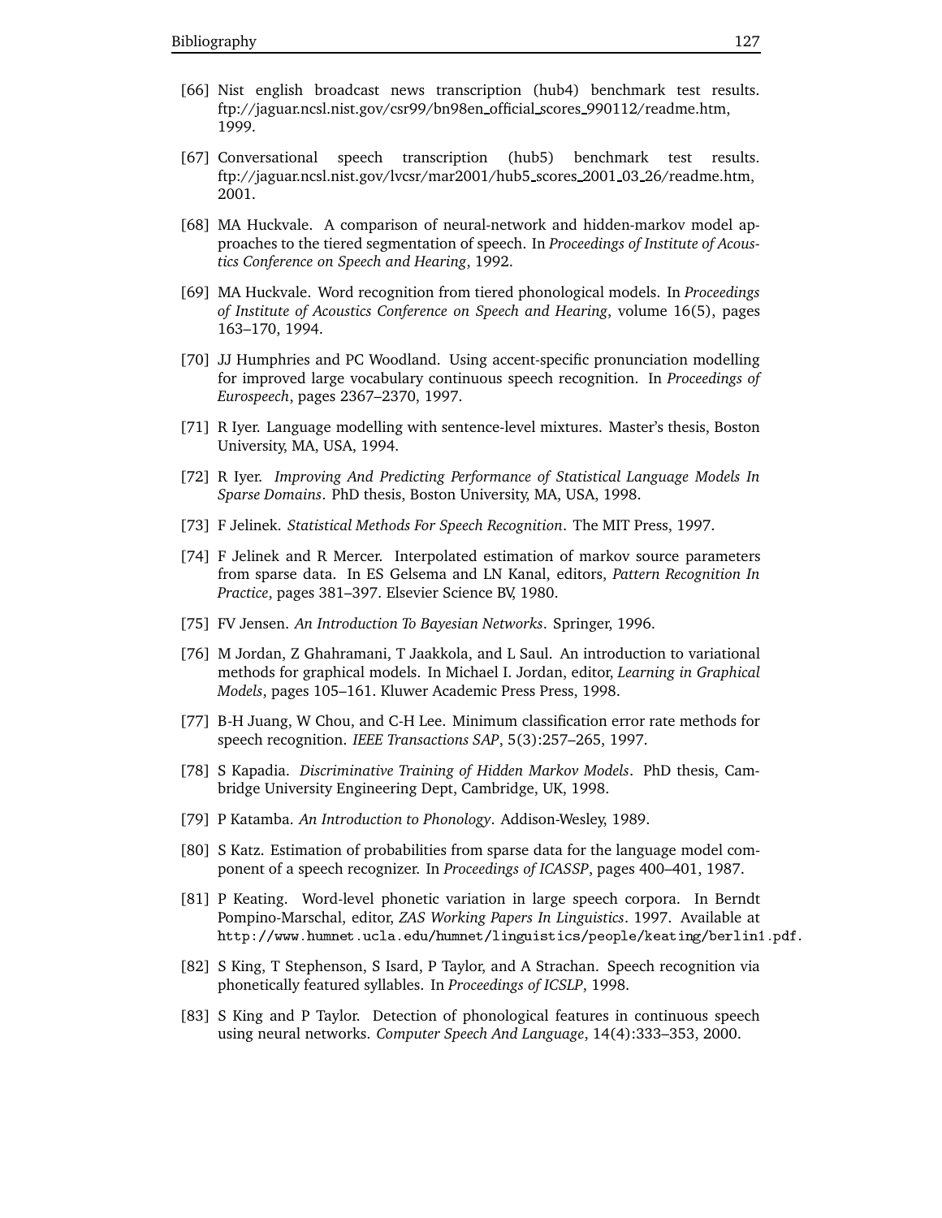[66] Nist english broadcast news transcription (hub4) benchmark test results. ftp://jaguar.ncsl.nist.gov/csr99/bn98en_official_scores_990112/readme.htm, 1999.

[67] Conversational speech transcription (hub5) benchmark test results. ftp://jaguar.ncsl.nist.gov/lvcsr/mar2001/hub5_scores_2001_03_26/readme.htm, 2001.

[68] MA Huckvale. A comparison of neural-network and hidden-markov model approaches to the tiered segmentation of speech. In *Proceedings of Institute of Acoustics Conference on Speech and Hearing*, 1992.

[69] MA Huckvale. Word recognition from tiered phonological models. In *Proceedings of Institute of Acoustics Conference on Speech and Hearing*, volume 16(5), pages 163–170, 1994.

[70] JJ Humphries and PC Woodland. Using accent-specific pronunciation modelling for improved large vocabulary continuous speech recognition. In *Proceedings of Eurospeech*, pages 2367–2370, 1997.

[71] R Iyer. Language modelling with sentence-level mixtures. Master's thesis, Boston University, MA, USA, 1994.

[72] R Iyer. *Improving And Predicting Performance of Statistical Language Models In Sparse Domains*. PhD thesis, Boston University, MA, USA, 1998.

[73] F Jelinek. *Statistical Methods For Speech Recognition*. The MIT Press, 1997.

[74] F Jelinek and R Mercer. Interpolated estimation of markov source parameters from sparse data. In ES Gelsema and LN Kanal, editors, *Pattern Recognition In Practice*, pages 381–397. Elsevier Science BV, 1980.

[75] FV Jensen. *An Introduction To Bayesian Networks*. Springer, 1996.

[76] M Jordan, Z Ghahramani, T Jaakkola, and L Saul. An introduction to variational methods for graphical models. In Michael I. Jordan, editor, *Learning in Graphical Models*, pages 105–161. Kluwer Academic Press Press, 1998.

[77] B-H Juang, W Chou, and C-H Lee. Minimum classification error rate methods for speech recognition. *IEEE Transactions SAP*, 5(3):257–265, 1997.

[78] S Kapadia. *Discriminative Training of Hidden Markov Models*. PhD thesis, Cambridge University Engineering Dept, Cambridge, UK, 1998.

[79] P Katamba. *An Introduction to Phonology*. Addison-Wesley, 1989.

[80] S Katz. Estimation of probabilities from sparse data for the language model component of a speech recognizer. In *Proceedings of ICASSP*, pages 400–401, 1987.

[81] P Keating. Word-level phonetic variation in large speech corpora. In Berndt Pompino-Marschal, editor, *ZAS Working Papers In Linguistics*. 1997. Available at http://www.humnet.ucla.edu/humnet/linguistics/people/keating/berlin1.pdf.

[82] S King, T Stephenson, S Isard, P Taylor, and A Strachan. Speech recognition via phonetically featured syllables. In *Proceedings of ICSLP*, 1998.

[83] S King and P Taylor. Detection of phonological features in continuous speech using neural networks. *Computer Speech And Language*, 14(4):333–353, 2000.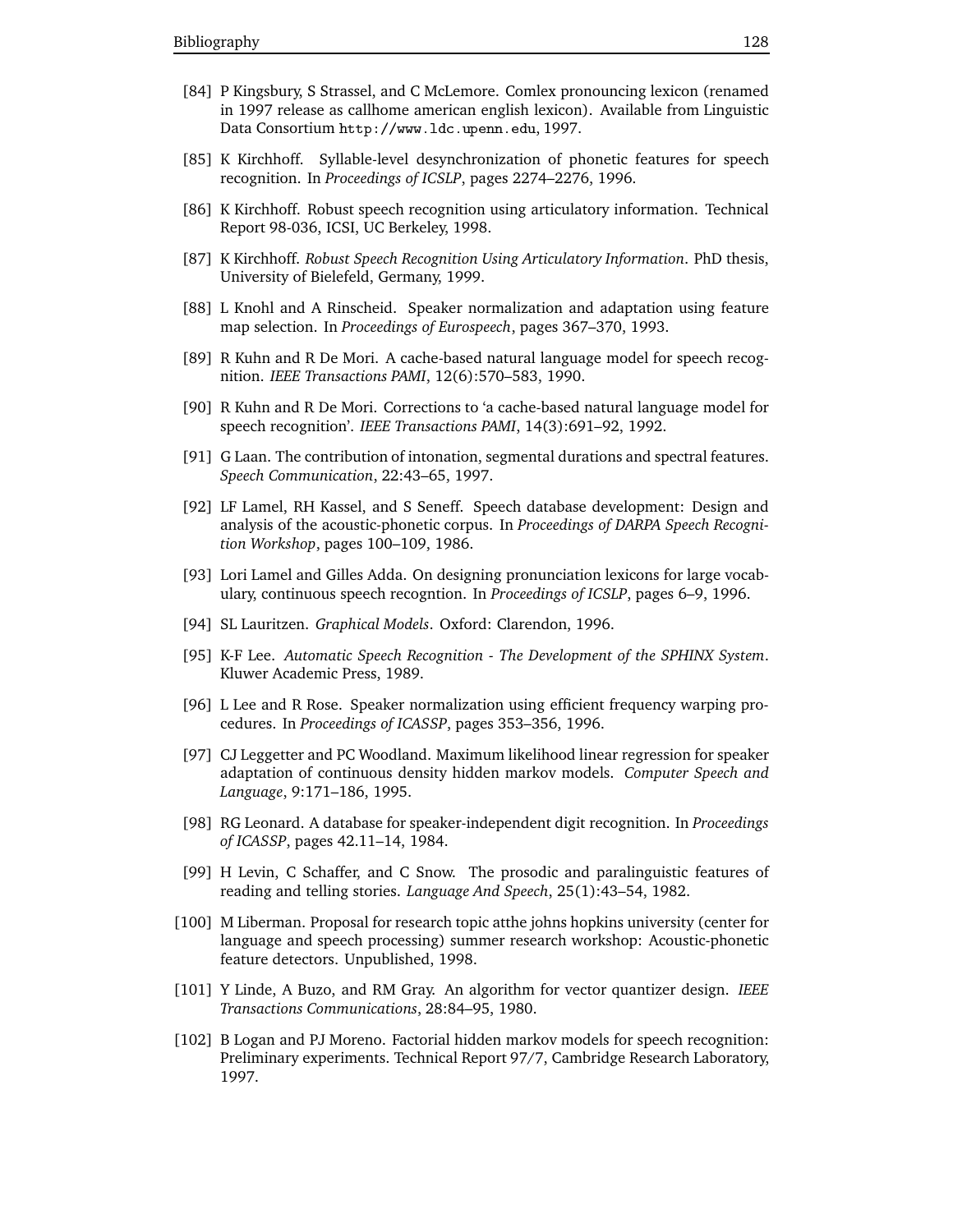[84] P Kingsbury, S Strassel, and C McLemore. Comlex pronouncing lexicon (renamed in 1997 release as callhome american english lexicon). Available from Linguistic Data Consortium `http://www.ldc.upenn.edu`, 1997.

[85] K Kirchhoff. Syllable-level desynchronization of phonetic features for speech recognition. In *Proceedings of ICSLP*, pages 2274–2276, 1996.

[86] K Kirchhoff. Robust speech recognition using articulatory information. Technical Report 98-036, ICSI, UC Berkeley, 1998.

[87] K Kirchhoff. *Robust Speech Recognition Using Articulatory Information*. PhD thesis, University of Bielefeld, Germany, 1999.

[88] L Knohl and A Rinscheid. Speaker normalization and adaptation using feature map selection. In *Proceedings of Eurospeech*, pages 367–370, 1993.

[89] R Kuhn and R De Mori. A cache-based natural language model for speech recognition. *IEEE Transactions PAMI*, 12(6):570–583, 1990.

[90] R Kuhn and R De Mori. Corrections to 'a cache-based natural language model for speech recognition'. *IEEE Transactions PAMI*, 14(3):691–92, 1992.

[91] G Laan. The contribution of intonation, segmental durations and spectral features. *Speech Communication*, 22:43–65, 1997.

[92] LF Lamel, RH Kassel, and S Seneff. Speech database development: Design and analysis of the acoustic-phonetic corpus. In *Proceedings of DARPA Speech Recognition Workshop*, pages 100–109, 1986.

[93] Lori Lamel and Gilles Adda. On designing pronunciation lexicons for large vocabulary, continuous speech recogntion. In *Proceedings of ICSLP*, pages 6–9, 1996.

[94] SL Lauritzen. *Graphical Models*. Oxford: Clarendon, 1996.

[95] K-F Lee. *Automatic Speech Recognition - The Development of the SPHINX System*. Kluwer Academic Press, 1989.

[96] L Lee and R Rose. Speaker normalization using efficient frequency warping procedures. In *Proceedings of ICASSP*, pages 353–356, 1996.

[97] CJ Leggetter and PC Woodland. Maximum likelihood linear regression for speaker adaptation of continuous density hidden markov models. *Computer Speech and Language*, 9:171–186, 1995.

[98] RG Leonard. A database for speaker-independent digit recognition. In *Proceedings of ICASSP*, pages 42.11–14, 1984.

[99] H Levin, C Schaffer, and C Snow. The prosodic and paralinguistic features of reading and telling stories. *Language And Speech*, 25(1):43–54, 1982.

[100] M Liberman. Proposal for research topic atthe johns hopkins university (center for language and speech processing) summer research workshop: Acoustic-phonetic feature detectors. Unpublished, 1998.

[101] Y Linde, A Buzo, and RM Gray. An algorithm for vector quantizer design. *IEEE Transactions Communications*, 28:84–95, 1980.

[102] B Logan and PJ Moreno. Factorial hidden markov models for speech recognition: Preliminary experiments. Technical Report 97/7, Cambridge Research Laboratory, 1997.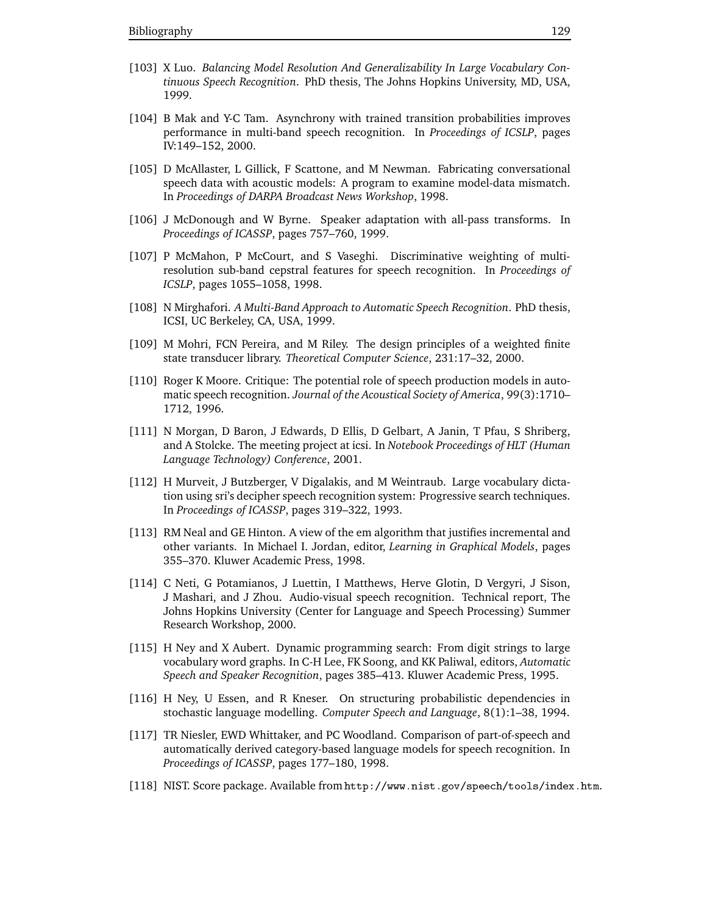[103] X Luo. *Balancing Model Resolution And Generalizability In Large Vocabulary Continuous Speech Recognition*. PhD thesis, The Johns Hopkins University, MD, USA, 1999.

[104] B Mak and Y-C Tam. Asynchrony with trained transition probabilities improves performance in multi-band speech recognition. In *Proceedings of ICSLP*, pages IV:149–152, 2000.

[105] D McAllaster, L Gillick, F Scattone, and M Newman. Fabricating conversational speech data with acoustic models: A program to examine model-data mismatch. In *Proceedings of DARPA Broadcast News Workshop*, 1998.

[106] J McDonough and W Byrne. Speaker adaptation with all-pass transforms. In *Proceedings of ICASSP*, pages 757–760, 1999.

[107] P McMahon, P McCourt, and S Vaseghi. Discriminative weighting of multi-resolution sub-band cepstral features for speech recognition. In *Proceedings of ICSLP*, pages 1055–1058, 1998.

[108] N Mirghafori. *A Multi-Band Approach to Automatic Speech Recognition*. PhD thesis, ICSI, UC Berkeley, CA, USA, 1999.

[109] M Mohri, FCN Pereira, and M Riley. The design principles of a weighted finite state transducer library. *Theoretical Computer Science*, 231:17–32, 2000.

[110] Roger K Moore. Critique: The potential role of speech production models in automatic speech recognition. *Journal of the Acoustical Society of America*, 99(3):1710–1712, 1996.

[111] N Morgan, D Baron, J Edwards, D Ellis, D Gelbart, A Janin, T Pfau, S Shriberg, and A Stolcke. The meeting project at icsi. In *Notebook Proceedings of HLT (Human Language Technology) Conference*, 2001.

[112] H Murveit, J Butzberger, V Digalakis, and M Weintraub. Large vocabulary dictation using sri's decipher speech recognition system: Progressive search techniques. In *Proceedings of ICASSP*, pages 319–322, 1993.

[113] RM Neal and GE Hinton. A view of the em algorithm that justifies incremental and other variants. In Michael I. Jordan, editor, *Learning in Graphical Models*, pages 355–370. Kluwer Academic Press, 1998.

[114] C Neti, G Potamianos, J Luettin, I Matthews, Herve Glotin, D Vergyri, J Sison, J Mashari, and J Zhou. Audio-visual speech recognition. Technical report, The Johns Hopkins University (Center for Language and Speech Processing) Summer Research Workshop, 2000.

[115] H Ney and X Aubert. Dynamic programming search: From digit strings to large vocabulary word graphs. In C-H Lee, FK Soong, and KK Paliwal, editors, *Automatic Speech and Speaker Recognition*, pages 385–413. Kluwer Academic Press, 1995.

[116] H Ney, U Essen, and R Kneser. On structuring probabilistic dependencies in stochastic language modelling. *Computer Speech and Language*, 8(1):1–38, 1994.

[117] TR Niesler, EWD Whittaker, and PC Woodland. Comparison of part-of-speech and automatically derived category-based language models for speech recognition. In *Proceedings of ICASSP*, pages 177–180, 1998.

[118] NIST. Score package. Available from `http://www.nist.gov/speech/tools/index.htm`.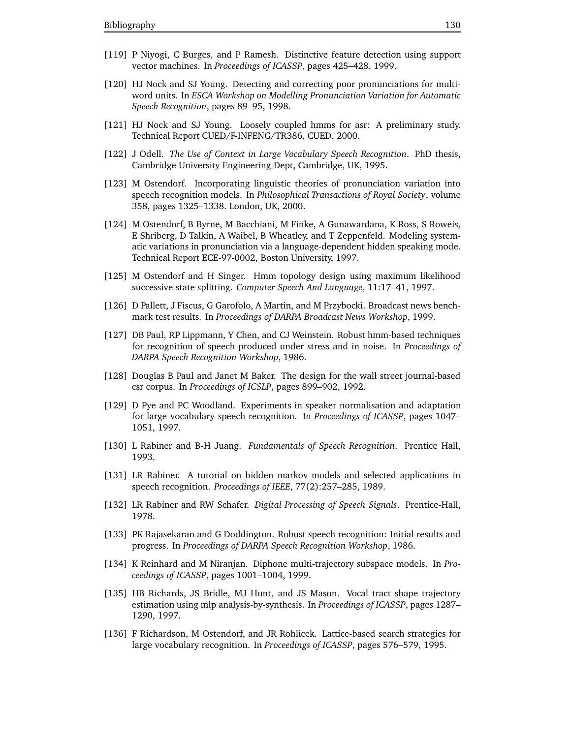[119] P Niyogi, C Burges, and P Ramesh. Distinctive feature detection using support vector machines. In *Proceedings of ICASSP*, pages 425–428, 1999.

[120] HJ Nock and SJ Young. Detecting and correcting poor pronunciations for multi-word units. In *ESCA Workshop on Modelling Pronunciation Variation for Automatic Speech Recognition*, pages 89–95, 1998.

[121] HJ Nock and SJ Young. Loosely coupled hmms for asr: A preliminary study. Technical Report CUED/F-INFENG/TR386, CUED, 2000.

[122] J Odell. *The Use of Context in Large Vocabulary Speech Recognition*. PhD thesis, Cambridge University Engineering Dept, Cambridge, UK, 1995.

[123] M Ostendorf. Incorporating linguistic theories of pronunciation variation into speech recognition models. In *Philosophical Transactions of Royal Society*, volume 358, pages 1325–1338. London, UK, 2000.

[124] M Ostendorf, B Byrne, M Bacchiani, M Finke, A Gunawardana, K Ross, S Roweis, E Shriberg, D Talkin, A Waibel, B Wheatley, and T Zeppenfeld. Modeling systematic variations in pronunciation via a language-dependent hidden speaking mode. Technical Report ECE-97-0002, Boston University, 1997.

[125] M Ostendorf and H Singer. Hmm topology design using maximum likelihood successive state splitting. *Computer Speech And Language*, 11:17–41, 1997.

[126] D Pallett, J Fiscus, G Garofolo, A Martin, and M Przybocki. Broadcast news benchmark test results. In *Proceedings of DARPA Broadcast News Workshop*, 1999.

[127] DB Paul, RP Lippmann, Y Chen, and CJ Weinstein. Robust hmm-based techniques for recognition of speech produced under stress and in noise. In *Proceedings of DARPA Speech Recognition Workshop*, 1986.

[128] Douglas B Paul and Janet M Baker. The design for the wall street journal-based csr corpus. In *Proceedings of ICSLP*, pages 899–902, 1992.

[129] D Pye and PC Woodland. Experiments in speaker normalisation and adaptation for large vocabulary speech recognition. In *Proceedings of ICASSP*, pages 1047–1051, 1997.

[130] L Rabiner and B-H Juang. *Fundamentals of Speech Recognition*. Prentice Hall, 1993.

[131] LR Rabiner. A tutorial on hidden markov models and selected applications in speech recognition. *Proceedings of IEEE*, 77(2):257–285, 1989.

[132] LR Rabiner and RW Schafer. *Digital Processing of Speech Signals*. Prentice-Hall, 1978.

[133] PK Rajasekaran and G Doddington. Robust speech recognition: Initial results and progress. In *Proceedings of DARPA Speech Recognition Workshop*, 1986.

[134] K Reinhard and M Niranjan. Diphone multi-trajectory subspace models. In *Proceedings of ICASSP*, pages 1001–1004, 1999.

[135] HB Richards, JS Bridle, MJ Hunt, and JS Mason. Vocal tract shape trajectory estimation using mlp analysis-by-synthesis. In *Proceedings of ICASSP*, pages 1287–1290, 1997.

[136] F Richardson, M Ostendorf, and JR Rohlicek. Lattice-based search strategies for large vocabulary recognition. In *Proceedings of ICASSP*, pages 576–579, 1995.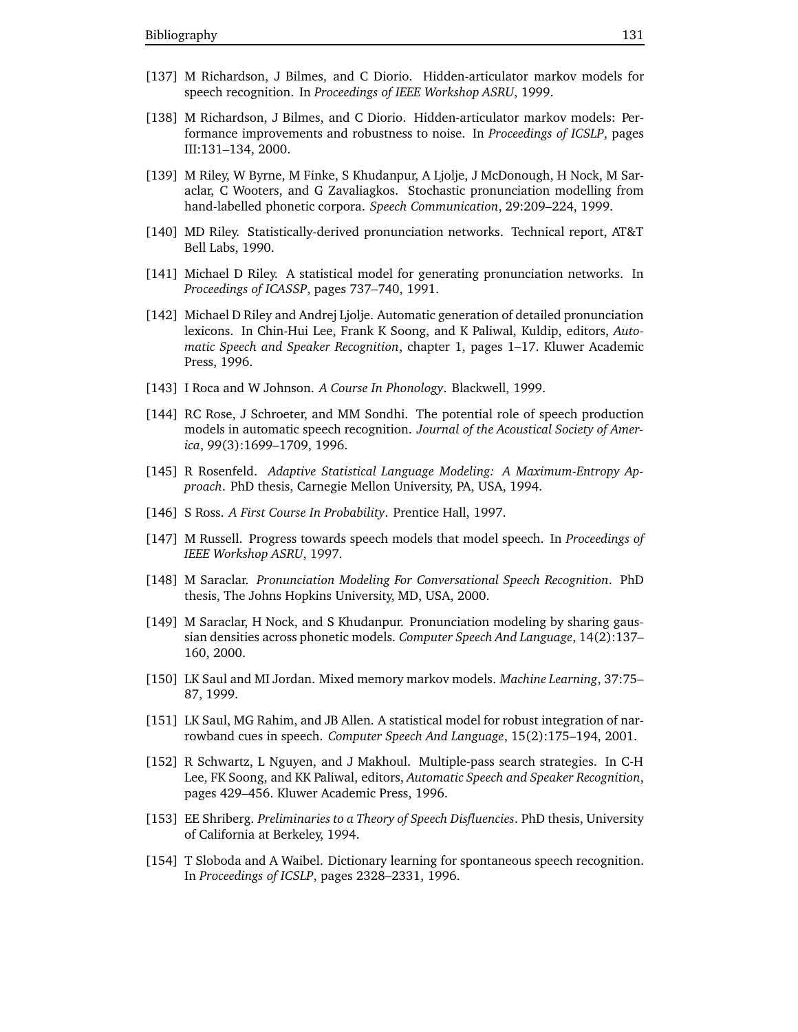[137] M Richardson, J Bilmes, and C Diorio. Hidden-articulator markov models for speech recognition. In *Proceedings of IEEE Workshop ASRU*, 1999.

[138] M Richardson, J Bilmes, and C Diorio. Hidden-articulator markov models: Performance improvements and robustness to noise. In *Proceedings of ICSLP*, pages III:131–134, 2000.

[139] M Riley, W Byrne, M Finke, S Khudanpur, A Ljolje, J McDonough, H Nock, M Saraclar, C Wooters, and G Zavaliagkos. Stochastic pronunciation modelling from hand-labelled phonetic corpora. *Speech Communication*, 29:209–224, 1999.

[140] MD Riley. Statistically-derived pronunciation networks. Technical report, AT&T Bell Labs, 1990.

[141] Michael D Riley. A statistical model for generating pronunciation networks. In *Proceedings of ICASSP*, pages 737–740, 1991.

[142] Michael D Riley and Andrej Ljolje. Automatic generation of detailed pronunciation lexicons. In Chin-Hui Lee, Frank K Soong, and K Paliwal, Kuldip, editors, *Automatic Speech and Speaker Recognition*, chapter 1, pages 1–17. Kluwer Academic Press, 1996.

[143] I Roca and W Johnson. *A Course In Phonology*. Blackwell, 1999.

[144] RC Rose, J Schroeter, and MM Sondhi. The potential role of speech production models in automatic speech recognition. *Journal of the Acoustical Society of America*, 99(3):1699–1709, 1996.

[145] R Rosenfeld. *Adaptive Statistical Language Modeling: A Maximum-Entropy Approach*. PhD thesis, Carnegie Mellon University, PA, USA, 1994.

[146] S Ross. *A First Course In Probability*. Prentice Hall, 1997.

[147] M Russell. Progress towards speech models that model speech. In *Proceedings of IEEE Workshop ASRU*, 1997.

[148] M Saraclar. *Pronunciation Modeling For Conversational Speech Recognition*. PhD thesis, The Johns Hopkins University, MD, USA, 2000.

[149] M Saraclar, H Nock, and S Khudanpur. Pronunciation modeling by sharing gaussian densities across phonetic models. *Computer Speech And Language*, 14(2):137–160, 2000.

[150] LK Saul and MI Jordan. Mixed memory markov models. *Machine Learning*, 37:75–87, 1999.

[151] LK Saul, MG Rahim, and JB Allen. A statistical model for robust integration of narrowband cues in speech. *Computer Speech And Language*, 15(2):175–194, 2001.

[152] R Schwartz, L Nguyen, and J Makhoul. Multiple-pass search strategies. In C-H Lee, FK Soong, and KK Paliwal, editors, *Automatic Speech and Speaker Recognition*, pages 429–456. Kluwer Academic Press, 1996.

[153] EE Shriberg. *Preliminaries to a Theory of Speech Disfluencies*. PhD thesis, University of California at Berkeley, 1994.

[154] T Sloboda and A Waibel. Dictionary learning for spontaneous speech recognition. In *Proceedings of ICSLP*, pages 2328–2331, 1996.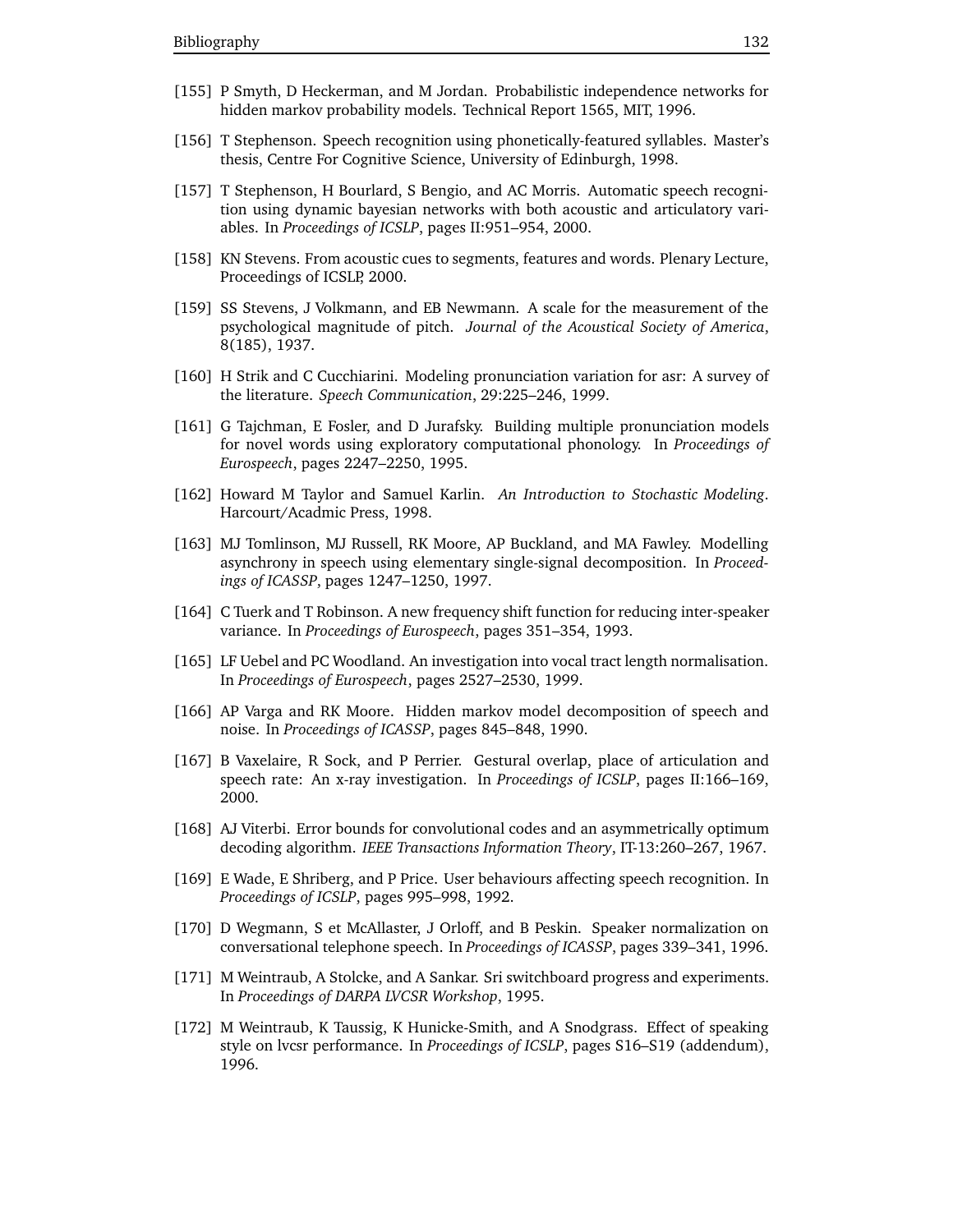[155] P Smyth, D Heckerman, and M Jordan. Probabilistic independence networks for hidden markov probability models. Technical Report 1565, MIT, 1996.

[156] T Stephenson. Speech recognition using phonetically-featured syllables. Master's thesis, Centre For Cognitive Science, University of Edinburgh, 1998.

[157] T Stephenson, H Bourlard, S Bengio, and AC Morris. Automatic speech recognition using dynamic bayesian networks with both acoustic and articulatory variables. In *Proceedings of ICSLP*, pages II:951–954, 2000.

[158] KN Stevens. From acoustic cues to segments, features and words. Plenary Lecture, Proceedings of ICSLP, 2000.

[159] SS Stevens, J Volkmann, and EB Newmann. A scale for the measurement of the psychological magnitude of pitch. *Journal of the Acoustical Society of America*, 8(185), 1937.

[160] H Strik and C Cucchiarini. Modeling pronunciation variation for asr: A survey of the literature. *Speech Communication*, 29:225–246, 1999.

[161] G Tajchman, E Fosler, and D Jurafsky. Building multiple pronunciation models for novel words using exploratory computational phonology. In *Proceedings of Eurospeech*, pages 2247–2250, 1995.

[162] Howard M Taylor and Samuel Karlin. *An Introduction to Stochastic Modeling*. Harcourt/Acadmic Press, 1998.

[163] MJ Tomlinson, MJ Russell, RK Moore, AP Buckland, and MA Fawley. Modelling asynchrony in speech using elementary single-signal decomposition. In *Proceedings of ICASSP*, pages 1247–1250, 1997.

[164] C Tuerk and T Robinson. A new frequency shift function for reducing inter-speaker variance. In *Proceedings of Eurospeech*, pages 351–354, 1993.

[165] LF Uebel and PC Woodland. An investigation into vocal tract length normalisation. In *Proceedings of Eurospeech*, pages 2527–2530, 1999.

[166] AP Varga and RK Moore. Hidden markov model decomposition of speech and noise. In *Proceedings of ICASSP*, pages 845–848, 1990.

[167] B Vaxelaire, R Sock, and P Perrier. Gestural overlap, place of articulation and speech rate: An x-ray investigation. In *Proceedings of ICSLP*, pages II:166–169, 2000.

[168] AJ Viterbi. Error bounds for convolutional codes and an asymmetrically optimum decoding algorithm. *IEEE Transactions Information Theory*, IT-13:260–267, 1967.

[169] E Wade, E Shriberg, and P Price. User behaviours affecting speech recognition. In *Proceedings of ICSLP*, pages 995–998, 1992.

[170] D Wegmann, S et McAllaster, J Orloff, and B Peskin. Speaker normalization on conversational telephone speech. In *Proceedings of ICASSP*, pages 339–341, 1996.

[171] M Weintraub, A Stolcke, and A Sankar. Sri switchboard progress and experiments. In *Proceedings of DARPA LVCSR Workshop*, 1995.

[172] M Weintraub, K Taussig, K Hunicke-Smith, and A Snodgrass. Effect of speaking style on lvcsr performance. In *Proceedings of ICSLP*, pages S16–S19 (addendum), 1996.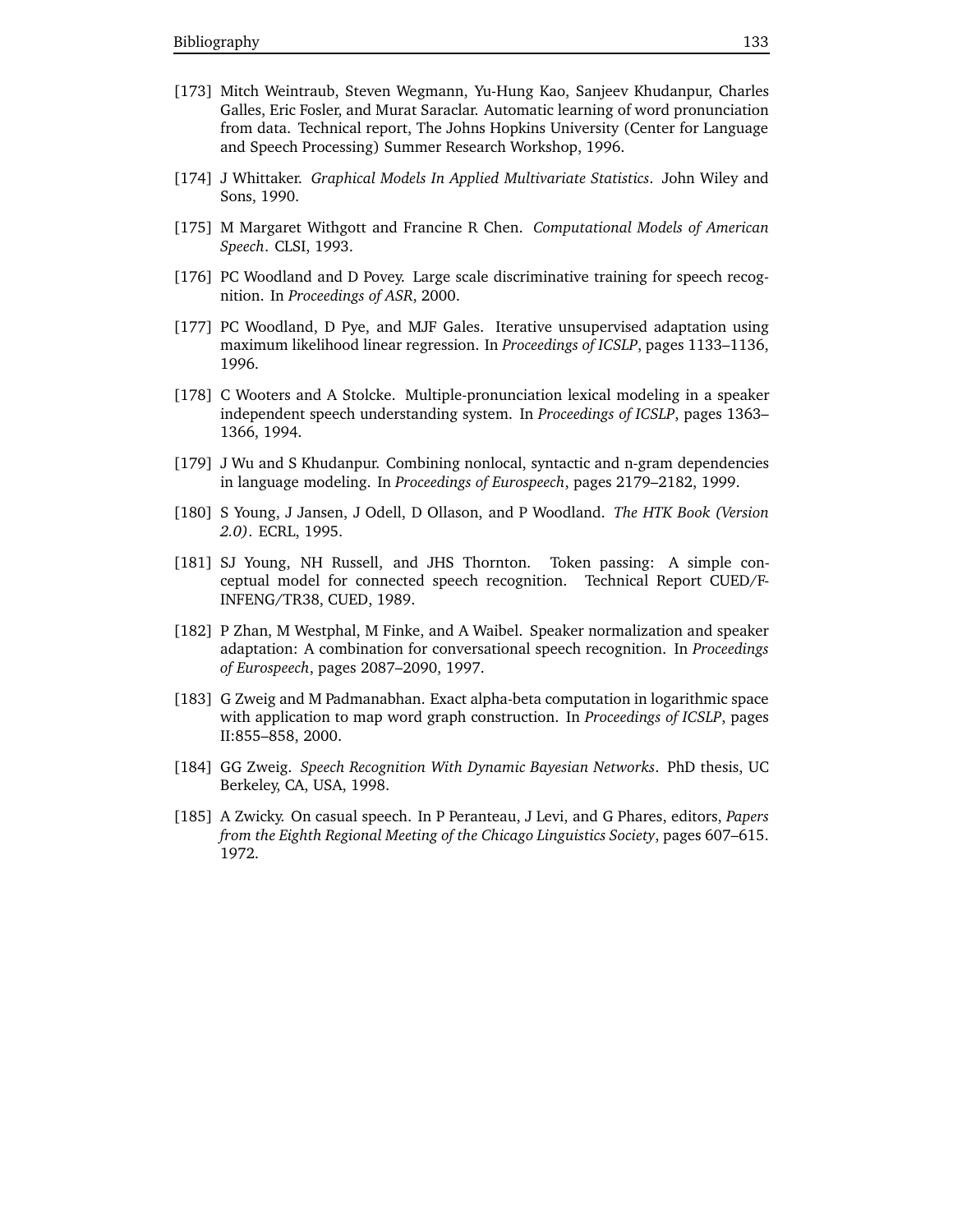[173] Mitch Weintraub, Steven Wegmann, Yu-Hung Kao, Sanjeev Khudanpur, Charles Galles, Eric Fosler, and Murat Saraclar. Automatic learning of word pronunciation from data. Technical report, The Johns Hopkins University (Center for Language and Speech Processing) Summer Research Workshop, 1996.

[174] J Whittaker. *Graphical Models In Applied Multivariate Statistics*. John Wiley and Sons, 1990.

[175] M Margaret Withgott and Francine R Chen. *Computational Models of American Speech*. CLSI, 1993.

[176] PC Woodland and D Povey. Large scale discriminative training for speech recognition. In *Proceedings of ASR*, 2000.

[177] PC Woodland, D Pye, and MJF Gales. Iterative unsupervised adaptation using maximum likelihood linear regression. In *Proceedings of ICSLP*, pages 1133–1136, 1996.

[178] C Wooters and A Stolcke. Multiple-pronunciation lexical modeling in a speaker independent speech understanding system. In *Proceedings of ICSLP*, pages 1363–1366, 1994.

[179] J Wu and S Khudanpur. Combining nonlocal, syntactic and n-gram dependencies in language modeling. In *Proceedings of Eurospeech*, pages 2179–2182, 1999.

[180] S Young, J Jansen, J Odell, D Ollason, and P Woodland. *The HTK Book (Version 2.0)*. ECRL, 1995.

[181] SJ Young, NH Russell, and JHS Thornton. Token passing: A simple conceptual model for connected speech recognition. Technical Report CUED/F-INFENG/TR38, CUED, 1989.

[182] P Zhan, M Westphal, M Finke, and A Waibel. Speaker normalization and speaker adaptation: A combination for conversational speech recognition. In *Proceedings of Eurospeech*, pages 2087–2090, 1997.

[183] G Zweig and M Padmanabhan. Exact alpha-beta computation in logarithmic space with application to map word graph construction. In *Proceedings of ICSLP*, pages II:855–858, 2000.

[184] GG Zweig. *Speech Recognition With Dynamic Bayesian Networks*. PhD thesis, UC Berkeley, CA, USA, 1998.

[185] A Zwicky. On casual speech. In P Peranteau, J Levi, and G Phares, editors, *Papers from the Eighth Regional Meeting of the Chicago Linguistics Society*, pages 607–615. 1972.